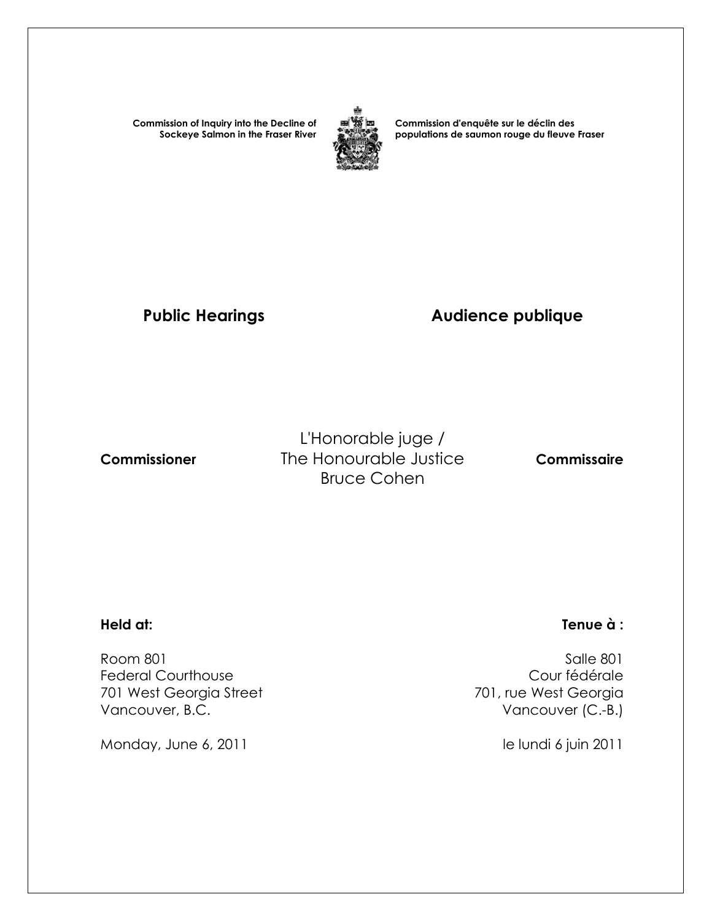**Commission of Inquiry into the Decline of Sockeye Salmon in the Fraser River**

**Commission d'enquête sur le déclin des populations de saumon rouge du fleuve Fraser**

## Public Hearings

## Audience publique

**Commissioner**

L'Honorable juge /
The Honourable Justice
Bruce Cohen

**Commissaire**

**Held at:**

Room 801
Federal Courthouse
701 West Georgia Street
Vancouver, B.C.

Monday, June 6, 2011

**Tenue à :**

Salle 801
Cour fédérale
701, rue West Georgia
Vancouver (C.-B.)

le lundi 6 juin 2011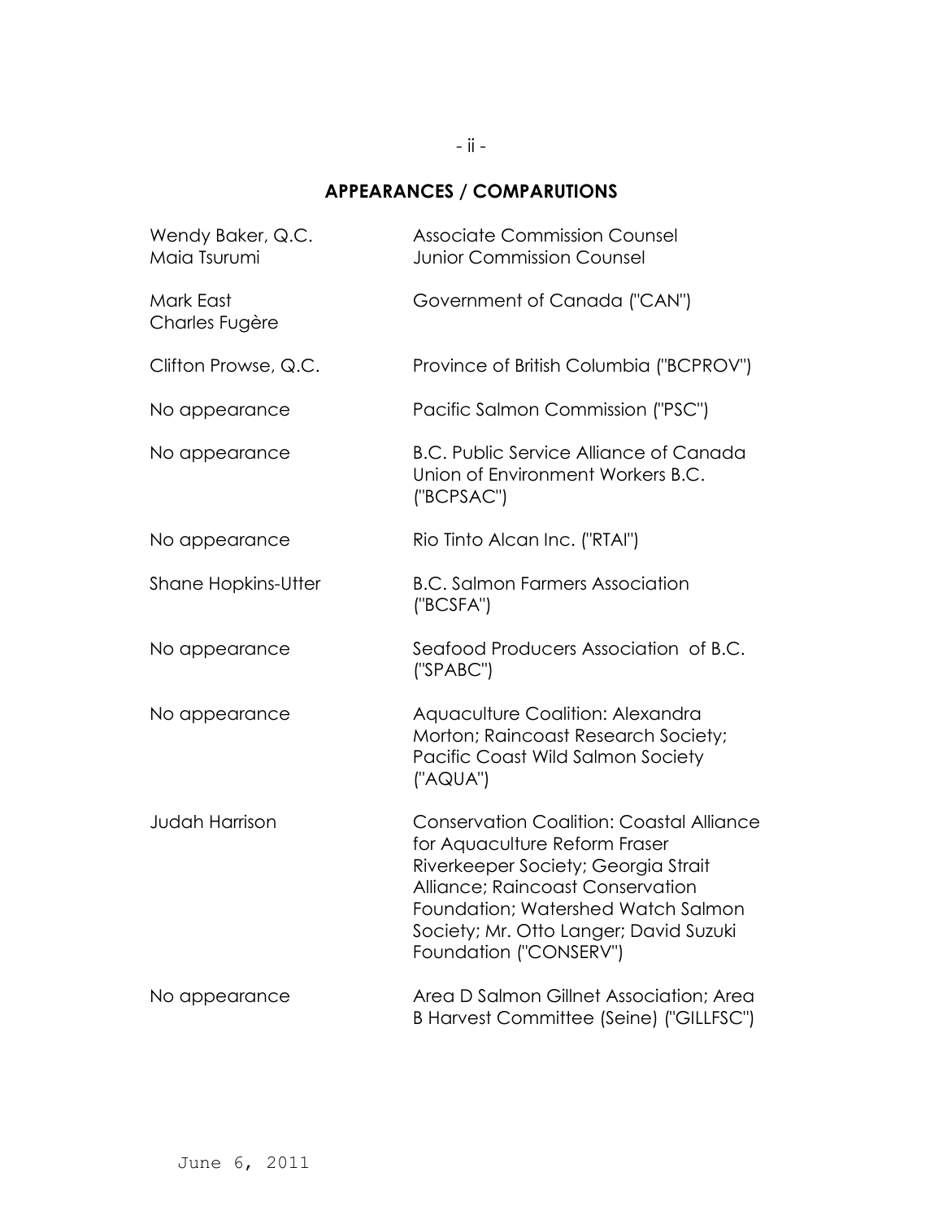## APPEARANCES / COMPARUTIONS

| | |
|---|---|
| Wendy Baker, Q.C.<br>Maia Tsurumi | Associate Commission Counsel<br>Junior Commission Counsel |
| Mark East<br>Charles Fugère | Government of Canada ("CAN") |
| Clifton Prowse, Q.C. | Province of British Columbia ("BCPROV") |
| No appearance | Pacific Salmon Commission ("PSC") |
| No appearance | B.C. Public Service Alliance of Canada Union of Environment Workers B.C. ("BCPSAC") |
| No appearance | Rio Tinto Alcan Inc. ("RTAI") |
| Shane Hopkins-Utter | B.C. Salmon Farmers Association ("BCSFA") |
| No appearance | Seafood Producers Association of B.C. ("SPABC") |
| No appearance | Aquaculture Coalition: Alexandra Morton; Raincoast Research Society; Pacific Coast Wild Salmon Society ("AQUA") |
| Judah Harrison | Conservation Coalition: Coastal Alliance for Aquaculture Reform Fraser Riverkeeper Society; Georgia Strait Alliance; Raincoast Conservation Foundation; Watershed Watch Salmon Society; Mr. Otto Langer; David Suzuki Foundation ("CONSERV") |
| No appearance | Area D Salmon Gillnet Association; Area B Harvest Committee (Seine) ("GILLFSC") |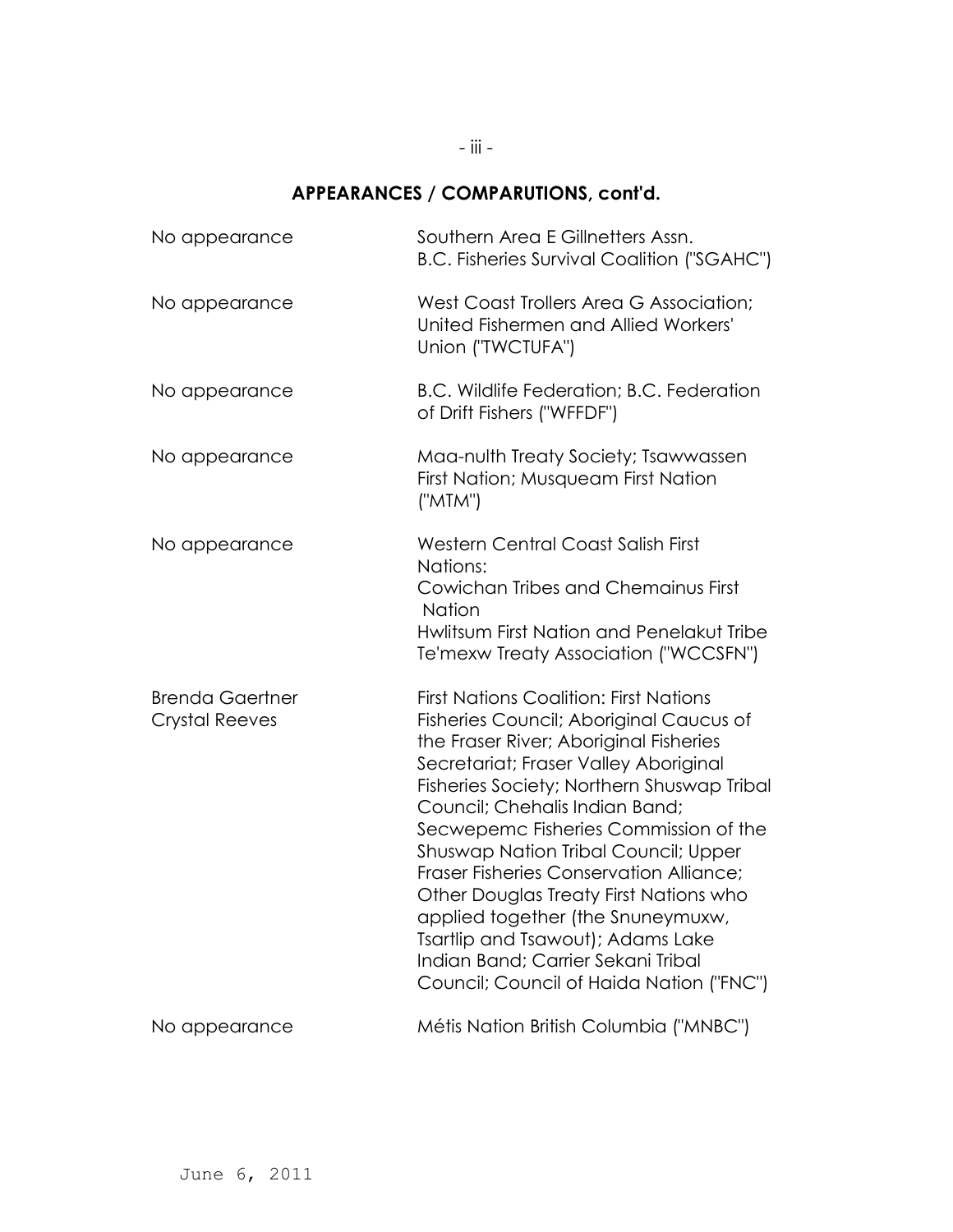## APPEARANCES / COMPARUTIONS, cont'd.

| | |
|---|---|
| No appearance | Southern Area E Gillnetters Assn. B.C. Fisheries Survival Coalition ("SGAHC") |
| No appearance | West Coast Trollers Area G Association; United Fishermen and Allied Workers' Union ("TWCTUFA") |
| No appearance | B.C. Wildlife Federation; B.C. Federation of Drift Fishers ("WFFDF") |
| No appearance | Maa-nulth Treaty Society; Tsawwassen First Nation; Musqueam First Nation ("MTM") |
| No appearance | Western Central Coast Salish First Nations: Cowichan Tribes and Chemainus First Nation Hwlitsum First Nation and Penelakut Tribe Te'mexw Treaty Association ("WCCSFN") |
| Brenda Gaertner<br>Crystal Reeves | First Nations Coalition: First Nations Fisheries Council; Aboriginal Caucus of the Fraser River; Aboriginal Fisheries Secretariat; Fraser Valley Aboriginal Fisheries Society; Northern Shuswap Tribal Council; Chehalis Indian Band; Secwepemc Fisheries Commission of the Shuswap Nation Tribal Council; Upper Fraser Fisheries Conservation Alliance; Other Douglas Treaty First Nations who applied together (the Snuneymuxw, Tsartlip and Tsawout); Adams Lake Indian Band; Carrier Sekani Tribal Council; Council of Haida Nation ("FNC") |
| No appearance | Métis Nation British Columbia ("MNBC") |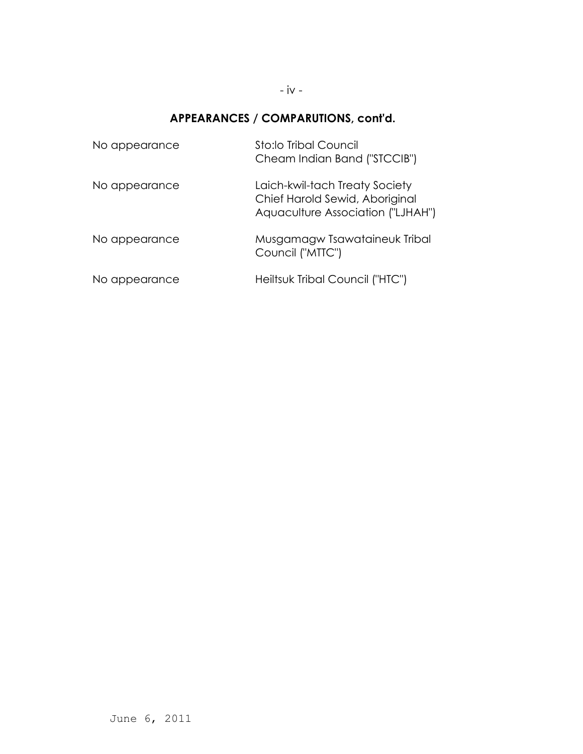## APPEARANCES / COMPARUTIONS, cont'd.

| | |
|---|---|
| No appearance | Sto:lo Tribal Council<br>Cheam Indian Band ("STCCIB") |
| No appearance | Laich-kwil-tach Treaty Society<br>Chief Harold Sewid, Aboriginal<br>Aquaculture Association ("LJHAH") |
| No appearance | Musgamagw Tsawataineuk Tribal<br>Council ("MTTC") |
| No appearance | Heiltsuk Tribal Council ("HTC") |

June 6, 2011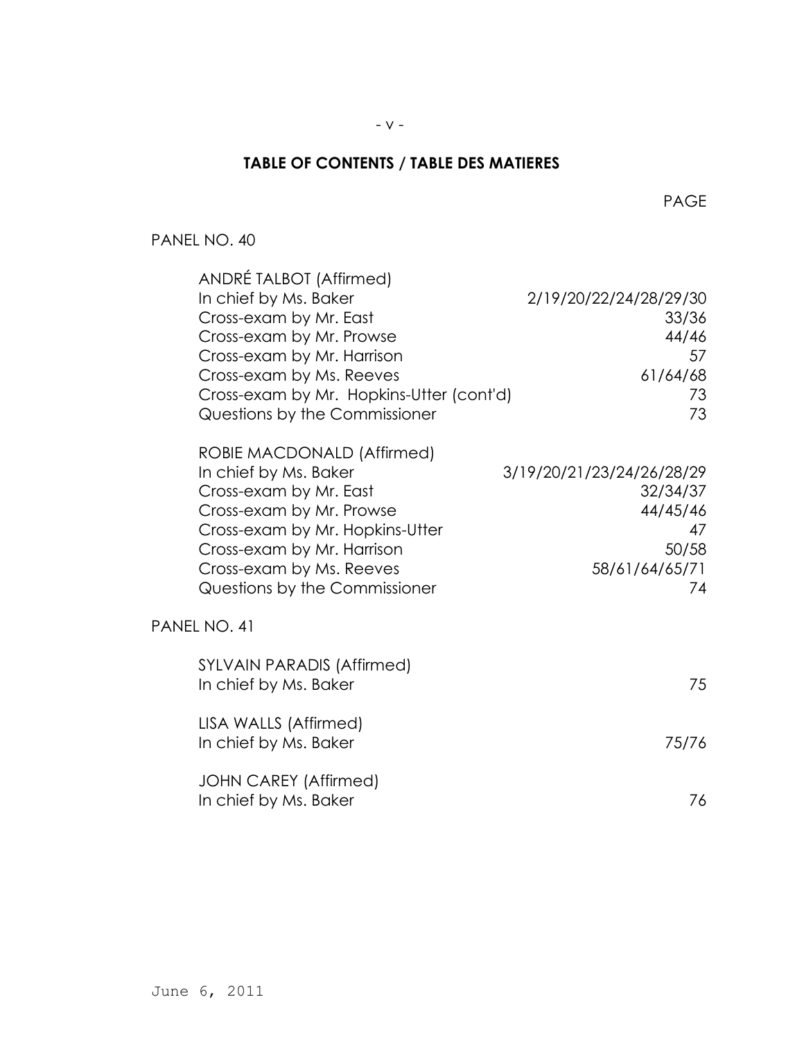# TABLE OF CONTENTS / TABLE DES MATIERES

| | PAGE |
|---|---|
| PANEL NO. 40 | |
| ANDRÉ TALBOT (Affirmed) | |
| In chief by Ms. Baker | 2/19/20/22/24/28/29/30 |
| Cross-exam by Mr. East | 33/36 |
| Cross-exam by Mr. Prowse | 44/46 |
| Cross-exam by Mr. Harrison | 57 |
| Cross-exam by Ms. Reeves | 61/64/68 |
| Cross-exam by Mr. Hopkins-Utter (cont'd) | 73 |
| Questions by the Commissioner | 73 |
| ROBIE MACDONALD (Affirmed) | |
| In chief by Ms. Baker | 3/19/20/21/23/24/26/28/29 |
| Cross-exam by Mr. East | 32/34/37 |
| Cross-exam by Mr. Prowse | 44/45/46 |
| Cross-exam by Mr. Hopkins-Utter | 47 |
| Cross-exam by Mr. Harrison | 50/58 |
| Cross-exam by Ms. Reeves | 58/61/64/65/71 |
| Questions by the Commissioner | 74 |
| PANEL NO. 41 | |
| SYLVAIN PARADIS (Affirmed) | |
| In chief by Ms. Baker | 75 |
| LISA WALLS (Affirmed) | |
| In chief by Ms. Baker | 75/76 |
| JOHN CAREY (Affirmed) | |
| In chief by Ms. Baker | 76 |

June 6, 2011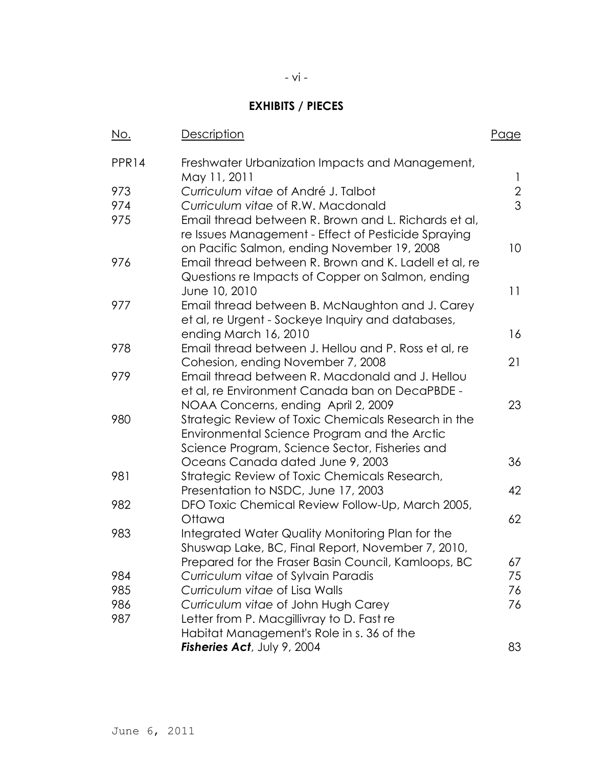**EXHIBITS / PIECES**

| No. | Description | Page |
|---|---|---|
| PPR14 | Freshwater Urbanization Impacts and Management, May 11, 2011 | 1 |
| 973 | *Curriculum vitae* of André J. Talbot | 2 |
| 974 | *Curriculum vitae* of R.W. Macdonald | 3 |
| 975 | Email thread between R. Brown and L. Richards et al, re Issues Management - Effect of Pesticide Spraying on Pacific Salmon, ending November 19, 2008 | 10 |
| 976 | Email thread between R. Brown and K. Ladell et al, re Questions re Impacts of Copper on Salmon, ending June 10, 2010 | 11 |
| 977 | Email thread between B. McNaughton and J. Carey et al, re Urgent - Sockeye Inquiry and databases, ending March 16, 2010 | 16 |
| 978 | Email thread between J. Hellou and P. Ross et al, re Cohesion, ending November 7, 2008 | 21 |
| 979 | Email thread between R. Macdonald and J. Hellou et al, re Environment Canada ban on DecaPBDE - NOAA Concerns, ending April 2, 2009 | 23 |
| 980 | Strategic Review of Toxic Chemicals Research in the Environmental Science Program and the Arctic Science Program, Science Sector, Fisheries and Oceans Canada dated June 9, 2003 | 36 |
| 981 | Strategic Review of Toxic Chemicals Research, Presentation to NSDC, June 17, 2003 | 42 |
| 982 | DFO Toxic Chemical Review Follow-Up, March 2005, Ottawa | 62 |
| 983 | Integrated Water Quality Monitoring Plan for the Shuswap Lake, BC, Final Report, November 7, 2010, Prepared for the Fraser Basin Council, Kamloops, BC | 67 |
| 984 | *Curriculum vitae* of Sylvain Paradis | 75 |
| 985 | *Curriculum vitae* of Lisa Walls | 76 |
| 986 | *Curriculum vitae* of John Hugh Carey | 76 |
| 987 | Letter from P. Macgillivray to D. Fast re Habitat Management's Role in s. 36 of the ***Fisheries Act***, July 9, 2004 | 83 |

June 6, 2011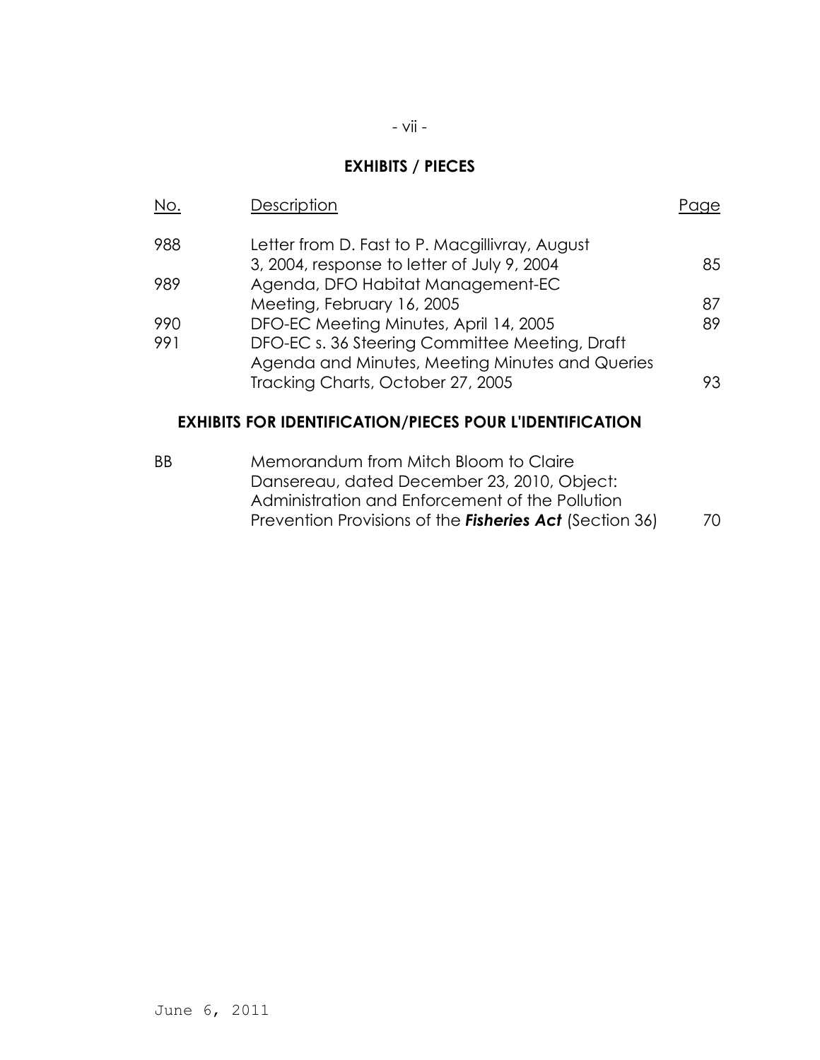## EXHIBITS / PIECES

| No. | Description | Page |
|---|---|---|
| 988 | Letter from D. Fast to P. Macgillivray, August 3, 2004, response to letter of July 9, 2004 | 85 |
| 989 | Agenda, DFO Habitat Management-EC Meeting, February 16, 2005 | 87 |
| 990 | DFO-EC Meeting Minutes, April 14, 2005 | 89 |
| 991 | DFO-EC s. 36 Steering Committee Meeting, Draft Agenda and Minutes, Meeting Minutes and Queries Tracking Charts, October 27, 2005 | 93 |

## EXHIBITS FOR IDENTIFICATION/PIECES POUR L'IDENTIFICATION

| | | |
|---|---|---|
| BB | Memorandum from Mitch Bloom to Claire Dansereau, dated December 23, 2010, Object: Administration and Enforcement of the Pollution Prevention Provisions of the ***Fisheries Act*** (Section 36) | 70 |

June 6, 2011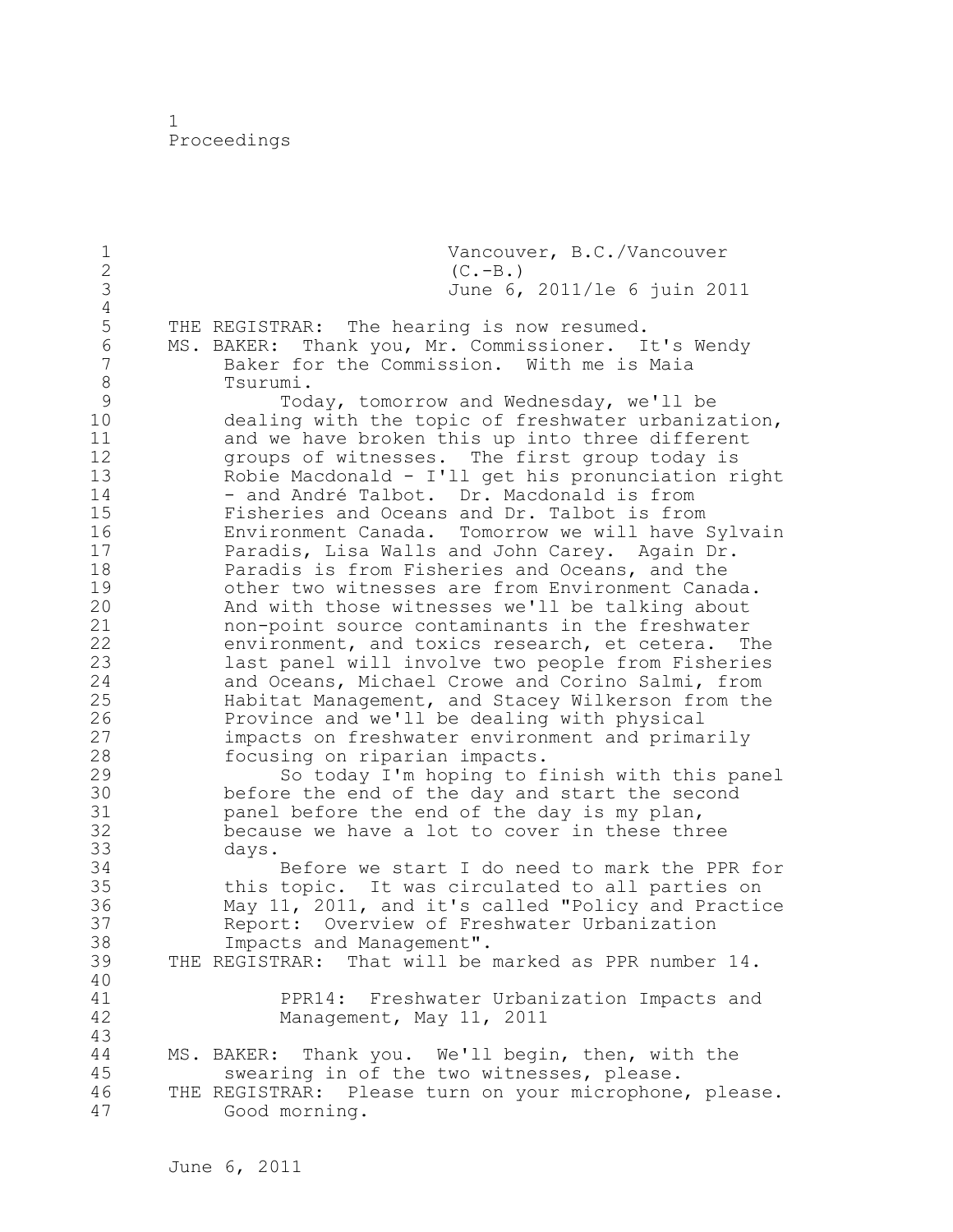Vancouver, B.C./Vancouver
(C.-B.)
June 6, 2011/le 6 juin 2011

THE REGISTRAR: The hearing is now resumed.

MS. BAKER: Thank you, Mr. Commissioner. It's Wendy Baker for the Commission. With me is Maia Tsurumi.

Today, tomorrow and Wednesday, we'll be dealing with the topic of freshwater urbanization, and we have broken this up into three different groups of witnesses. The first group today is Robie Macdonald - I'll get his pronunciation right - and André Talbot. Dr. Macdonald is from Fisheries and Oceans and Dr. Talbot is from Environment Canada. Tomorrow we will have Sylvain Paradis, Lisa Walls and John Carey. Again Dr. Paradis is from Fisheries and Oceans, and the other two witnesses are from Environment Canada. And with those witnesses we'll be talking about non-point source contaminants in the freshwater environment, and toxics research, et cetera. The last panel will involve two people from Fisheries and Oceans, Michael Crowe and Corino Salmi, from Habitat Management, and Stacey Wilkerson from the Province and we'll be dealing with physical impacts on freshwater environment and primarily focusing on riparian impacts.

So today I'm hoping to finish with this panel before the end of the day and start the second panel before the end of the day is my plan, because we have a lot to cover in these three days.

Before we start I do need to mark the PPR for this topic. It was circulated to all parties on May 11, 2011, and it's called "Policy and Practice Report: Overview of Freshwater Urbanization Impacts and Management".

THE REGISTRAR: That will be marked as PPR number 14.

PPR14: Freshwater Urbanization Impacts and Management, May 11, 2011

MS. BAKER: Thank you. We'll begin, then, with the swearing in of the two witnesses, please.

THE REGISTRAR: Please turn on your microphone, please. Good morning.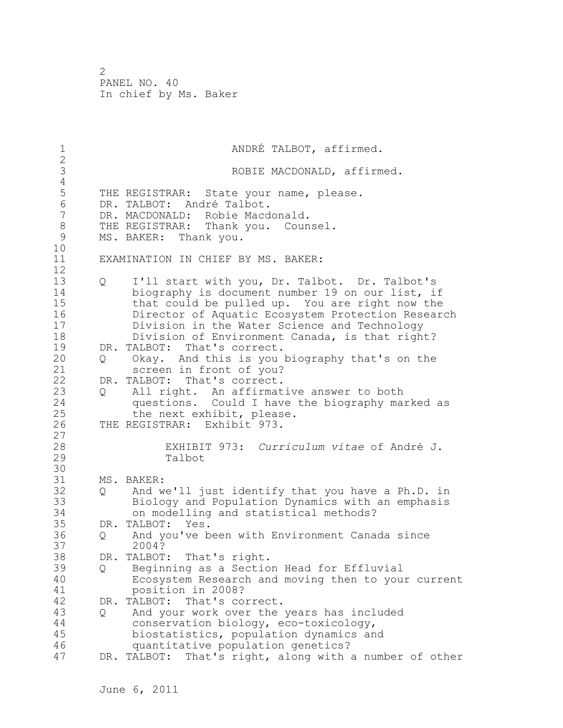ANDRÉ TALBOT, affirmed.

ROBIE MACDONALD, affirmed.

THE REGISTRAR: State your name, please.
DR. TALBOT: André Talbot.
DR. MACDONALD: Robie Macdonald.
THE REGISTRAR: Thank you. Counsel.
MS. BAKER: Thank you.

EXAMINATION IN CHIEF BY MS. BAKER:

Q I'll start with you, Dr. Talbot. Dr. Talbot's biography is document number 19 on our list, if that could be pulled up. You are right now the Director of Aquatic Ecosystem Protection Research Division in the Water Science and Technology Division of Environment Canada, is that right?
DR. TALBOT: That's correct.
Q Okay. And this is you biography that's on the screen in front of you?
DR. TALBOT: That's correct.
Q All right. An affirmative answer to both questions. Could I have the biography marked as the next exhibit, please.
THE REGISTRAR: Exhibit 973.

EXHIBIT 973: *Curriculum vitae* of André J. Talbot

MS. BAKER:
Q And we'll just identify that you have a Ph.D. in Biology and Population Dynamics with an emphasis on modelling and statistical methods?
DR. TALBOT: Yes.
Q And you've been with Environment Canada since 2004?
DR. TALBOT: That's right.
Q Beginning as a Section Head for Effluvial Ecosystem Research and moving then to your current position in 2008?
DR. TALBOT: That's correct.
Q And your work over the years has included conservation biology, eco-toxicology, biostatistics, population dynamics and quantitative population genetics?
DR. TALBOT: That's right, along with a number of other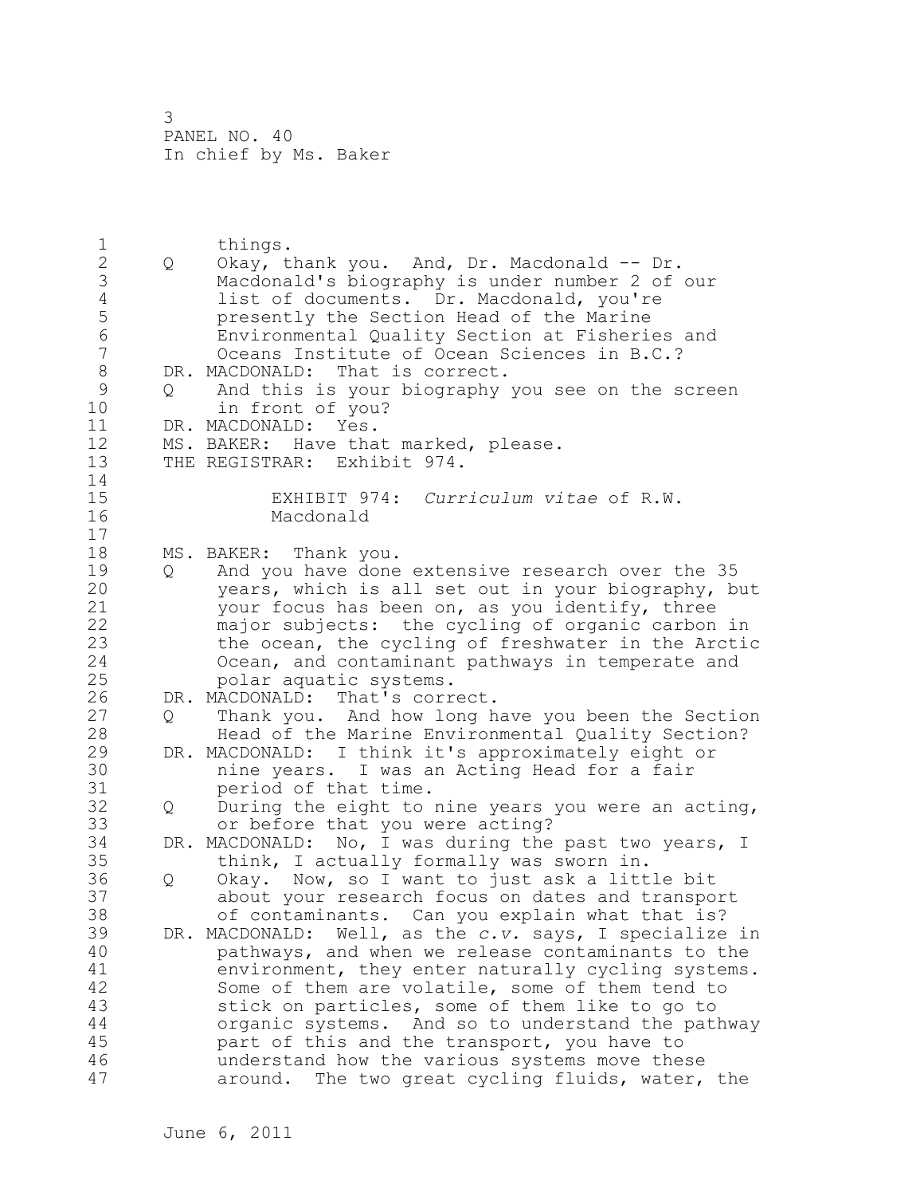things.

Q Okay, thank you. And, Dr. Macdonald -- Dr. Macdonald's biography is under number 2 of our list of documents. Dr. Macdonald, you're presently the Section Head of the Marine Environmental Quality Section at Fisheries and Oceans Institute of Ocean Sciences in B.C.?

DR. MACDONALD: That is correct.

Q And this is your biography you see on the screen in front of you?

DR. MACDONALD: Yes.

MS. BAKER: Have that marked, please.

THE REGISTRAR: Exhibit 974.

EXHIBIT 974: *Curriculum vitae* of R.W. Macdonald

MS. BAKER: Thank you.

Q And you have done extensive research over the 35 years, which is all set out in your biography, but your focus has been on, as you identify, three major subjects: the cycling of organic carbon in the ocean, the cycling of freshwater in the Arctic Ocean, and contaminant pathways in temperate and polar aquatic systems.

DR. MACDONALD: That's correct.

Q Thank you. And how long have you been the Section Head of the Marine Environmental Quality Section?

DR. MACDONALD: I think it's approximately eight or nine years. I was an Acting Head for a fair period of that time.

Q During the eight to nine years you were an acting, or before that you were acting?

DR. MACDONALD: No, I was during the past two years, I think, I actually formally was sworn in.

Q Okay. Now, so I want to just ask a little bit about your research focus on dates and transport of contaminants. Can you explain what that is?

DR. MACDONALD: Well, as the *c.v.* says, I specialize in pathways, and when we release contaminants to the environment, they enter naturally cycling systems. Some of them are volatile, some of them tend to stick on particles, some of them like to go to organic systems. And so to understand the pathway part of this and the transport, you have to understand how the various systems move these around. The two great cycling fluids, water, the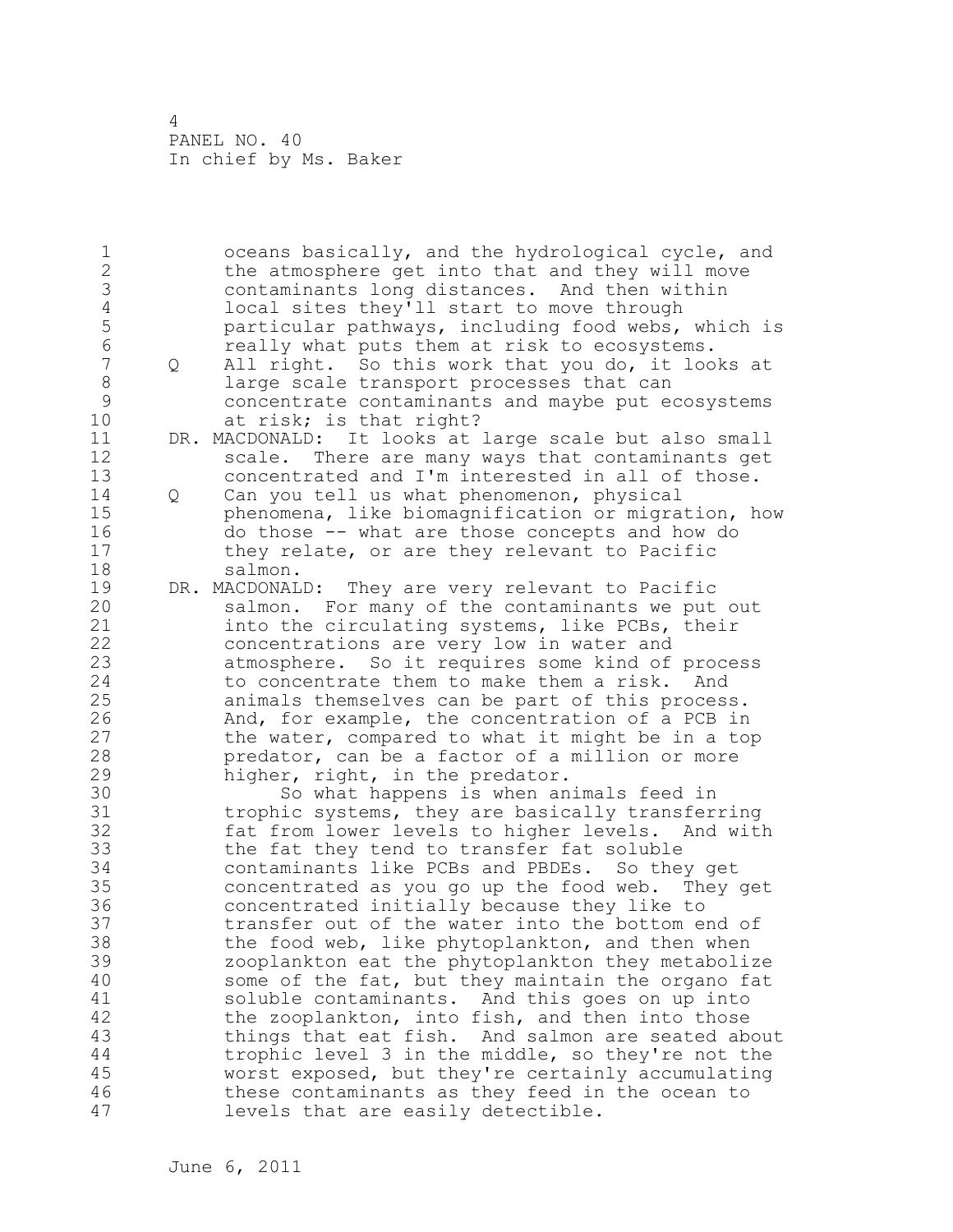oceans basically, and the hydrological cycle, and the atmosphere get into that and they will move contaminants long distances. And then within local sites they'll start to move through particular pathways, including food webs, which is really what puts them at risk to ecosystems.

Q All right. So this work that you do, it looks at large scale transport processes that can concentrate contaminants and maybe put ecosystems at risk; is that right?

DR. MACDONALD: It looks at large scale but also small scale. There are many ways that contaminants get concentrated and I'm interested in all of those.

Q Can you tell us what phenomenon, physical phenomena, like biomagnification or migration, how do those -- what are those concepts and how do they relate, or are they relevant to Pacific salmon.

DR. MACDONALD: They are very relevant to Pacific salmon. For many of the contaminants we put out into the circulating systems, like PCBs, their concentrations are very low in water and atmosphere. So it requires some kind of process to concentrate them to make them a risk. And animals themselves can be part of this process. And, for example, the concentration of a PCB in the water, compared to what it might be in a top predator, can be a factor of a million or more higher, right, in the predator.

So what happens is when animals feed in trophic systems, they are basically transferring fat from lower levels to higher levels. And with the fat they tend to transfer fat soluble contaminants like PCBs and PBDEs. So they get concentrated as you go up the food web. They get concentrated initially because they like to transfer out of the water into the bottom end of the food web, like phytoplankton, and then when zooplankton eat the phytoplankton they metabolize some of the fat, but they maintain the organo fat soluble contaminants. And this goes on up into the zooplankton, into fish, and then into those things that eat fish. And salmon are seated about trophic level 3 in the middle, so they're not the worst exposed, but they're certainly accumulating these contaminants as they feed in the ocean to levels that are easily detectible.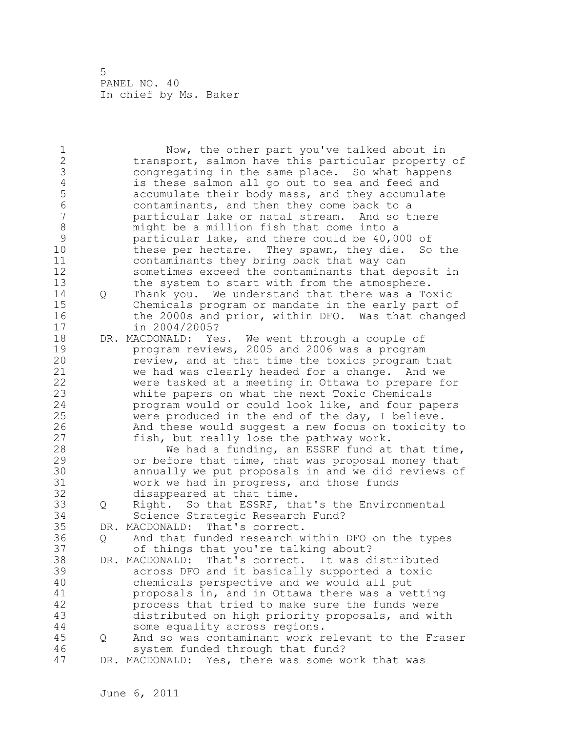Now, the other part you've talked about in transport, salmon have this particular property of congregating in the same place. So what happens is these salmon all go out to sea and feed and accumulate their body mass, and they accumulate contaminants, and then they come back to a particular lake or natal stream. And so there might be a million fish that come into a particular lake, and there could be 40,000 of these per hectare. They spawn, they die. So the contaminants they bring back that way can sometimes exceed the contaminants that deposit in the system to start with from the atmosphere.

Q Thank you. We understand that there was a Toxic Chemicals program or mandate in the early part of the 2000s and prior, within DFO. Was that changed in 2004/2005?

DR. MACDONALD: Yes. We went through a couple of program reviews, 2005 and 2006 was a program review, and at that time the toxics program that we had was clearly headed for a change. And we were tasked at a meeting in Ottawa to prepare for white papers on what the next Toxic Chemicals program would or could look like, and four papers were produced in the end of the day, I believe. And these would suggest a new focus on toxicity to fish, but really lose the pathway work.

We had a funding, an ESSRF fund at that time, or before that time, that was proposal money that annually we put proposals in and we did reviews of work we had in progress, and those funds disappeared at that time.

Q Right. So that ESSRF, that's the Environmental Science Strategic Research Fund?

DR. MACDONALD: That's correct.

Q And that funded research within DFO on the types of things that you're talking about?

DR. MACDONALD: That's correct. It was distributed across DFO and it basically supported a toxic chemicals perspective and we would all put proposals in, and in Ottawa there was a vetting process that tried to make sure the funds were distributed on high priority proposals, and with some equality across regions.

Q And so was contaminant work relevant to the Fraser system funded through that fund?

DR. MACDONALD: Yes, there was some work that was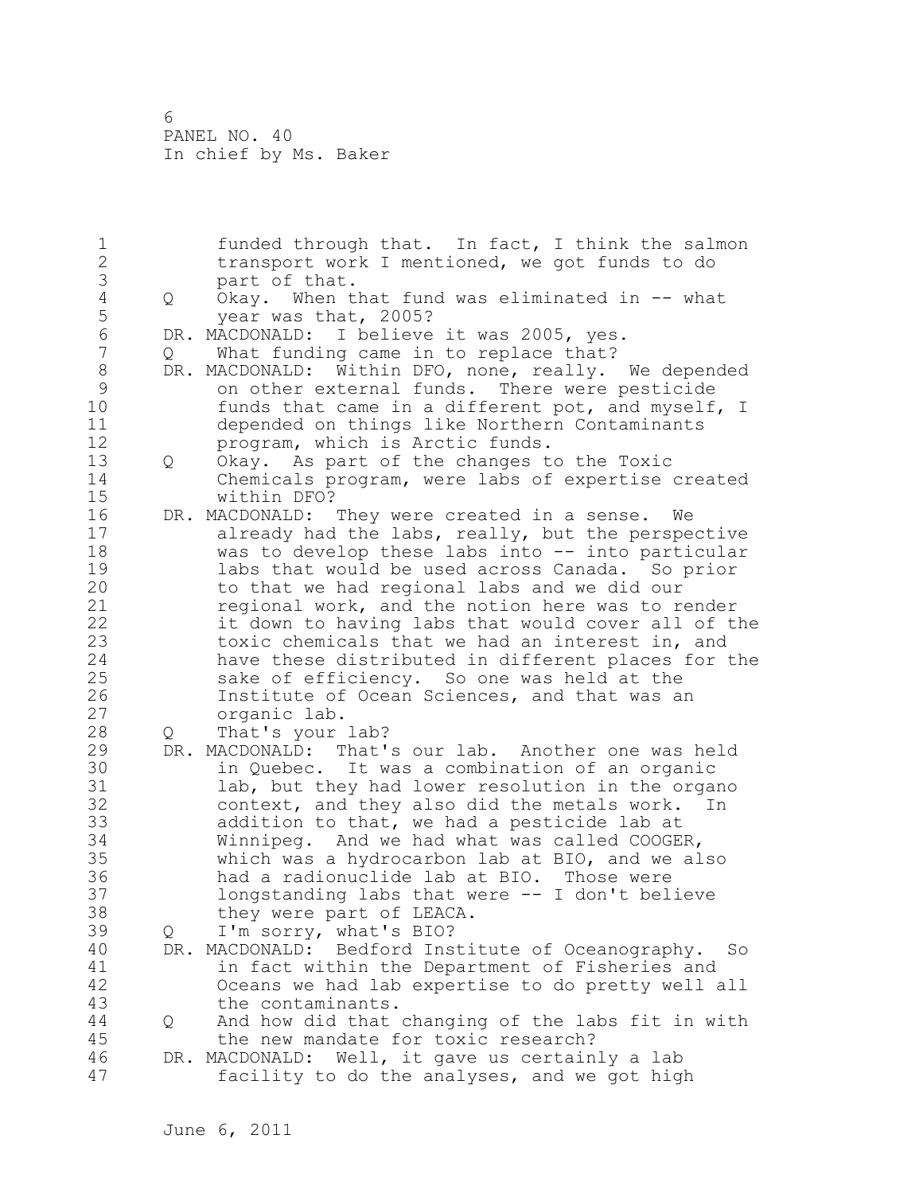funded through that. In fact, I think the salmon transport work I mentioned, we got funds to do part of that.

Q Okay. When that fund was eliminated in -- what year was that, 2005?

DR. MACDONALD: I believe it was 2005, yes.

Q What funding came in to replace that?

DR. MACDONALD: Within DFO, none, really. We depended on other external funds. There were pesticide funds that came in a different pot, and myself, I depended on things like Northern Contaminants program, which is Arctic funds.

Q Okay. As part of the changes to the Toxic Chemicals program, were labs of expertise created within DFO?

DR. MACDONALD: They were created in a sense. We already had the labs, really, but the perspective was to develop these labs into -- into particular labs that would be used across Canada. So prior to that we had regional labs and we did our regional work, and the notion here was to render it down to having labs that would cover all of the toxic chemicals that we had an interest in, and have these distributed in different places for the sake of efficiency. So one was held at the Institute of Ocean Sciences, and that was an organic lab.

Q That's your lab?

DR. MACDONALD: That's our lab. Another one was held in Quebec. It was a combination of an organic lab, but they had lower resolution in the organo context, and they also did the metals work. In addition to that, we had a pesticide lab at Winnipeg. And we had what was called COOGER, which was a hydrocarbon lab at BIO, and we also had a radionuclide lab at BIO. Those were longstanding labs that were -- I don't believe they were part of LEACA.

Q I'm sorry, what's BIO?

DR. MACDONALD: Bedford Institute of Oceanography. So in fact within the Department of Fisheries and Oceans we had lab expertise to do pretty well all the contaminants.

Q And how did that changing of the labs fit in with the new mandate for toxic research?

DR. MACDONALD: Well, it gave us certainly a lab facility to do the analyses, and we got high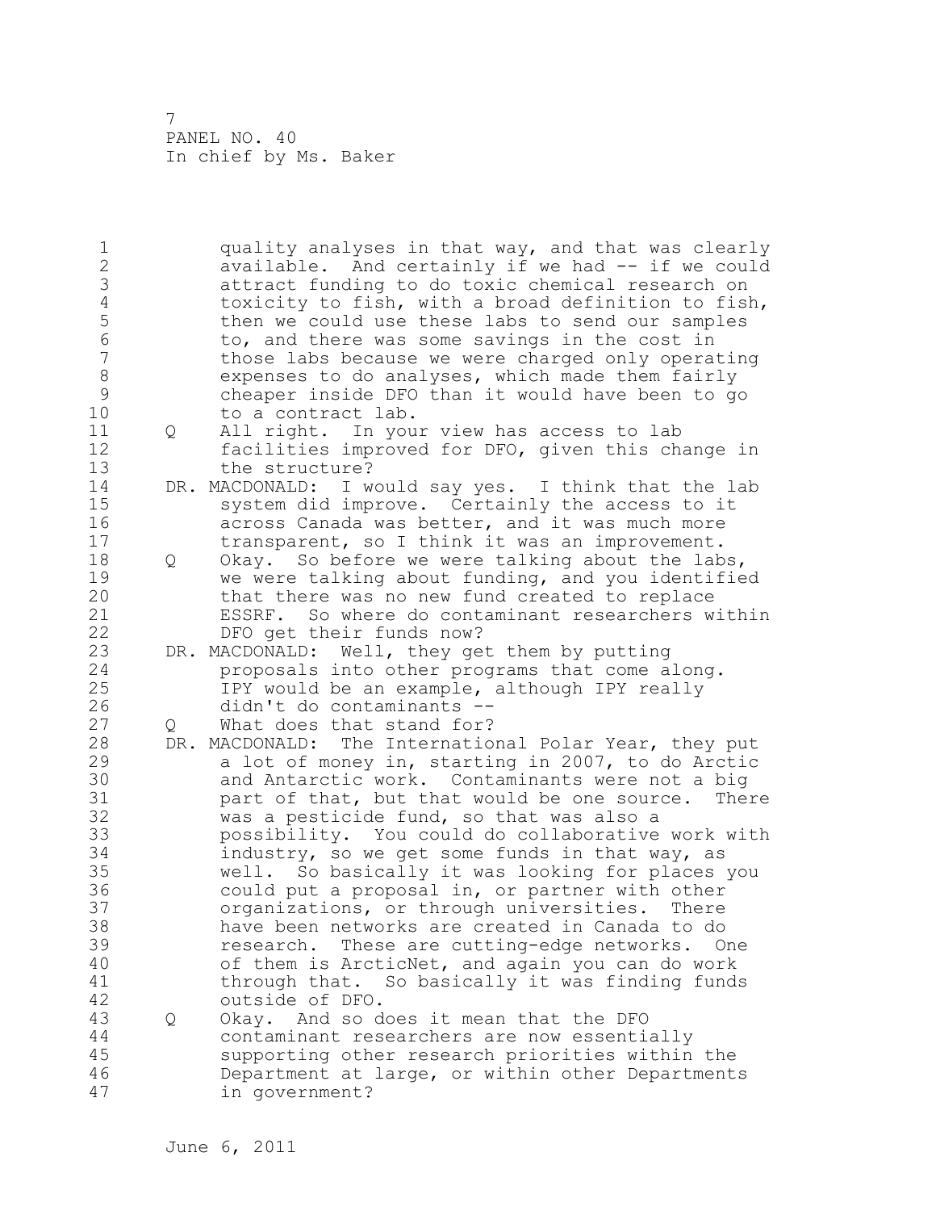quality analyses in that way, and that was clearly available. And certainly if we had -- if we could attract funding to do toxic chemical research on toxicity to fish, with a broad definition to fish, then we could use these labs to send our samples to, and there was some savings in the cost in those labs because we were charged only operating expenses to do analyses, which made them fairly cheaper inside DFO than it would have been to go to a contract lab.

Q All right. In your view has access to lab facilities improved for DFO, given this change in the structure?

DR. MACDONALD: I would say yes. I think that the lab system did improve. Certainly the access to it across Canada was better, and it was much more transparent, so I think it was an improvement.

Q Okay. So before we were talking about the labs, we were talking about funding, and you identified that there was no new fund created to replace ESSRF. So where do contaminant researchers within DFO get their funds now?

DR. MACDONALD: Well, they get them by putting proposals into other programs that come along. IPY would be an example, although IPY really didn't do contaminants --

Q What does that stand for?

DR. MACDONALD: The International Polar Year, they put a lot of money in, starting in 2007, to do Arctic and Antarctic work. Contaminants were not a big part of that, but that would be one source. There was a pesticide fund, so that was also a possibility. You could do collaborative work with industry, so we get some funds in that way, as well. So basically it was looking for places you could put a proposal in, or partner with other organizations, or through universities. There have been networks are created in Canada to do research. These are cutting-edge networks. One of them is ArcticNet, and again you can do work through that. So basically it was finding funds outside of DFO.

Q Okay. And so does it mean that the DFO contaminant researchers are now essentially supporting other research priorities within the Department at large, or within other Departments in government?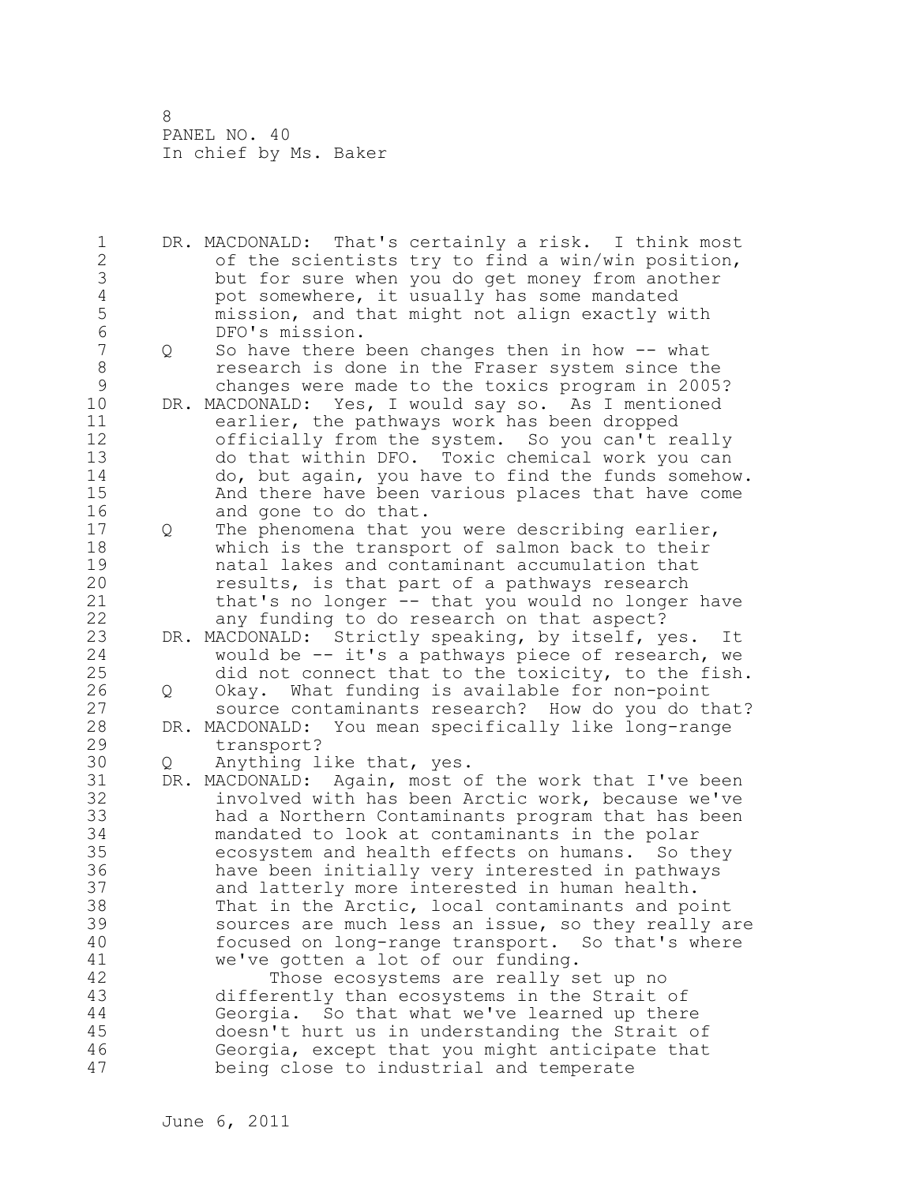DR. MACDONALD: That's certainly a risk. I think most of the scientists try to find a win/win position, but for sure when you do get money from another pot somewhere, it usually has some mandated mission, and that might not align exactly with DFO's mission.

Q So have there been changes then in how -- what research is done in the Fraser system since the changes were made to the toxics program in 2005?

DR. MACDONALD: Yes, I would say so. As I mentioned earlier, the pathways work has been dropped officially from the system. So you can't really do that within DFO. Toxic chemical work you can do, but again, you have to find the funds somehow. And there have been various places that have come and gone to do that.

Q The phenomena that you were describing earlier, which is the transport of salmon back to their natal lakes and contaminant accumulation that results, is that part of a pathways research that's no longer -- that you would no longer have any funding to do research on that aspect?

DR. MACDONALD: Strictly speaking, by itself, yes. It would be -- it's a pathways piece of research, we did not connect that to the toxicity, to the fish.

Q Okay. What funding is available for non-point source contaminants research? How do you do that?

DR. MACDONALD: You mean specifically like long-range transport?

Q Anything like that, yes.

DR. MACDONALD: Again, most of the work that I've been involved with has been Arctic work, because we've had a Northern Contaminants program that has been mandated to look at contaminants in the polar ecosystem and health effects on humans. So they have been initially very interested in pathways and latterly more interested in human health. That in the Arctic, local contaminants and point sources are much less an issue, so they really are focused on long-range transport. So that's where we've gotten a lot of our funding.

Those ecosystems are really set up no differently than ecosystems in the Strait of Georgia. So that what we've learned up there doesn't hurt us in understanding the Strait of Georgia, except that you might anticipate that being close to industrial and temperate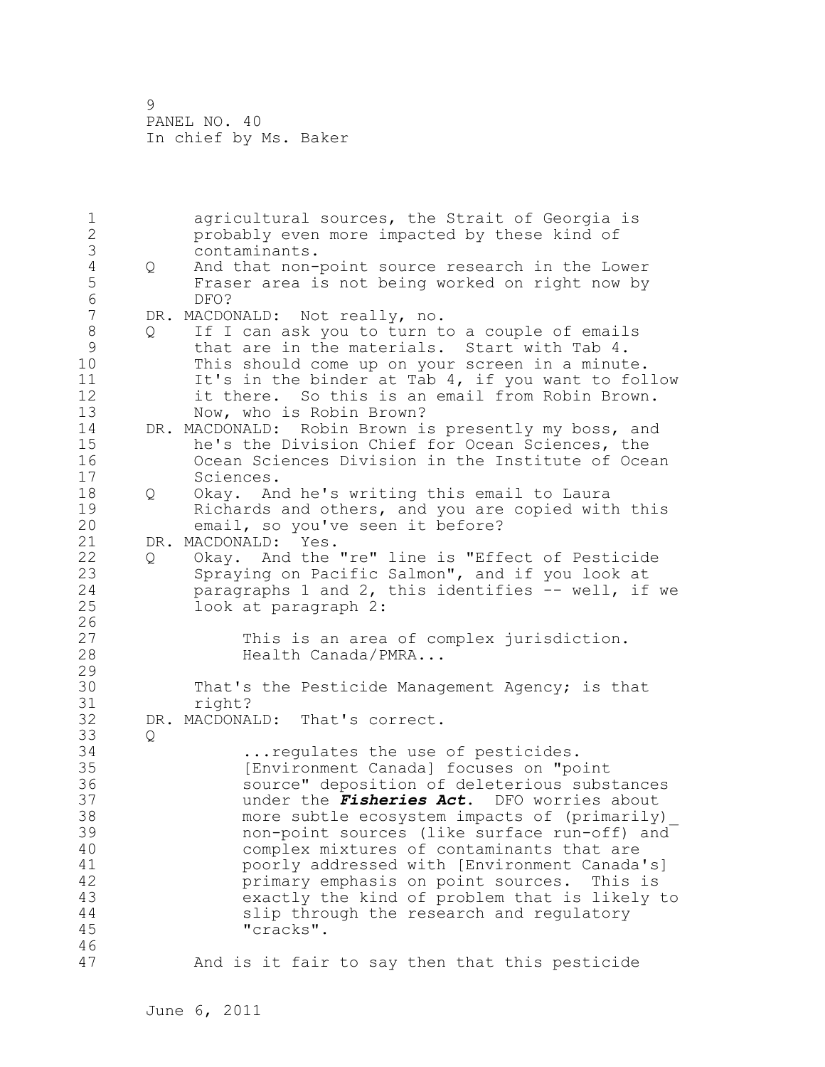agricultural sources, the Strait of Georgia is probably even more impacted by these kind of contaminants.

Q And that non-point source research in the Lower Fraser area is not being worked on right now by DFO?

DR. MACDONALD: Not really, no.

Q If I can ask you to turn to a couple of emails that are in the materials. Start with Tab 4. This should come up on your screen in a minute. It's in the binder at Tab 4, if you want to follow it there. So this is an email from Robin Brown. Now, who is Robin Brown?

DR. MACDONALD: Robin Brown is presently my boss, and he's the Division Chief for Ocean Sciences, the Ocean Sciences Division in the Institute of Ocean Sciences.

Q Okay. And he's writing this email to Laura Richards and others, and you are copied with this email, so you've seen it before?

DR. MACDONALD: Yes.

Q Okay. And the "re" line is "Effect of Pesticide Spraying on Pacific Salmon", and if you look at paragraphs 1 and 2, this identifies -- well, if we look at paragraph 2:

> This is an area of complex jurisdiction. Health Canada/PMRA...

That's the Pesticide Management Agency; is that right?

DR. MACDONALD: That's correct.

Q

> ...regulates the use of pesticides. [Environment Canada] focuses on "point source" deposition of deleterious substances under the ***Fisheries Act***. DFO worries about more subtle ecosystem impacts of (primarily)_ non-point sources (like surface run-off) and complex mixtures of contaminants that are poorly addressed with [Environment Canada's] primary emphasis on point sources. This is exactly the kind of problem that is likely to slip through the research and regulatory "cracks".

And is it fair to say then that this pesticide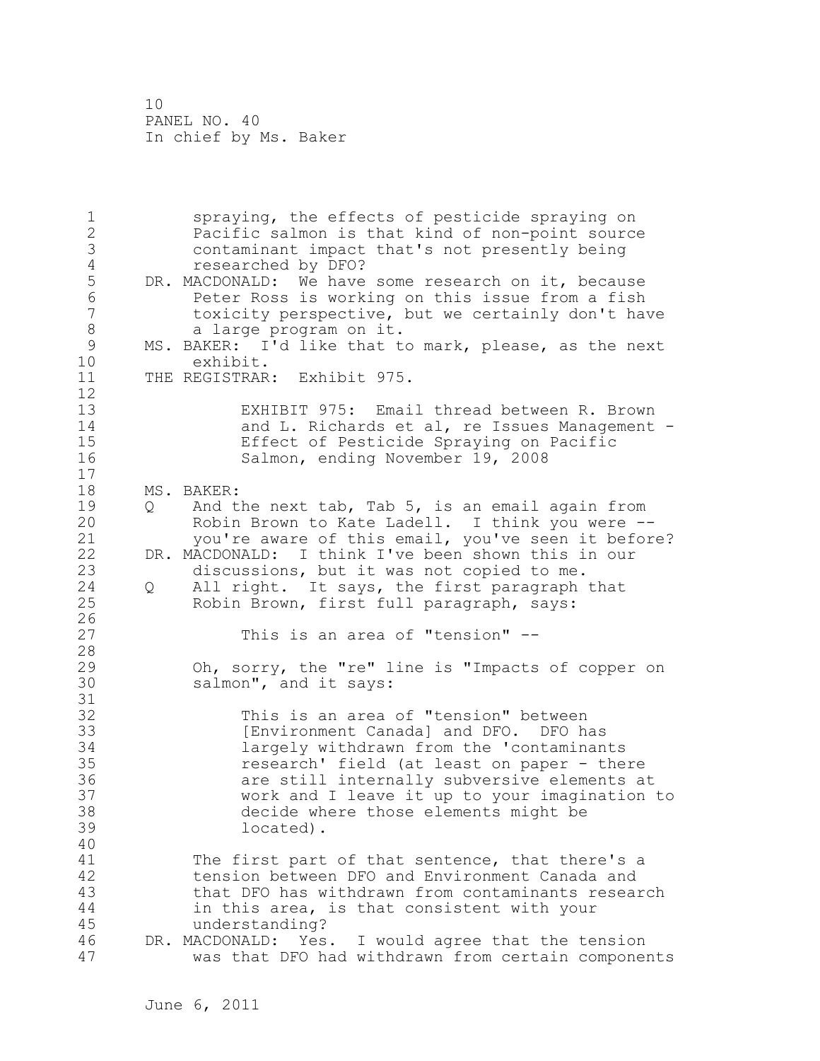spraying, the effects of pesticide spraying on Pacific salmon is that kind of non-point source contaminant impact that's not presently being researched by DFO?

DR. MACDONALD: We have some research on it, because Peter Ross is working on this issue from a fish toxicity perspective, but we certainly don't have a large program on it.

MS. BAKER: I'd like that to mark, please, as the next exhibit.

THE REGISTRAR: Exhibit 975.

> EXHIBIT 975: Email thread between R. Brown and L. Richards et al, re Issues Management - Effect of Pesticide Spraying on Pacific Salmon, ending November 19, 2008

MS. BAKER:

Q And the next tab, Tab 5, is an email again from Robin Brown to Kate Ladell. I think you were -- you're aware of this email, you've seen it before?

DR. MACDONALD: I think I've been shown this in our discussions, but it was not copied to me.

Q All right. It says, the first paragraph that Robin Brown, first full paragraph, says:

> This is an area of "tension" --

Oh, sorry, the "re" line is "Impacts of copper on salmon", and it says:

> This is an area of "tension" between [Environment Canada] and DFO. DFO has largely withdrawn from the 'contaminants research' field (at least on paper - there are still internally subversive elements at work and I leave it up to your imagination to decide where those elements might be located).

The first part of that sentence, that there's a tension between DFO and Environment Canada and that DFO has withdrawn from contaminants research in this area, is that consistent with your understanding?

DR. MACDONALD: Yes. I would agree that the tension was that DFO had withdrawn from certain components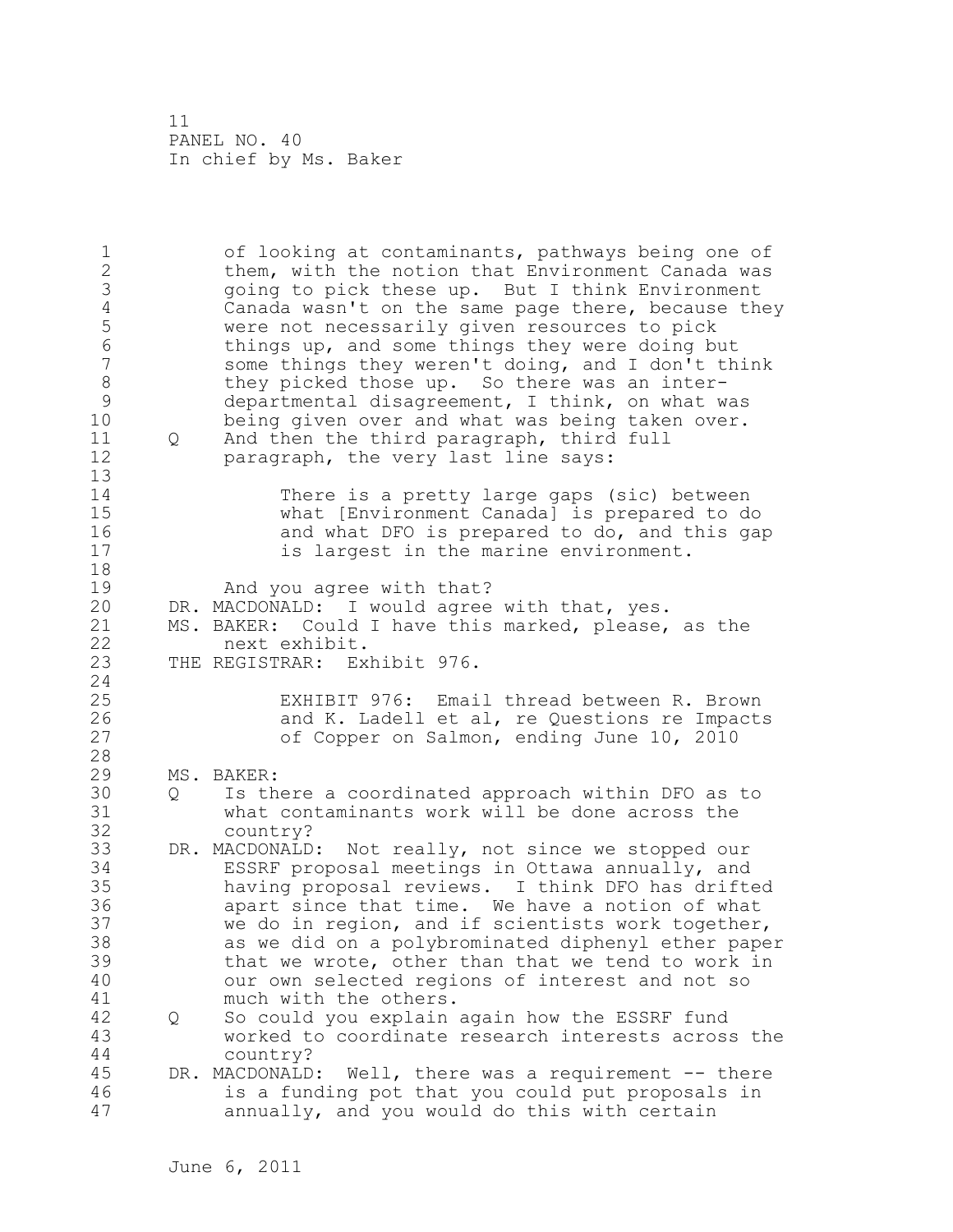of looking at contaminants, pathways being one of them, with the notion that Environment Canada was going to pick these up. But I think Environment Canada wasn't on the same page there, because they were not necessarily given resources to pick things up, and some things they were doing but some things they weren't doing, and I don't think they picked those up. So there was an inter-departmental disagreement, I think, on what was being given over and what was being taken over.

Q And then the third paragraph, third full paragraph, the very last line says:

> There is a pretty large gaps (sic) between what [Environment Canada] is prepared to do and what DFO is prepared to do, and this gap is largest in the marine environment.

And you agree with that?

DR. MACDONALD: I would agree with that, yes.

MS. BAKER: Could I have this marked, please, as the next exhibit.

THE REGISTRAR: Exhibit 976.

> EXHIBIT 976: Email thread between R. Brown and K. Ladell et al, re Questions re Impacts of Copper on Salmon, ending June 10, 2010

MS. BAKER:

Q Is there a coordinated approach within DFO as to what contaminants work will be done across the country?

DR. MACDONALD: Not really, not since we stopped our ESSRF proposal meetings in Ottawa annually, and having proposal reviews. I think DFO has drifted apart since that time. We have a notion of what we do in region, and if scientists work together, as we did on a polybrominated diphenyl ether paper that we wrote, other than that we tend to work in our own selected regions of interest and not so much with the others.

Q So could you explain again how the ESSRF fund worked to coordinate research interests across the country?

DR. MACDONALD: Well, there was a requirement -- there is a funding pot that you could put proposals in annually, and you would do this with certain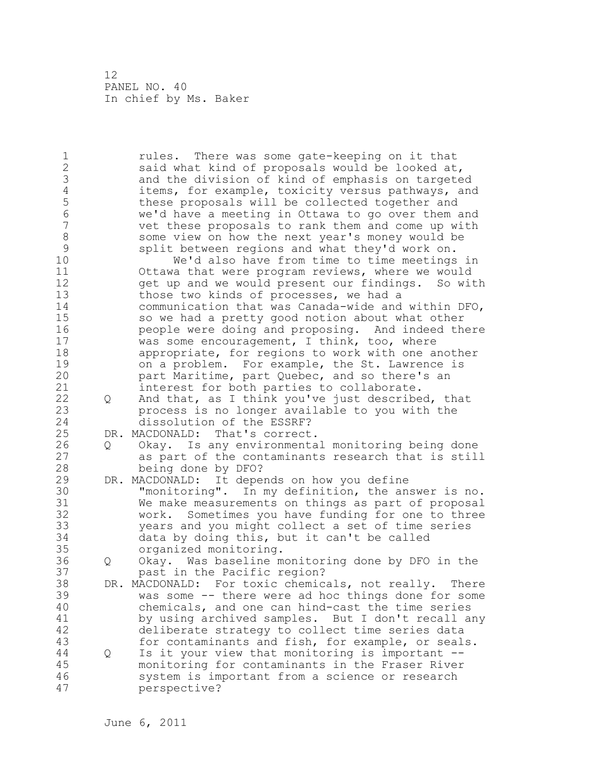rules. There was some gate-keeping on it that said what kind of proposals would be looked at, and the division of kind of emphasis on targeted items, for example, toxicity versus pathways, and these proposals will be collected together and we'd have a meeting in Ottawa to go over them and vet these proposals to rank them and come up with some view on how the next year's money would be split between regions and what they'd work on.

We'd also have from time to time meetings in Ottawa that were program reviews, where we would get up and we would present our findings. So with those two kinds of processes, we had a communication that was Canada-wide and within DFO, so we had a pretty good notion about what other people were doing and proposing. And indeed there was some encouragement, I think, too, where appropriate, for regions to work with one another on a problem. For example, the St. Lawrence is part Maritime, part Quebec, and so there's an interest for both parties to collaborate.

Q And that, as I think you've just described, that process is no longer available to you with the dissolution of the ESSRF?

DR. MACDONALD: That's correct.

Q Okay. Is any environmental monitoring being done as part of the contaminants research that is still being done by DFO?

DR. MACDONALD: It depends on how you define "monitoring". In my definition, the answer is no. We make measurements on things as part of proposal work. Sometimes you have funding for one to three years and you might collect a set of time series data by doing this, but it can't be called organized monitoring.

Q Okay. Was baseline monitoring done by DFO in the past in the Pacific region?

DR. MACDONALD: For toxic chemicals, not really. There was some -- there were ad hoc things done for some chemicals, and one can hind-cast the time series by using archived samples. But I don't recall any deliberate strategy to collect time series data for contaminants and fish, for example, or seals.

Q Is it your view that monitoring is important -- monitoring for contaminants in the Fraser River system is important from a science or research perspective?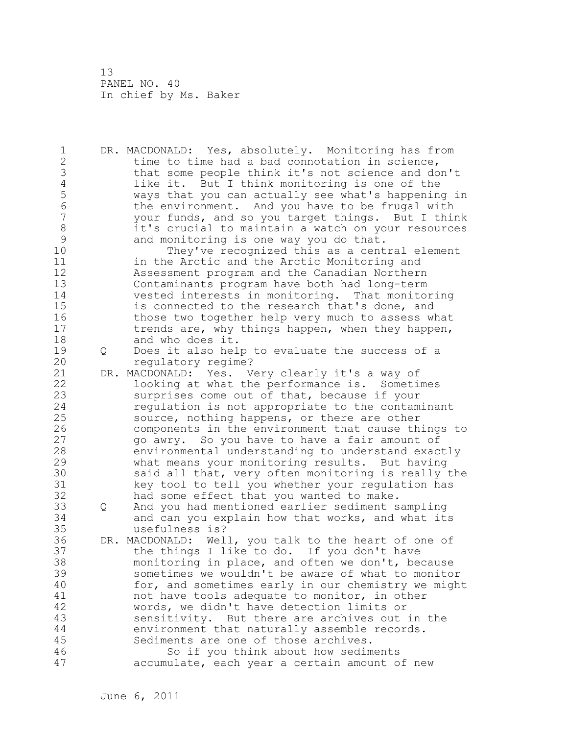DR. MACDONALD: Yes, absolutely. Monitoring has from time to time had a bad connotation in science, that some people think it's not science and don't like it. But I think monitoring is one of the ways that you can actually see what's happening in the environment. And you have to be frugal with your funds, and so you target things. But I think it's crucial to maintain a watch on your resources and monitoring is one way you do that.

They've recognized this as a central element in the Arctic and the Arctic Monitoring and Assessment program and the Canadian Northern Contaminants program have both had long-term vested interests in monitoring. That monitoring is connected to the research that's done, and those two together help very much to assess what trends are, why things happen, when they happen, and who does it.

Q Does it also help to evaluate the success of a regulatory regime?

DR. MACDONALD: Yes. Very clearly it's a way of looking at what the performance is. Sometimes surprises come out of that, because if your regulation is not appropriate to the contaminant source, nothing happens, or there are other components in the environment that cause things to go awry. So you have to have a fair amount of environmental understanding to understand exactly what means your monitoring results. But having said all that, very often monitoring is really the key tool to tell you whether your regulation has had some effect that you wanted to make.

Q And you had mentioned earlier sediment sampling and can you explain how that works, and what its usefulness is?

DR. MACDONALD: Well, you talk to the heart of one of the things I like to do. If you don't have monitoring in place, and often we don't, because sometimes we wouldn't be aware of what to monitor for, and sometimes early in our chemistry we might not have tools adequate to monitor, in other words, we didn't have detection limits or sensitivity. But there are archives out in the environment that naturally assemble records. Sediments are one of those archives.

So if you think about how sediments accumulate, each year a certain amount of new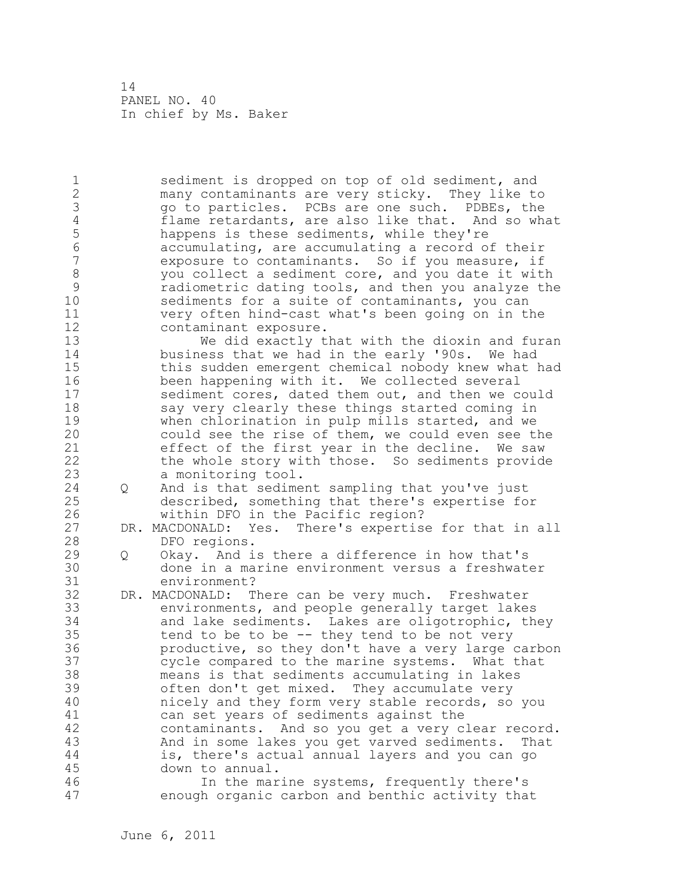sediment is dropped on top of old sediment, and many contaminants are very sticky. They like to go to particles. PCBs are one such. PDBEs, the flame retardants, are also like that. And so what happens is these sediments, while they're accumulating, are accumulating a record of their exposure to contaminants. So if you measure, if you collect a sediment core, and you date it with radiometric dating tools, and then you analyze the sediments for a suite of contaminants, you can very often hind-cast what's been going on in the contaminant exposure.

We did exactly that with the dioxin and furan business that we had in the early '90s. We had this sudden emergent chemical nobody knew what had been happening with it. We collected several sediment cores, dated them out, and then we could say very clearly these things started coming in when chlorination in pulp mills started, and we could see the rise of them, we could even see the effect of the first year in the decline. We saw the whole story with those. So sediments provide a monitoring tool.

Q And is that sediment sampling that you've just described, something that there's expertise for within DFO in the Pacific region?

DR. MACDONALD: Yes. There's expertise for that in all DFO regions.

Q Okay. And is there a difference in how that's done in a marine environment versus a freshwater environment?

DR. MACDONALD: There can be very much. Freshwater environments, and people generally target lakes and lake sediments. Lakes are oligotrophic, they tend to be to be -- they tend to be not very productive, so they don't have a very large carbon cycle compared to the marine systems. What that means is that sediments accumulating in lakes often don't get mixed. They accumulate very nicely and they form very stable records, so you can set years of sediments against the contaminants. And so you get a very clear record. And in some lakes you get varved sediments. That is, there's actual annual layers and you can go down to annual.

In the marine systems, frequently there's enough organic carbon and benthic activity that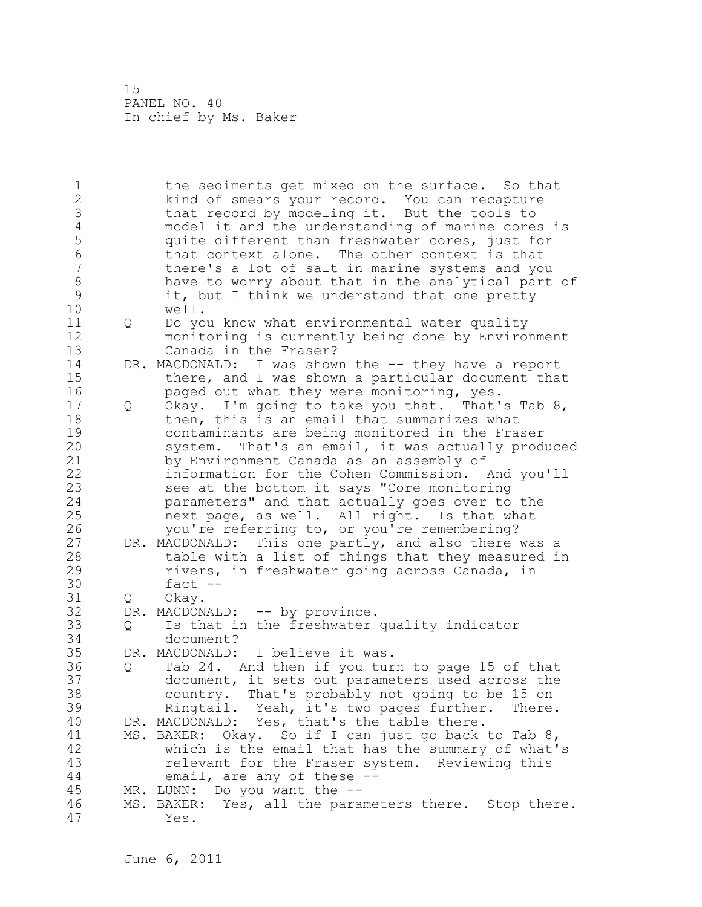the sediments get mixed on the surface. So that kind of smears your record. You can recapture that record by modeling it. But the tools to model it and the understanding of marine cores is quite different than freshwater cores, just for that context alone. The other context is that there's a lot of salt in marine systems and you have to worry about that in the analytical part of it, but I think we understand that one pretty well.

Q Do you know what environmental water quality monitoring is currently being done by Environment Canada in the Fraser?

DR. MACDONALD: I was shown the -- they have a report there, and I was shown a particular document that paged out what they were monitoring, yes.

Q Okay. I'm going to take you that. That's Tab 8, then, this is an email that summarizes what contaminants are being monitored in the Fraser system. That's an email, it was actually produced by Environment Canada as an assembly of information for the Cohen Commission. And you'll see at the bottom it says "Core monitoring parameters" and that actually goes over to the next page, as well. All right. Is that what you're referring to, or you're remembering?

DR. MACDONALD: This one partly, and also there was a table with a list of things that they measured in rivers, in freshwater going across Canada, in fact --

Q Okay.

DR. MACDONALD: -- by province.

Q Is that in the freshwater quality indicator document?

DR. MACDONALD: I believe it was.

Q Tab 24. And then if you turn to page 15 of that document, it sets out parameters used across the country. That's probably not going to be 15 on Ringtail. Yeah, it's two pages further. There.

DR. MACDONALD: Yes, that's the table there.

MS. BAKER: Okay. So if I can just go back to Tab 8, which is the email that has the summary of what's relevant for the Fraser system. Reviewing this email, are any of these --

MR. LUNN: Do you want the --

MS. BAKER: Yes, all the parameters there. Stop there. Yes.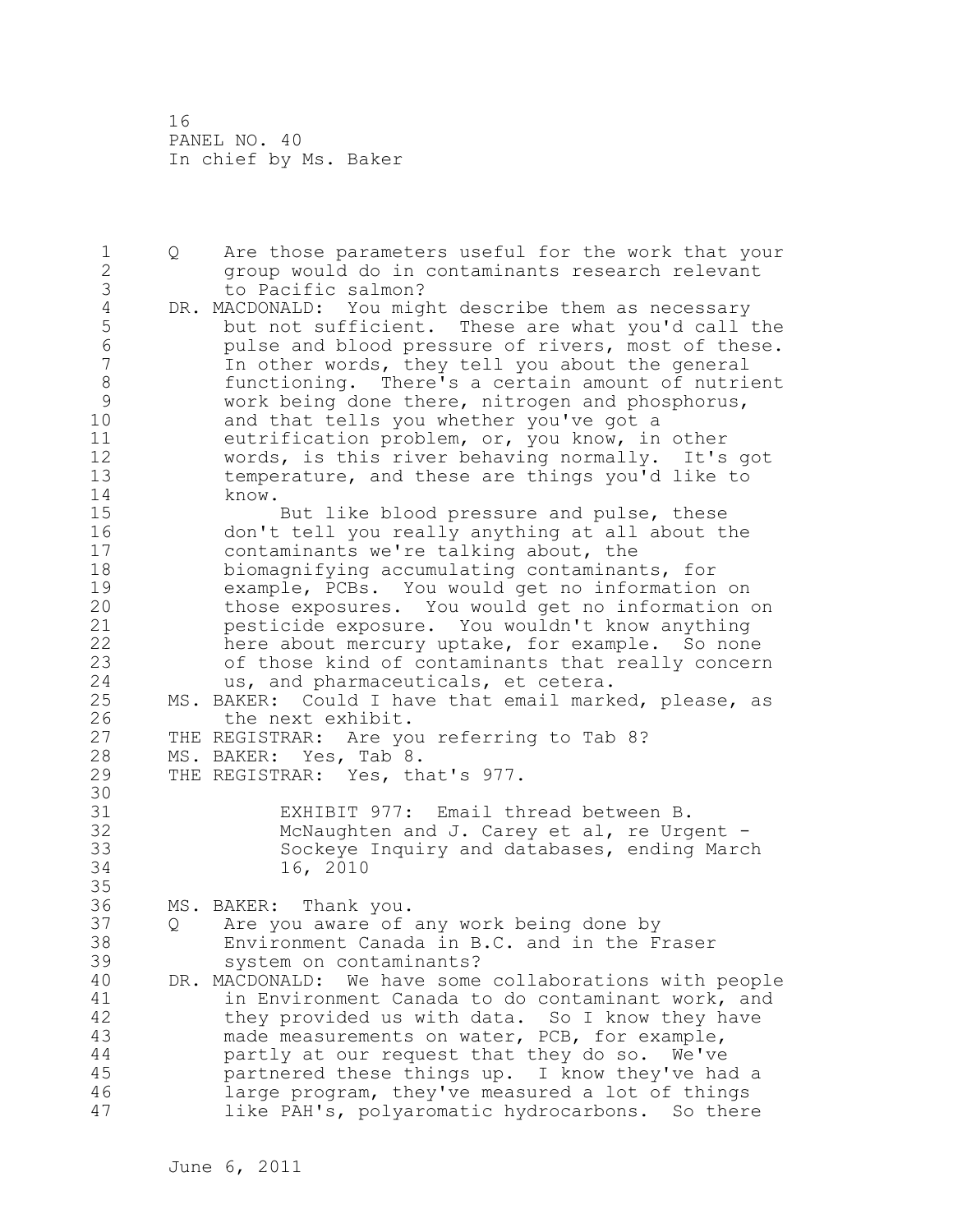Q Are those parameters useful for the work that your group would do in contaminants research relevant to Pacific salmon?

DR. MACDONALD: You might describe them as necessary but not sufficient. These are what you'd call the pulse and blood pressure of rivers, most of these. In other words, they tell you about the general functioning. There's a certain amount of nutrient work being done there, nitrogen and phosphorus, and that tells you whether you've got a eutrification problem, or, you know, in other words, is this river behaving normally. It's got temperature, and these are things you'd like to know.

But like blood pressure and pulse, these don't tell you really anything at all about the contaminants we're talking about, the biomagnifying accumulating contaminants, for example, PCBs. You would get no information on those exposures. You would get no information on pesticide exposure. You wouldn't know anything here about mercury uptake, for example. So none of those kind of contaminants that really concern us, and pharmaceuticals, et cetera.

MS. BAKER: Could I have that email marked, please, as the next exhibit.

THE REGISTRAR: Are you referring to Tab 8?

MS. BAKER: Yes, Tab 8.

THE REGISTRAR: Yes, that's 977.

EXHIBIT 977: Email thread between B. McNaughten and J. Carey et al, re Urgent - Sockeye Inquiry and databases, ending March 16, 2010

MS. BAKER: Thank you.

Q Are you aware of any work being done by Environment Canada in B.C. and in the Fraser system on contaminants?

DR. MACDONALD: We have some collaborations with people in Environment Canada to do contaminant work, and they provided us with data. So I know they have made measurements on water, PCB, for example, partly at our request that they do so. We've partnered these things up. I know they've had a large program, they've measured a lot of things like PAH's, polyaromatic hydrocarbons. So there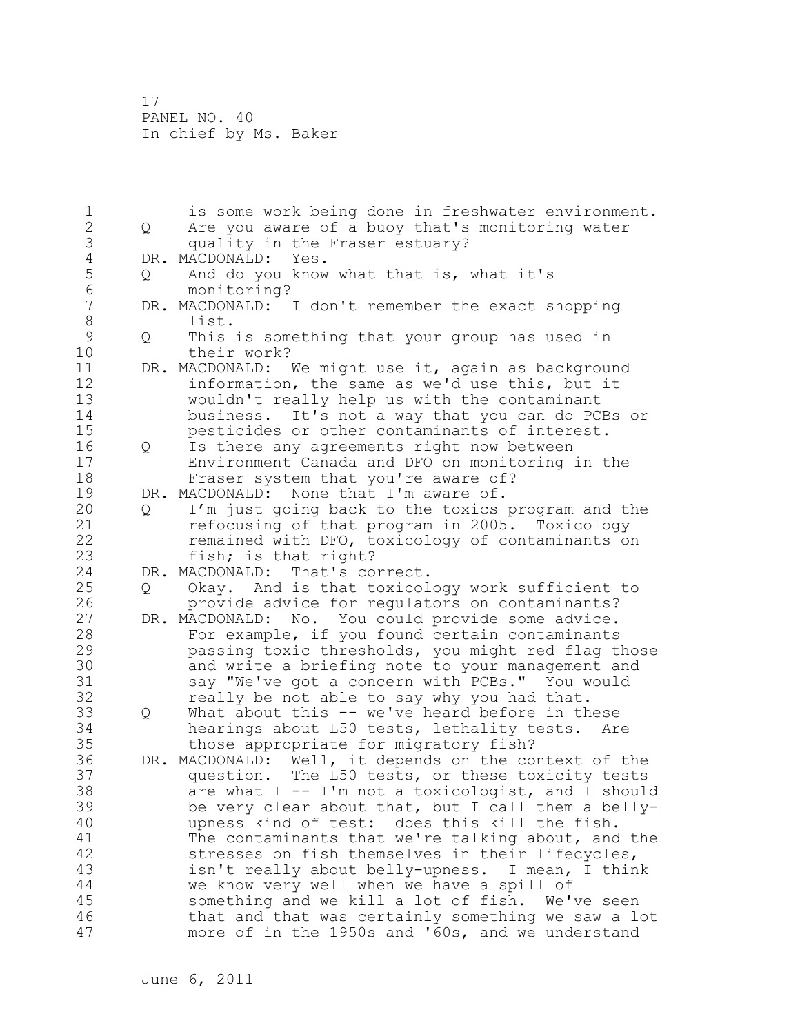is some work being done in freshwater environment.

Q Are you aware of a buoy that's monitoring water quality in the Fraser estuary?

DR. MACDONALD: Yes.

Q And do you know what that is, what it's monitoring?

DR. MACDONALD: I don't remember the exact shopping list.

Q This is something that your group has used in their work?

DR. MACDONALD: We might use it, again as background information, the same as we'd use this, but it wouldn't really help us with the contaminant business. It's not a way that you can do PCBs or pesticides or other contaminants of interest.

Q Is there any agreements right now between Environment Canada and DFO on monitoring in the Fraser system that you're aware of?

DR. MACDONALD: None that I'm aware of.

Q I'm just going back to the toxics program and the refocusing of that program in 2005. Toxicology remained with DFO, toxicology of contaminants on fish; is that right?

DR. MACDONALD: That's correct.

Q Okay. And is that toxicology work sufficient to provide advice for regulators on contaminants?

DR. MACDONALD: No. You could provide some advice. For example, if you found certain contaminants passing toxic thresholds, you might red flag those and write a briefing note to your management and say "We've got a concern with PCBs." You would really be not able to say why you had that.

Q What about this -- we've heard before in these hearings about L50 tests, lethality tests. Are those appropriate for migratory fish?

DR. MACDONALD: Well, it depends on the context of the question. The L50 tests, or these toxicity tests are what I -- I'm not a toxicologist, and I should be very clear about that, but I call them a belly-upness kind of test: does this kill the fish. The contaminants that we're talking about, and the stresses on fish themselves in their lifecycles, isn't really about belly-upness. I mean, I think we know very well when we have a spill of something and we kill a lot of fish. We've seen that and that was certainly something we saw a lot more of in the 1950s and '60s, and we understand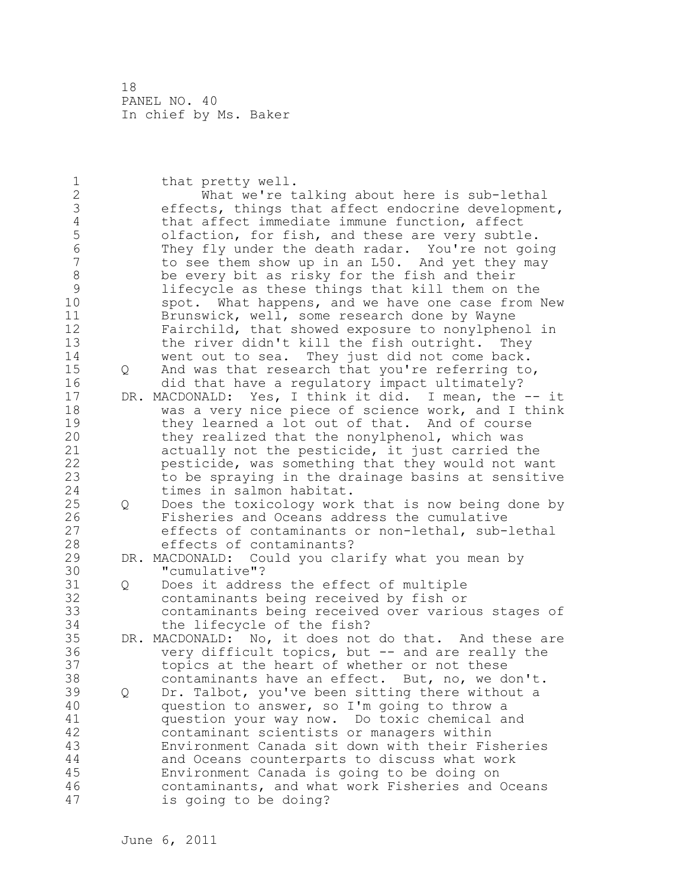that pretty well.

What we're talking about here is sub-lethal effects, things that affect endocrine development, that affect immediate immune function, affect olfaction, for fish, and these are very subtle. They fly under the death radar. You're not going to see them show up in an L50. And yet they may be every bit as risky for the fish and their lifecycle as these things that kill them on the spot. What happens, and we have one case from New Brunswick, well, some research done by Wayne Fairchild, that showed exposure to nonylphenol in the river didn't kill the fish outright. They went out to sea. They just did not come back.

Q And was that research that you're referring to, did that have a regulatory impact ultimately?

DR. MACDONALD: Yes, I think it did. I mean, the -- it was a very nice piece of science work, and I think they learned a lot out of that. And of course they realized that the nonylphenol, which was actually not the pesticide, it just carried the pesticide, was something that they would not want to be spraying in the drainage basins at sensitive times in salmon habitat.

Q Does the toxicology work that is now being done by Fisheries and Oceans address the cumulative effects of contaminants or non-lethal, sub-lethal effects of contaminants?

DR. MACDONALD: Could you clarify what you mean by "cumulative"?

Q Does it address the effect of multiple contaminants being received by fish or contaminants being received over various stages of the lifecycle of the fish?

DR. MACDONALD: No, it does not do that. And these are very difficult topics, but -- and are really the topics at the heart of whether or not these contaminants have an effect. But, no, we don't.

Q Dr. Talbot, you've been sitting there without a question to answer, so I'm going to throw a question your way now. Do toxic chemical and contaminant scientists or managers within Environment Canada sit down with their Fisheries and Oceans counterparts to discuss what work Environment Canada is going to be doing on contaminants, and what work Fisheries and Oceans is going to be doing?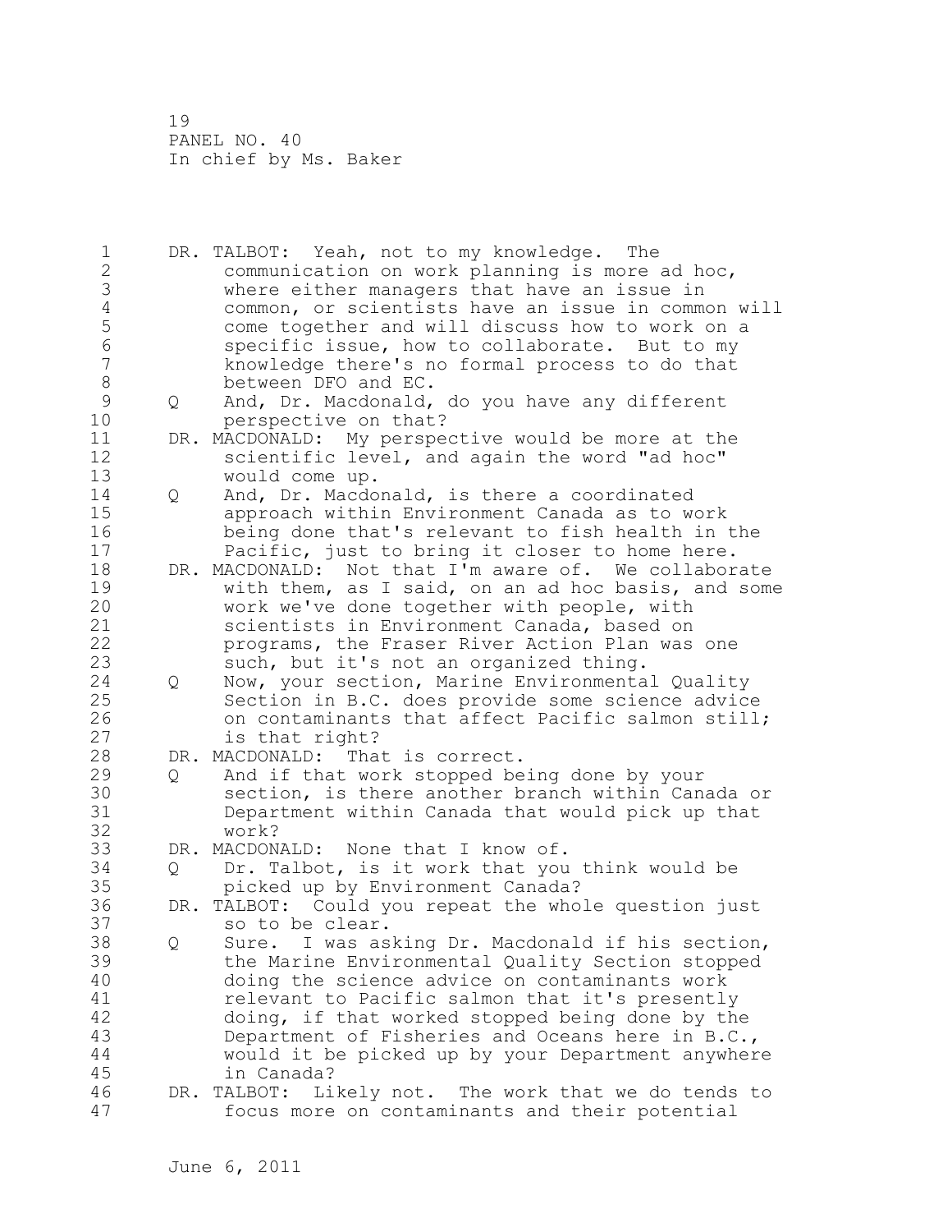DR. TALBOT: Yeah, not to my knowledge. The communication on work planning is more ad hoc, where either managers that have an issue in common, or scientists have an issue in common will come together and will discuss how to work on a specific issue, how to collaborate. But to my knowledge there's no formal process to do that between DFO and EC.

Q And, Dr. Macdonald, do you have any different perspective on that?

DR. MACDONALD: My perspective would be more at the scientific level, and again the word "ad hoc" would come up.

Q And, Dr. Macdonald, is there a coordinated approach within Environment Canada as to work being done that's relevant to fish health in the Pacific, just to bring it closer to home here.

DR. MACDONALD: Not that I'm aware of. We collaborate with them, as I said, on an ad hoc basis, and some work we've done together with people, with scientists in Environment Canada, based on programs, the Fraser River Action Plan was one such, but it's not an organized thing.

Q Now, your section, Marine Environmental Quality Section in B.C. does provide some science advice on contaminants that affect Pacific salmon still; is that right?

DR. MACDONALD: That is correct.

Q And if that work stopped being done by your section, is there another branch within Canada or Department within Canada that would pick up that work?

DR. MACDONALD: None that I know of.

Q Dr. Talbot, is it work that you think would be picked up by Environment Canada?

DR. TALBOT: Could you repeat the whole question just so to be clear.

Q Sure. I was asking Dr. Macdonald if his section, the Marine Environmental Quality Section stopped doing the science advice on contaminants work relevant to Pacific salmon that it's presently doing, if that worked stopped being done by the Department of Fisheries and Oceans here in B.C., would it be picked up by your Department anywhere in Canada?

DR. TALBOT: Likely not. The work that we do tends to focus more on contaminants and their potential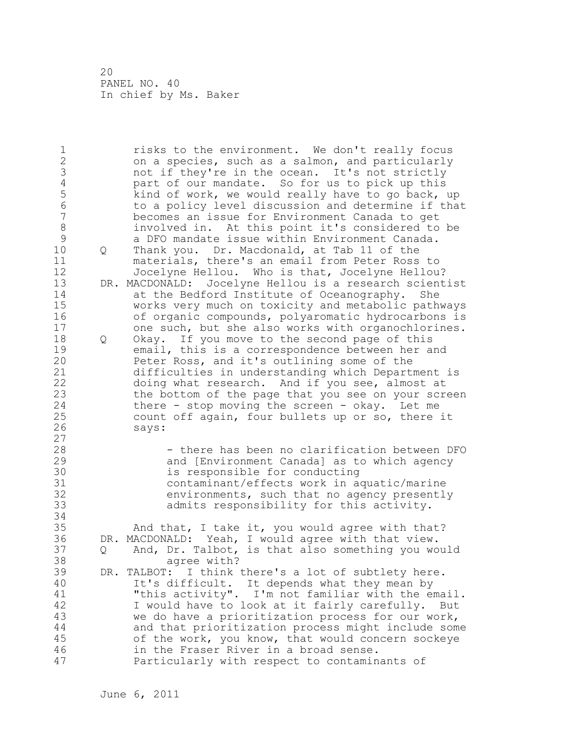risks to the environment. We don't really focus on a species, such as a salmon, and particularly not if they're in the ocean. It's not strictly part of our mandate. So for us to pick up this kind of work, we would really have to go back, up to a policy level discussion and determine if that becomes an issue for Environment Canada to get involved in. At this point it's considered to be a DFO mandate issue within Environment Canada.

Q Thank you. Dr. Macdonald, at Tab 11 of the materials, there's an email from Peter Ross to Jocelyne Hellou. Who is that, Jocelyne Hellou?

DR. MACDONALD: Jocelyne Hellou is a research scientist at the Bedford Institute of Oceanography. She works very much on toxicity and metabolic pathways of organic compounds, polyaromatic hydrocarbons is one such, but she also works with organochlorines.

Q Okay. If you move to the second page of this email, this is a correspondence between her and Peter Ross, and it's outlining some of the difficulties in understanding which Department is doing what research. And if you see, almost at the bottom of the page that you see on your screen there - stop moving the screen - okay. Let me count off again, four bullets up or so, there it says:

> - there has been no clarification between DFO and [Environment Canada] as to which agency is responsible for conducting contaminant/effects work in aquatic/marine environments, such that no agency presently admits responsibility for this activity.

And that, I take it, you would agree with that?

DR. MACDONALD: Yeah, I would agree with that view.

Q And, Dr. Talbot, is that also something you would agree with?

DR. TALBOT: I think there's a lot of subtlety here. It's difficult. It depends what they mean by "this activity". I'm not familiar with the email. I would have to look at it fairly carefully. But we do have a prioritization process for our work, and that prioritization process might include some of the work, you know, that would concern sockeye in the Fraser River in a broad sense. Particularly with respect to contaminants of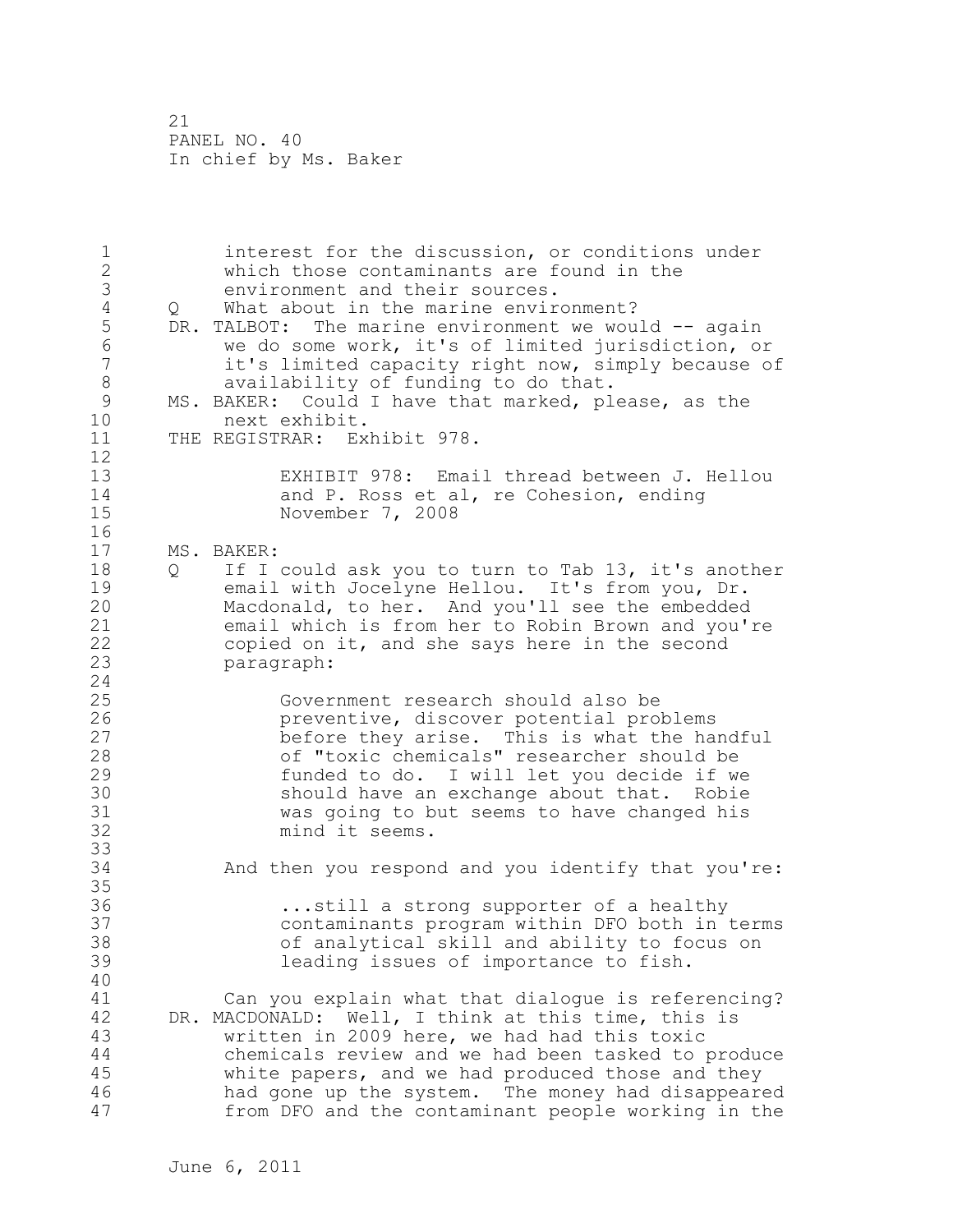interest for the discussion, or conditions under which those contaminants are found in the environment and their sources.

Q What about in the marine environment?

DR. TALBOT: The marine environment we would -- again we do some work, it's of limited jurisdiction, or it's limited capacity right now, simply because of availability of funding to do that.

MS. BAKER: Could I have that marked, please, as the next exhibit.

THE REGISTRAR: Exhibit 978.

> EXHIBIT 978: Email thread between J. Hellou and P. Ross et al, re Cohesion, ending November 7, 2008

MS. BAKER:

Q If I could ask you to turn to Tab 13, it's another email with Jocelyne Hellou. It's from you, Dr. Macdonald, to her. And you'll see the embedded email which is from her to Robin Brown and you're copied on it, and she says here in the second paragraph:

> Government research should also be preventive, discover potential problems before they arise. This is what the handful of "toxic chemicals" researcher should be funded to do. I will let you decide if we should have an exchange about that. Robie was going to but seems to have changed his mind it seems.

And then you respond and you identify that you're:

> ...still a strong supporter of a healthy contaminants program within DFO both in terms of analytical skill and ability to focus on leading issues of importance to fish.

Can you explain what that dialogue is referencing?

DR. MACDONALD: Well, I think at this time, this is written in 2009 here, we had had this toxic chemicals review and we had been tasked to produce white papers, and we had produced those and they had gone up the system. The money had disappeared from DFO and the contaminant people working in the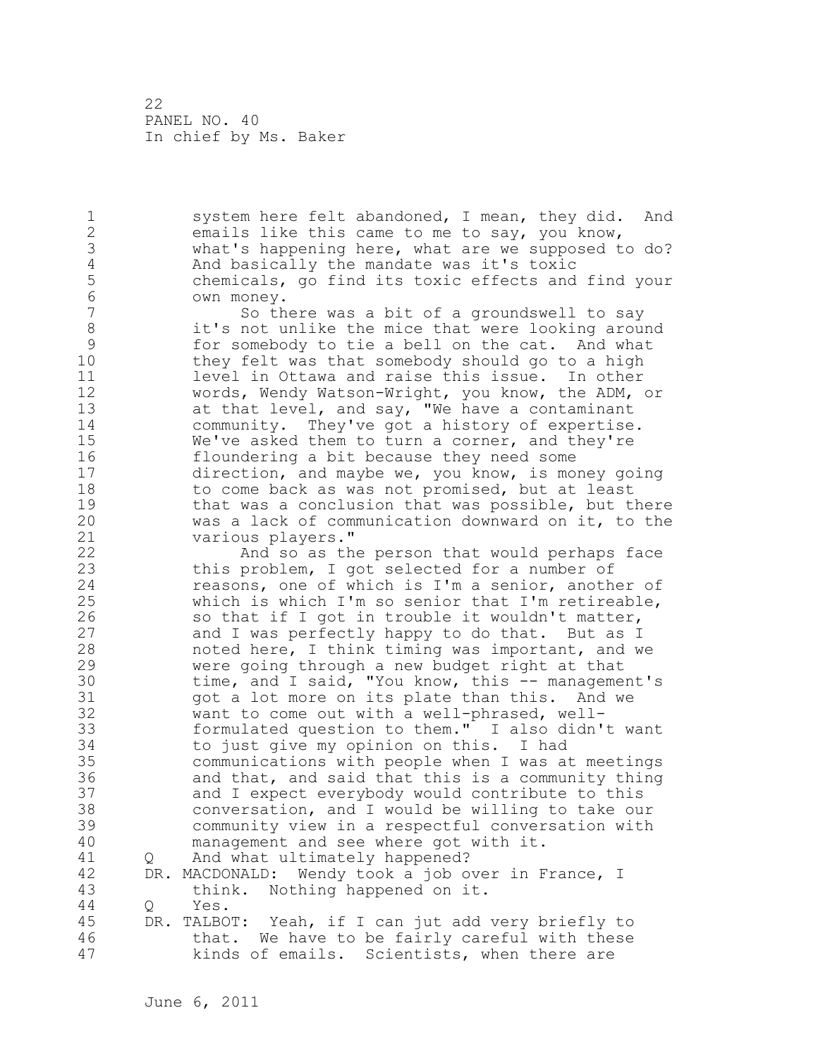system here felt abandoned, I mean, they did. And emails like this came to me to say, you know, what's happening here, what are we supposed to do? And basically the mandate was it's toxic chemicals, go find its toxic effects and find your own money.

So there was a bit of a groundswell to say it's not unlike the mice that were looking around for somebody to tie a bell on the cat. And what they felt was that somebody should go to a high level in Ottawa and raise this issue. In other words, Wendy Watson-Wright, you know, the ADM, or at that level, and say, "We have a contaminant community. They've got a history of expertise. We've asked them to turn a corner, and they're floundering a bit because they need some direction, and maybe we, you know, is money going to come back as was not promised, but at least that was a conclusion that was possible, but there was a lack of communication downward on it, to the various players."

And so as the person that would perhaps face this problem, I got selected for a number of reasons, one of which is I'm a senior, another of which is which I'm so senior that I'm retireable, so that if I got in trouble it wouldn't matter, and I was perfectly happy to do that. But as I noted here, I think timing was important, and we were going through a new budget right at that time, and I said, "You know, this -- management's got a lot more on its plate than this. And we want to come out with a well-phrased, well-formulated question to them." I also didn't want to just give my opinion on this. I had communications with people when I was at meetings and that, and said that this is a community thing and I expect everybody would contribute to this conversation, and I would be willing to take our community view in a respectful conversation with management and see where got with it.

Q And what ultimately happened?

DR. MACDONALD: Wendy took a job over in France, I think. Nothing happened on it.

Q Yes.

DR. TALBOT: Yeah, if I can jut add very briefly to that. We have to be fairly careful with these kinds of emails. Scientists, when there are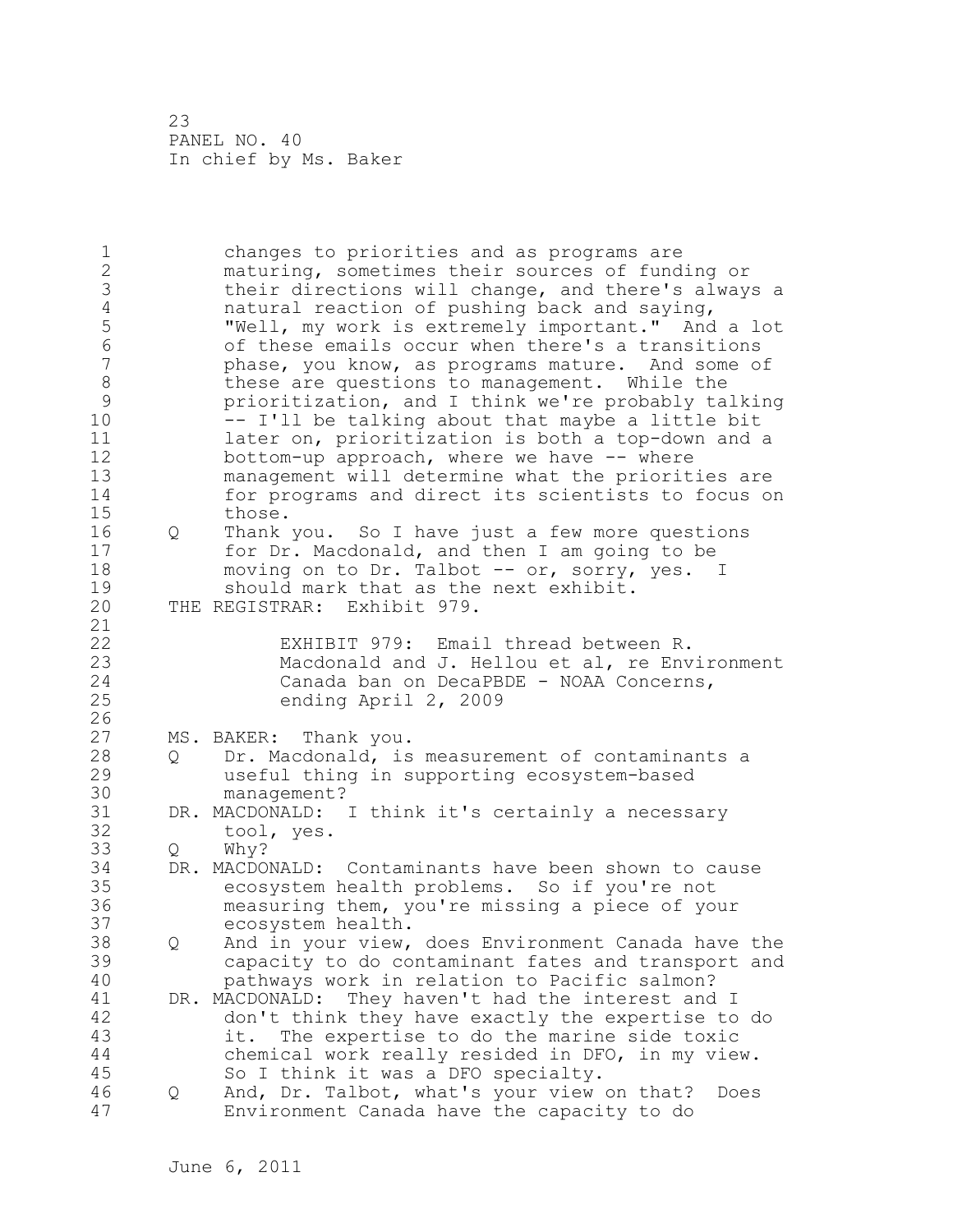changes to priorities and as programs are maturing, sometimes their sources of funding or their directions will change, and there's always a natural reaction of pushing back and saying, "Well, my work is extremely important." And a lot of these emails occur when there's a transitions phase, you know, as programs mature. And some of these are questions to management. While the prioritization, and I think we're probably talking -- I'll be talking about that maybe a little bit later on, prioritization is both a top-down and a bottom-up approach, where we have -- where management will determine what the priorities are for programs and direct its scientists to focus on those.

Q Thank you. So I have just a few more questions for Dr. Macdonald, and then I am going to be moving on to Dr. Talbot -- or, sorry, yes. I should mark that as the next exhibit.

THE REGISTRAR: Exhibit 979.

EXHIBIT 979: Email thread between R. Macdonald and J. Hellou et al, re Environment Canada ban on DecaPBDE - NOAA Concerns, ending April 2, 2009

MS. BAKER: Thank you.

Q Dr. Macdonald, is measurement of contaminants a useful thing in supporting ecosystem-based management?

DR. MACDONALD: I think it's certainly a necessary tool, yes.

Q Why?

DR. MACDONALD: Contaminants have been shown to cause ecosystem health problems. So if you're not measuring them, you're missing a piece of your ecosystem health.

Q And in your view, does Environment Canada have the capacity to do contaminant fates and transport and pathways work in relation to Pacific salmon?

DR. MACDONALD: They haven't had the interest and I don't think they have exactly the expertise to do it. The expertise to do the marine side toxic chemical work really resided in DFO, in my view. So I think it was a DFO specialty.

Q And, Dr. Talbot, what's your view on that? Does Environment Canada have the capacity to do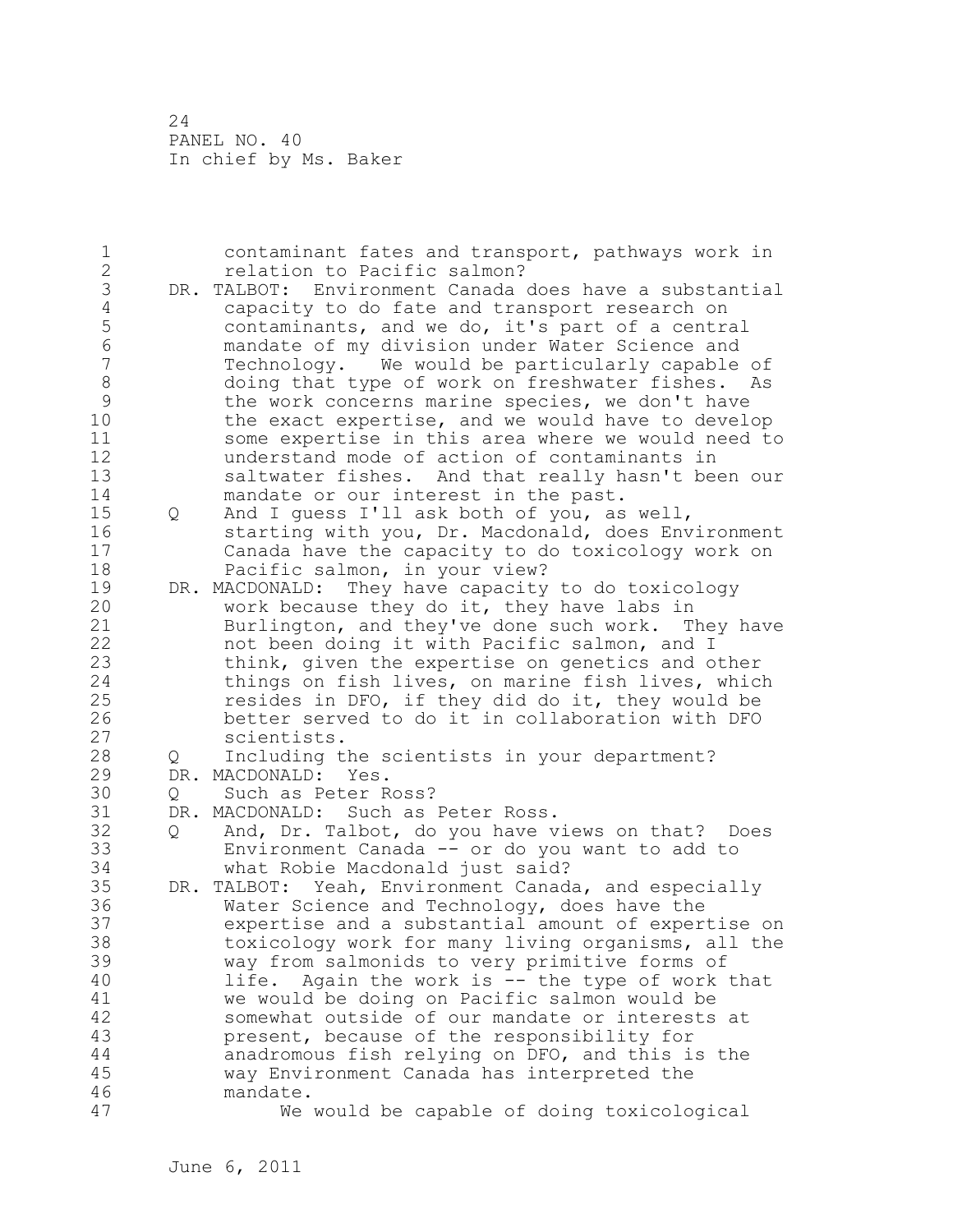contaminant fates and transport, pathways work in relation to Pacific salmon?

DR. TALBOT: Environment Canada does have a substantial capacity to do fate and transport research on contaminants, and we do, it's part of a central mandate of my division under Water Science and Technology. We would be particularly capable of doing that type of work on freshwater fishes. As the work concerns marine species, we don't have the exact expertise, and we would have to develop some expertise in this area where we would need to understand mode of action of contaminants in saltwater fishes. And that really hasn't been our mandate or our interest in the past.

Q And I guess I'll ask both of you, as well, starting with you, Dr. Macdonald, does Environment Canada have the capacity to do toxicology work on Pacific salmon, in your view?

DR. MACDONALD: They have capacity to do toxicology work because they do it, they have labs in Burlington, and they've done such work. They have not been doing it with Pacific salmon, and I think, given the expertise on genetics and other things on fish lives, on marine fish lives, which resides in DFO, if they did do it, they would be better served to do it in collaboration with DFO scientists.

Q Including the scientists in your department?

DR. MACDONALD: Yes.

Q Such as Peter Ross?

DR. MACDONALD: Such as Peter Ross.

Q And, Dr. Talbot, do you have views on that? Does Environment Canada -- or do you want to add to what Robie Macdonald just said?

DR. TALBOT: Yeah, Environment Canada, and especially Water Science and Technology, does have the expertise and a substantial amount of expertise on toxicology work for many living organisms, all the way from salmonids to very primitive forms of life. Again the work is -- the type of work that we would be doing on Pacific salmon would be somewhat outside of our mandate or interests at present, because of the responsibility for anadromous fish relying on DFO, and this is the way Environment Canada has interpreted the mandate.

We would be capable of doing toxicological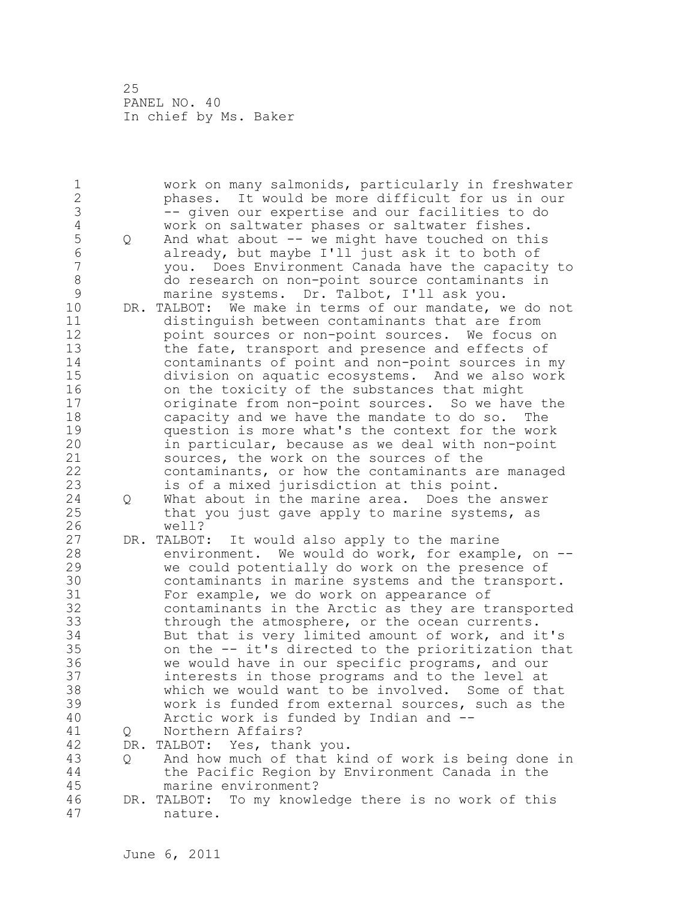work on many salmonids, particularly in freshwater phases. It would be more difficult for us in our -- given our expertise and our facilities to do work on saltwater phases or saltwater fishes.

Q And what about -- we might have touched on this already, but maybe I'll just ask it to both of you. Does Environment Canada have the capacity to do research on non-point source contaminants in marine systems. Dr. Talbot, I'll ask you.

DR. TALBOT: We make in terms of our mandate, we do not distinguish between contaminants that are from point sources or non-point sources. We focus on the fate, transport and presence and effects of contaminants of point and non-point sources in my division on aquatic ecosystems. And we also work on the toxicity of the substances that might originate from non-point sources. So we have the capacity and we have the mandate to do so. The question is more what's the context for the work in particular, because as we deal with non-point sources, the work on the sources of the contaminants, or how the contaminants are managed is of a mixed jurisdiction at this point.

Q What about in the marine area. Does the answer that you just gave apply to marine systems, as well?

DR. TALBOT: It would also apply to the marine environment. We would do work, for example, on -- we could potentially do work on the presence of contaminants in marine systems and the transport. For example, we do work on appearance of contaminants in the Arctic as they are transported through the atmosphere, or the ocean currents. But that is very limited amount of work, and it's on the -- it's directed to the prioritization that we would have in our specific programs, and our interests in those programs and to the level at which we would want to be involved. Some of that work is funded from external sources, such as the Arctic work is funded by Indian and --

Q Northern Affairs?

DR. TALBOT: Yes, thank you.

Q And how much of that kind of work is being done in the Pacific Region by Environment Canada in the marine environment?

DR. TALBOT: To my knowledge there is no work of this nature.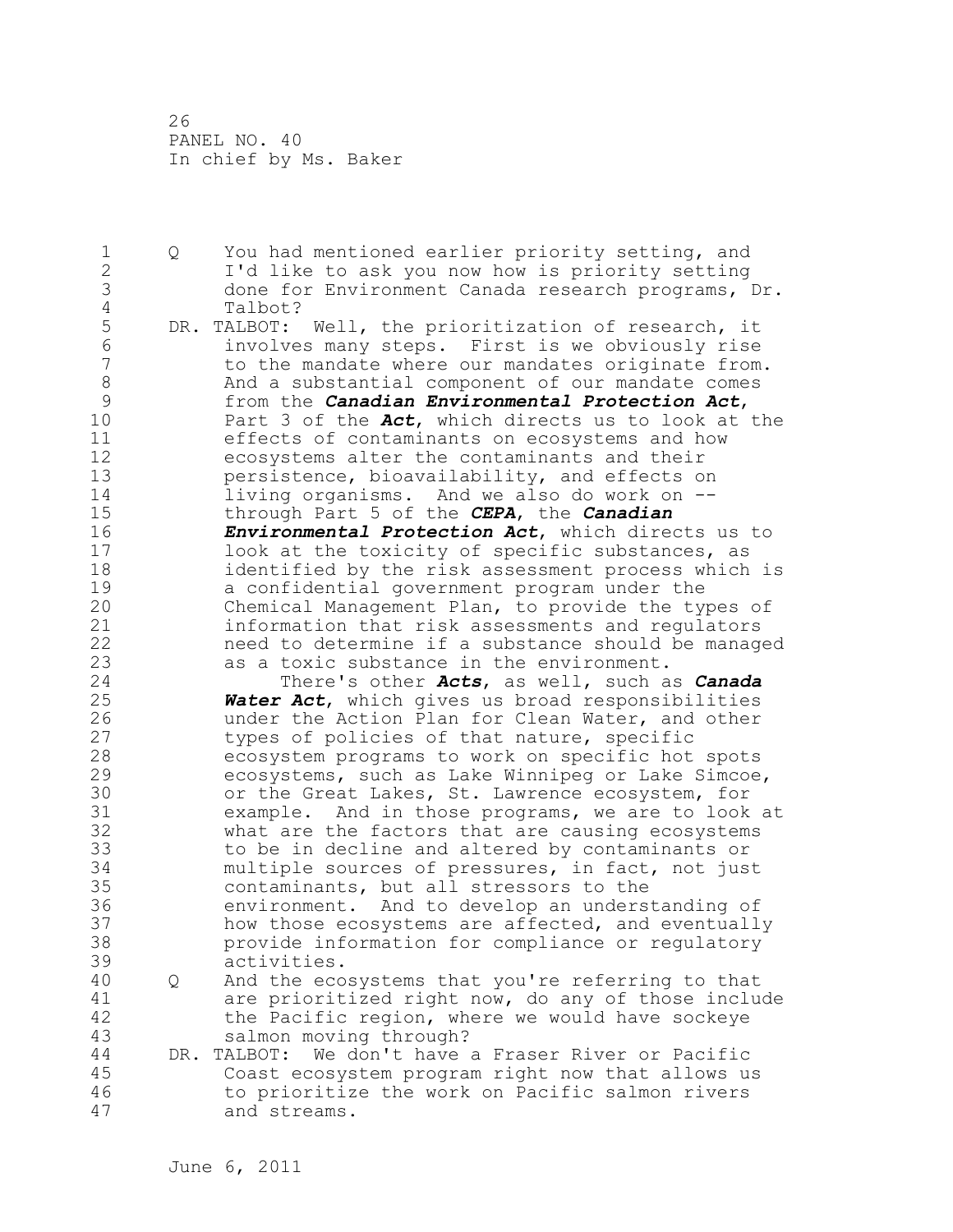Q You had mentioned earlier priority setting, and I'd like to ask you now how is priority setting done for Environment Canada research programs, Dr. Talbot?

DR. TALBOT: Well, the prioritization of research, it involves many steps. First is we obviously rise to the mandate where our mandates originate from. And a substantial component of our mandate comes from the ***Canadian Environmental Protection Act***, Part 3 of the ***Act***, which directs us to look at the effects of contaminants on ecosystems and how ecosystems alter the contaminants and their persistence, bioavailability, and effects on living organisms. And we also do work on -- through Part 5 of the ***CEPA***, the ***Canadian Environmental Protection Act***, which directs us to look at the toxicity of specific substances, as identified by the risk assessment process which is a confidential government program under the Chemical Management Plan, to provide the types of information that risk assessments and regulators need to determine if a substance should be managed as a toxic substance in the environment.

There's other ***Acts***, as well, such as ***Canada Water Act***, which gives us broad responsibilities under the Action Plan for Clean Water, and other types of policies of that nature, specific ecosystem programs to work on specific hot spots ecosystems, such as Lake Winnipeg or Lake Simcoe, or the Great Lakes, St. Lawrence ecosystem, for example. And in those programs, we are to look at what are the factors that are causing ecosystems to be in decline and altered by contaminants or multiple sources of pressures, in fact, not just contaminants, but all stressors to the environment. And to develop an understanding of how those ecosystems are affected, and eventually provide information for compliance or regulatory activities.

Q And the ecosystems that you're referring to that are prioritized right now, do any of those include the Pacific region, where we would have sockeye salmon moving through?

DR. TALBOT: We don't have a Fraser River or Pacific Coast ecosystem program right now that allows us to prioritize the work on Pacific salmon rivers and streams.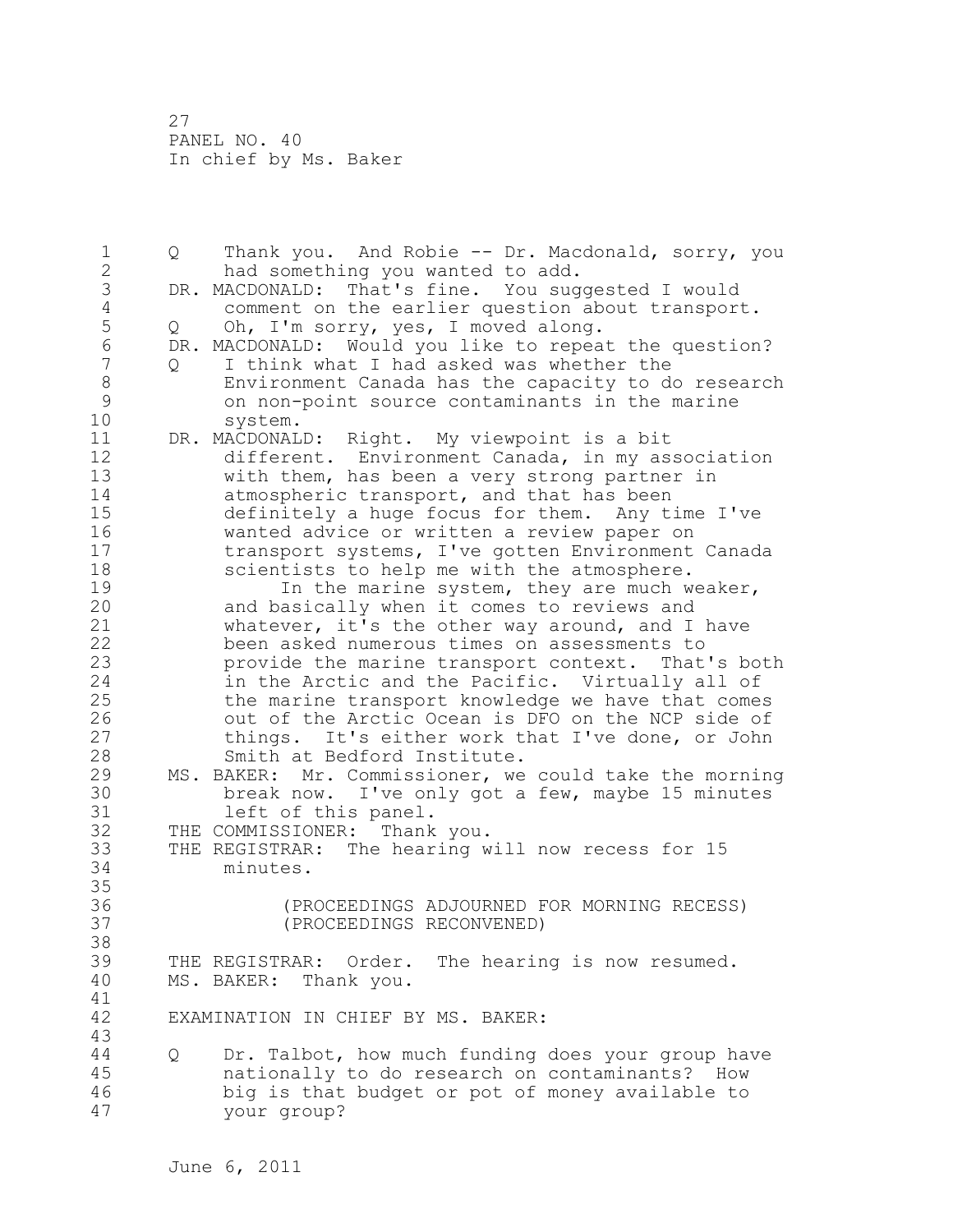Q Thank you. And Robie -- Dr. Macdonald, sorry, you had something you wanted to add.

DR. MACDONALD: That's fine. You suggested I would comment on the earlier question about transport.

Q Oh, I'm sorry, yes, I moved along.

DR. MACDONALD: Would you like to repeat the question?

Q I think what I had asked was whether the Environment Canada has the capacity to do research on non-point source contaminants in the marine system.

DR. MACDONALD: Right. My viewpoint is a bit different. Environment Canada, in my association with them, has been a very strong partner in atmospheric transport, and that has been definitely a huge focus for them. Any time I've wanted advice or written a review paper on transport systems, I've gotten Environment Canada scientists to help me with the atmosphere.

In the marine system, they are much weaker, and basically when it comes to reviews and whatever, it's the other way around, and I have been asked numerous times on assessments to provide the marine transport context. That's both in the Arctic and the Pacific. Virtually all of the marine transport knowledge we have that comes out of the Arctic Ocean is DFO on the NCP side of things. It's either work that I've done, or John Smith at Bedford Institute.

MS. BAKER: Mr. Commissioner, we could take the morning break now. I've only got a few, maybe 15 minutes left of this panel.

THE COMMISSIONER: Thank you.

THE REGISTRAR: The hearing will now recess for 15 minutes.

(PROCEEDINGS ADJOURNED FOR MORNING RECESS)
(PROCEEDINGS RECONVENED)

THE REGISTRAR: Order. The hearing is now resumed.

MS. BAKER: Thank you.

EXAMINATION IN CHIEF BY MS. BAKER:

Q Dr. Talbot, how much funding does your group have nationally to do research on contaminants? How big is that budget or pot of money available to your group?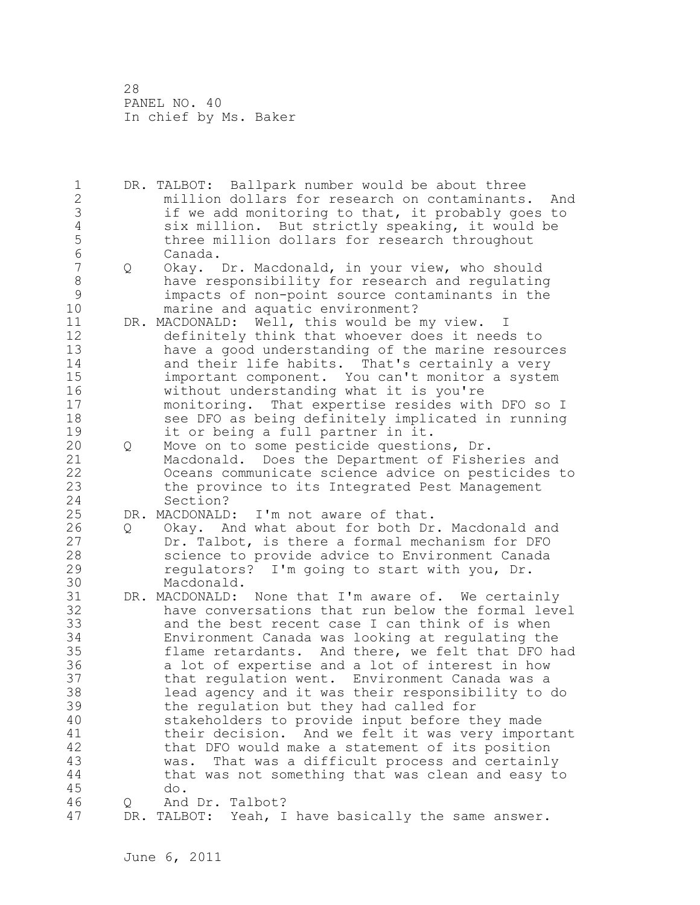DR. TALBOT: Ballpark number would be about three million dollars for research on contaminants. And if we add monitoring to that, it probably goes to six million. But strictly speaking, it would be three million dollars for research throughout Canada.

Q Okay. Dr. Macdonald, in your view, who should have responsibility for research and regulating impacts of non-point source contaminants in the marine and aquatic environment?

DR. MACDONALD: Well, this would be my view. I definitely think that whoever does it needs to have a good understanding of the marine resources and their life habits. That's certainly a very important component. You can't monitor a system without understanding what it is you're monitoring. That expertise resides with DFO so I see DFO as being definitely implicated in running it or being a full partner in it.

Q Move on to some pesticide questions, Dr. Macdonald. Does the Department of Fisheries and Oceans communicate science advice on pesticides to the province to its Integrated Pest Management Section?

DR. MACDONALD: I'm not aware of that.

Q Okay. And what about for both Dr. Macdonald and Dr. Talbot, is there a formal mechanism for DFO science to provide advice to Environment Canada regulators? I'm going to start with you, Dr. Macdonald.

DR. MACDONALD: None that I'm aware of. We certainly have conversations that run below the formal level and the best recent case I can think of is when Environment Canada was looking at regulating the flame retardants. And there, we felt that DFO had a lot of expertise and a lot of interest in how that regulation went. Environment Canada was a lead agency and it was their responsibility to do the regulation but they had called for stakeholders to provide input before they made their decision. And we felt it was very important that DFO would make a statement of its position was. That was a difficult process and certainly that was not something that was clean and easy to do.

Q And Dr. Talbot?

DR. TALBOT: Yeah, I have basically the same answer.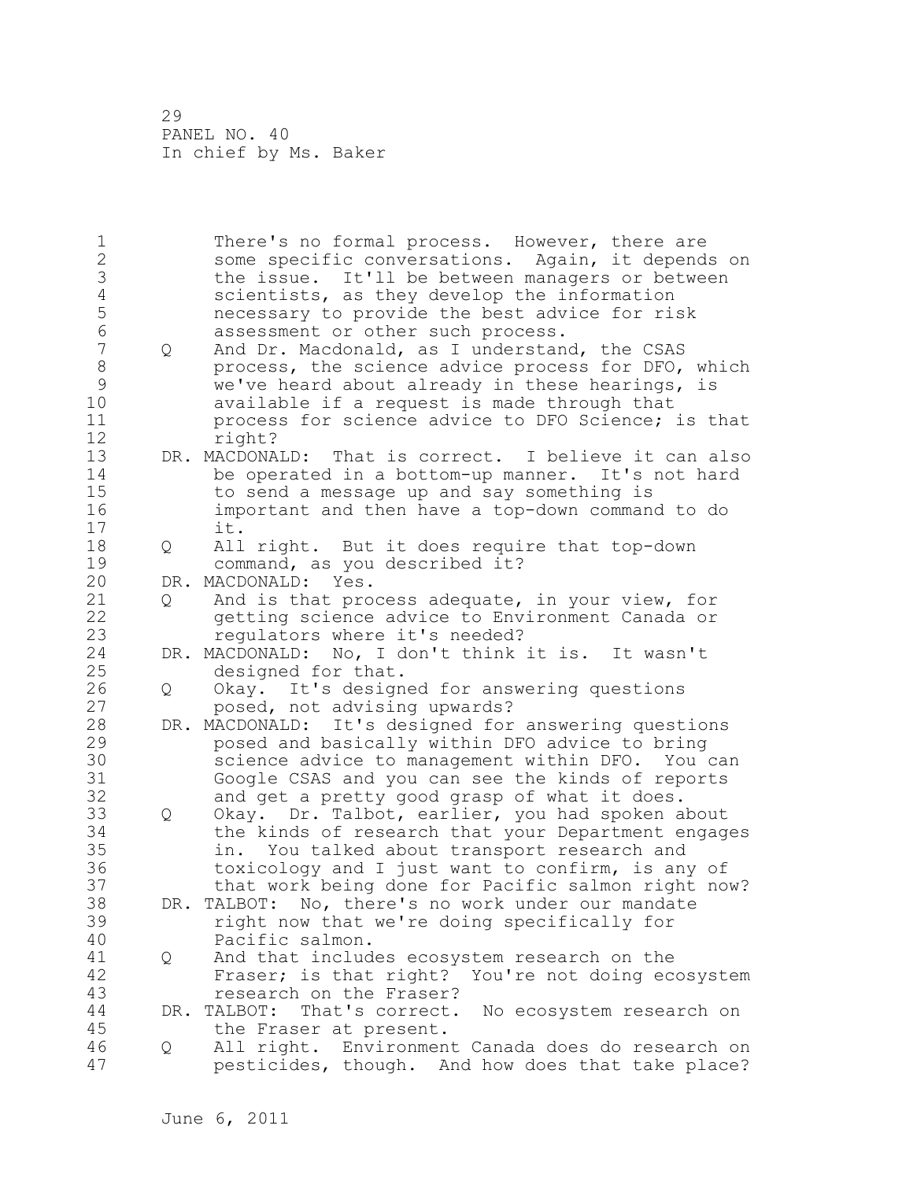There's no formal process. However, there are some specific conversations. Again, it depends on the issue. It'll be between managers or between scientists, as they develop the information necessary to provide the best advice for risk assessment or other such process.

Q And Dr. Macdonald, as I understand, the CSAS process, the science advice process for DFO, which we've heard about already in these hearings, is available if a request is made through that process for science advice to DFO Science; is that right?

DR. MACDONALD: That is correct. I believe it can also be operated in a bottom-up manner. It's not hard to send a message up and say something is important and then have a top-down command to do it.

Q All right. But it does require that top-down command, as you described it?

DR. MACDONALD: Yes.

Q And is that process adequate, in your view, for getting science advice to Environment Canada or regulators where it's needed?

DR. MACDONALD: No, I don't think it is. It wasn't designed for that.

Q Okay. It's designed for answering questions posed, not advising upwards?

DR. MACDONALD: It's designed for answering questions posed and basically within DFO advice to bring science advice to management within DFO. You can Google CSAS and you can see the kinds of reports and get a pretty good grasp of what it does.

Q Okay. Dr. Talbot, earlier, you had spoken about the kinds of research that your Department engages in. You talked about transport research and toxicology and I just want to confirm, is any of that work being done for Pacific salmon right now?

DR. TALBOT: No, there's no work under our mandate right now that we're doing specifically for Pacific salmon.

Q And that includes ecosystem research on the Fraser; is that right? You're not doing ecosystem research on the Fraser?

DR. TALBOT: That's correct. No ecosystem research on the Fraser at present.

Q All right. Environment Canada does do research on pesticides, though. And how does that take place?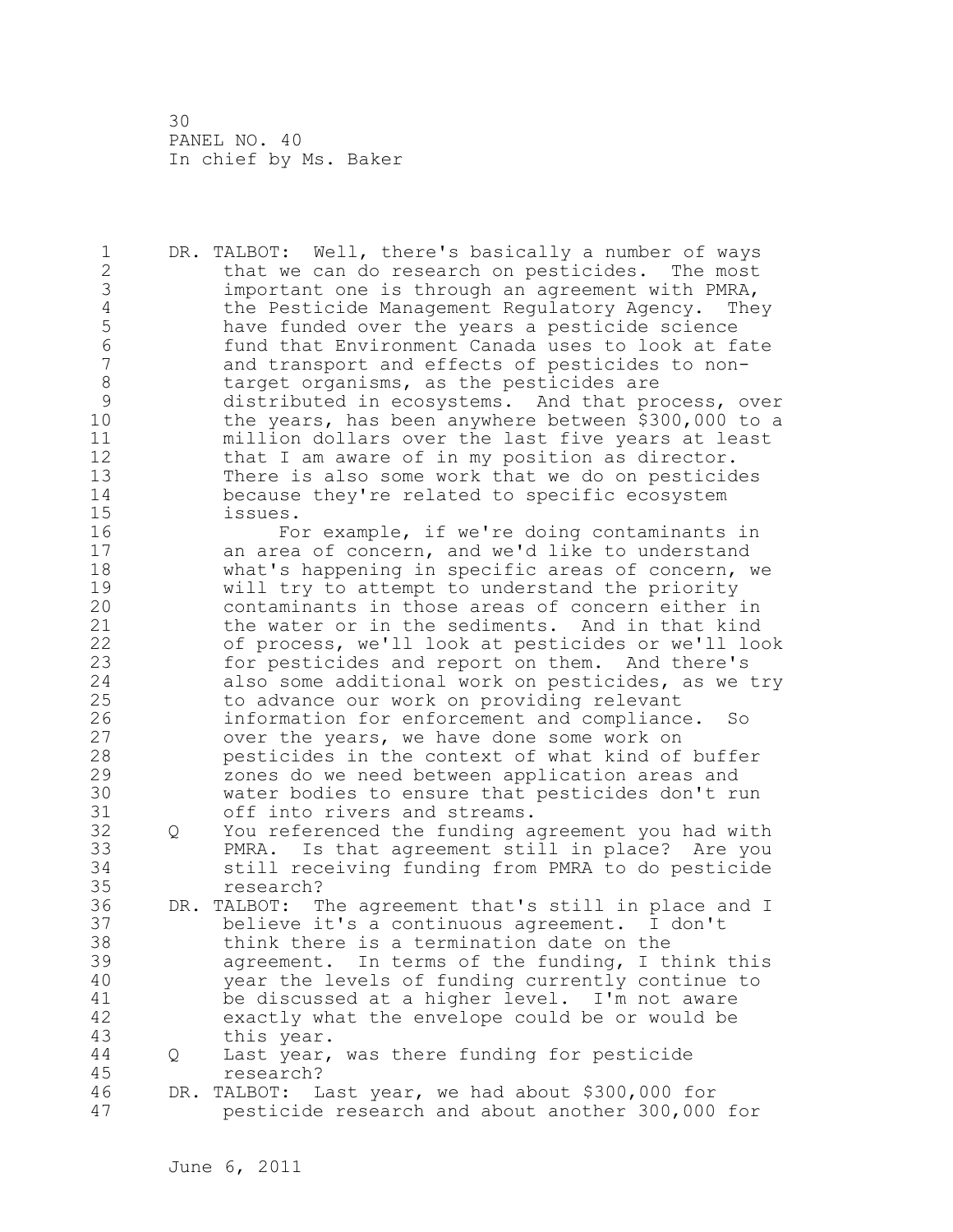DR. TALBOT: Well, there's basically a number of ways that we can do research on pesticides. The most important one is through an agreement with PMRA, the Pesticide Management Regulatory Agency. They have funded over the years a pesticide science fund that Environment Canada uses to look at fate and transport and effects of pesticides to non-target organisms, as the pesticides are distributed in ecosystems. And that process, over the years, has been anywhere between $300,000 to a million dollars over the last five years at least that I am aware of in my position as director. There is also some work that we do on pesticides because they're related to specific ecosystem issues.

For example, if we're doing contaminants in an area of concern, and we'd like to understand what's happening in specific areas of concern, we will try to attempt to understand the priority contaminants in those areas of concern either in the water or in the sediments. And in that kind of process, we'll look at pesticides or we'll look for pesticides and report on them. And there's also some additional work on pesticides, as we try to advance our work on providing relevant information for enforcement and compliance. So over the years, we have done some work on pesticides in the context of what kind of buffer zones do we need between application areas and water bodies to ensure that pesticides don't run off into rivers and streams.

Q You referenced the funding agreement you had with PMRA. Is that agreement still in place? Are you still receiving funding from PMRA to do pesticide research?

DR. TALBOT: The agreement that's still in place and I believe it's a continuous agreement. I don't think there is a termination date on the agreement. In terms of the funding, I think this year the levels of funding currently continue to be discussed at a higher level. I'm not aware exactly what the envelope could be or would be this year.

Q Last year, was there funding for pesticide research?

DR. TALBOT: Last year, we had about $300,000 for pesticide research and about another 300,000 for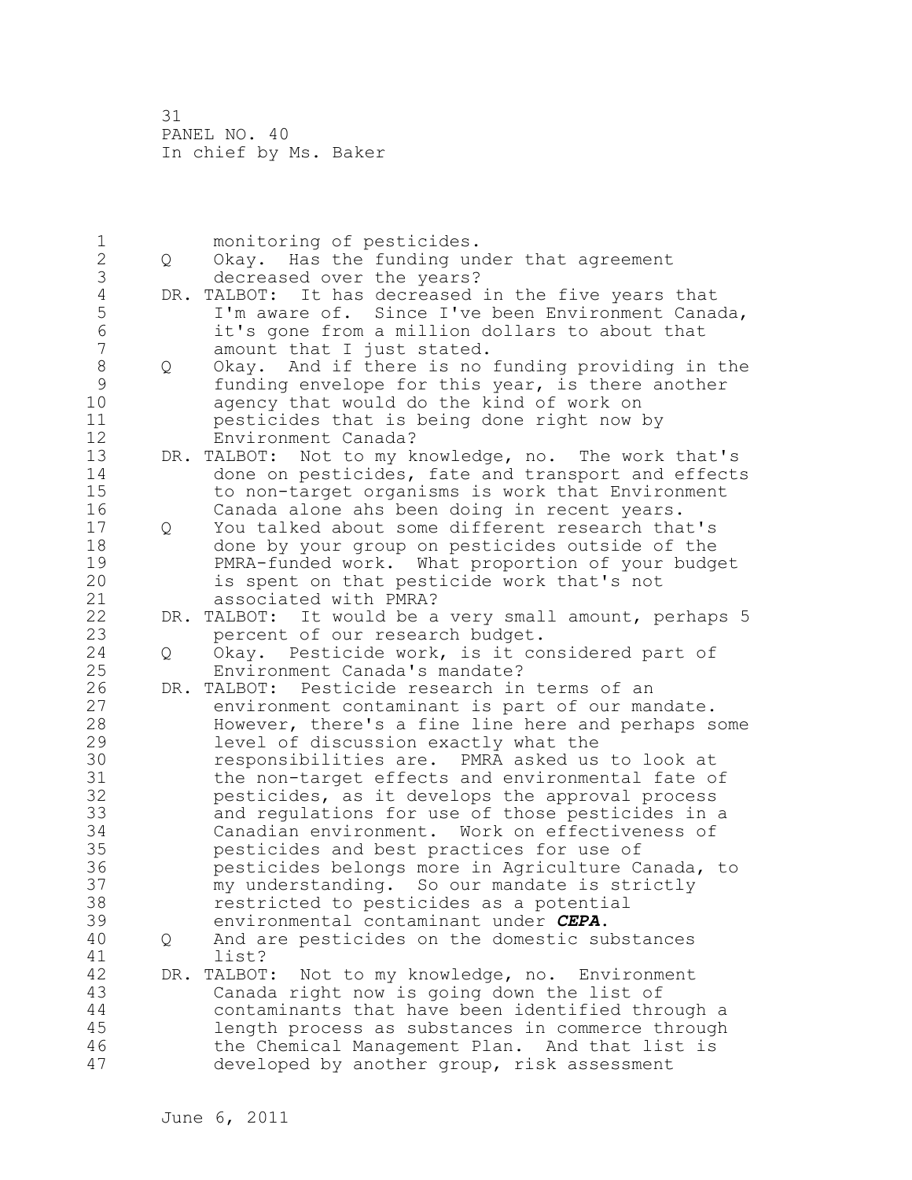monitoring of pesticides.

Q Okay. Has the funding under that agreement decreased over the years?

DR. TALBOT: It has decreased in the five years that I'm aware of. Since I've been Environment Canada, it's gone from a million dollars to about that amount that I just stated.

Q Okay. And if there is no funding providing in the funding envelope for this year, is there another agency that would do the kind of work on pesticides that is being done right now by Environment Canada?

DR. TALBOT: Not to my knowledge, no. The work that's done on pesticides, fate and transport and effects to non-target organisms is work that Environment Canada alone ahs been doing in recent years.

Q You talked about some different research that's done by your group on pesticides outside of the PMRA-funded work. What proportion of your budget is spent on that pesticide work that's not associated with PMRA?

DR. TALBOT: It would be a very small amount, perhaps 5 percent of our research budget.

Q Okay. Pesticide work, is it considered part of Environment Canada's mandate?

DR. TALBOT: Pesticide research in terms of an environment contaminant is part of our mandate. However, there's a fine line here and perhaps some level of discussion exactly what the responsibilities are. PMRA asked us to look at the non-target effects and environmental fate of pesticides, as it develops the approval process and regulations for use of those pesticides in a Canadian environment. Work on effectiveness of pesticides and best practices for use of pesticides belongs more in Agriculture Canada, to my understanding. So our mandate is strictly restricted to pesticides as a potential environmental contaminant under ***CEPA***.

Q And are pesticides on the domestic substances list?

DR. TALBOT: Not to my knowledge, no. Environment Canada right now is going down the list of contaminants that have been identified through a length process as substances in commerce through the Chemical Management Plan. And that list is developed by another group, risk assessment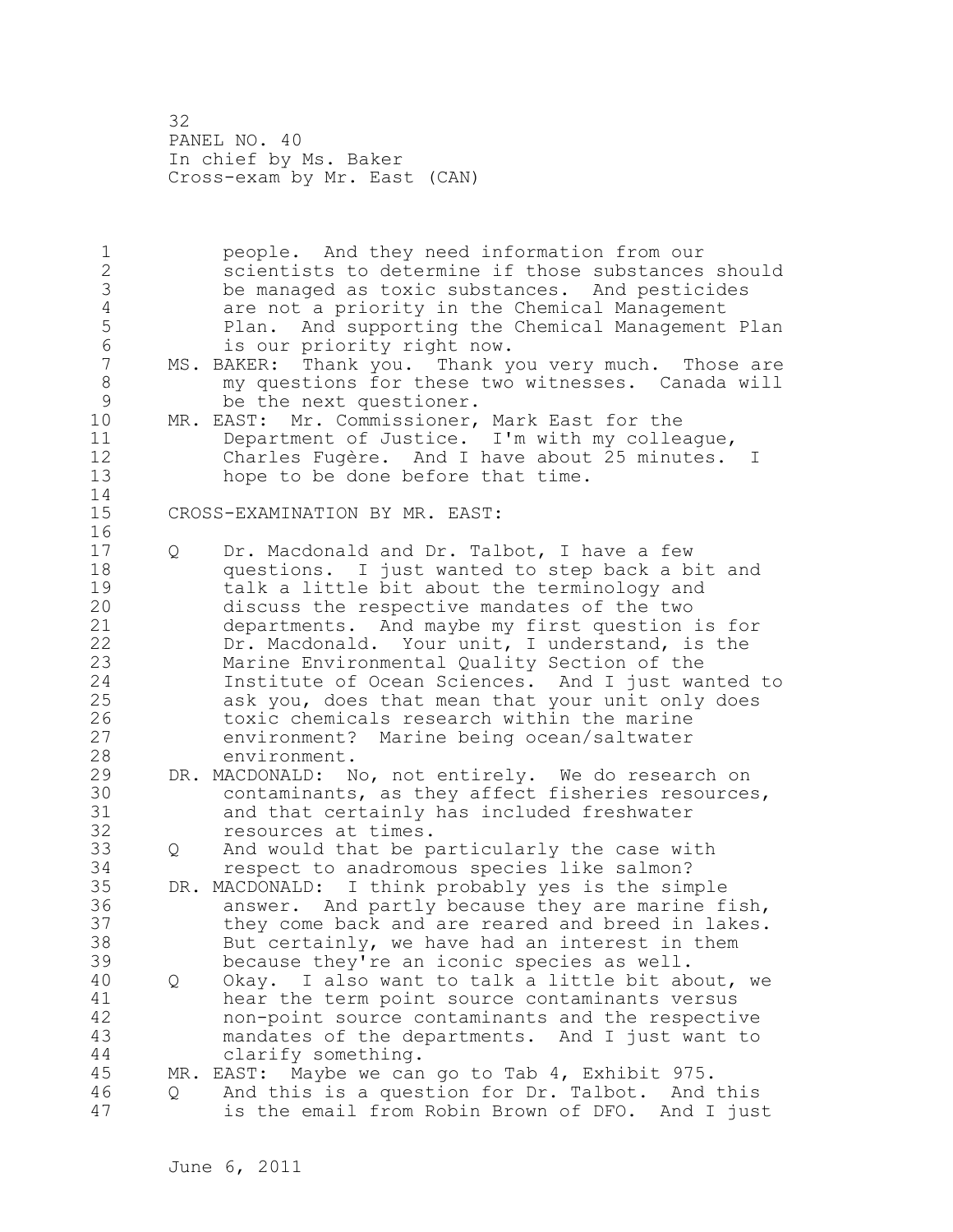people. And they need information from our scientists to determine if those substances should be managed as toxic substances. And pesticides are not a priority in the Chemical Management Plan. And supporting the Chemical Management Plan is our priority right now.

MS. BAKER: Thank you. Thank you very much. Those are my questions for these two witnesses. Canada will be the next questioner.

MR. EAST: Mr. Commissioner, Mark East for the Department of Justice. I'm with my colleague, Charles Fugère. And I have about 25 minutes. I hope to be done before that time.

CROSS-EXAMINATION BY MR. EAST:

Q Dr. Macdonald and Dr. Talbot, I have a few questions. I just wanted to step back a bit and talk a little bit about the terminology and discuss the respective mandates of the two departments. And maybe my first question is for Dr. Macdonald. Your unit, I understand, is the Marine Environmental Quality Section of the Institute of Ocean Sciences. And I just wanted to ask you, does that mean that your unit only does toxic chemicals research within the marine environment? Marine being ocean/saltwater environment.

DR. MACDONALD: No, not entirely. We do research on contaminants, as they affect fisheries resources, and that certainly has included freshwater resources at times.

Q And would that be particularly the case with respect to anadromous species like salmon?

DR. MACDONALD: I think probably yes is the simple answer. And partly because they are marine fish, they come back and are reared and breed in lakes. But certainly, we have had an interest in them because they're an iconic species as well.

Q Okay. I also want to talk a little bit about, we hear the term point source contaminants versus non-point source contaminants and the respective mandates of the departments. And I just want to clarify something.

MR. EAST: Maybe we can go to Tab 4, Exhibit 975.

Q And this is a question for Dr. Talbot. And this is the email from Robin Brown of DFO. And I just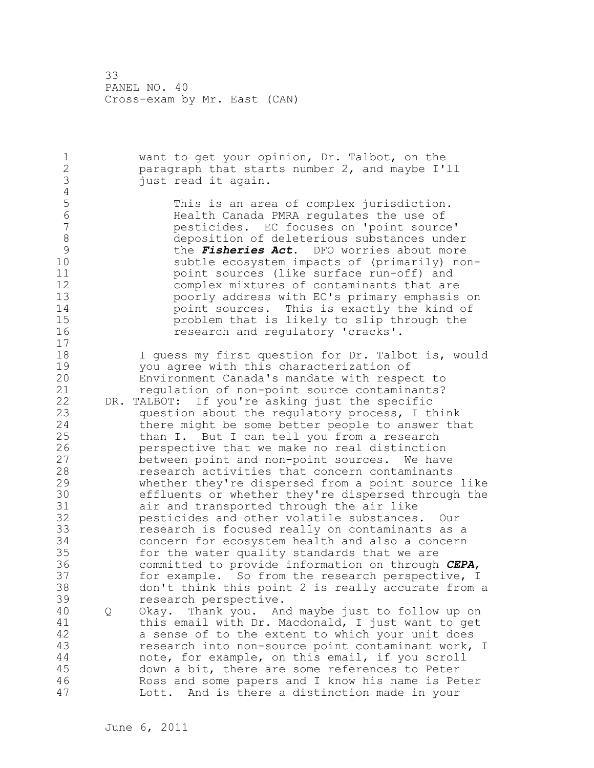want to get your opinion, Dr. Talbot, on the paragraph that starts number 2, and maybe I'll just read it again.

> This is an area of complex jurisdiction. Health Canada PMRA regulates the use of pesticides. EC focuses on 'point source' deposition of deleterious substances under the ***Fisheries Act***. DFO worries about more subtle ecosystem impacts of (primarily) non-point sources (like surface run-off) and complex mixtures of contaminants that are poorly address with EC's primary emphasis on point sources. This is exactly the kind of problem that is likely to slip through the research and regulatory 'cracks'.

I guess my first question for Dr. Talbot is, would you agree with this characterization of Environment Canada's mandate with respect to regulation of non-point source contaminants?

DR. TALBOT: If you're asking just the specific question about the regulatory process, I think there might be some better people to answer that than I. But I can tell you from a research perspective that we make no real distinction between point and non-point sources. We have research activities that concern contaminants whether they're dispersed from a point source like effluents or whether they're dispersed through the air and transported through the air like pesticides and other volatile substances. Our research is focused really on contaminants as a concern for ecosystem health and also a concern for the water quality standards that we are committed to provide information on through ***CEPA***, for example. So from the research perspective, I don't think this point 2 is really accurate from a research perspective.

Q Okay. Thank you. And maybe just to follow up on this email with Dr. Macdonald, I just want to get a sense of to the extent to which your unit does research into non-source point contaminant work, I note, for example, on this email, if you scroll down a bit, there are some references to Peter Ross and some papers and I know his name is Peter Lott. And is there a distinction made in your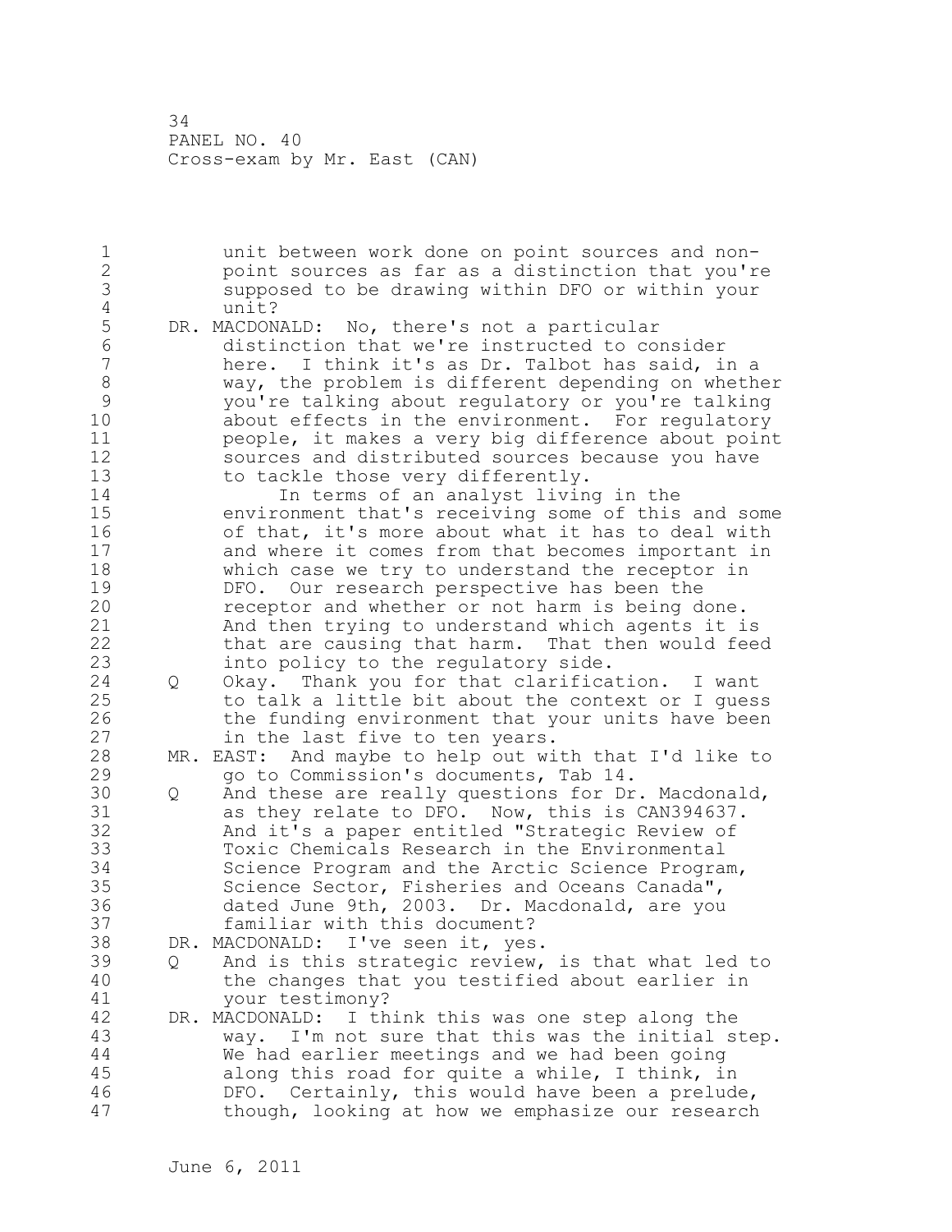unit between work done on point sources and non-point sources as far as a distinction that you're supposed to be drawing within DFO or within your unit?

DR. MACDONALD: No, there's not a particular distinction that we're instructed to consider here. I think it's as Dr. Talbot has said, in a way, the problem is different depending on whether you're talking about regulatory or you're talking about effects in the environment. For regulatory people, it makes a very big difference about point sources and distributed sources because you have to tackle those very differently.

In terms of an analyst living in the environment that's receiving some of this and some of that, it's more about what it has to deal with and where it comes from that becomes important in which case we try to understand the receptor in DFO. Our research perspective has been the receptor and whether or not harm is being done. And then trying to understand which agents it is that are causing that harm. That then would feed into policy to the regulatory side.

Q Okay. Thank you for that clarification. I want to talk a little bit about the context or I guess the funding environment that your units have been in the last five to ten years.

MR. EAST: And maybe to help out with that I'd like to go to Commission's documents, Tab 14.

Q And these are really questions for Dr. Macdonald, as they relate to DFO. Now, this is CAN394637. And it's a paper entitled "Strategic Review of Toxic Chemicals Research in the Environmental Science Program and the Arctic Science Program, Science Sector, Fisheries and Oceans Canada", dated June 9th, 2003. Dr. Macdonald, are you familiar with this document?

DR. MACDONALD: I've seen it, yes.

Q And is this strategic review, is that what led to the changes that you testified about earlier in your testimony?

DR. MACDONALD: I think this was one step along the way. I'm not sure that this was the initial step. We had earlier meetings and we had been going along this road for quite a while, I think, in DFO. Certainly, this would have been a prelude, though, looking at how we emphasize our research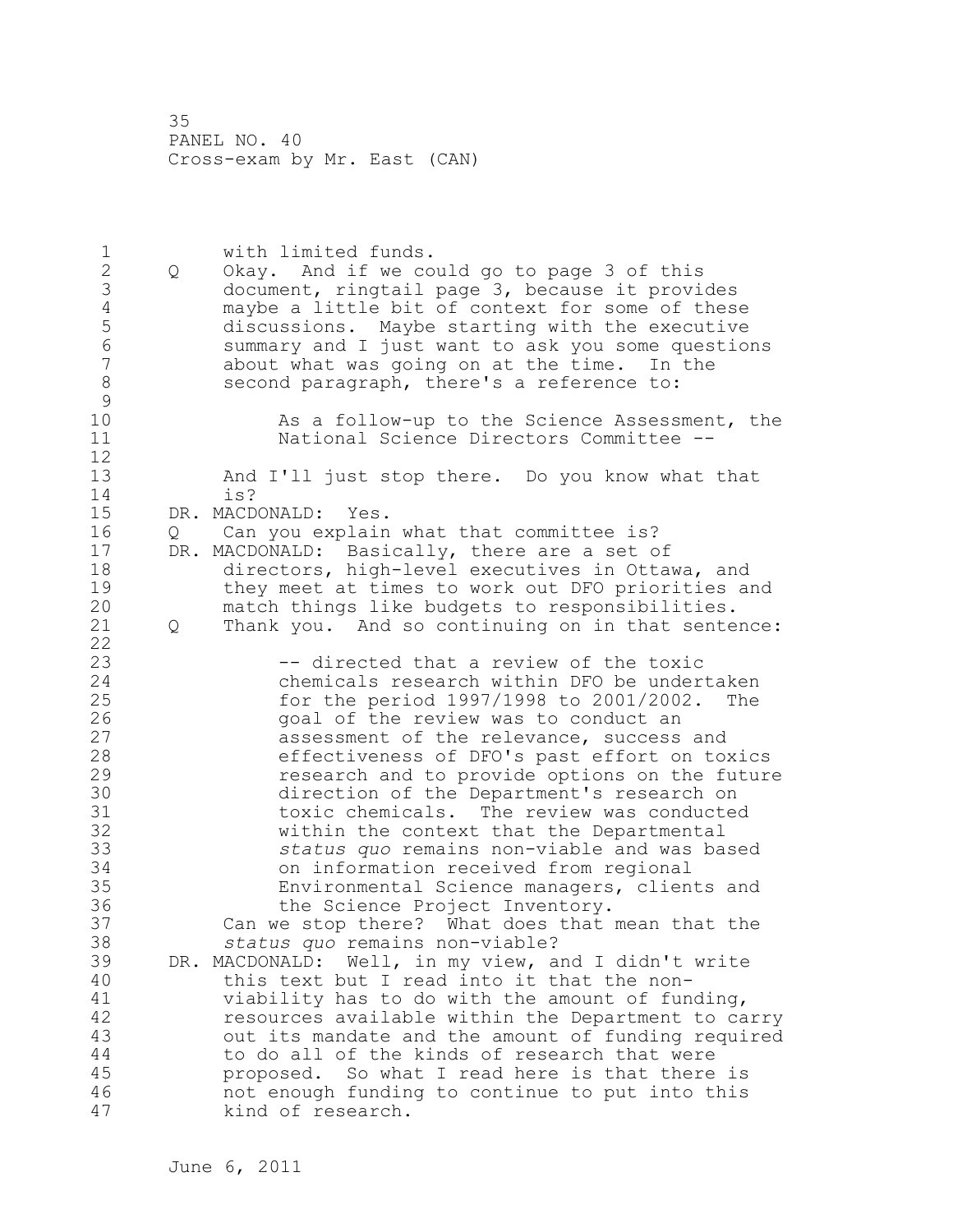with limited funds.

Q Okay. And if we could go to page 3 of this document, ringtail page 3, because it provides maybe a little bit of context for some of these discussions. Maybe starting with the executive summary and I just want to ask you some questions about what was going on at the time. In the second paragraph, there's a reference to:

> As a follow-up to the Science Assessment, the National Science Directors Committee --

And I'll just stop there. Do you know what that is?

DR. MACDONALD: Yes.

Q Can you explain what that committee is?

DR. MACDONALD: Basically, there are a set of directors, high-level executives in Ottawa, and they meet at times to work out DFO priorities and match things like budgets to responsibilities.

Q Thank you. And so continuing on in that sentence:

> -- directed that a review of the toxic chemicals research within DFO be undertaken for the period 1997/1998 to 2001/2002. The goal of the review was to conduct an assessment of the relevance, success and effectiveness of DFO's past effort on toxics research and to provide options on the future direction of the Department's research on toxic chemicals. The review was conducted within the context that the Departmental *status quo* remains non-viable and was based on information received from regional Environmental Science managers, clients and the Science Project Inventory.

Can we stop there? What does that mean that the *status quo* remains non-viable?

DR. MACDONALD: Well, in my view, and I didn't write this text but I read into it that the non-viability has to do with the amount of funding, resources available within the Department to carry out its mandate and the amount of funding required to do all of the kinds of research that were proposed. So what I read here is that there is not enough funding to continue to put into this kind of research.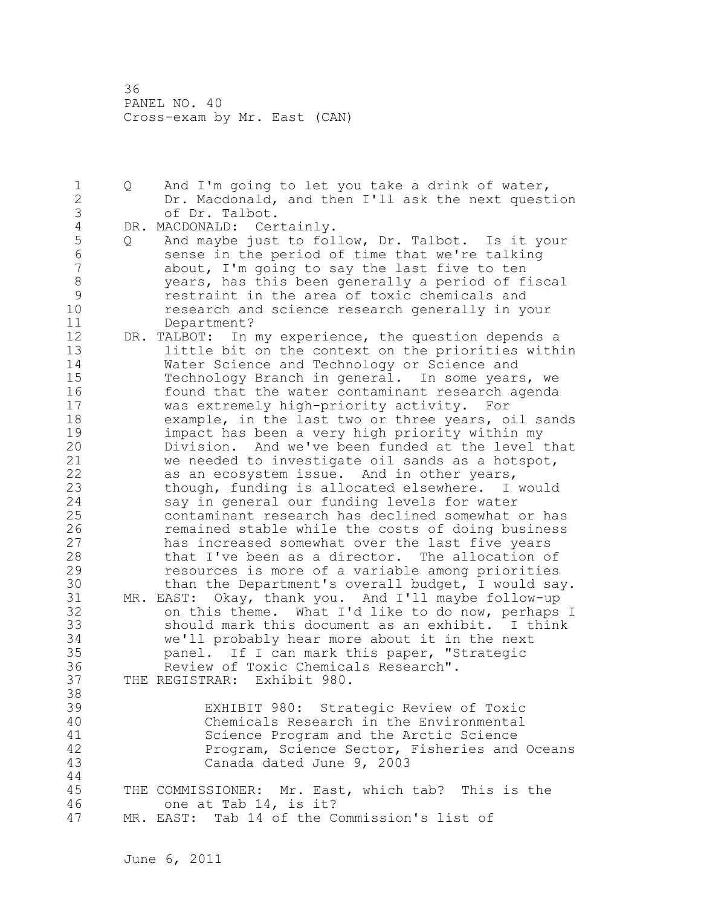Q And I'm going to let you take a drink of water, Dr. Macdonald, and then I'll ask the next question of Dr. Talbot.

DR. MACDONALD: Certainly.

Q And maybe just to follow, Dr. Talbot. Is it your sense in the period of time that we're talking about, I'm going to say the last five to ten years, has this been generally a period of fiscal restraint in the area of toxic chemicals and research and science research generally in your Department?

DR. TALBOT: In my experience, the question depends a little bit on the context on the priorities within Water Science and Technology or Science and Technology Branch in general. In some years, we found that the water contaminant research agenda was extremely high-priority activity. For example, in the last two or three years, oil sands impact has been a very high priority within my Division. And we've been funded at the level that we needed to investigate oil sands as a hotspot, as an ecosystem issue. And in other years, though, funding is allocated elsewhere. I would say in general our funding levels for water contaminant research has declined somewhat or has remained stable while the costs of doing business has increased somewhat over the last five years that I've been as a director. The allocation of resources is more of a variable among priorities than the Department's overall budget, I would say.

MR. EAST: Okay, thank you. And I'll maybe follow-up on this theme. What I'd like to do now, perhaps I should mark this document as an exhibit. I think we'll probably hear more about it in the next panel. If I can mark this paper, "Strategic Review of Toxic Chemicals Research".

THE REGISTRAR: Exhibit 980.

EXHIBIT 980: Strategic Review of Toxic Chemicals Research in the Environmental Science Program and the Arctic Science Program, Science Sector, Fisheries and Oceans Canada dated June 9, 2003

THE COMMISSIONER: Mr. East, which tab? This is the one at Tab 14, is it?

MR. EAST: Tab 14 of the Commission's list of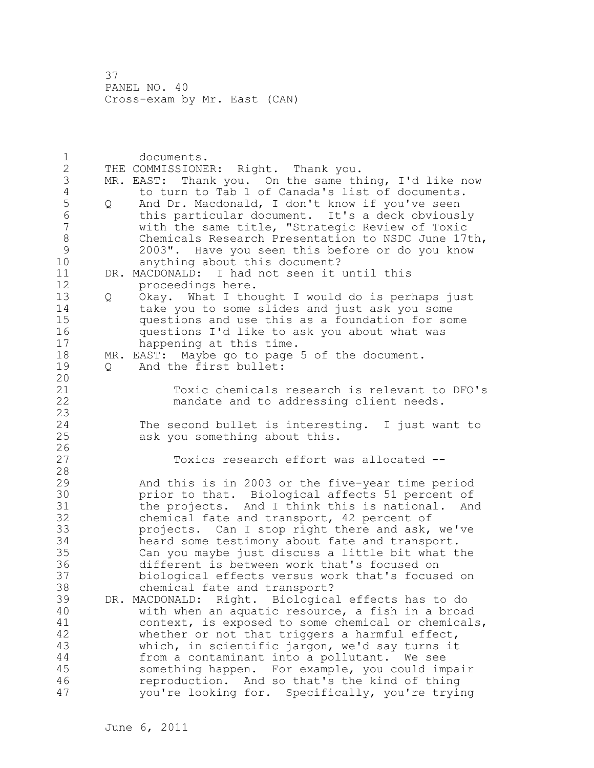documents.

THE COMMISSIONER: Right. Thank you.

MR. EAST: Thank you. On the same thing, I'd like now to turn to Tab 1 of Canada's list of documents.

Q And Dr. Macdonald, I don't know if you've seen this particular document. It's a deck obviously with the same title, "Strategic Review of Toxic Chemicals Research Presentation to NSDC June 17th, 2003". Have you seen this before or do you know anything about this document?

DR. MACDONALD: I had not seen it until this proceedings here.

Q Okay. What I thought I would do is perhaps just take you to some slides and just ask you some questions and use this as a foundation for some questions I'd like to ask you about what was happening at this time.

MR. EAST: Maybe go to page 5 of the document.

Q And the first bullet:

> Toxic chemicals research is relevant to DFO's mandate and to addressing client needs.

The second bullet is interesting. I just want to ask you something about this.

> Toxics research effort was allocated --

And this is in 2003 or the five-year time period prior to that. Biological affects 51 percent of the projects. And I think this is national. And chemical fate and transport, 42 percent of projects. Can I stop right there and ask, we've heard some testimony about fate and transport. Can you maybe just discuss a little bit what the different is between work that's focused on biological effects versus work that's focused on chemical fate and transport?

DR. MACDONALD: Right. Biological effects has to do with when an aquatic resource, a fish in a broad context, is exposed to some chemical or chemicals, whether or not that triggers a harmful effect, which, in scientific jargon, we'd say turns it from a contaminant into a pollutant. We see something happen. For example, you could impair reproduction. And so that's the kind of thing you're looking for. Specifically, you're trying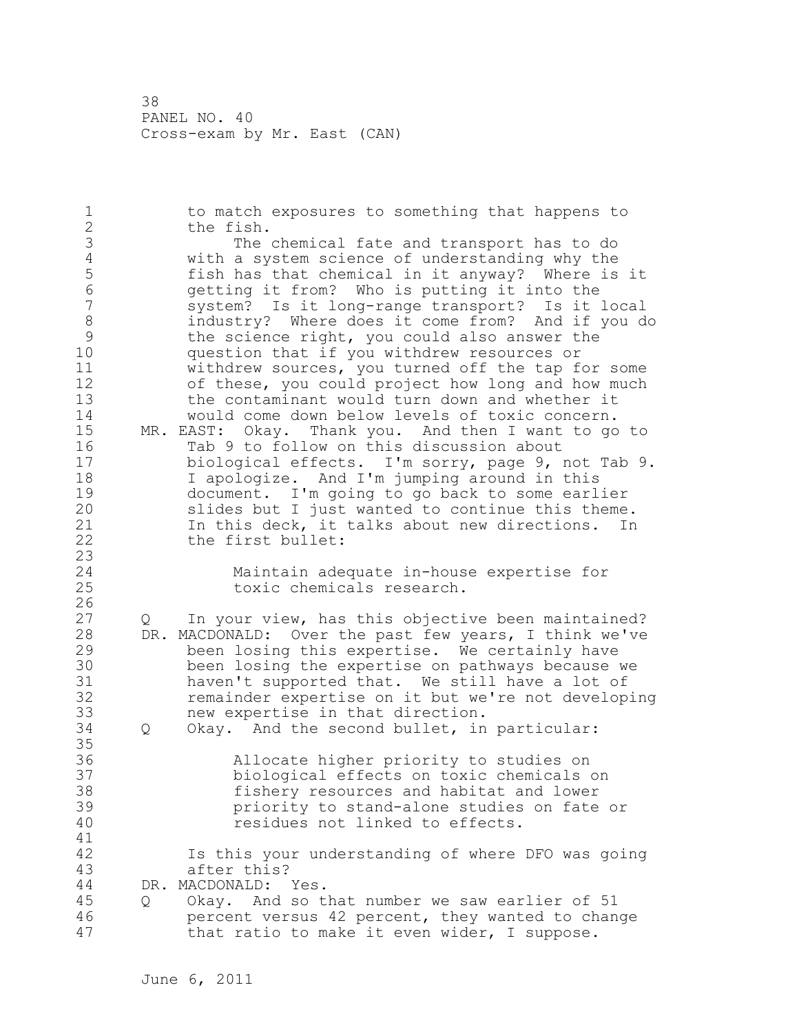to match exposures to something that happens to the fish.

The chemical fate and transport has to do with a system science of understanding why the fish has that chemical in it anyway? Where is it getting it from? Who is putting it into the system? Is it long-range transport? Is it local industry? Where does it come from? And if you do the science right, you could also answer the question that if you withdrew resources or withdrew sources, you turned off the tap for some of these, you could project how long and how much the contaminant would turn down and whether it would come down below levels of toxic concern.

MR. EAST: Okay. Thank you. And then I want to go to Tab 9 to follow on this discussion about biological effects. I'm sorry, page 9, not Tab 9. I apologize. And I'm jumping around in this document. I'm going to go back to some earlier slides but I just wanted to continue this theme. In this deck, it talks about new directions. In the first bullet:

> Maintain adequate in-house expertise for toxic chemicals research.

Q In your view, has this objective been maintained?

DR. MACDONALD: Over the past few years, I think we've been losing this expertise. We certainly have been losing the expertise on pathways because we haven't supported that. We still have a lot of remainder expertise on it but we're not developing new expertise in that direction.

Q Okay. And the second bullet, in particular:

> Allocate higher priority to studies on biological effects on toxic chemicals on fishery resources and habitat and lower priority to stand-alone studies on fate or residues not linked to effects.

Is this your understanding of where DFO was going after this?

DR. MACDONALD: Yes.

Q Okay. And so that number we saw earlier of 51 percent versus 42 percent, they wanted to change that ratio to make it even wider, I suppose.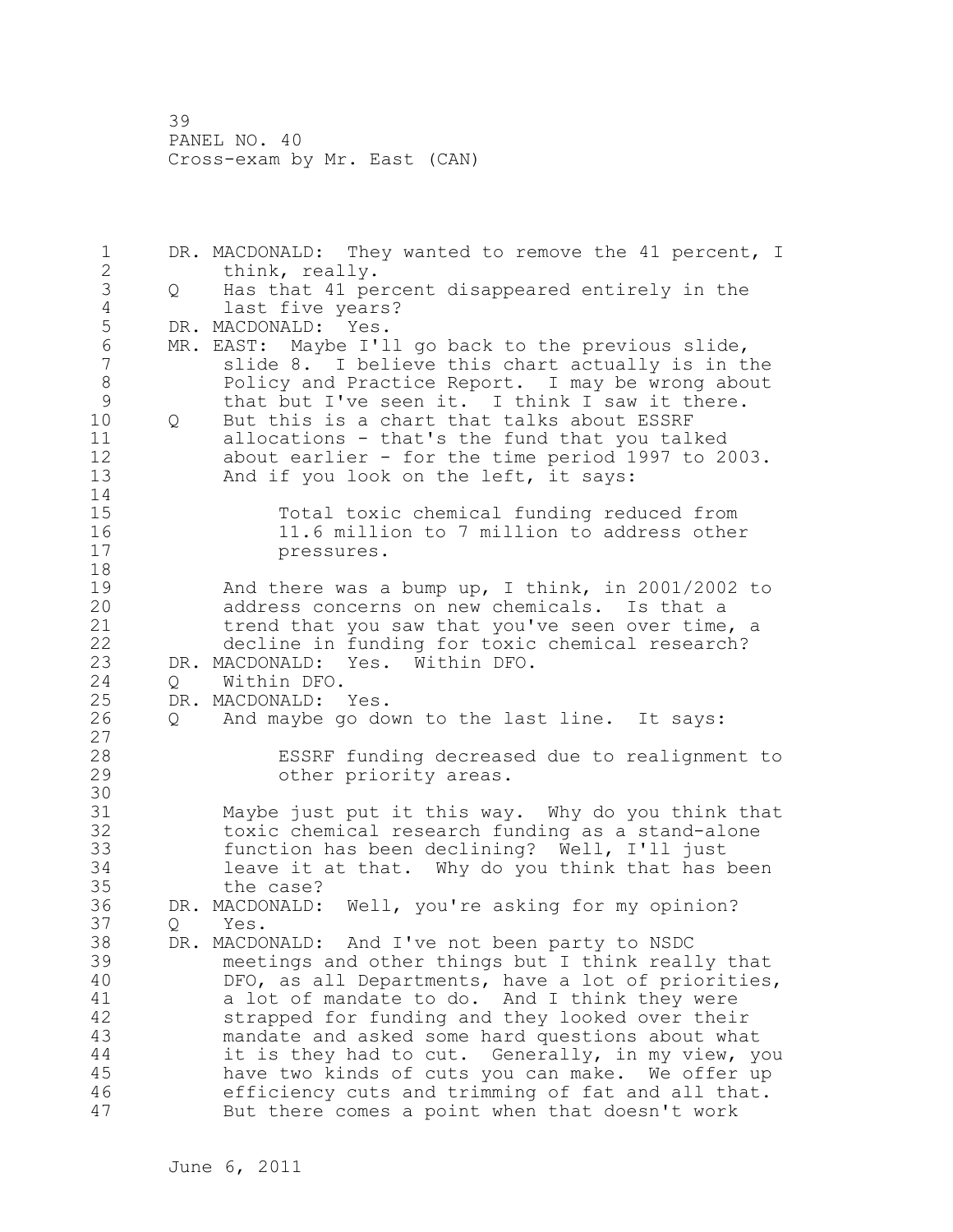DR. MACDONALD: They wanted to remove the 41 percent, I think, really.

Q Has that 41 percent disappeared entirely in the last five years?

DR. MACDONALD: Yes.

MR. EAST: Maybe I'll go back to the previous slide, slide 8. I believe this chart actually is in the Policy and Practice Report. I may be wrong about that but I've seen it. I think I saw it there.

Q But this is a chart that talks about ESSRF allocations - that's the fund that you talked about earlier - for the time period 1997 to 2003. And if you look on the left, it says:

> Total toxic chemical funding reduced from 11.6 million to 7 million to address other pressures.

And there was a bump up, I think, in 2001/2002 to address concerns on new chemicals. Is that a trend that you saw that you've seen over time, a decline in funding for toxic chemical research?

DR. MACDONALD: Yes. Within DFO.

Q Within DFO.

DR. MACDONALD: Yes.

Q And maybe go down to the last line. It says:

> ESSRF funding decreased due to realignment to other priority areas.

Maybe just put it this way. Why do you think that toxic chemical research funding as a stand-alone function has been declining? Well, I'll just leave it at that. Why do you think that has been the case?

DR. MACDONALD: Well, you're asking for my opinion?

Q Yes.

DR. MACDONALD: And I've not been party to NSDC meetings and other things but I think really that DFO, as all Departments, have a lot of priorities, a lot of mandate to do. And I think they were strapped for funding and they looked over their mandate and asked some hard questions about what it is they had to cut. Generally, in my view, you have two kinds of cuts you can make. We offer up efficiency cuts and trimming of fat and all that. But there comes a point when that doesn't work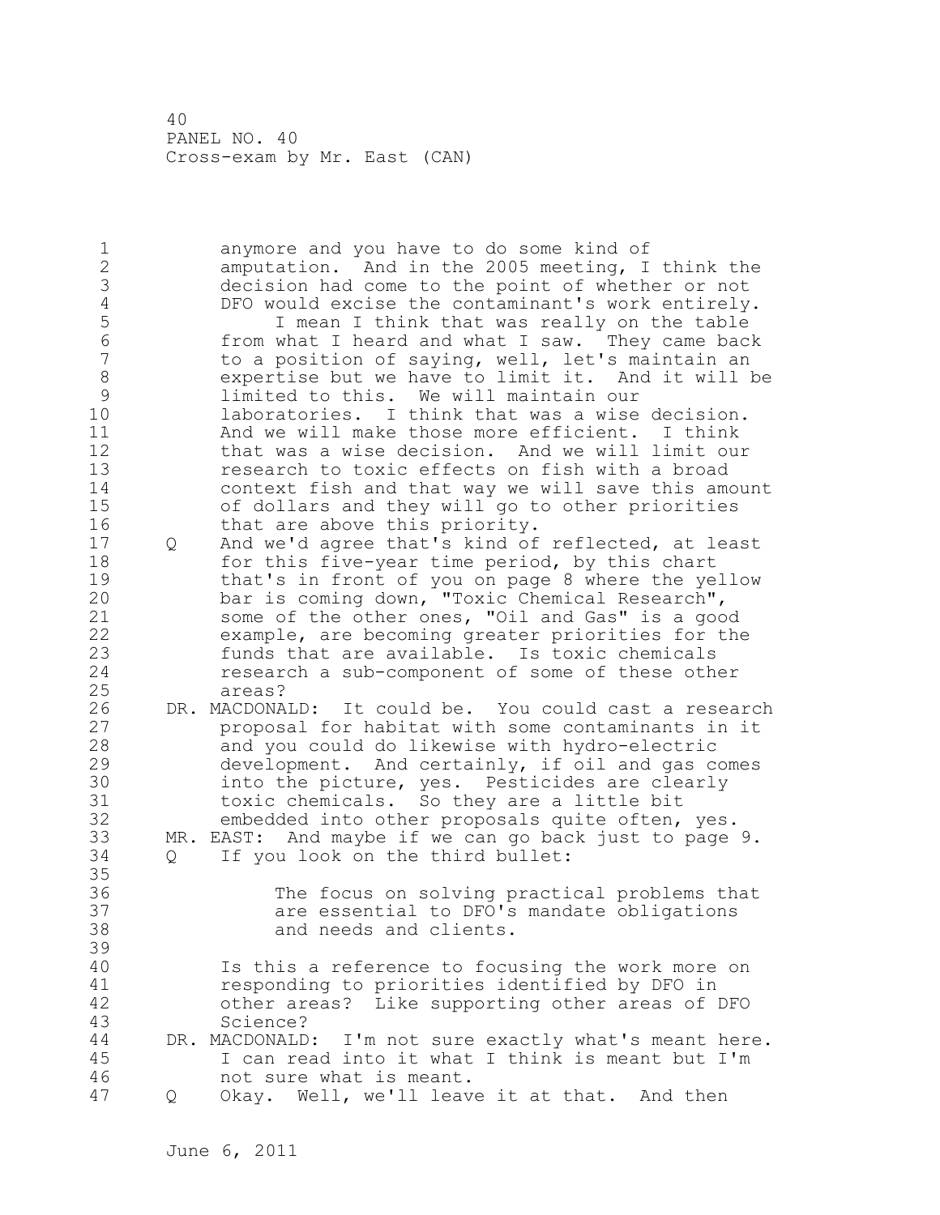anymore and you have to do some kind of amputation. And in the 2005 meeting, I think the decision had come to the point of whether or not DFO would excise the contaminant's work entirely.

I mean I think that was really on the table from what I heard and what I saw. They came back to a position of saying, well, let's maintain an expertise but we have to limit it. And it will be limited to this. We will maintain our laboratories. I think that was a wise decision. And we will make those more efficient. I think that was a wise decision. And we will limit our research to toxic effects on fish with a broad context fish and that way we will save this amount of dollars and they will go to other priorities that are above this priority.

Q And we'd agree that's kind of reflected, at least for this five-year time period, by this chart that's in front of you on page 8 where the yellow bar is coming down, "Toxic Chemical Research", some of the other ones, "Oil and Gas" is a good example, are becoming greater priorities for the funds that are available. Is toxic chemicals research a sub-component of some of these other areas?

DR. MACDONALD: It could be. You could cast a research proposal for habitat with some contaminants in it and you could do likewise with hydro-electric development. And certainly, if oil and gas comes into the picture, yes. Pesticides are clearly toxic chemicals. So they are a little bit embedded into other proposals quite often, yes.

MR. EAST: And maybe if we can go back just to page 9.

Q If you look on the third bullet:

> The focus on solving practical problems that are essential to DFO's mandate obligations and needs and clients.

Is this a reference to focusing the work more on responding to priorities identified by DFO in other areas? Like supporting other areas of DFO Science?

DR. MACDONALD: I'm not sure exactly what's meant here. I can read into it what I think is meant but I'm not sure what is meant.

Q Okay. Well, we'll leave it at that. And then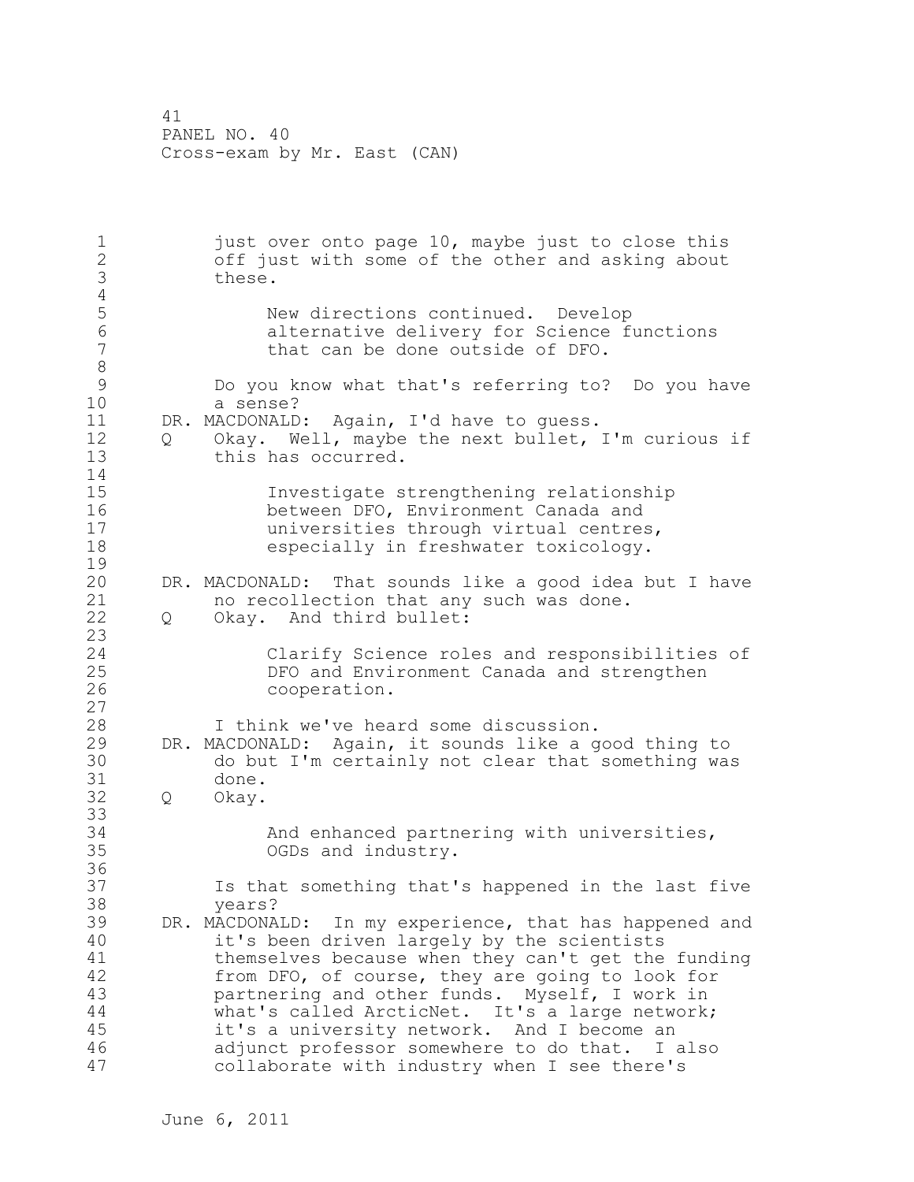just over onto page 10, maybe just to close this off just with some of the other and asking about these.

> New directions continued. Develop alternative delivery for Science functions that can be done outside of DFO.

Do you know what that's referring to? Do you have a sense?

DR. MACDONALD: Again, I'd have to guess.

Q Okay. Well, maybe the next bullet, I'm curious if this has occurred.

> Investigate strengthening relationship between DFO, Environment Canada and universities through virtual centres, especially in freshwater toxicology.

DR. MACDONALD: That sounds like a good idea but I have no recollection that any such was done.

Q Okay. And third bullet:

> Clarify Science roles and responsibilities of DFO and Environment Canada and strengthen cooperation.

I think we've heard some discussion.

DR. MACDONALD: Again, it sounds like a good thing to do but I'm certainly not clear that something was done.

Q Okay.

> And enhanced partnering with universities, OGDs and industry.

Is that something that's happened in the last five years?

DR. MACDONALD: In my experience, that has happened and it's been driven largely by the scientists themselves because when they can't get the funding from DFO, of course, they are going to look for partnering and other funds. Myself, I work in what's called ArcticNet. It's a large network; it's a university network. And I become an adjunct professor somewhere to do that. I also collaborate with industry when I see there's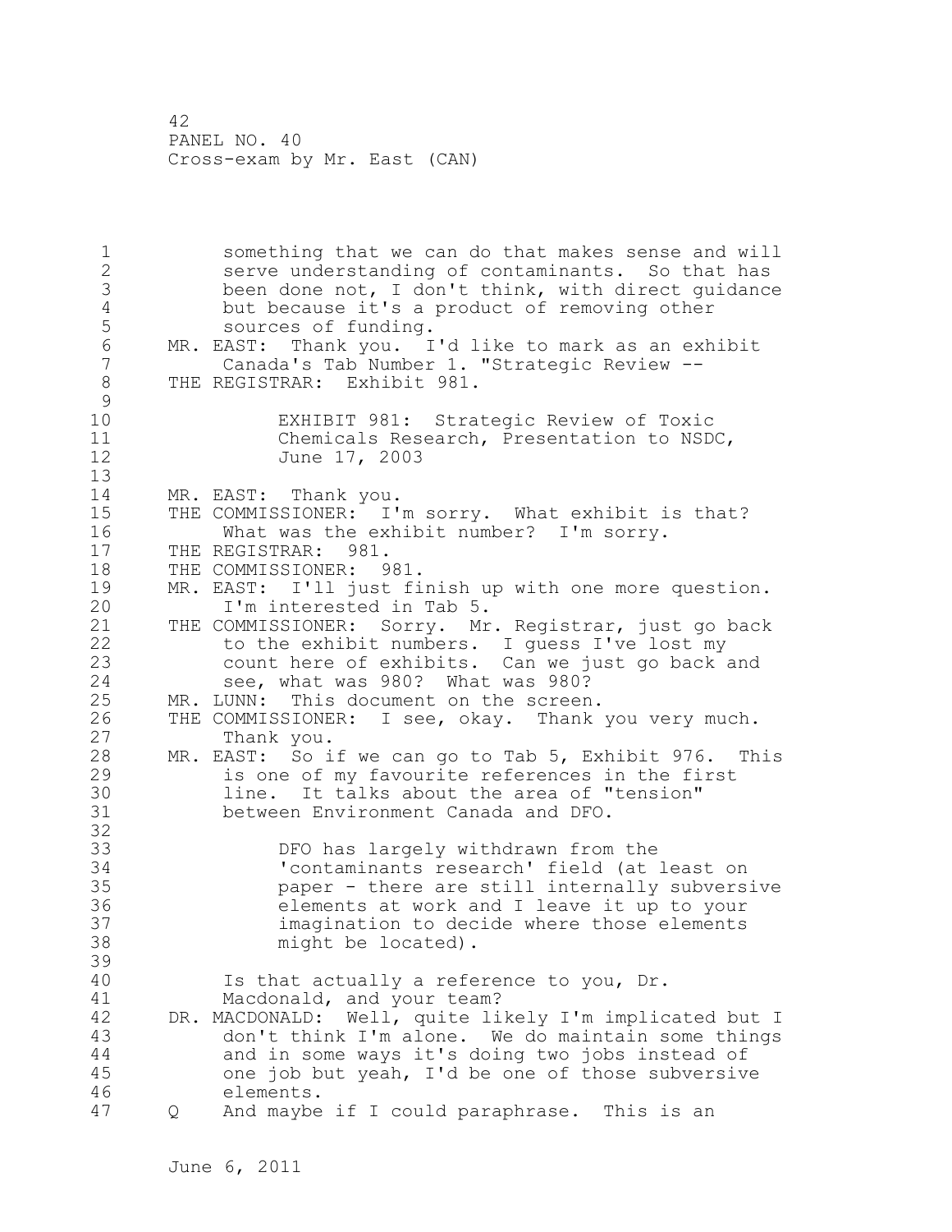something that we can do that makes sense and will serve understanding of contaminants. So that has been done not, I don't think, with direct guidance but because it's a product of removing other sources of funding.

MR. EAST: Thank you. I'd like to mark as an exhibit Canada's Tab Number 1. "Strategic Review --

THE REGISTRAR: Exhibit 981.

> EXHIBIT 981: Strategic Review of Toxic Chemicals Research, Presentation to NSDC, June 17, 2003

MR. EAST: Thank you.

THE COMMISSIONER: I'm sorry. What exhibit is that? What was the exhibit number? I'm sorry.

THE REGISTRAR: 981.

THE COMMISSIONER: 981.

MR. EAST: I'll just finish up with one more question. I'm interested in Tab 5.

THE COMMISSIONER: Sorry. Mr. Registrar, just go back to the exhibit numbers. I guess I've lost my count here of exhibits. Can we just go back and see, what was 980? What was 980?

MR. LUNN: This document on the screen.

THE COMMISSIONER: I see, okay. Thank you very much. Thank you.

MR. EAST: So if we can go to Tab 5, Exhibit 976. This is one of my favourite references in the first line. It talks about the area of "tension" between Environment Canada and DFO.

> DFO has largely withdrawn from the 'contaminants research' field (at least on paper - there are still internally subversive elements at work and I leave it up to your imagination to decide where those elements might be located).

Is that actually a reference to you, Dr. Macdonald, and your team?

DR. MACDONALD: Well, quite likely I'm implicated but I don't think I'm alone. We do maintain some things and in some ways it's doing two jobs instead of one job but yeah, I'd be one of those subversive elements.

Q And maybe if I could paraphrase. This is an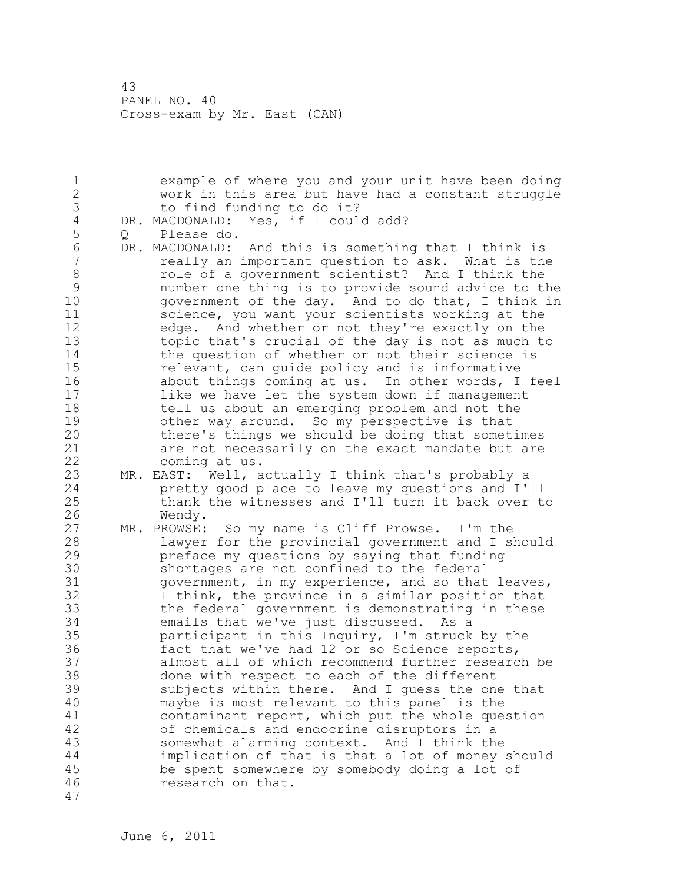example of where you and your unit have been doing work in this area but have had a constant struggle to find funding to do it?

DR. MACDONALD: Yes, if I could add?

Q Please do.

DR. MACDONALD: And this is something that I think is really an important question to ask. What is the role of a government scientist? And I think the number one thing is to provide sound advice to the government of the day. And to do that, I think in science, you want your scientists working at the edge. And whether or not they're exactly on the topic that's crucial of the day is not as much to the question of whether or not their science is relevant, can guide policy and is informative about things coming at us. In other words, I feel like we have let the system down if management tell us about an emerging problem and not the other way around. So my perspective is that there's things we should be doing that sometimes are not necessarily on the exact mandate but are coming at us.

MR. EAST: Well, actually I think that's probably a pretty good place to leave my questions and I'll thank the witnesses and I'll turn it back over to Wendy.

MR. PROWSE: So my name is Cliff Prowse. I'm the lawyer for the provincial government and I should preface my questions by saying that funding shortages are not confined to the federal government, in my experience, and so that leaves, I think, the province in a similar position that the federal government is demonstrating in these emails that we've just discussed. As a participant in this Inquiry, I'm struck by the fact that we've had 12 or so Science reports, almost all of which recommend further research be done with respect to each of the different subjects within there. And I guess the one that maybe is most relevant to this panel is the contaminant report, which put the whole question of chemicals and endocrine disruptors in a somewhat alarming context. And I think the implication of that is that a lot of money should be spent somewhere by somebody doing a lot of research on that.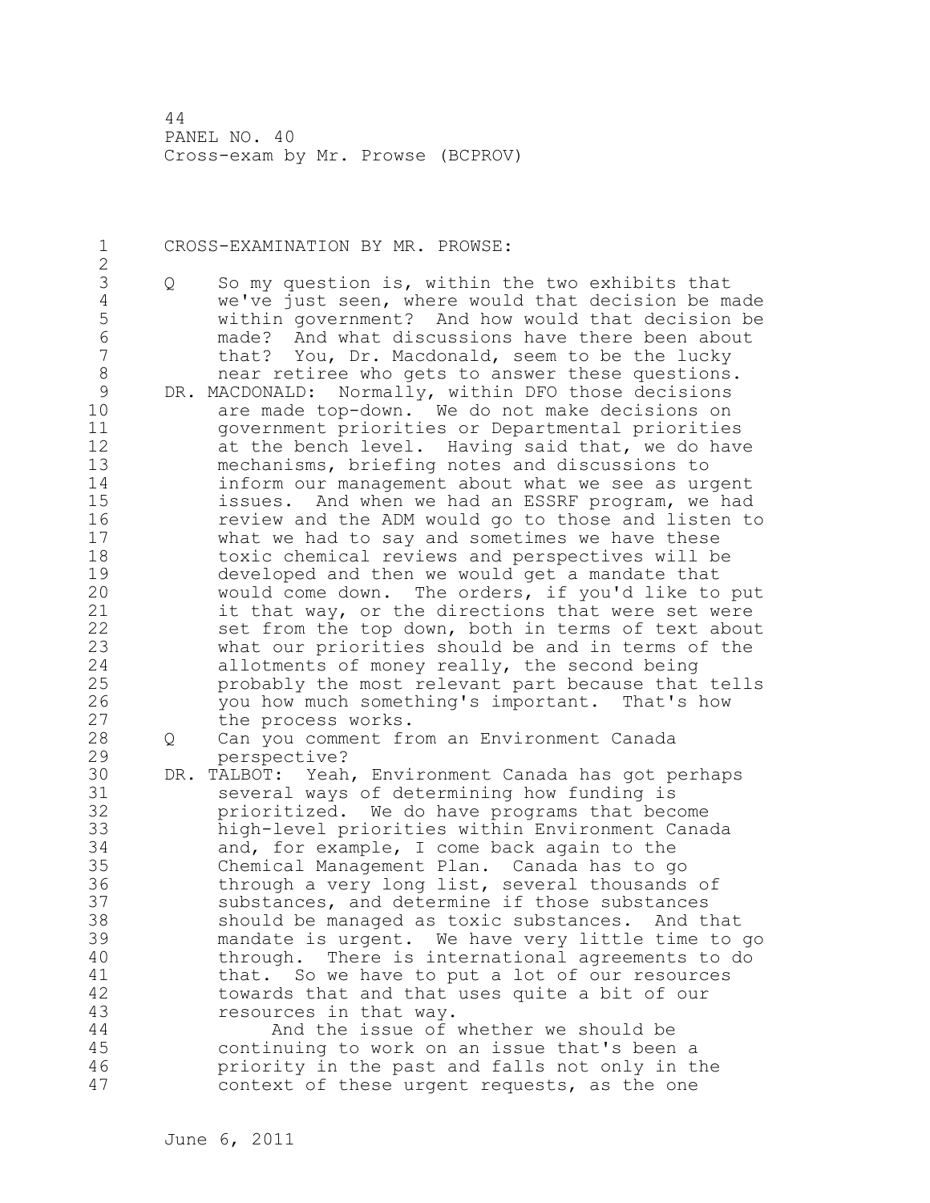CROSS-EXAMINATION BY MR. PROWSE:

Q So my question is, within the two exhibits that we've just seen, where would that decision be made within government? And how would that decision be made? And what discussions have there been about that? You, Dr. Macdonald, seem to be the lucky near retiree who gets to answer these questions.

DR. MACDONALD: Normally, within DFO those decisions are made top-down. We do not make decisions on government priorities or Departmental priorities at the bench level. Having said that, we do have mechanisms, briefing notes and discussions to inform our management about what we see as urgent issues. And when we had an ESSRF program, we had review and the ADM would go to those and listen to what we had to say and sometimes we have these toxic chemical reviews and perspectives will be developed and then we would get a mandate that would come down. The orders, if you'd like to put it that way, or the directions that were set were set from the top down, both in terms of text about what our priorities should be and in terms of the allotments of money really, the second being probably the most relevant part because that tells you how much something's important. That's how the process works.

Q Can you comment from an Environment Canada perspective?

DR. TALBOT: Yeah, Environment Canada has got perhaps several ways of determining how funding is prioritized. We do have programs that become high-level priorities within Environment Canada and, for example, I come back again to the Chemical Management Plan. Canada has to go through a very long list, several thousands of substances, and determine if those substances should be managed as toxic substances. And that mandate is urgent. We have very little time to go through. There is international agreements to do that. So we have to put a lot of our resources towards that and that uses quite a bit of our resources in that way.

And the issue of whether we should be continuing to work on an issue that's been a priority in the past and falls not only in the context of these urgent requests, as the one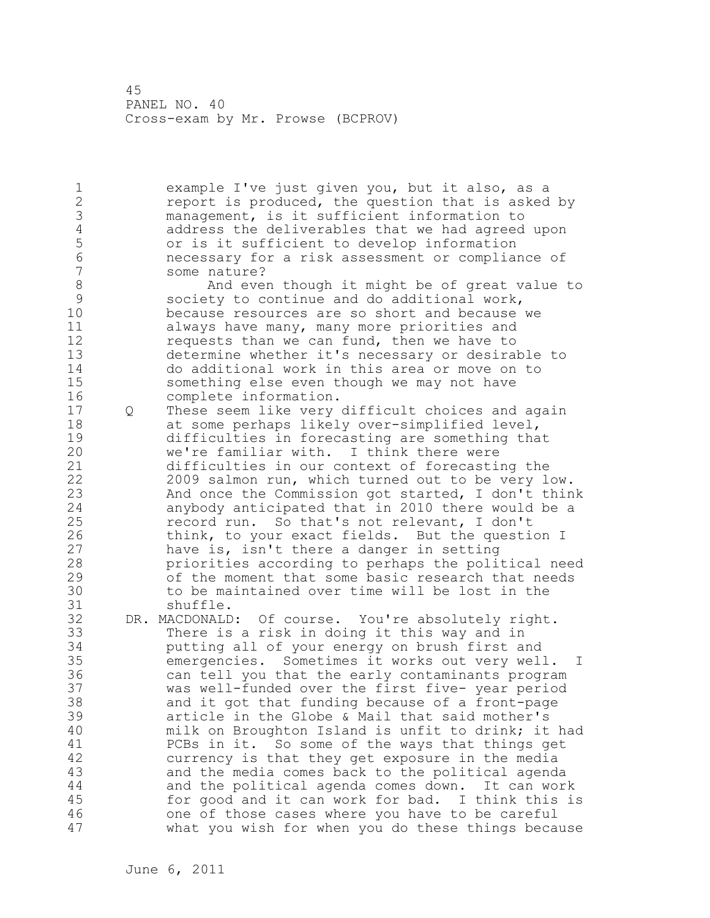example I've just given you, but it also, as a report is produced, the question that is asked by management, is it sufficient information to address the deliverables that we had agreed upon or is it sufficient to develop information necessary for a risk assessment or compliance of some nature?

And even though it might be of great value to society to continue and do additional work, because resources are so short and because we always have many, many more priorities and requests than we can fund, then we have to determine whether it's necessary or desirable to do additional work in this area or move on to something else even though we may not have complete information.

Q These seem like very difficult choices and again at some perhaps likely over-simplified level, difficulties in forecasting are something that we're familiar with. I think there were difficulties in our context of forecasting the 2009 salmon run, which turned out to be very low. And once the Commission got started, I don't think anybody anticipated that in 2010 there would be a record run. So that's not relevant, I don't think, to your exact fields. But the question I have is, isn't there a danger in setting priorities according to perhaps the political need of the moment that some basic research that needs to be maintained over time will be lost in the shuffle.

DR. MACDONALD: Of course. You're absolutely right. There is a risk in doing it this way and in putting all of your energy on brush first and emergencies. Sometimes it works out very well. I can tell you that the early contaminants program was well-funded over the first five- year period and it got that funding because of a front-page article in the Globe & Mail that said mother's milk on Broughton Island is unfit to drink; it had PCBs in it. So some of the ways that things get currency is that they get exposure in the media and the media comes back to the political agenda and the political agenda comes down. It can work for good and it can work for bad. I think this is one of those cases where you have to be careful what you wish for when you do these things because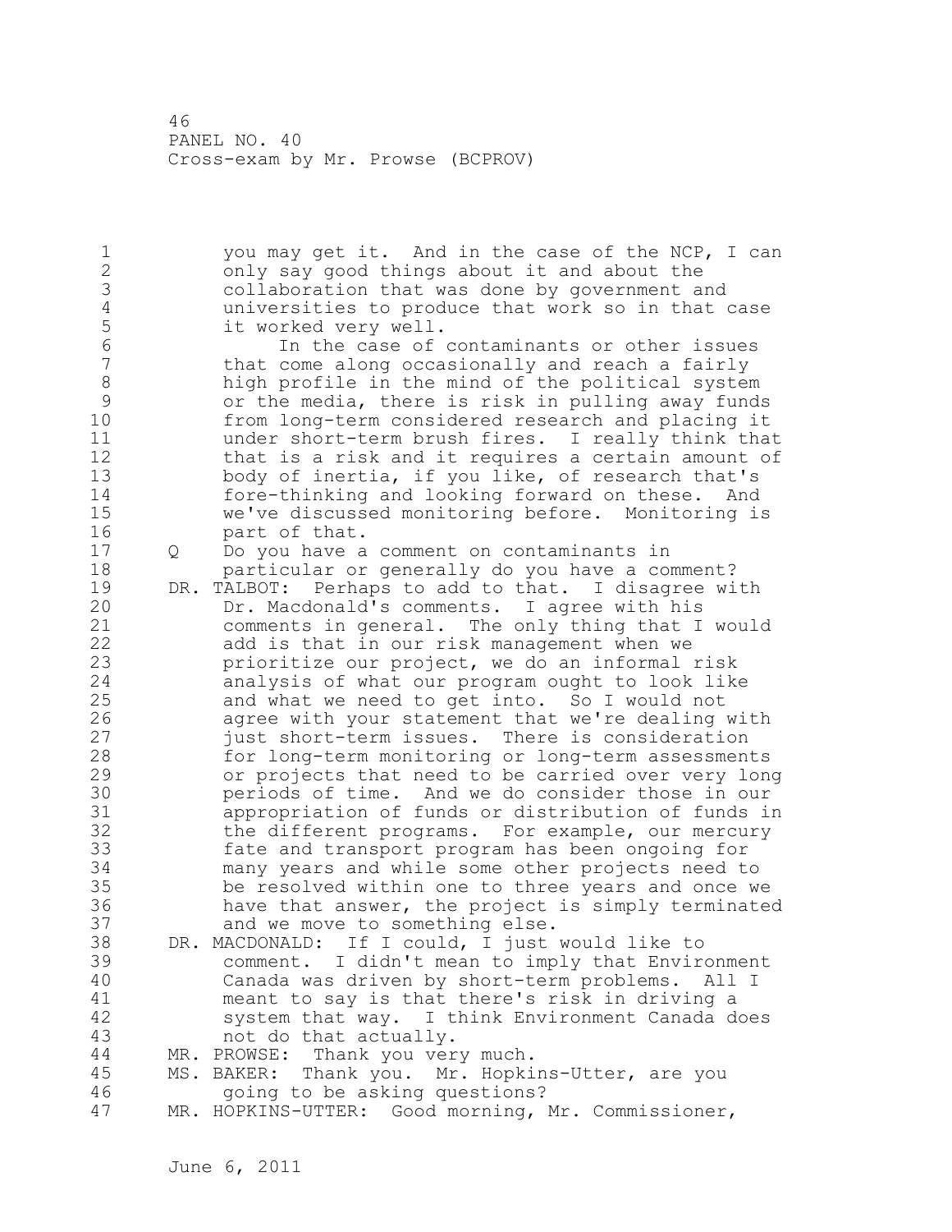you may get it. And in the case of the NCP, I can only say good things about it and about the collaboration that was done by government and universities to produce that work so in that case it worked very well.

In the case of contaminants or other issues that come along occasionally and reach a fairly high profile in the mind of the political system or the media, there is risk in pulling away funds from long-term considered research and placing it under short-term brush fires. I really think that that is a risk and it requires a certain amount of body of inertia, if you like, of research that's fore-thinking and looking forward on these. And we've discussed monitoring before. Monitoring is part of that.

Q Do you have a comment on contaminants in particular or generally do you have a comment?

DR. TALBOT: Perhaps to add to that. I disagree with Dr. Macdonald's comments. I agree with his comments in general. The only thing that I would add is that in our risk management when we prioritize our project, we do an informal risk analysis of what our program ought to look like and what we need to get into. So I would not agree with your statement that we're dealing with just short-term issues. There is consideration for long-term monitoring or long-term assessments or projects that need to be carried over very long periods of time. And we do consider those in our appropriation of funds or distribution of funds in the different programs. For example, our mercury fate and transport program has been ongoing for many years and while some other projects need to be resolved within one to three years and once we have that answer, the project is simply terminated and we move to something else.

DR. MACDONALD: If I could, I just would like to comment. I didn't mean to imply that Environment Canada was driven by short-term problems. All I meant to say is that there's risk in driving a system that way. I think Environment Canada does not do that actually.

MR. PROWSE: Thank you very much.

MS. BAKER: Thank you. Mr. Hopkins-Utter, are you going to be asking questions?

MR. HOPKINS-UTTER: Good morning, Mr. Commissioner,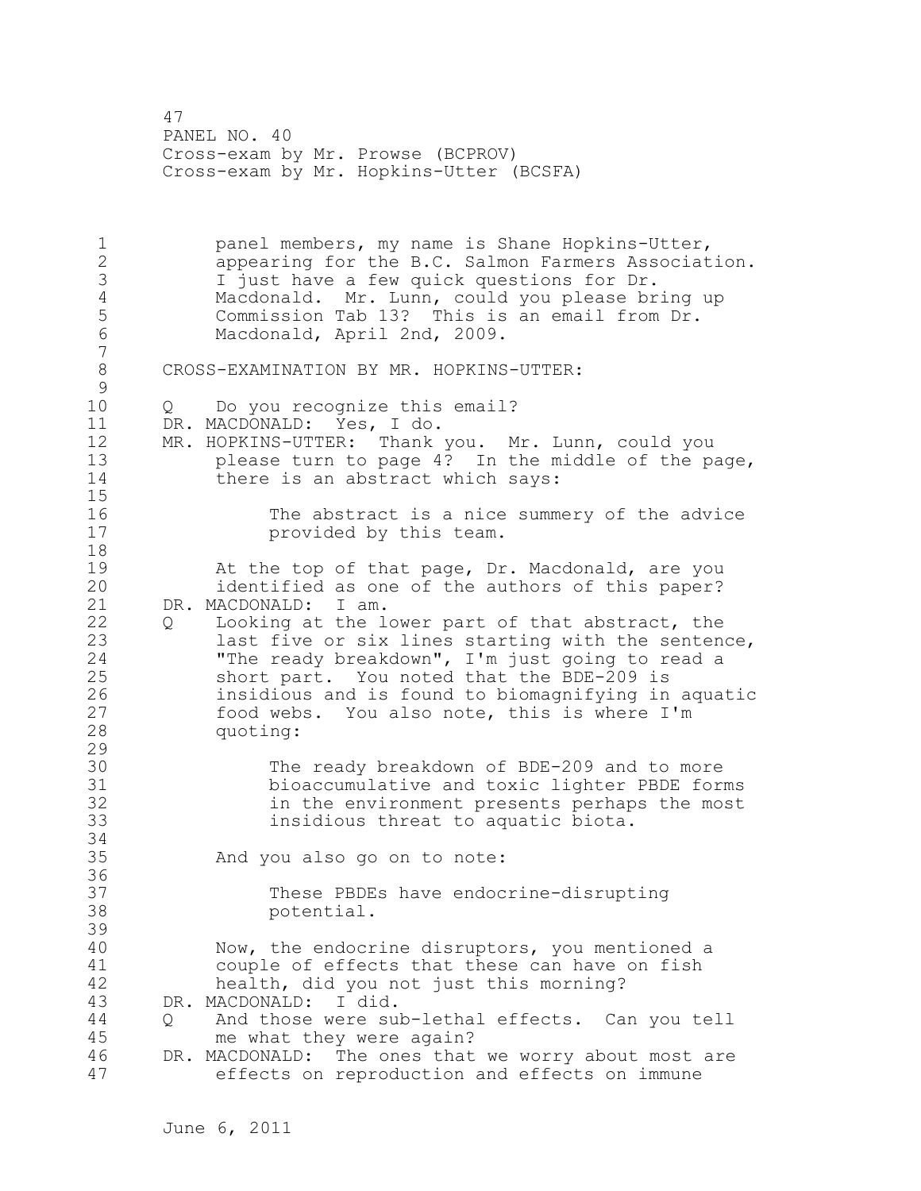panel members, my name is Shane Hopkins-Utter, appearing for the B.C. Salmon Farmers Association. I just have a few quick questions for Dr. Macdonald. Mr. Lunn, could you please bring up Commission Tab 13? This is an email from Dr. Macdonald, April 2nd, 2009.

CROSS-EXAMINATION BY MR. HOPKINS-UTTER:

Q Do you recognize this email?

DR. MACDONALD: Yes, I do.

MR. HOPKINS-UTTER: Thank you. Mr. Lunn, could you please turn to page 4? In the middle of the page, there is an abstract which says:

> The abstract is a nice summery of the advice provided by this team.

At the top of that page, Dr. Macdonald, are you identified as one of the authors of this paper?

DR. MACDONALD: I am.

Q Looking at the lower part of that abstract, the last five or six lines starting with the sentence, "The ready breakdown", I'm just going to read a short part. You noted that the BDE-209 is insidious and is found to biomagnifying in aquatic food webs. You also note, this is where I'm quoting:

> The ready breakdown of BDE-209 and to more bioaccumulative and toxic lighter PBDE forms in the environment presents perhaps the most insidious threat to aquatic biota.

And you also go on to note:

> These PBDEs have endocrine-disrupting potential.

Now, the endocrine disruptors, you mentioned a couple of effects that these can have on fish health, did you not just this morning?

DR. MACDONALD: I did.

Q And those were sub-lethal effects. Can you tell me what they were again?

DR. MACDONALD: The ones that we worry about most are effects on reproduction and effects on immune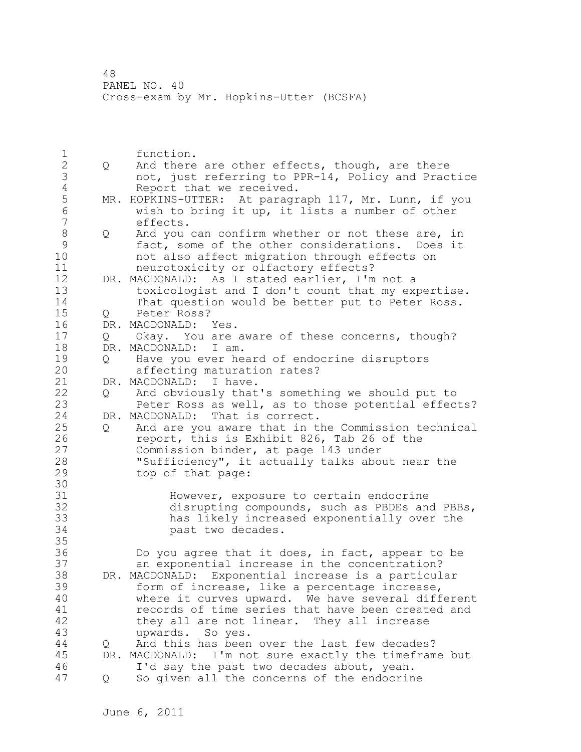function.

Q And there are other effects, though, are there not, just referring to PPR-14, Policy and Practice Report that we received.

MR. HOPKINS-UTTER: At paragraph 117, Mr. Lunn, if you wish to bring it up, it lists a number of other effects.

Q And you can confirm whether or not these are, in fact, some of the other considerations. Does it not also affect migration through effects on neurotoxicity or olfactory effects?

DR. MACDONALD: As I stated earlier, I'm not a toxicologist and I don't count that my expertise. That question would be better put to Peter Ross.

Q Peter Ross?

DR. MACDONALD: Yes.

Q Okay. You are aware of these concerns, though?

DR. MACDONALD: I am.

Q Have you ever heard of endocrine disruptors affecting maturation rates?

DR. MACDONALD: I have.

Q And obviously that's something we should put to Peter Ross as well, as to those potential effects?

DR. MACDONALD: That is correct.

Q And are you aware that in the Commission technical report, this is Exhibit 826, Tab 26 of the Commission binder, at page 143 under "Sufficiency", it actually talks about near the top of that page:

> However, exposure to certain endocrine disrupting compounds, such as PBDEs and PBBs, has likely increased exponentially over the past two decades.

Do you agree that it does, in fact, appear to be an exponential increase in the concentration?

DR. MACDONALD: Exponential increase is a particular form of increase, like a percentage increase, where it curves upward. We have several different records of time series that have been created and they all are not linear. They all increase upwards. So yes.

Q And this has been over the last few decades?

DR. MACDONALD: I'm not sure exactly the timeframe but I'd say the past two decades about, yeah.

Q So given all the concerns of the endocrine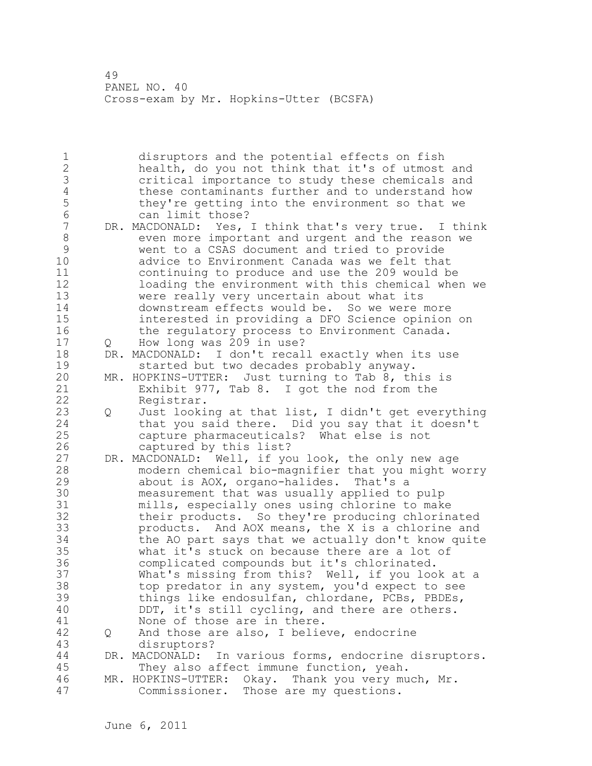disruptors and the potential effects on fish health, do you not think that it's of utmost and critical importance to study these chemicals and these contaminants further and to understand how they're getting into the environment so that we can limit those?

DR. MACDONALD: Yes, I think that's very true. I think even more important and urgent and the reason we went to a CSAS document and tried to provide advice to Environment Canada was we felt that continuing to produce and use the 209 would be loading the environment with this chemical when we were really very uncertain about what its downstream effects would be. So we were more interested in providing a DFO Science opinion on the regulatory process to Environment Canada.

Q How long was 209 in use?

DR. MACDONALD: I don't recall exactly when its use started but two decades probably anyway.

MR. HOPKINS-UTTER: Just turning to Tab 8, this is Exhibit 977, Tab 8. I got the nod from the Registrar.

Q Just looking at that list, I didn't get everything that you said there. Did you say that it doesn't capture pharmaceuticals? What else is not captured by this list?

DR. MACDONALD: Well, if you look, the only new age modern chemical bio-magnifier that you might worry about is AOX, organo-halides. That's a measurement that was usually applied to pulp mills, especially ones using chlorine to make their products. So they're producing chlorinated products. And AOX means, the X is a chlorine and the AO part says that we actually don't know quite what it's stuck on because there are a lot of complicated compounds but it's chlorinated. What's missing from this? Well, if you look at a top predator in any system, you'd expect to see things like endosulfan, chlordane, PCBs, PBDEs, DDT, it's still cycling, and there are others. None of those are in there.

Q And those are also, I believe, endocrine disruptors?

DR. MACDONALD: In various forms, endocrine disruptors. They also affect immune function, yeah.

MR. HOPKINS-UTTER: Okay. Thank you very much, Mr. Commissioner. Those are my questions.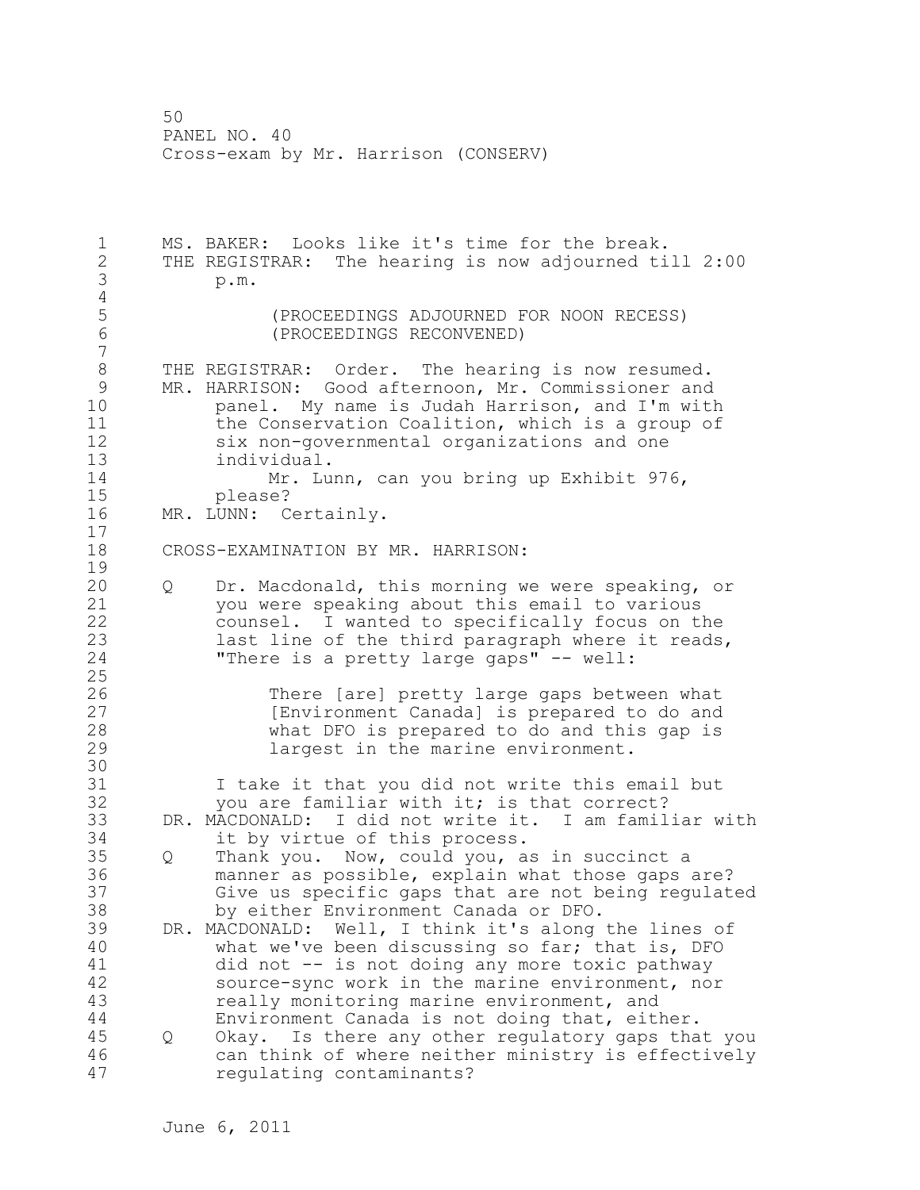MS. BAKER: Looks like it's time for the break.

THE REGISTRAR: The hearing is now adjourned till 2:00 p.m.

(PROCEEDINGS ADJOURNED FOR NOON RECESS)
(PROCEEDINGS RECONVENED)

THE REGISTRAR: Order. The hearing is now resumed.

MR. HARRISON: Good afternoon, Mr. Commissioner and panel. My name is Judah Harrison, and I'm with the Conservation Coalition, which is a group of six non-governmental organizations and one individual.

Mr. Lunn, can you bring up Exhibit 976, please?

MR. LUNN: Certainly.

CROSS-EXAMINATION BY MR. HARRISON:

Q Dr. Macdonald, this morning we were speaking, or you were speaking about this email to various counsel. I wanted to specifically focus on the last line of the third paragraph where it reads, "There is a pretty large gaps" -- well:

> There [are] pretty large gaps between what [Environment Canada] is prepared to do and what DFO is prepared to do and this gap is largest in the marine environment.

I take it that you did not write this email but you are familiar with it; is that correct?

DR. MACDONALD: I did not write it. I am familiar with it by virtue of this process.

Q Thank you. Now, could you, as in succinct a manner as possible, explain what those gaps are? Give us specific gaps that are not being regulated by either Environment Canada or DFO.

DR. MACDONALD: Well, I think it's along the lines of what we've been discussing so far; that is, DFO did not -- is not doing any more toxic pathway source-sync work in the marine environment, nor really monitoring marine environment, and Environment Canada is not doing that, either.

Q Okay. Is there any other regulatory gaps that you can think of where neither ministry is effectively regulating contaminants?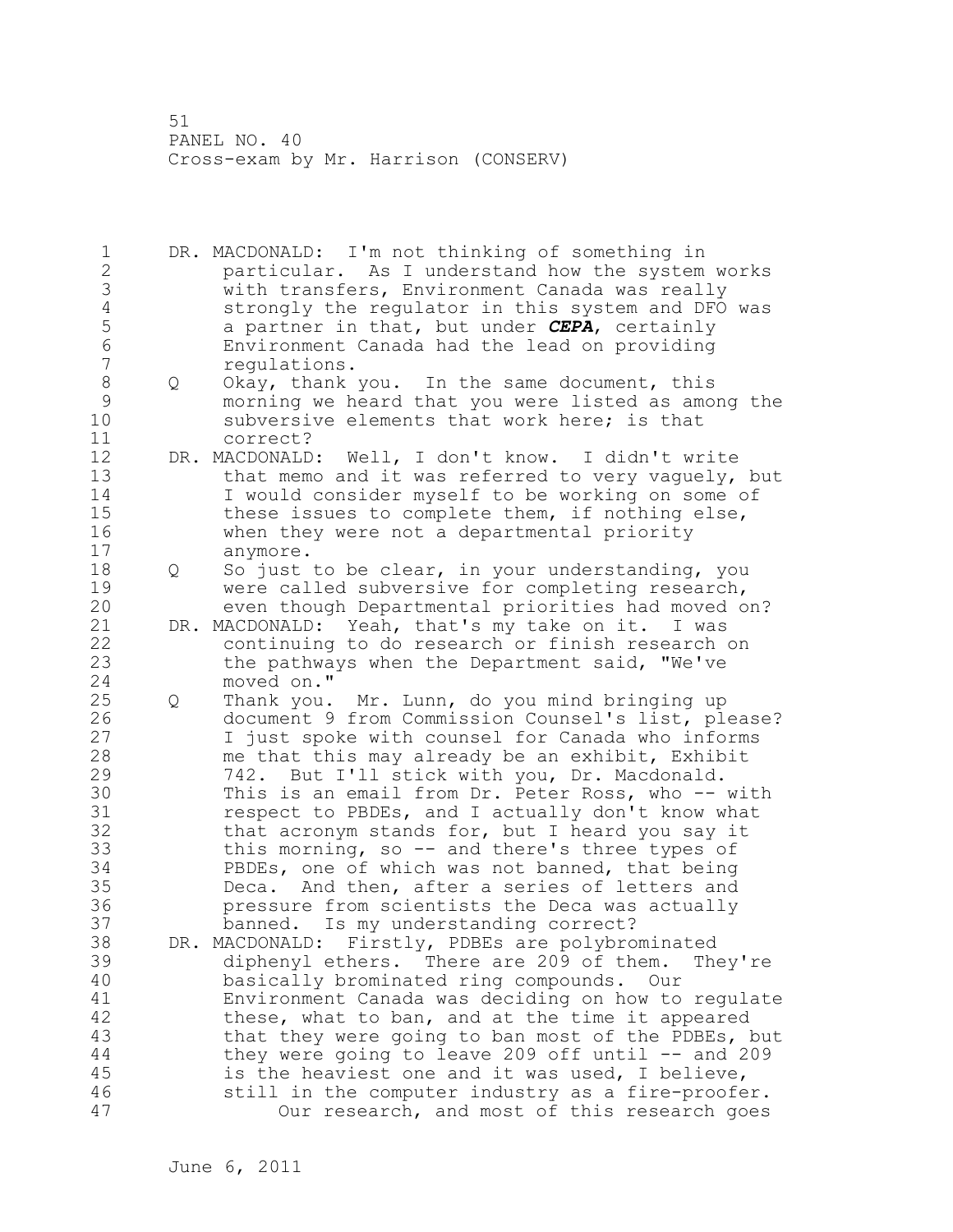DR. MACDONALD: I'm not thinking of something in particular. As I understand how the system works with transfers, Environment Canada was really strongly the regulator in this system and DFO was a partner in that, but under ***CEPA***, certainly Environment Canada had the lead on providing regulations.

Q Okay, thank you. In the same document, this morning we heard that you were listed as among the subversive elements that work here; is that correct?

DR. MACDONALD: Well, I don't know. I didn't write that memo and it was referred to very vaguely, but I would consider myself to be working on some of these issues to complete them, if nothing else, when they were not a departmental priority anymore.

Q So just to be clear, in your understanding, you were called subversive for completing research, even though Departmental priorities had moved on?

DR. MACDONALD: Yeah, that's my take on it. I was continuing to do research or finish research on the pathways when the Department said, "We've moved on."

Q Thank you. Mr. Lunn, do you mind bringing up document 9 from Commission Counsel's list, please? I just spoke with counsel for Canada who informs me that this may already be an exhibit, Exhibit 742. But I'll stick with you, Dr. Macdonald. This is an email from Dr. Peter Ross, who -- with respect to PBDEs, and I actually don't know what that acronym stands for, but I heard you say it this morning, so -- and there's three types of PBDEs, one of which was not banned, that being Deca. And then, after a series of letters and pressure from scientists the Deca was actually banned. Is my understanding correct?

DR. MACDONALD: Firstly, PDBEs are polybrominated diphenyl ethers. There are 209 of them. They're basically brominated ring compounds. Our Environment Canada was deciding on how to regulate these, what to ban, and at the time it appeared that they were going to ban most of the PDBEs, but they were going to leave 209 off until -- and 209 is the heaviest one and it was used, I believe, still in the computer industry as a fire-proofer.

Our research, and most of this research goes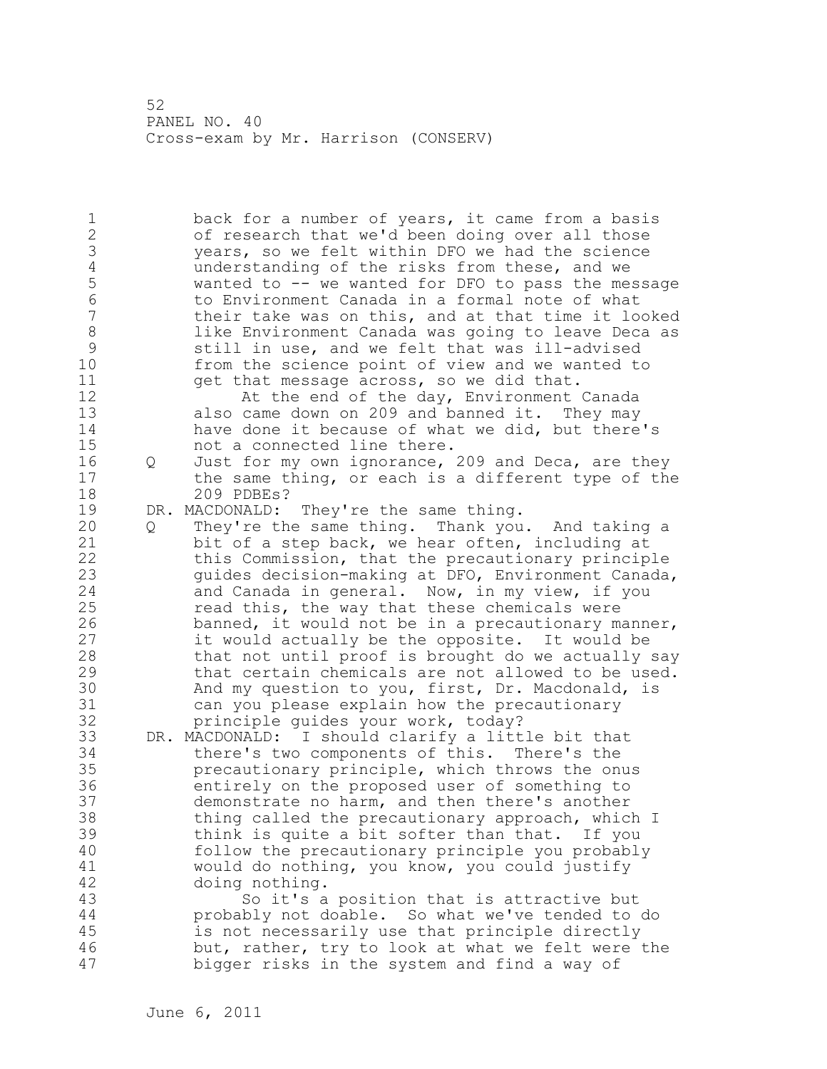back for a number of years, it came from a basis of research that we'd been doing over all those years, so we felt within DFO we had the science understanding of the risks from these, and we wanted to -- we wanted for DFO to pass the message to Environment Canada in a formal note of what their take was on this, and at that time it looked like Environment Canada was going to leave Deca as still in use, and we felt that was ill-advised from the science point of view and we wanted to get that message across, so we did that.

At the end of the day, Environment Canada also came down on 209 and banned it. They may have done it because of what we did, but there's not a connected line there.

Q Just for my own ignorance, 209 and Deca, are they the same thing, or each is a different type of the 209 PDBEs?

DR. MACDONALD: They're the same thing.

Q They're the same thing. Thank you. And taking a bit of a step back, we hear often, including at this Commission, that the precautionary principle guides decision-making at DFO, Environment Canada, and Canada in general. Now, in my view, if you read this, the way that these chemicals were banned, it would not be in a precautionary manner, it would actually be the opposite. It would be that not until proof is brought do we actually say that certain chemicals are not allowed to be used. And my question to you, first, Dr. Macdonald, is can you please explain how the precautionary principle guides your work, today?

DR. MACDONALD: I should clarify a little bit that there's two components of this. There's the precautionary principle, which throws the onus entirely on the proposed user of something to demonstrate no harm, and then there's another thing called the precautionary approach, which I think is quite a bit softer than that. If you follow the precautionary principle you probably would do nothing, you know, you could justify doing nothing.

So it's a position that is attractive but probably not doable. So what we've tended to do is not necessarily use that principle directly but, rather, try to look at what we felt were the bigger risks in the system and find a way of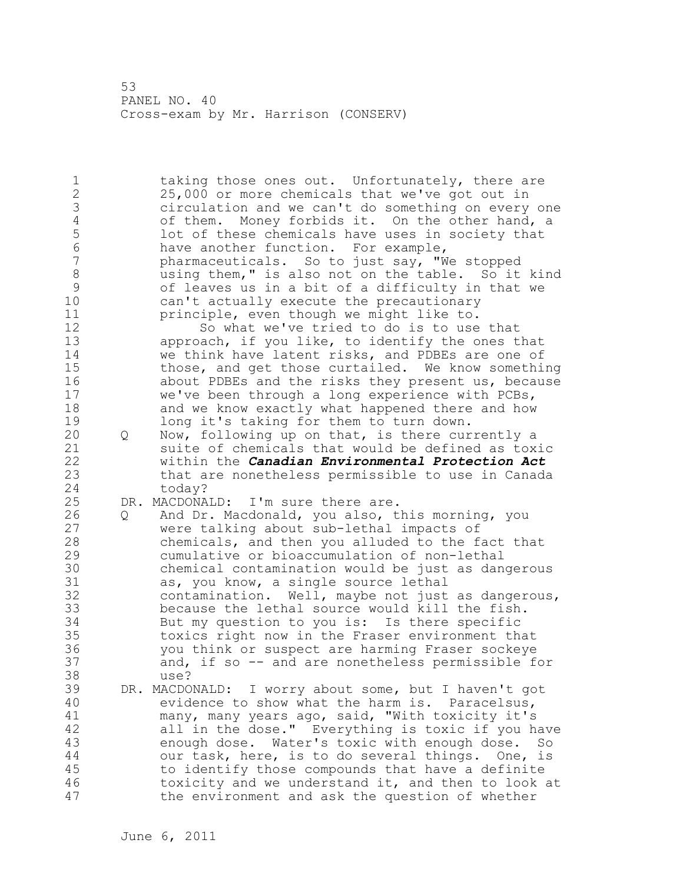taking those ones out. Unfortunately, there are 25,000 or more chemicals that we've got out in circulation and we can't do something on every one of them. Money forbids it. On the other hand, a lot of these chemicals have uses in society that have another function. For example, pharmaceuticals. So to just say, "We stopped using them," is also not on the table. So it kind of leaves us in a bit of a difficulty in that we can't actually execute the precautionary principle, even though we might like to.

So what we've tried to do is to use that approach, if you like, to identify the ones that we think have latent risks, and PDBEs are one of those, and get those curtailed. We know something about PDBEs and the risks they present us, because we've been through a long experience with PCBs, and we know exactly what happened there and how long it's taking for them to turn down.

Q Now, following up on that, is there currently a suite of chemicals that would be defined as toxic within the ***Canadian Environmental Protection Act*** that are nonetheless permissible to use in Canada today?

DR. MACDONALD: I'm sure there are.

Q And Dr. Macdonald, you also, this morning, you were talking about sub-lethal impacts of chemicals, and then you alluded to the fact that cumulative or bioaccumulation of non-lethal chemical contamination would be just as dangerous as, you know, a single source lethal contamination. Well, maybe not just as dangerous, because the lethal source would kill the fish. But my question to you is: Is there specific toxics right now in the Fraser environment that you think or suspect are harming Fraser sockeye and, if so -- and are nonetheless permissible for use?

DR. MACDONALD: I worry about some, but I haven't got evidence to show what the harm is. Paracelsus, many, many years ago, said, "With toxicity it's all in the dose." Everything is toxic if you have enough dose. Water's toxic with enough dose. So our task, here, is to do several things. One, is to identify those compounds that have a definite toxicity and we understand it, and then to look at the environment and ask the question of whether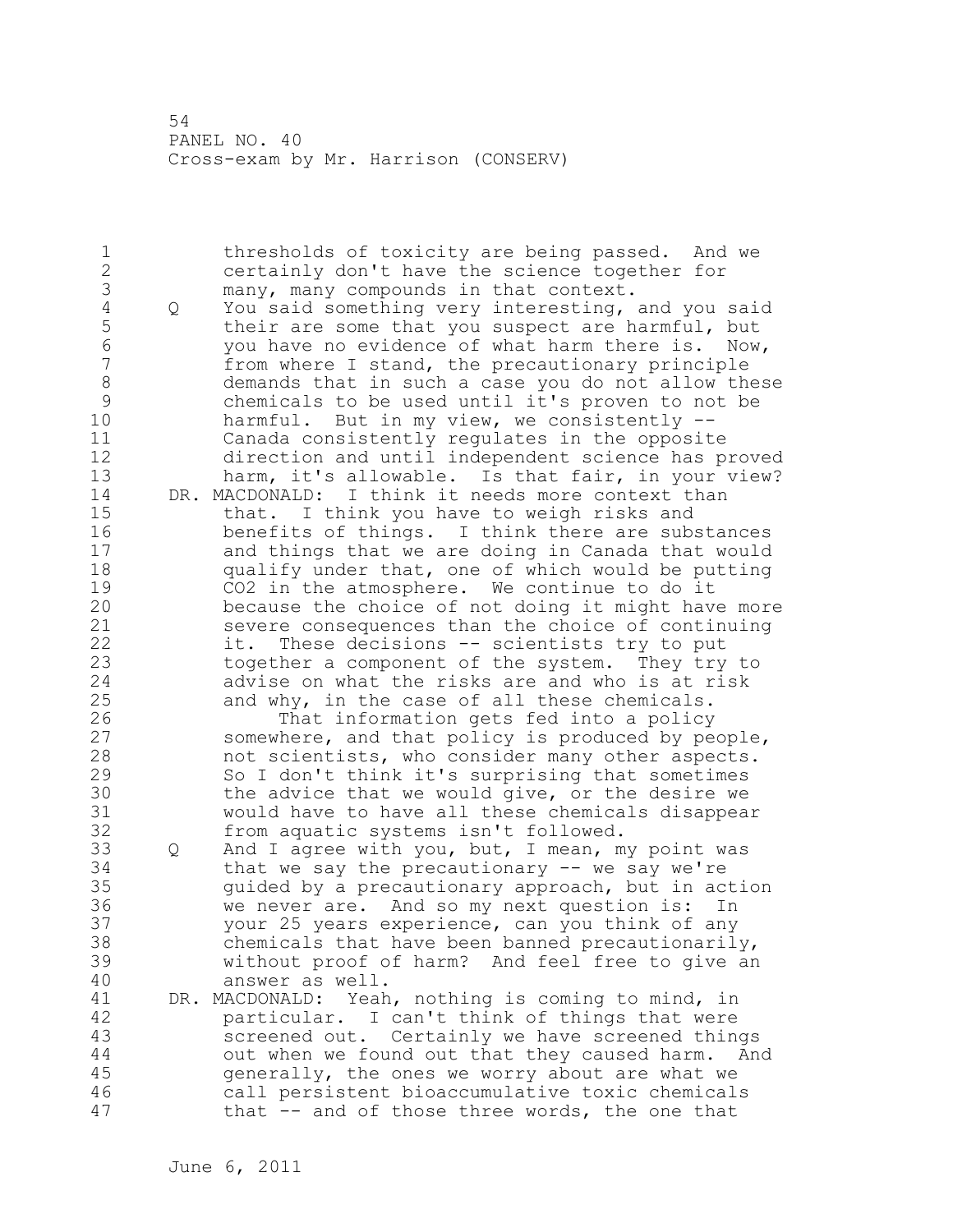thresholds of toxicity are being passed. And we certainly don't have the science together for many, many compounds in that context.

Q You said something very interesting, and you said their are some that you suspect are harmful, but you have no evidence of what harm there is. Now, from where I stand, the precautionary principle demands that in such a case you do not allow these chemicals to be used until it's proven to not be harmful. But in my view, we consistently -- Canada consistently regulates in the opposite direction and until independent science has proved harm, it's allowable. Is that fair, in your view?

DR. MACDONALD: I think it needs more context than that. I think you have to weigh risks and benefits of things. I think there are substances and things that we are doing in Canada that would qualify under that, one of which would be putting $CO_2$ in the atmosphere. We continue to do it because the choice of not doing it might have more severe consequences than the choice of continuing it. These decisions -- scientists try to put together a component of the system. They try to advise on what the risks are and who is at risk and why, in the case of all these chemicals.

That information gets fed into a policy somewhere, and that policy is produced by people, not scientists, who consider many other aspects. So I don't think it's surprising that sometimes the advice that we would give, or the desire we would have to have all these chemicals disappear from aquatic systems isn't followed.

Q And I agree with you, but, I mean, my point was that we say the precautionary -- we say we're guided by a precautionary approach, but in action we never are. And so my next question is: In your 25 years experience, can you think of any chemicals that have been banned precautionarily, without proof of harm? And feel free to give an answer as well.

DR. MACDONALD: Yeah, nothing is coming to mind, in particular. I can't think of things that were screened out. Certainly we have screened things out when we found out that they caused harm. And generally, the ones we worry about are what we call persistent bioaccumulative toxic chemicals that -- and of those three words, the one that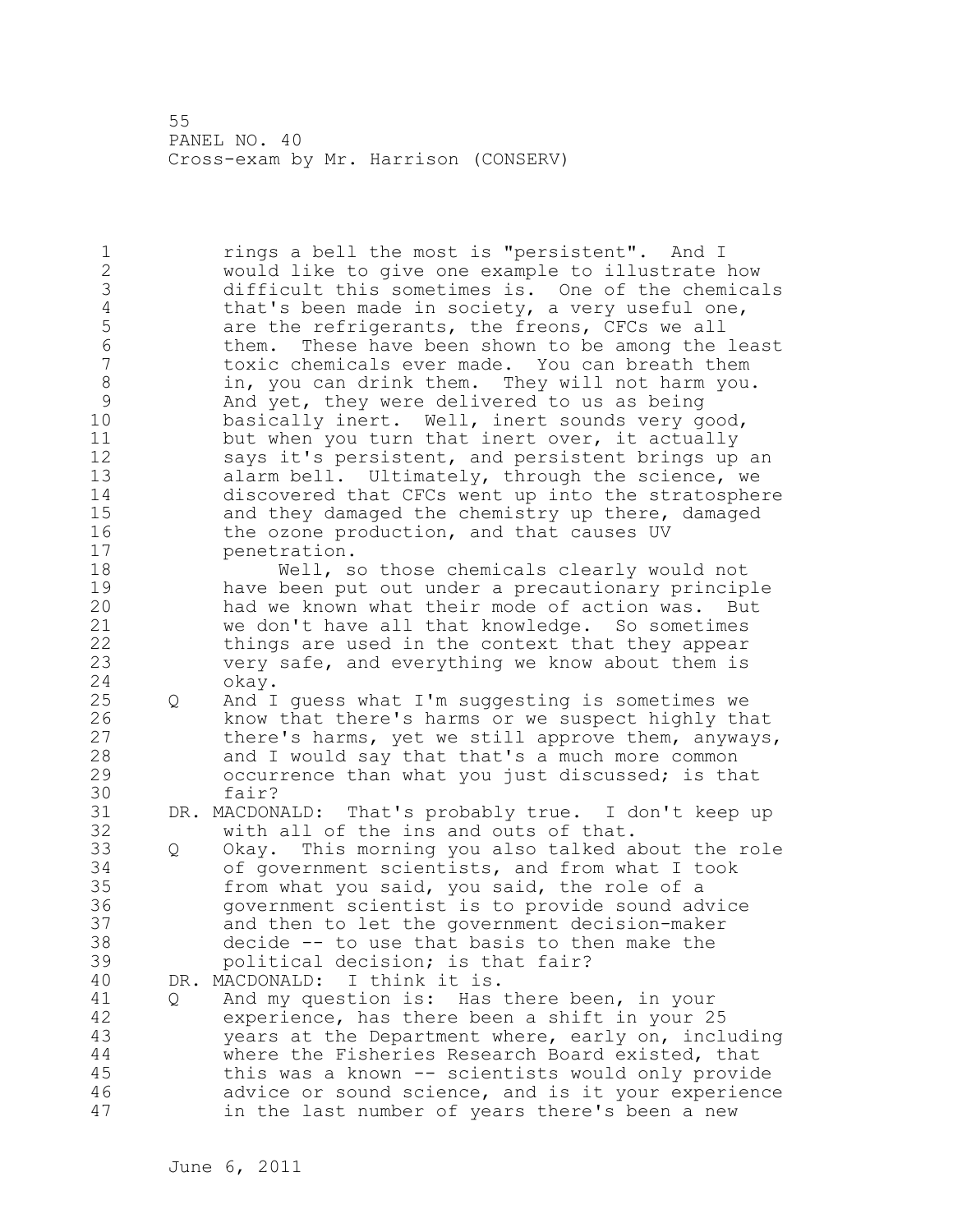rings a bell the most is "persistent". And I would like to give one example to illustrate how difficult this sometimes is. One of the chemicals that's been made in society, a very useful one, are the refrigerants, the freons, CFCs we all them. These have been shown to be among the least toxic chemicals ever made. You can breath them in, you can drink them. They will not harm you. And yet, they were delivered to us as being basically inert. Well, inert sounds very good, but when you turn that inert over, it actually says it's persistent, and persistent brings up an alarm bell. Ultimately, through the science, we discovered that CFCs went up into the stratosphere and they damaged the chemistry up there, damaged the ozone production, and that causes UV penetration.

Well, so those chemicals clearly would not have been put out under a precautionary principle had we known what their mode of action was. But we don't have all that knowledge. So sometimes things are used in the context that they appear very safe, and everything we know about them is okay.

Q And I guess what I'm suggesting is sometimes we know that there's harms or we suspect highly that there's harms, yet we still approve them, anyways, and I would say that that's a much more common occurrence than what you just discussed; is that fair?

DR. MACDONALD: That's probably true. I don't keep up with all of the ins and outs of that.

Q Okay. This morning you also talked about the role of government scientists, and from what I took from what you said, you said, the role of a government scientist is to provide sound advice and then to let the government decision-maker decide -- to use that basis to then make the political decision; is that fair?

DR. MACDONALD: I think it is.

Q And my question is: Has there been, in your experience, has there been a shift in your 25 years at the Department where, early on, including where the Fisheries Research Board existed, that this was a known -- scientists would only provide advice or sound science, and is it your experience in the last number of years there's been a new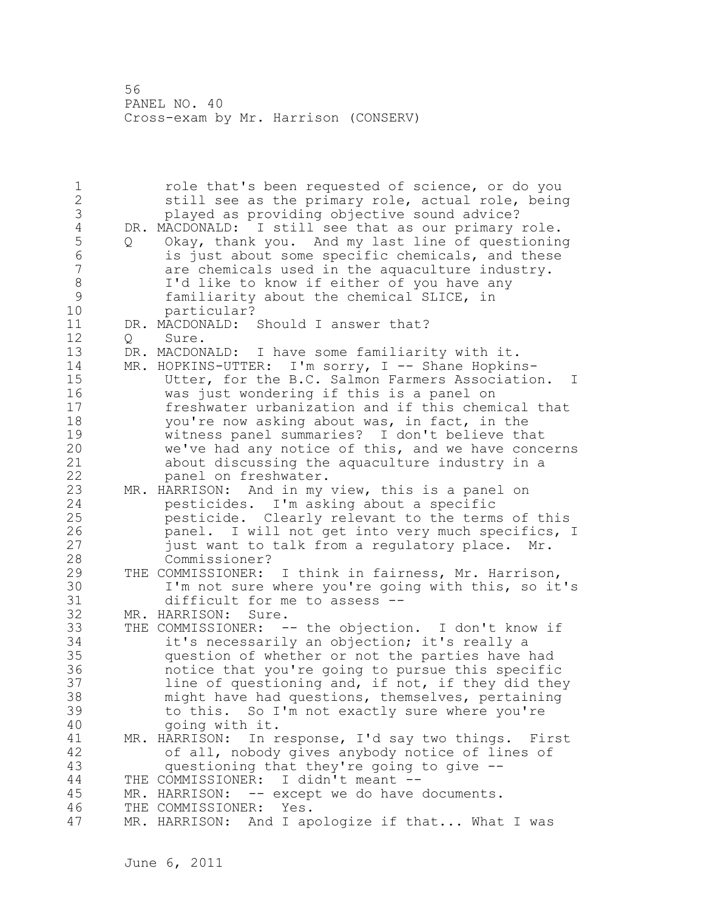role that's been requested of science, or do you still see as the primary role, actual role, being played as providing objective sound advice?

DR. MACDONALD: I still see that as our primary role.

Q Okay, thank you. And my last line of questioning is just about some specific chemicals, and these are chemicals used in the aquaculture industry. I'd like to know if either of you have any familiarity about the chemical SLICE, in particular?

DR. MACDONALD: Should I answer that?

Q Sure.

DR. MACDONALD: I have some familiarity with it.

MR. HOPKINS-UTTER: I'm sorry, I -- Shane Hopkins-Utter, for the B.C. Salmon Farmers Association. I was just wondering if this is a panel on freshwater urbanization and if this chemical that you're now asking about was, in fact, in the witness panel summaries? I don't believe that we've had any notice of this, and we have concerns about discussing the aquaculture industry in a panel on freshwater.

MR. HARRISON: And in my view, this is a panel on pesticides. I'm asking about a specific pesticide. Clearly relevant to the terms of this panel. I will not get into very much specifics, I just want to talk from a regulatory place. Mr. Commissioner?

THE COMMISSIONER: I think in fairness, Mr. Harrison, I'm not sure where you're going with this, so it's difficult for me to assess --

MR. HARRISON: Sure.

THE COMMISSIONER: -- the objection. I don't know if it's necessarily an objection; it's really a question of whether or not the parties have had notice that you're going to pursue this specific line of questioning and, if not, if they did they might have had questions, themselves, pertaining to this. So I'm not exactly sure where you're going with it.

MR. HARRISON: In response, I'd say two things. First of all, nobody gives anybody notice of lines of questioning that they're going to give --

THE COMMISSIONER: I didn't meant --

MR. HARRISON: -- except we do have documents.

THE COMMISSIONER: Yes.

MR. HARRISON: And I apologize if that... What I was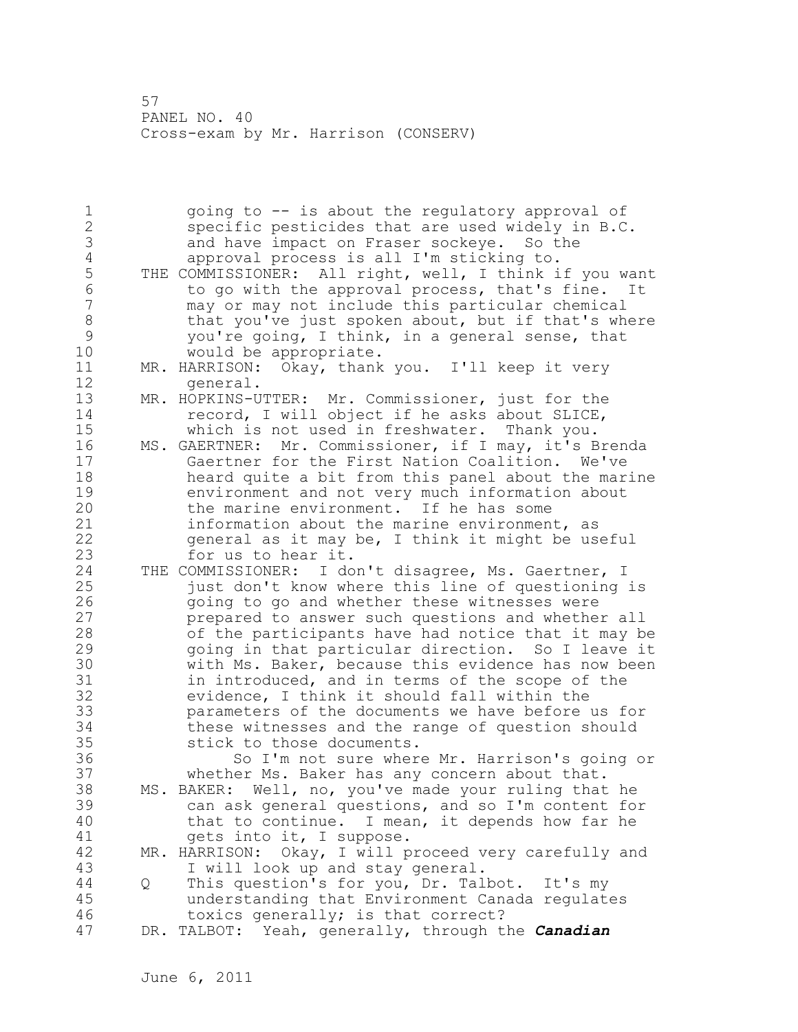going to -- is about the regulatory approval of specific pesticides that are used widely in B.C. and have impact on Fraser sockeye. So the approval process is all I'm sticking to.

THE COMMISSIONER: All right, well, I think if you want to go with the approval process, that's fine. It may or may not include this particular chemical that you've just spoken about, but if that's where you're going, I think, in a general sense, that would be appropriate.

MR. HARRISON: Okay, thank you. I'll keep it very general.

MR. HOPKINS-UTTER: Mr. Commissioner, just for the record, I will object if he asks about SLICE, which is not used in freshwater. Thank you.

MS. GAERTNER: Mr. Commissioner, if I may, it's Brenda Gaertner for the First Nation Coalition. We've heard quite a bit from this panel about the marine environment and not very much information about the marine environment. If he has some information about the marine environment, as general as it may be, I think it might be useful for us to hear it.

THE COMMISSIONER: I don't disagree, Ms. Gaertner, I just don't know where this line of questioning is going to go and whether these witnesses were prepared to answer such questions and whether all of the participants have had notice that it may be going in that particular direction. So I leave it with Ms. Baker, because this evidence has now been in introduced, and in terms of the scope of the evidence, I think it should fall within the parameters of the documents we have before us for these witnesses and the range of question should stick to those documents.

So I'm not sure where Mr. Harrison's going or whether Ms. Baker has any concern about that.

MS. BAKER: Well, no, you've made your ruling that he can ask general questions, and so I'm content for that to continue. I mean, it depends how far he gets into it, I suppose.

MR. HARRISON: Okay, I will proceed very carefully and I will look up and stay general.

Q This question's for you, Dr. Talbot. It's my understanding that Environment Canada regulates toxics generally; is that correct?

DR. TALBOT: Yeah, generally, through the ***Canadian***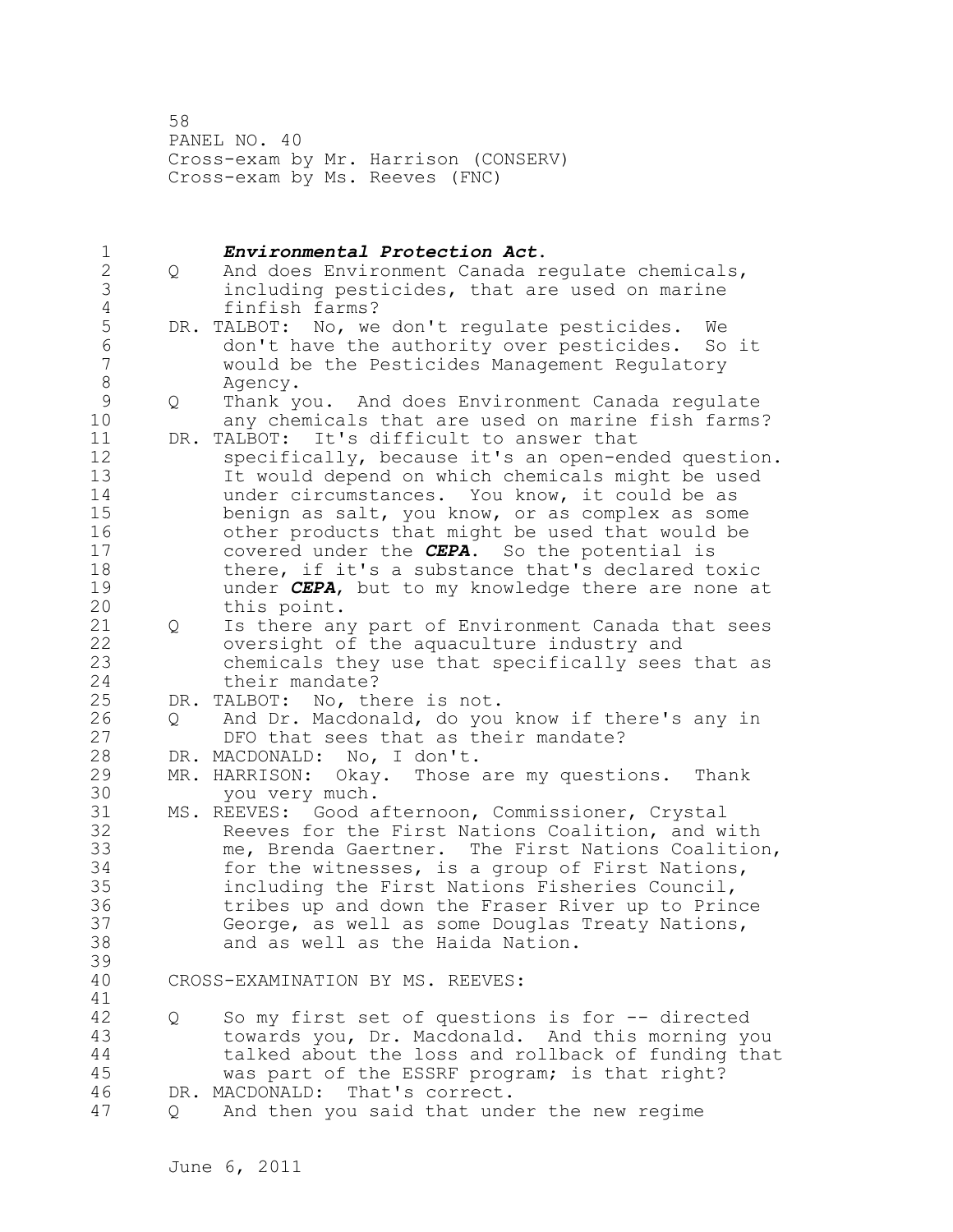***Environmental Protection Act.***

Q And does Environment Canada regulate chemicals, including pesticides, that are used on marine finfish farms?

DR. TALBOT: No, we don't regulate pesticides. We don't have the authority over pesticides. So it would be the Pesticides Management Regulatory Agency.

Q Thank you. And does Environment Canada regulate any chemicals that are used on marine fish farms?

DR. TALBOT: It's difficult to answer that specifically, because it's an open-ended question. It would depend on which chemicals might be used under circumstances. You know, it could be as benign as salt, you know, or as complex as some other products that might be used that would be covered under the ***CEPA***. So the potential is there, if it's a substance that's declared toxic under ***CEPA***, but to my knowledge there are none at this point.

Q Is there any part of Environment Canada that sees oversight of the aquaculture industry and chemicals they use that specifically sees that as their mandate?

DR. TALBOT: No, there is not.

Q And Dr. Macdonald, do you know if there's any in DFO that sees that as their mandate?

DR. MACDONALD: No, I don't.

MR. HARRISON: Okay. Those are my questions. Thank you very much.

MS. REEVES: Good afternoon, Commissioner, Crystal Reeves for the First Nations Coalition, and with me, Brenda Gaertner. The First Nations Coalition, for the witnesses, is a group of First Nations, including the First Nations Fisheries Council, tribes up and down the Fraser River up to Prince George, as well as some Douglas Treaty Nations, and as well as the Haida Nation.

CROSS-EXAMINATION BY MS. REEVES:

Q So my first set of questions is for -- directed towards you, Dr. Macdonald. And this morning you talked about the loss and rollback of funding that was part of the ESSRF program; is that right?

DR. MACDONALD: That's correct.

Q And then you said that under the new regime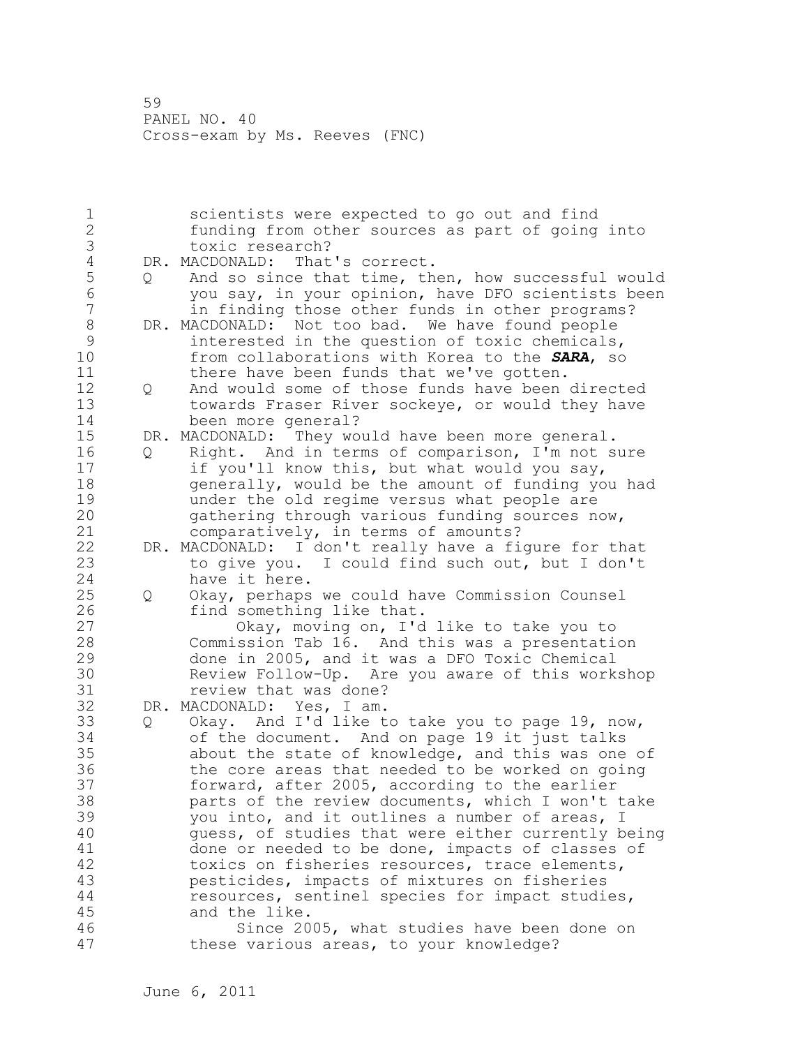scientists were expected to go out and find funding from other sources as part of going into toxic research?

DR. MACDONALD: That's correct.

Q And so since that time, then, how successful would you say, in your opinion, have DFO scientists been in finding those other funds in other programs?

DR. MACDONALD: Not too bad. We have found people interested in the question of toxic chemicals, from collaborations with Korea to the ***SARA***, so there have been funds that we've gotten.

Q And would some of those funds have been directed towards Fraser River sockeye, or would they have been more general?

DR. MACDONALD: They would have been more general.

Q Right. And in terms of comparison, I'm not sure if you'll know this, but what would you say, generally, would be the amount of funding you had under the old regime versus what people are gathering through various funding sources now, comparatively, in terms of amounts?

DR. MACDONALD: I don't really have a figure for that to give you. I could find such out, but I don't have it here.

Q Okay, perhaps we could have Commission Counsel find something like that.

Okay, moving on, I'd like to take you to Commission Tab 16. And this was a presentation done in 2005, and it was a DFO Toxic Chemical Review Follow-Up. Are you aware of this workshop review that was done?

DR. MACDONALD: Yes, I am.

Q Okay. And I'd like to take you to page 19, now, of the document. And on page 19 it just talks about the state of knowledge, and this was one of the core areas that needed to be worked on going forward, after 2005, according to the earlier parts of the review documents, which I won't take you into, and it outlines a number of areas, I guess, of studies that were either currently being done or needed to be done, impacts of classes of toxics on fisheries resources, trace elements, pesticides, impacts of mixtures on fisheries resources, sentinel species for impact studies, and the like.

Since 2005, what studies have been done on these various areas, to your knowledge?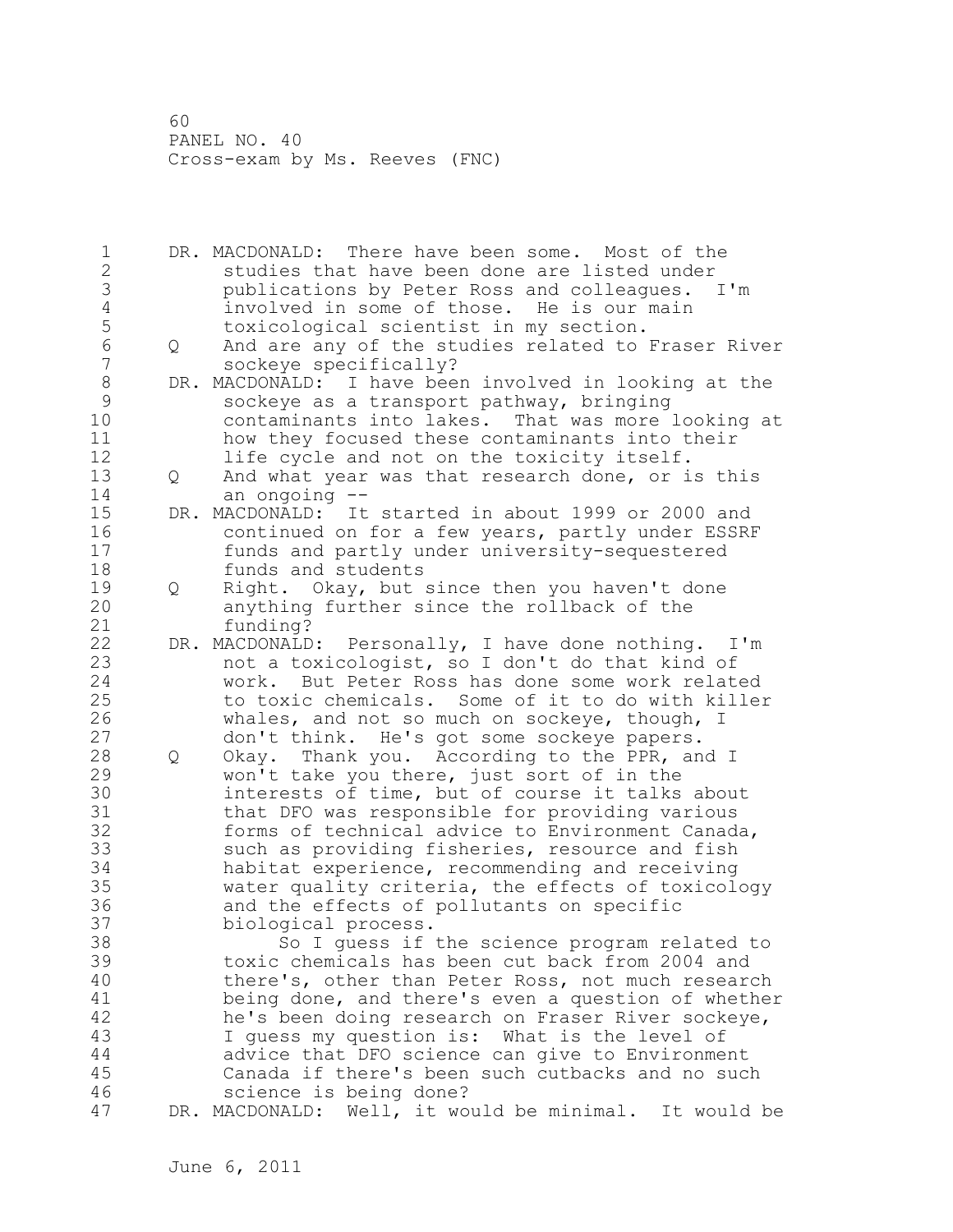DR. MACDONALD: There have been some. Most of the studies that have been done are listed under publications by Peter Ross and colleagues. I'm involved in some of those. He is our main toxicological scientist in my section.

Q And are any of the studies related to Fraser River sockeye specifically?

DR. MACDONALD: I have been involved in looking at the sockeye as a transport pathway, bringing contaminants into lakes. That was more looking at how they focused these contaminants into their life cycle and not on the toxicity itself.

Q And what year was that research done, or is this an ongoing --

DR. MACDONALD: It started in about 1999 or 2000 and continued on for a few years, partly under ESSRF funds and partly under university-sequestered funds and students

Q Right. Okay, but since then you haven't done anything further since the rollback of the funding?

DR. MACDONALD: Personally, I have done nothing. I'm not a toxicologist, so I don't do that kind of work. But Peter Ross has done some work related to toxic chemicals. Some of it to do with killer whales, and not so much on sockeye, though, I don't think. He's got some sockeye papers.

Q Okay. Thank you. According to the PPR, and I won't take you there, just sort of in the interests of time, but of course it talks about that DFO was responsible for providing various forms of technical advice to Environment Canada, such as providing fisheries, resource and fish habitat experience, recommending and receiving water quality criteria, the effects of toxicology and the effects of pollutants on specific biological process.

So I guess if the science program related to toxic chemicals has been cut back from 2004 and there's, other than Peter Ross, not much research being done, and there's even a question of whether he's been doing research on Fraser River sockeye, I guess my question is: What is the level of advice that DFO science can give to Environment Canada if there's been such cutbacks and no such science is being done?

DR. MACDONALD: Well, it would be minimal. It would be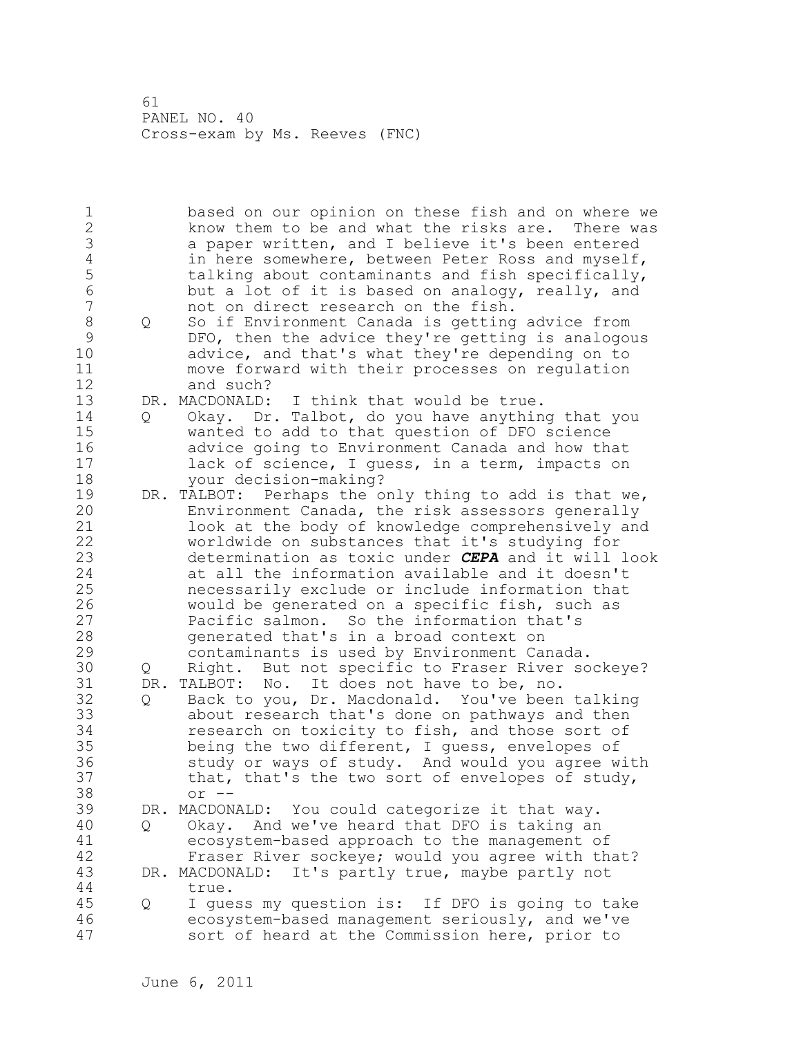based on our opinion on these fish and on where we know them to be and what the risks are. There was a paper written, and I believe it's been entered in here somewhere, between Peter Ross and myself, talking about contaminants and fish specifically, but a lot of it is based on analogy, really, and not on direct research on the fish.

Q So if Environment Canada is getting advice from DFO, then the advice they're getting is analogous advice, and that's what they're depending on to move forward with their processes on regulation and such?

DR. MACDONALD: I think that would be true.

Q Okay. Dr. Talbot, do you have anything that you wanted to add to that question of DFO science advice going to Environment Canada and how that lack of science, I guess, in a term, impacts on your decision-making?

DR. TALBOT: Perhaps the only thing to add is that we, Environment Canada, the risk assessors generally look at the body of knowledge comprehensively and worldwide on substances that it's studying for determination as toxic under ***CEPA*** and it will look at all the information available and it doesn't necessarily exclude or include information that would be generated on a specific fish, such as Pacific salmon. So the information that's generated that's in a broad context on contaminants is used by Environment Canada.

Q Right. But not specific to Fraser River sockeye?

DR. TALBOT: No. It does not have to be, no.

Q Back to you, Dr. Macdonald. You've been talking about research that's done on pathways and then research on toxicity to fish, and those sort of being the two different, I guess, envelopes of study or ways of study. And would you agree with that, that's the two sort of envelopes of study, or --

DR. MACDONALD: You could categorize it that way.

Q Okay. And we've heard that DFO is taking an ecosystem-based approach to the management of Fraser River sockeye; would you agree with that?

DR. MACDONALD: It's partly true, maybe partly not true.

Q I guess my question is: If DFO is going to take ecosystem-based management seriously, and we've sort of heard at the Commission here, prior to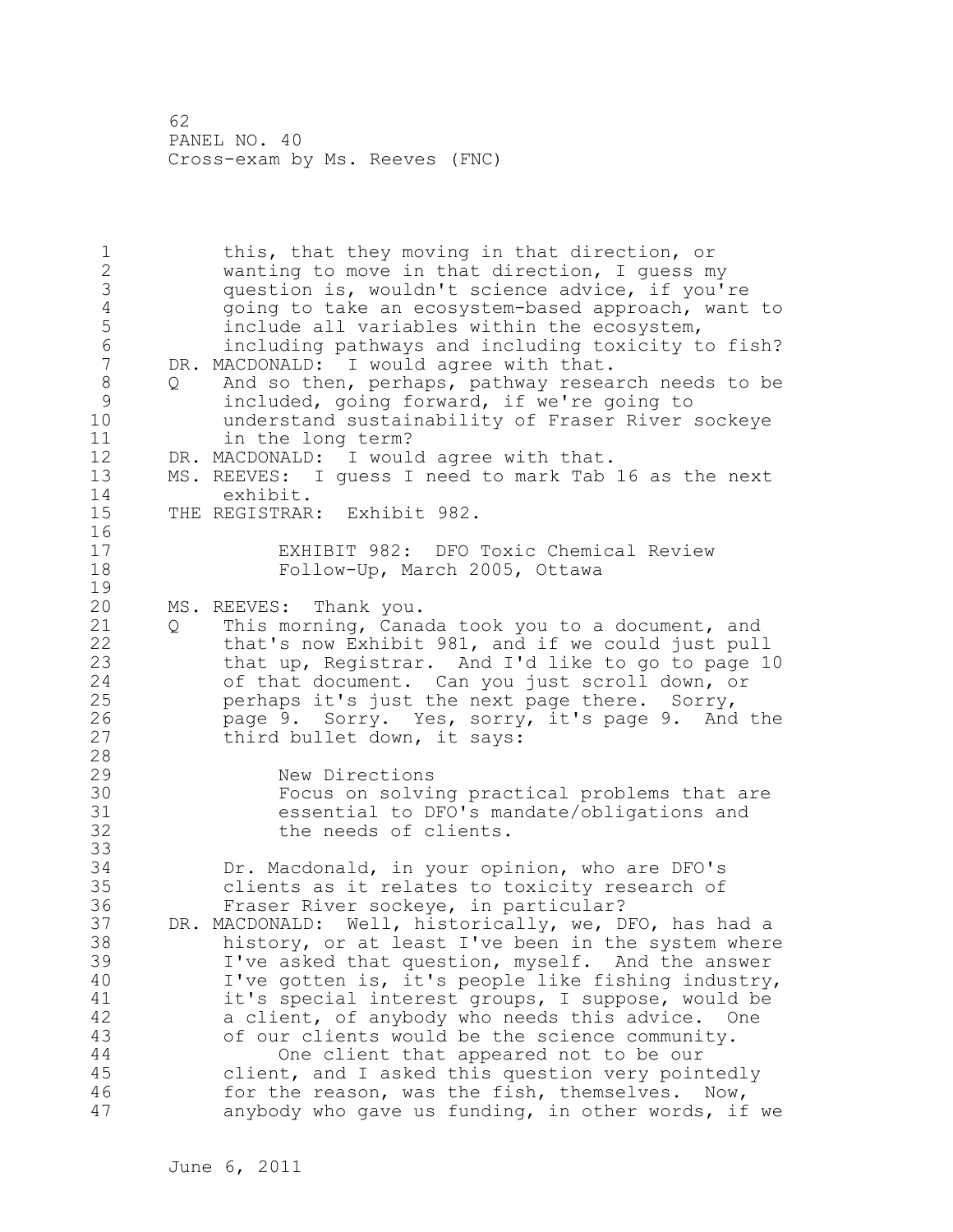this, that they moving in that direction, or wanting to move in that direction, I guess my question is, wouldn't science advice, if you're going to take an ecosystem-based approach, want to include all variables within the ecosystem, including pathways and including toxicity to fish?

DR. MACDONALD: I would agree with that.

Q And so then, perhaps, pathway research needs to be included, going forward, if we're going to understand sustainability of Fraser River sockeye in the long term?

DR. MACDONALD: I would agree with that.

MS. REEVES: I guess I need to mark Tab 16 as the next exhibit.

THE REGISTRAR: Exhibit 982.

EXHIBIT 982: DFO Toxic Chemical Review Follow-Up, March 2005, Ottawa

MS. REEVES: Thank you.

Q This morning, Canada took you to a document, and that's now Exhibit 981, and if we could just pull that up, Registrar. And I'd like to go to page 10 of that document. Can you just scroll down, or perhaps it's just the next page there. Sorry, page 9. Sorry. Yes, sorry, it's page 9. And the third bullet down, it says:

> New Directions
> Focus on solving practical problems that are essential to DFO's mandate/obligations and the needs of clients.

Dr. Macdonald, in your opinion, who are DFO's clients as it relates to toxicity research of Fraser River sockeye, in particular?

DR. MACDONALD: Well, historically, we, DFO, has had a history, or at least I've been in the system where I've asked that question, myself. And the answer I've gotten is, it's people like fishing industry, it's special interest groups, I suppose, would be a client, of anybody who needs this advice. One of our clients would be the science community.

One client that appeared not to be our client, and I asked this question very pointedly for the reason, was the fish, themselves. Now, anybody who gave us funding, in other words, if we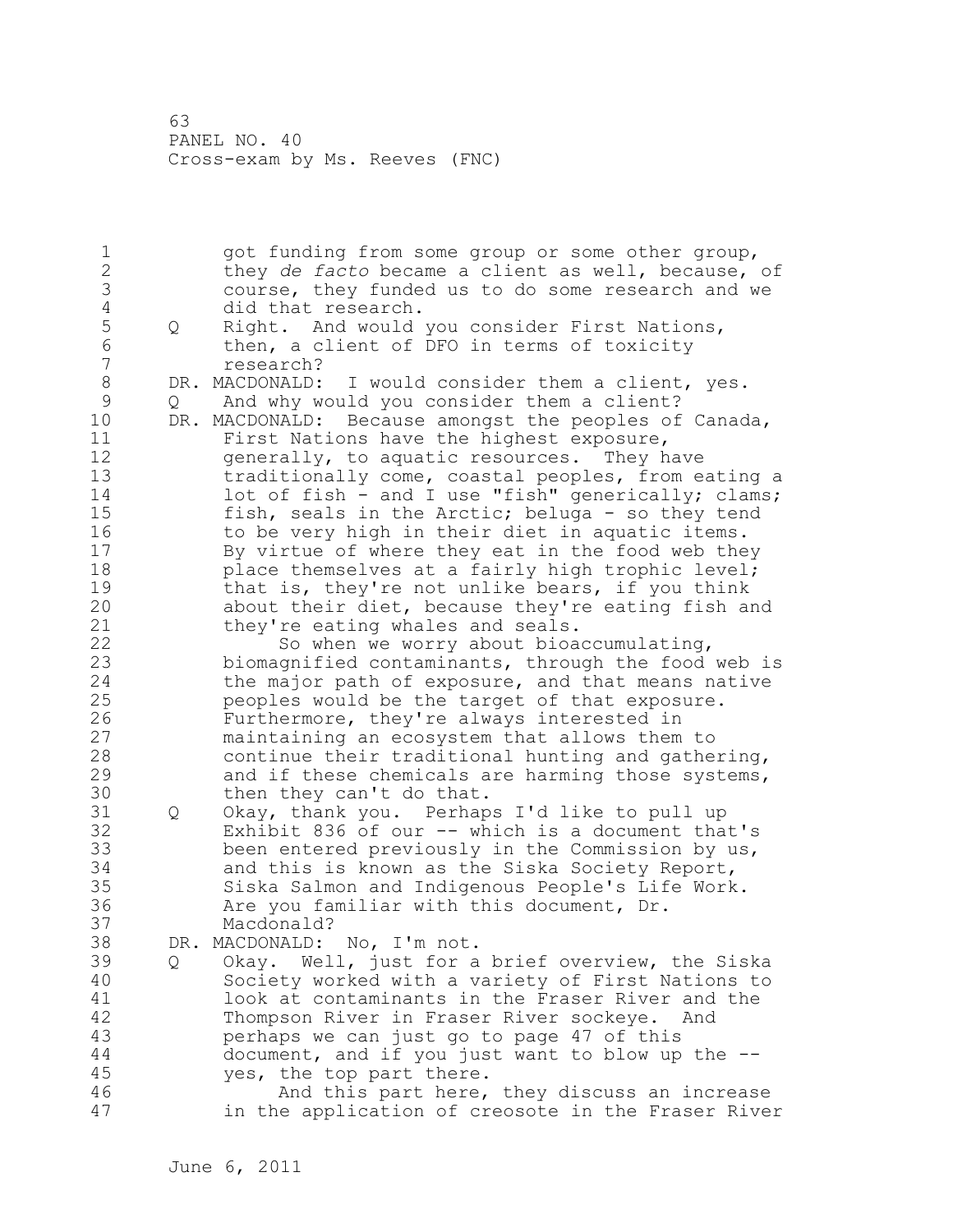got funding from some group or some other group, they *de facto* became a client as well, because, of course, they funded us to do some research and we did that research.

Q Right. And would you consider First Nations, then, a client of DFO in terms of toxicity research?

DR. MACDONALD: I would consider them a client, yes.

Q And why would you consider them a client?

DR. MACDONALD: Because amongst the peoples of Canada, First Nations have the highest exposure, generally, to aquatic resources. They have traditionally come, coastal peoples, from eating a lot of fish - and I use "fish" generically; clams; fish, seals in the Arctic; beluga - so they tend to be very high in their diet in aquatic items. By virtue of where they eat in the food web they place themselves at a fairly high trophic level; that is, they're not unlike bears, if you think about their diet, because they're eating fish and they're eating whales and seals.

So when we worry about bioaccumulating, biomagnified contaminants, through the food web is the major path of exposure, and that means native peoples would be the target of that exposure. Furthermore, they're always interested in maintaining an ecosystem that allows them to continue their traditional hunting and gathering, and if these chemicals are harming those systems, then they can't do that.

Q Okay, thank you. Perhaps I'd like to pull up Exhibit 836 of our -- which is a document that's been entered previously in the Commission by us, and this is known as the Siska Society Report, Siska Salmon and Indigenous People's Life Work. Are you familiar with this document, Dr. Macdonald?

DR. MACDONALD: No, I'm not.

Q Okay. Well, just for a brief overview, the Siska Society worked with a variety of First Nations to look at contaminants in the Fraser River and the Thompson River in Fraser River sockeye. And perhaps we can just go to page 47 of this document, and if you just want to blow up the -- yes, the top part there.

And this part here, they discuss an increase in the application of creosote in the Fraser River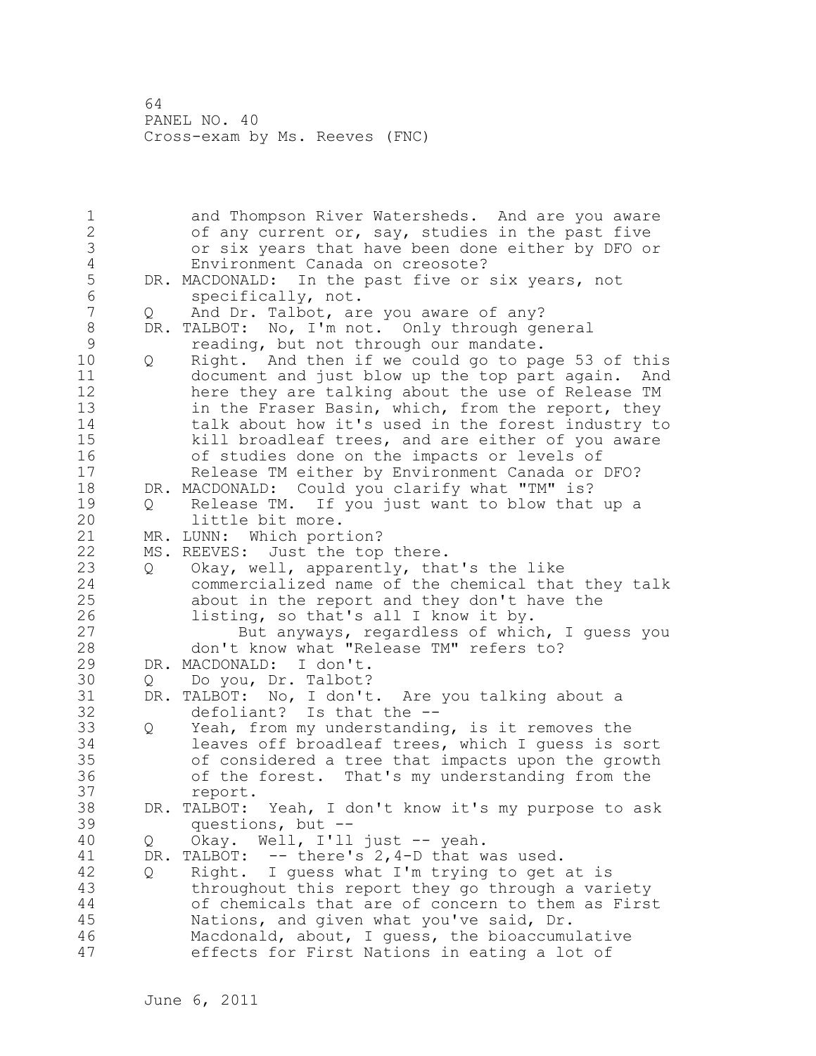and Thompson River Watersheds. And are you aware of any current or, say, studies in the past five or six years that have been done either by DFO or Environment Canada on creosote?

DR. MACDONALD: In the past five or six years, not specifically, not.

Q And Dr. Talbot, are you aware of any?

DR. TALBOT: No, I'm not. Only through general reading, but not through our mandate.

Q Right. And then if we could go to page 53 of this document and just blow up the top part again. And here they are talking about the use of Release TM in the Fraser Basin, which, from the report, they talk about how it's used in the forest industry to kill broadleaf trees, and are either of you aware of studies done on the impacts or levels of Release TM either by Environment Canada or DFO?

DR. MACDONALD: Could you clarify what "TM" is?

Q Release TM. If you just want to blow that up a little bit more.

MR. LUNN: Which portion?

MS. REEVES: Just the top there.

Q Okay, well, apparently, that's the like commercialized name of the chemical that they talk about in the report and they don't have the listing, so that's all I know it by.

But anyways, regardless of which, I guess you don't know what "Release TM" refers to?

DR. MACDONALD: I don't.

Q Do you, Dr. Talbot?

DR. TALBOT: No, I don't. Are you talking about a defoliant? Is that the --

Q Yeah, from my understanding, is it removes the leaves off broadleaf trees, which I guess is sort of considered a tree that impacts upon the growth of the forest. That's my understanding from the report.

DR. TALBOT: Yeah, I don't know it's my purpose to ask questions, but --

Q Okay. Well, I'll just -- yeah.

DR. TALBOT: -- there's 2,4-D that was used.

Q Right. I guess what I'm trying to get at is throughout this report they go through a variety of chemicals that are of concern to them as First Nations, and given what you've said, Dr. Macdonald, about, I guess, the bioaccumulative effects for First Nations in eating a lot of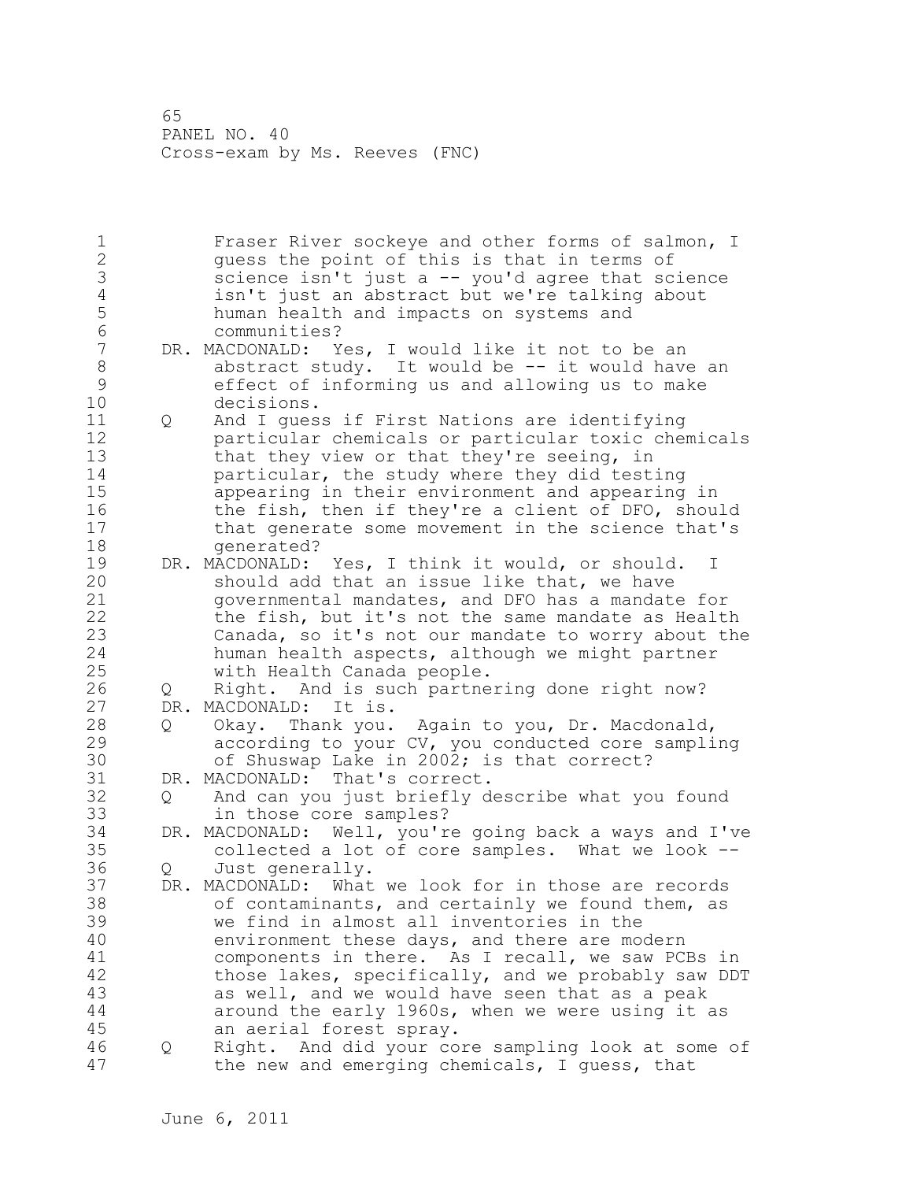Fraser River sockeye and other forms of salmon, I guess the point of this is that in terms of science isn't just a -- you'd agree that science isn't just an abstract but we're talking about human health and impacts on systems and communities?

DR. MACDONALD: Yes, I would like it not to be an abstract study. It would be -- it would have an effect of informing us and allowing us to make decisions.

Q And I guess if First Nations are identifying particular chemicals or particular toxic chemicals that they view or that they're seeing, in particular, the study where they did testing appearing in their environment and appearing in the fish, then if they're a client of DFO, should that generate some movement in the science that's generated?

DR. MACDONALD: Yes, I think it would, or should. I should add that an issue like that, we have governmental mandates, and DFO has a mandate for the fish, but it's not the same mandate as Health Canada, so it's not our mandate to worry about the human health aspects, although we might partner with Health Canada people.

Q Right. And is such partnering done right now?

DR. MACDONALD: It is.

Q Okay. Thank you. Again to you, Dr. Macdonald, according to your CV, you conducted core sampling of Shuswap Lake in 2002; is that correct?

DR. MACDONALD: That's correct.

Q And can you just briefly describe what you found in those core samples?

DR. MACDONALD: Well, you're going back a ways and I've collected a lot of core samples. What we look --

Q Just generally.

DR. MACDONALD: What we look for in those are records of contaminants, and certainly we found them, as we find in almost all inventories in the environment these days, and there are modern components in there. As I recall, we saw PCBs in those lakes, specifically, and we probably saw DDT as well, and we would have seen that as a peak around the early 1960s, when we were using it as an aerial forest spray.

Q Right. And did your core sampling look at some of the new and emerging chemicals, I guess, that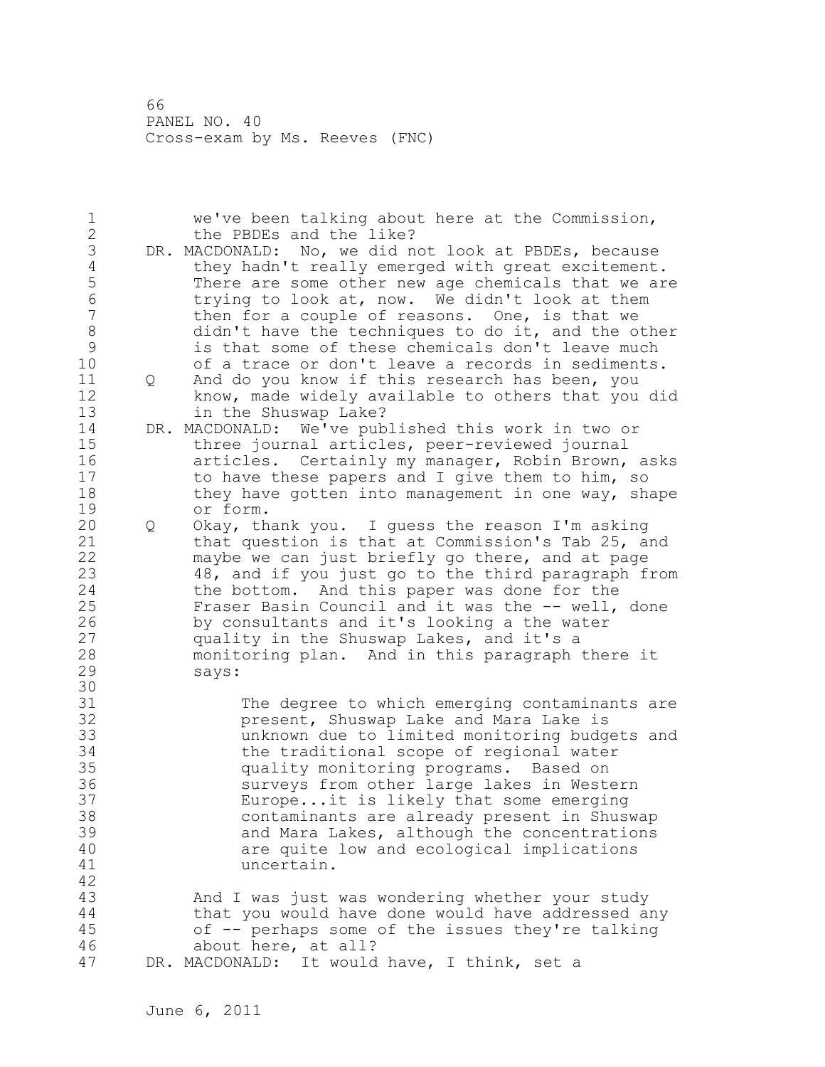we've been talking about here at the Commission, the PBDEs and the like?

DR. MACDONALD: No, we did not look at PBDEs, because they hadn't really emerged with great excitement. There are some other new age chemicals that we are trying to look at, now. We didn't look at them then for a couple of reasons. One, is that we didn't have the techniques to do it, and the other is that some of these chemicals don't leave much of a trace or don't leave a records in sediments.

Q And do you know if this research has been, you know, made widely available to others that you did in the Shuswap Lake?

DR. MACDONALD: We've published this work in two or three journal articles, peer-reviewed journal articles. Certainly my manager, Robin Brown, asks to have these papers and I give them to him, so they have gotten into management in one way, shape or form.

Q Okay, thank you. I guess the reason I'm asking that question is that at Commission's Tab 25, and maybe we can just briefly go there, and at page 48, and if you just go to the third paragraph from the bottom. And this paper was done for the Fraser Basin Council and it was the -- well, done by consultants and it's looking a the water quality in the Shuswap Lakes, and it's a monitoring plan. And in this paragraph there it says:

> The degree to which emerging contaminants are present, Shuswap Lake and Mara Lake is unknown due to limited monitoring budgets and the traditional scope of regional water quality monitoring programs. Based on surveys from other large lakes in Western Europe...it is likely that some emerging contaminants are already present in Shuswap and Mara Lakes, although the concentrations are quite low and ecological implications uncertain.

And I was just was wondering whether your study that you would have done would have addressed any of -- perhaps some of the issues they're talking about here, at all?

DR. MACDONALD: It would have, I think, set a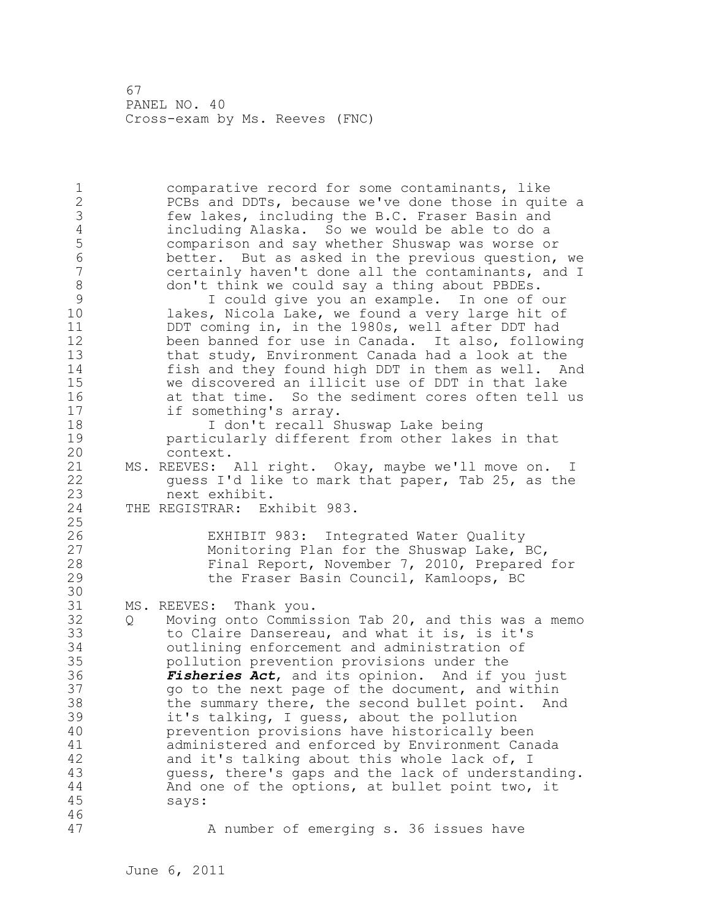comparative record for some contaminants, like PCBs and DDTs, because we've done those in quite a few lakes, including the B.C. Fraser Basin and including Alaska. So we would be able to do a comparison and say whether Shuswap was worse or better. But as asked in the previous question, we certainly haven't done all the contaminants, and I don't think we could say a thing about PBDEs.

I could give you an example. In one of our lakes, Nicola Lake, we found a very large hit of DDT coming in, in the 1980s, well after DDT had been banned for use in Canada. It also, following that study, Environment Canada had a look at the fish and they found high DDT in them as well. And we discovered an illicit use of DDT in that lake at that time. So the sediment cores often tell us if something's array.

I don't recall Shuswap Lake being particularly different from other lakes in that context.

MS. REEVES: All right. Okay, maybe we'll move on. I guess I'd like to mark that paper, Tab 25, as the next exhibit.

THE REGISTRAR: Exhibit 983.

> EXHIBIT 983: Integrated Water Quality Monitoring Plan for the Shuswap Lake, BC, Final Report, November 7, 2010, Prepared for the Fraser Basin Council, Kamloops, BC

MS. REEVES: Thank you.

Q Moving onto Commission Tab 20, and this was a memo to Claire Dansereau, and what it is, is it's outlining enforcement and administration of pollution prevention provisions under the ***Fisheries Act***, and its opinion. And if you just go to the next page of the document, and within the summary there, the second bullet point. And it's talking, I guess, about the pollution prevention provisions have historically been administered and enforced by Environment Canada and it's talking about this whole lack of, I guess, there's gaps and the lack of understanding. And one of the options, at bullet point two, it says:

> A number of emerging s. 36 issues have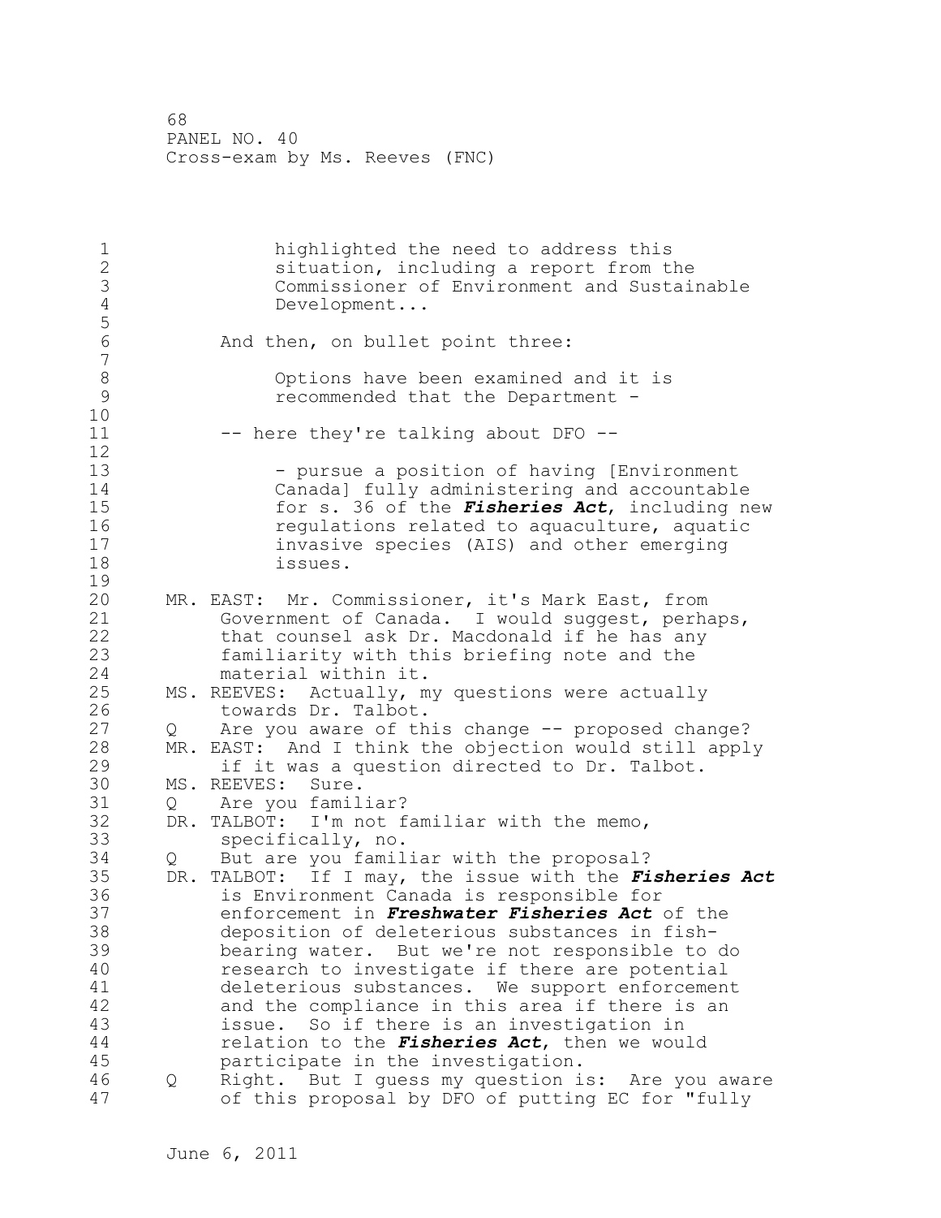highlighted the need to address this situation, including a report from the Commissioner of Environment and Sustainable Development...

And then, on bullet point three:

> Options have been examined and it is recommended that the Department -

-- here they're talking about DFO --

> - pursue a position of having [Environment Canada] fully administering and accountable for s. 36 of the ***Fisheries Act***, including new regulations related to aquaculture, aquatic invasive species (AIS) and other emerging issues.

MR. EAST: Mr. Commissioner, it's Mark East, from Government of Canada. I would suggest, perhaps, that counsel ask Dr. Macdonald if he has any familiarity with this briefing note and the material within it.

MS. REEVES: Actually, my questions were actually towards Dr. Talbot.

Q Are you aware of this change -- proposed change?

MR. EAST: And I think the objection would still apply if it was a question directed to Dr. Talbot.

MS. REEVES: Sure.

Q Are you familiar?

DR. TALBOT: I'm not familiar with the memo, specifically, no.

Q But are you familiar with the proposal?

DR. TALBOT: If I may, the issue with the ***Fisheries Act*** is Environment Canada is responsible for enforcement in ***Freshwater Fisheries Act*** of the deposition of deleterious substances in fish-bearing water. But we're not responsible to do research to investigate if there are potential deleterious substances. We support enforcement and the compliance in this area if there is an issue. So if there is an investigation in relation to the ***Fisheries Act***, then we would participate in the investigation.

Q Right. But I guess my question is: Are you aware of this proposal by DFO of putting EC for "fully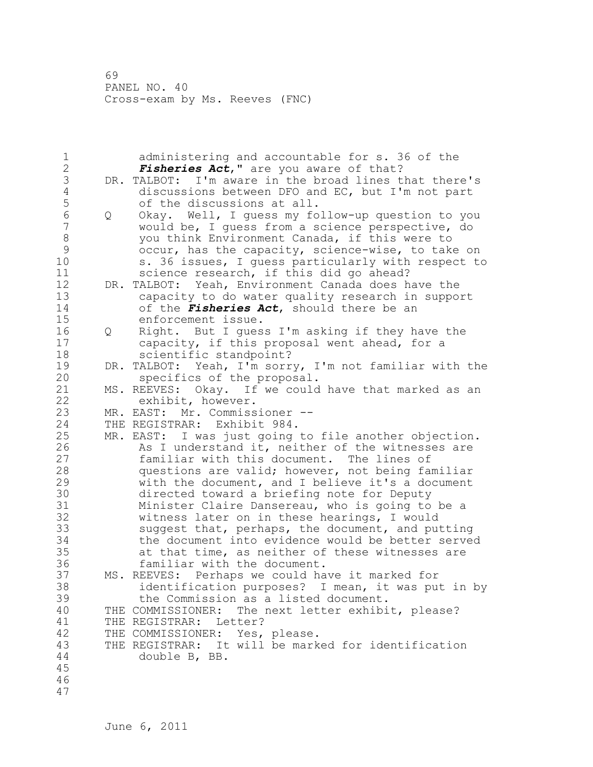administering and accountable for s. 36 of the ***Fisheries Act*,**" are you aware of that?

DR. TALBOT: I'm aware in the broad lines that there's discussions between DFO and EC, but I'm not part of the discussions at all.

Q Okay. Well, I guess my follow-up question to you would be, I guess from a science perspective, do you think Environment Canada, if this were to occur, has the capacity, science-wise, to take on s. 36 issues, I guess particularly with respect to science research, if this did go ahead?

DR. TALBOT: Yeah, Environment Canada does have the capacity to do water quality research in support of the ***Fisheries Act***, should there be an enforcement issue.

Q Right. But I guess I'm asking if they have the capacity, if this proposal went ahead, for a scientific standpoint?

DR. TALBOT: Yeah, I'm sorry, I'm not familiar with the specifics of the proposal.

MS. REEVES: Okay. If we could have that marked as an exhibit, however.

MR. EAST: Mr. Commissioner --

THE REGISTRAR: Exhibit 984.

MR. EAST: I was just going to file another objection. As I understand it, neither of the witnesses are familiar with this document. The lines of questions are valid; however, not being familiar with the document, and I believe it's a document directed toward a briefing note for Deputy Minister Claire Dansereau, who is going to be a witness later on in these hearings, I would suggest that, perhaps, the document, and putting the document into evidence would be better served at that time, as neither of these witnesses are familiar with the document.

MS. REEVES: Perhaps we could have it marked for identification purposes? I mean, it was put in by the Commission as a listed document.

THE COMMISSIONER: The next letter exhibit, please?

THE REGISTRAR: Letter?

THE COMMISSIONER: Yes, please.

THE REGISTRAR: It will be marked for identification double B, BB.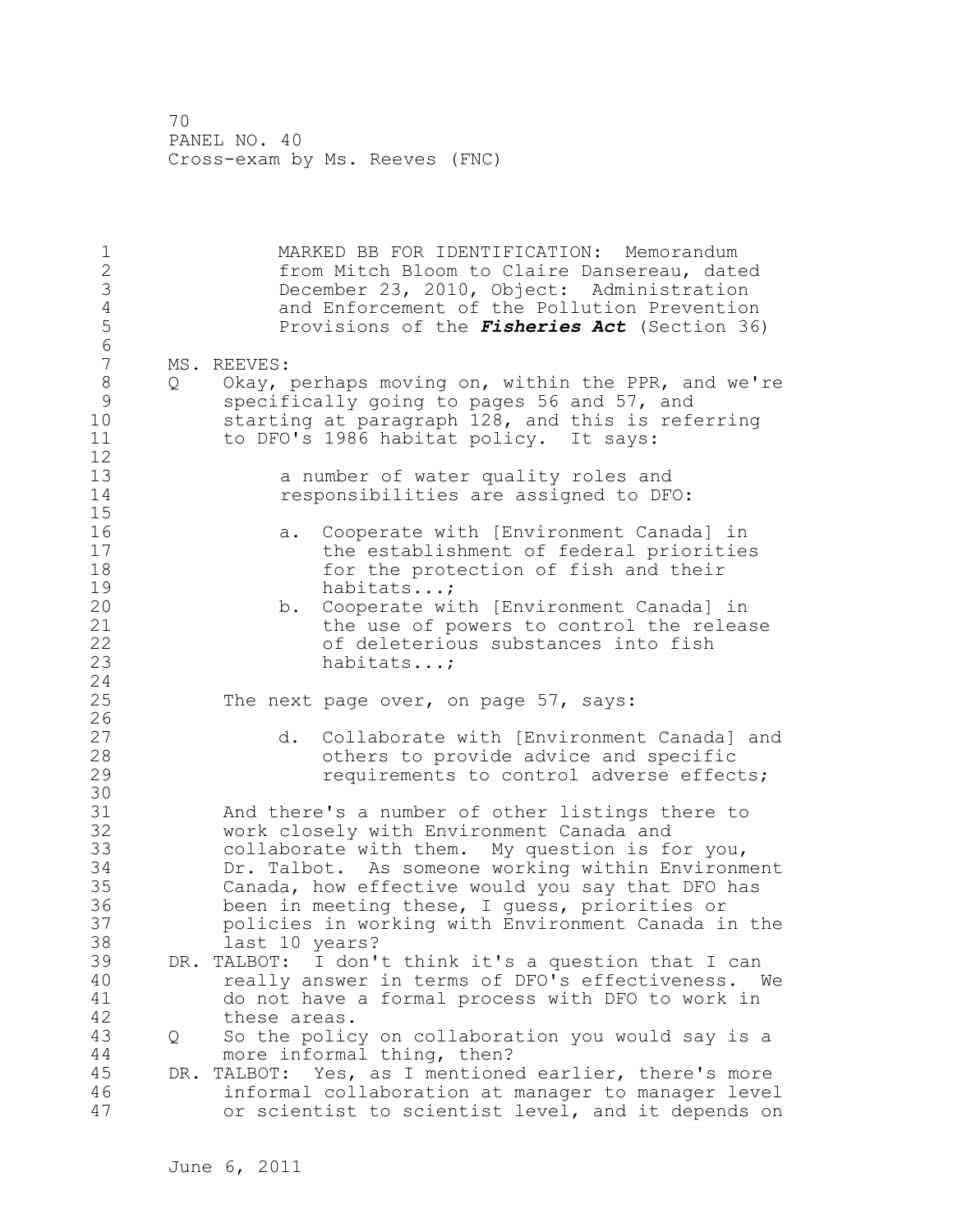MARKED BB FOR IDENTIFICATION: Memorandum from Mitch Bloom to Claire Dansereau, dated December 23, 2010, Object: Administration and Enforcement of the Pollution Prevention Provisions of the ***Fisheries Act*** (Section 36)

MS. REEVES:

Q Okay, perhaps moving on, within the PPR, and we're specifically going to pages 56 and 57, and starting at paragraph 128, and this is referring to DFO's 1986 habitat policy. It says:

> a number of water quality roles and responsibilities are assigned to DFO:
>
> a. Cooperate with [Environment Canada] in the establishment of federal priorities for the protection of fish and their habitats...;
>
> b. Cooperate with [Environment Canada] in the use of powers to control the release of deleterious substances into fish habitats...;

The next page over, on page 57, says:

> d. Collaborate with [Environment Canada] and others to provide advice and specific requirements to control adverse effects;

And there's a number of other listings there to work closely with Environment Canada and collaborate with them. My question is for you, Dr. Talbot. As someone working within Environment Canada, how effective would you say that DFO has been in meeting these, I guess, priorities or policies in working with Environment Canada in the last 10 years?

DR. TALBOT: I don't think it's a question that I can really answer in terms of DFO's effectiveness. We do not have a formal process with DFO to work in these areas.

Q So the policy on collaboration you would say is a more informal thing, then?

DR. TALBOT: Yes, as I mentioned earlier, there's more informal collaboration at manager to manager level or scientist to scientist level, and it depends on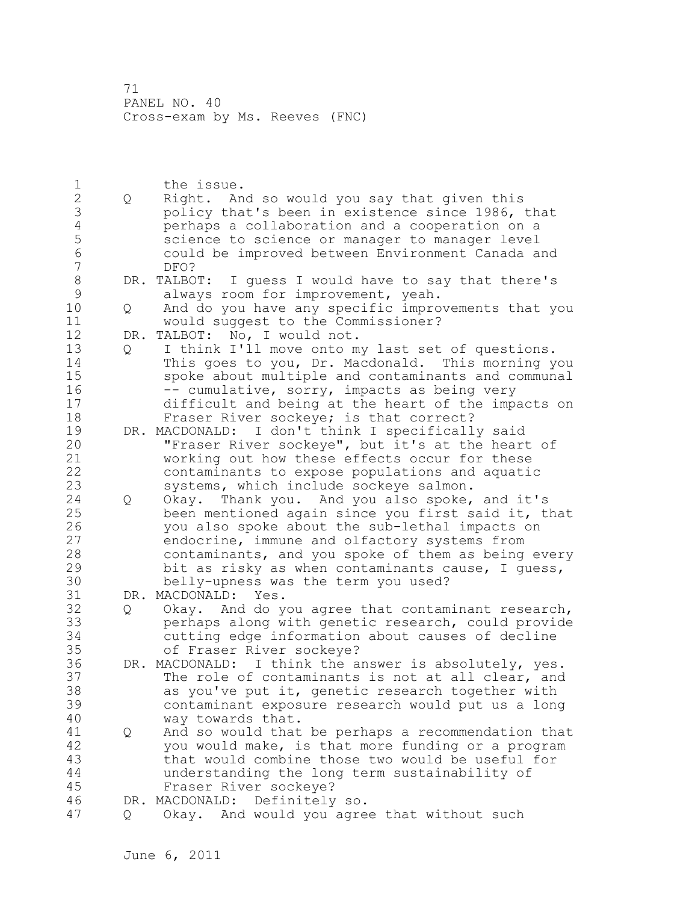the issue.

Q Right. And so would you say that given this policy that's been in existence since 1986, that perhaps a collaboration and a cooperation on a science to science or manager to manager level could be improved between Environment Canada and DFO?

DR. TALBOT: I guess I would have to say that there's always room for improvement, yeah.

Q And do you have any specific improvements that you would suggest to the Commissioner?

DR. TALBOT: No, I would not.

Q I think I'll move onto my last set of questions. This goes to you, Dr. Macdonald. This morning you spoke about multiple and contaminants and communal -- cumulative, sorry, impacts as being very difficult and being at the heart of the impacts on Fraser River sockeye; is that correct?

DR. MACDONALD: I don't think I specifically said "Fraser River sockeye", but it's at the heart of working out how these effects occur for these contaminants to expose populations and aquatic systems, which include sockeye salmon.

Q Okay. Thank you. And you also spoke, and it's been mentioned again since you first said it, that you also spoke about the sub-lethal impacts on endocrine, immune and olfactory systems from contaminants, and you spoke of them as being every bit as risky as when contaminants cause, I guess, belly-upness was the term you used?

DR. MACDONALD: Yes.

Q Okay. And do you agree that contaminant research, perhaps along with genetic research, could provide cutting edge information about causes of decline of Fraser River sockeye?

DR. MACDONALD: I think the answer is absolutely, yes. The role of contaminants is not at all clear, and as you've put it, genetic research together with contaminant exposure research would put us a long way towards that.

Q And so would that be perhaps a recommendation that you would make, is that more funding or a program that would combine those two would be useful for understanding the long term sustainability of Fraser River sockeye?

DR. MACDONALD: Definitely so.

Q Okay. And would you agree that without such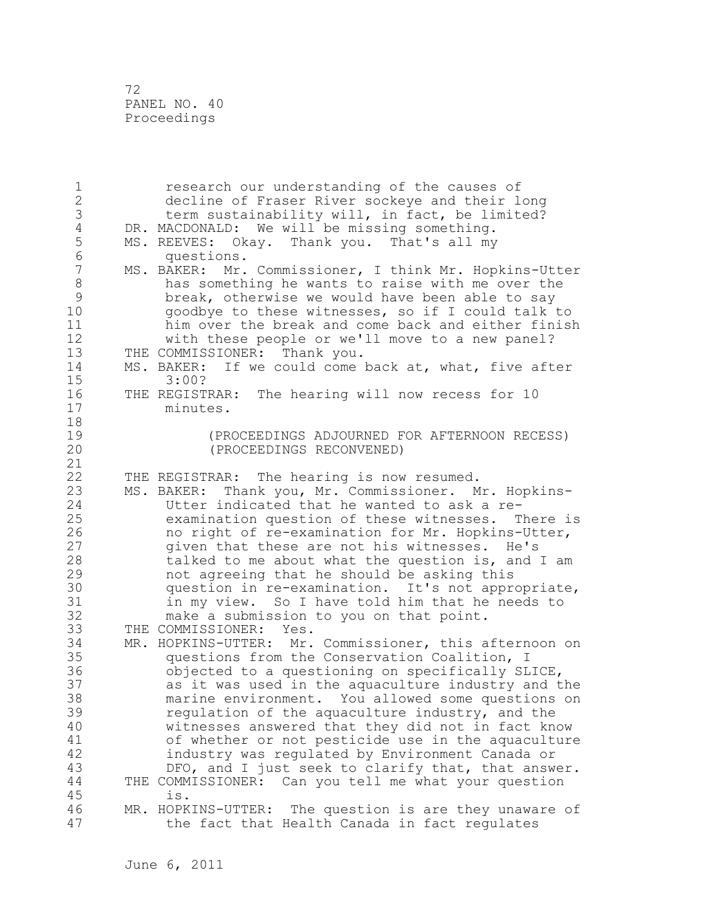research our understanding of the causes of decline of Fraser River sockeye and their long term sustainability will, in fact, be limited?

DR. MACDONALD: We will be missing something.

MS. REEVES: Okay. Thank you. That's all my questions.

MS. BAKER: Mr. Commissioner, I think Mr. Hopkins-Utter has something he wants to raise with me over the break, otherwise we would have been able to say goodbye to these witnesses, so if I could talk to him over the break and come back and either finish with these people or we'll move to a new panel?

THE COMMISSIONER: Thank you.

MS. BAKER: If we could come back at, what, five after 3:00?

THE REGISTRAR: The hearing will now recess for 10 minutes.

(PROCEEDINGS ADJOURNED FOR AFTERNOON RECESS)
(PROCEEDINGS RECONVENED)

THE REGISTRAR: The hearing is now resumed.

MS. BAKER: Thank you, Mr. Commissioner. Mr. Hopkins-Utter indicated that he wanted to ask a re-examination question of these witnesses. There is no right of re-examination for Mr. Hopkins-Utter, given that these are not his witnesses. He's talked to me about what the question is, and I am not agreeing that he should be asking this question in re-examination. It's not appropriate, in my view. So I have told him that he needs to make a submission to you on that point.

THE COMMISSIONER: Yes.

MR. HOPKINS-UTTER: Mr. Commissioner, this afternoon on questions from the Conservation Coalition, I objected to a questioning on specifically SLICE, as it was used in the aquaculture industry and the marine environment. You allowed some questions on regulation of the aquaculture industry, and the witnesses answered that they did not in fact know of whether or not pesticide use in the aquaculture industry was regulated by Environment Canada or DFO, and I just seek to clarify that, that answer.

THE COMMISSIONER: Can you tell me what your question is.

MR. HOPKINS-UTTER: The question is are they unaware of the fact that Health Canada in fact regulates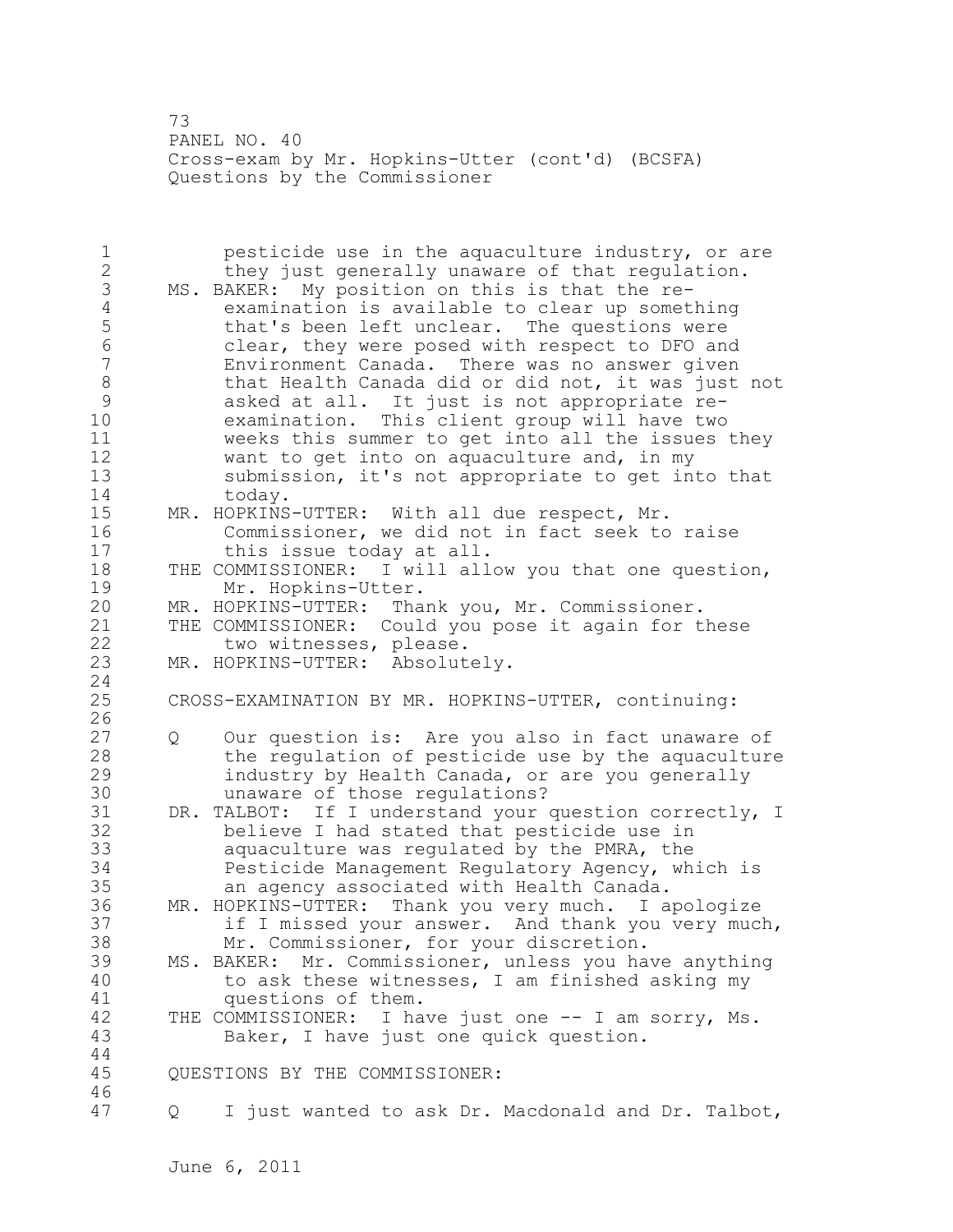pesticide use in the aquaculture industry, or are they just generally unaware of that regulation.

MS. BAKER: My position on this is that the re-examination is available to clear up something that's been left unclear. The questions were clear, they were posed with respect to DFO and Environment Canada. There was no answer given that Health Canada did or did not, it was just not asked at all. It just is not appropriate re-examination. This client group will have two weeks this summer to get into all the issues they want to get into on aquaculture and, in my submission, it's not appropriate to get into that today.

MR. HOPKINS-UTTER: With all due respect, Mr. Commissioner, we did not in fact seek to raise this issue today at all.

THE COMMISSIONER: I will allow you that one question, Mr. Hopkins-Utter.

MR. HOPKINS-UTTER: Thank you, Mr. Commissioner.

THE COMMISSIONER: Could you pose it again for these two witnesses, please.

MR. HOPKINS-UTTER: Absolutely.

CROSS-EXAMINATION BY MR. HOPKINS-UTTER, continuing:

Q Our question is: Are you also in fact unaware of the regulation of pesticide use by the aquaculture industry by Health Canada, or are you generally unaware of those regulations?

DR. TALBOT: If I understand your question correctly, I believe I had stated that pesticide use in aquaculture was regulated by the PMRA, the Pesticide Management Regulatory Agency, which is an agency associated with Health Canada.

MR. HOPKINS-UTTER: Thank you very much. I apologize if I missed your answer. And thank you very much, Mr. Commissioner, for your discretion.

MS. BAKER: Mr. Commissioner, unless you have anything to ask these witnesses, I am finished asking my questions of them.

THE COMMISSIONER: I have just one -- I am sorry, Ms. Baker, I have just one quick question.

QUESTIONS BY THE COMMISSIONER:

Q I just wanted to ask Dr. Macdonald and Dr. Talbot,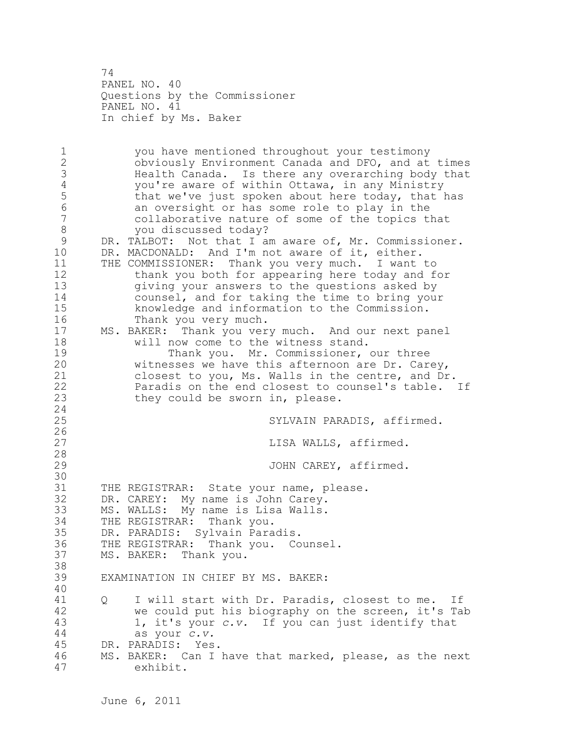you have mentioned throughout your testimony obviously Environment Canada and DFO, and at times Health Canada. Is there any overarching body that you're aware of within Ottawa, in any Ministry that we've just spoken about here today, that has an oversight or has some role to play in the collaborative nature of some of the topics that you discussed today?

DR. TALBOT: Not that I am aware of, Mr. Commissioner.

DR. MACDONALD: And I'm not aware of it, either.

THE COMMISSIONER: Thank you very much. I want to thank you both for appearing here today and for giving your answers to the questions asked by counsel, and for taking the time to bring your knowledge and information to the Commission. Thank you very much.

MS. BAKER: Thank you very much. And our next panel will now come to the witness stand.

Thank you. Mr. Commissioner, our three witnesses we have this afternoon are Dr. Carey, closest to you, Ms. Walls in the centre, and Dr. Paradis on the end closest to counsel's table. If they could be sworn in, please.

SYLVAIN PARADIS, affirmed.

LISA WALLS, affirmed.

JOHN CAREY, affirmed.

THE REGISTRAR: State your name, please.

DR. CAREY: My name is John Carey.

MS. WALLS: My name is Lisa Walls.

THE REGISTRAR: Thank you.

DR. PARADIS: Sylvain Paradis.

THE REGISTRAR: Thank you. Counsel.

MS. BAKER: Thank you.

EXAMINATION IN CHIEF BY MS. BAKER:

Q I will start with Dr. Paradis, closest to me. If we could put his biography on the screen, it's Tab 1, it's your *c.v.* If you can just identify that as your *c.v.*

DR. PARADIS: Yes.

MS. BAKER: Can I have that marked, please, as the next exhibit.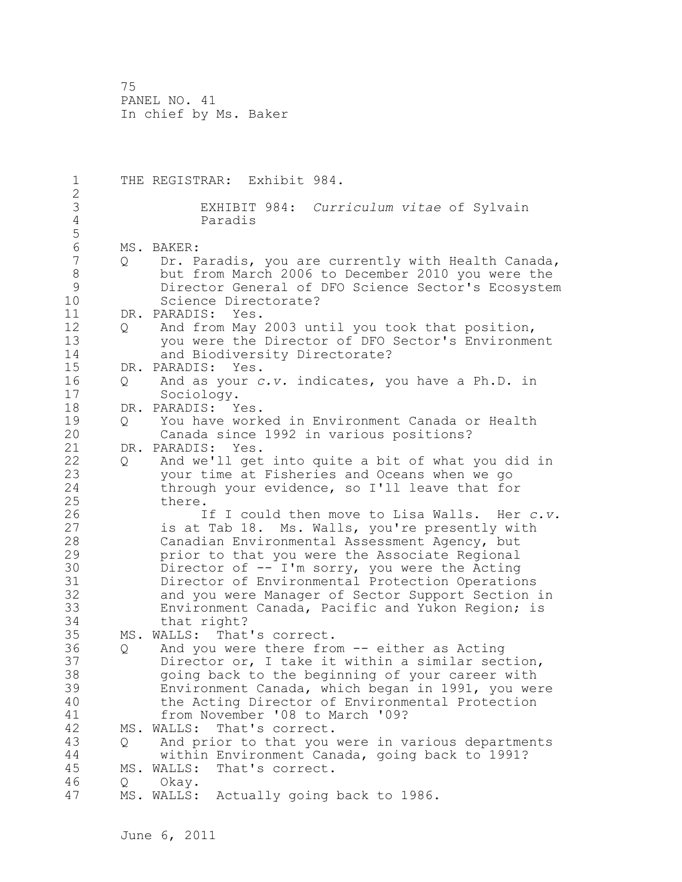THE REGISTRAR: Exhibit 984.

EXHIBIT 984: *Curriculum vitae* of Sylvain Paradis

MS. BAKER:

Q Dr. Paradis, you are currently with Health Canada, but from March 2006 to December 2010 you were the Director General of DFO Science Sector's Ecosystem Science Directorate?

DR. PARADIS: Yes.

Q And from May 2003 until you took that position, you were the Director of DFO Sector's Environment and Biodiversity Directorate?

DR. PARADIS: Yes.

Q And as your *c.v.* indicates, you have a Ph.D. in Sociology.

DR. PARADIS: Yes.

Q You have worked in Environment Canada or Health Canada since 1992 in various positions?

DR. PARADIS: Yes.

Q And we'll get into quite a bit of what you did in your time at Fisheries and Oceans when we go through your evidence, so I'll leave that for there.

If I could then move to Lisa Walls. Her *c.v.* is at Tab 18. Ms. Walls, you're presently with Canadian Environmental Assessment Agency, but prior to that you were the Associate Regional Director of -- I'm sorry, you were the Acting Director of Environmental Protection Operations and you were Manager of Sector Support Section in Environment Canada, Pacific and Yukon Region; is that right?

MS. WALLS: That's correct.

Q And you were there from -- either as Acting Director or, I take it within a similar section, going back to the beginning of your career with Environment Canada, which began in 1991, you were the Acting Director of Environmental Protection from November '08 to March '09?

MS. WALLS: That's correct.

Q And prior to that you were in various departments within Environment Canada, going back to 1991?

MS. WALLS: That's correct.

Q Okay.

MS. WALLS: Actually going back to 1986.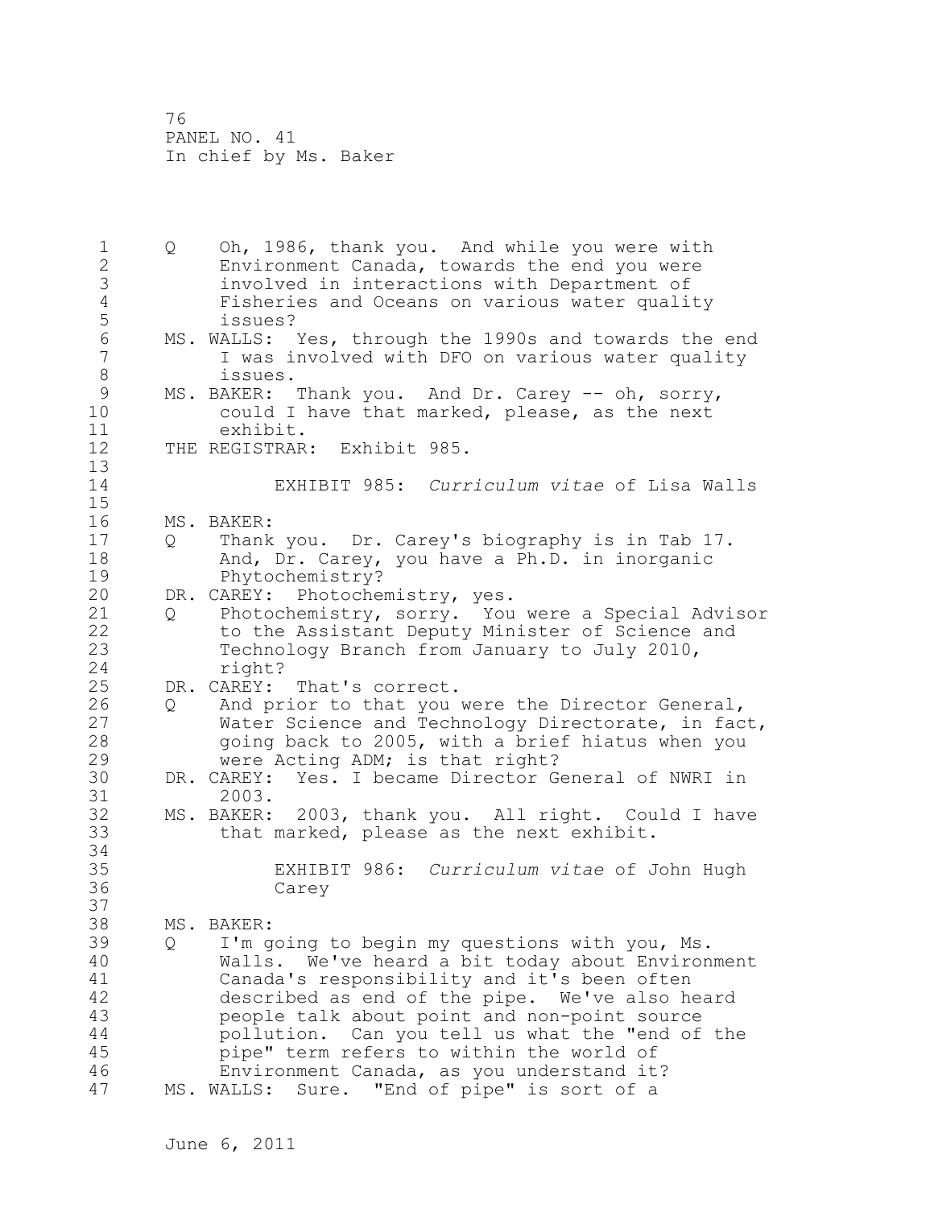Q Oh, 1986, thank you. And while you were with Environment Canada, towards the end you were involved in interactions with Department of Fisheries and Oceans on various water quality issues?

MS. WALLS: Yes, through the 1990s and towards the end I was involved with DFO on various water quality issues.

MS. BAKER: Thank you. And Dr. Carey -- oh, sorry, could I have that marked, please, as the next exhibit.

THE REGISTRAR: Exhibit 985.

EXHIBIT 985: *Curriculum vitae* of Lisa Walls

MS. BAKER:

Q Thank you. Dr. Carey's biography is in Tab 17. And, Dr. Carey, you have a Ph.D. in inorganic Phytochemistry?

DR. CAREY: Photochemistry, yes.

Q Photochemistry, sorry. You were a Special Advisor to the Assistant Deputy Minister of Science and Technology Branch from January to July 2010, right?

DR. CAREY: That's correct.

Q And prior to that you were the Director General, Water Science and Technology Directorate, in fact, going back to 2005, with a brief hiatus when you were Acting ADM; is that right?

DR. CAREY: Yes. I became Director General of NWRI in 2003.

MS. BAKER: 2003, thank you. All right. Could I have that marked, please as the next exhibit.

EXHIBIT 986: *Curriculum vitae* of John Hugh Carey

MS. BAKER:

Q I'm going to begin my questions with you, Ms. Walls. We've heard a bit today about Environment Canada's responsibility and it's been often described as end of the pipe. We've also heard people talk about point and non-point source pollution. Can you tell us what the "end of the pipe" term refers to within the world of Environment Canada, as you understand it?

MS. WALLS: Sure. "End of pipe" is sort of a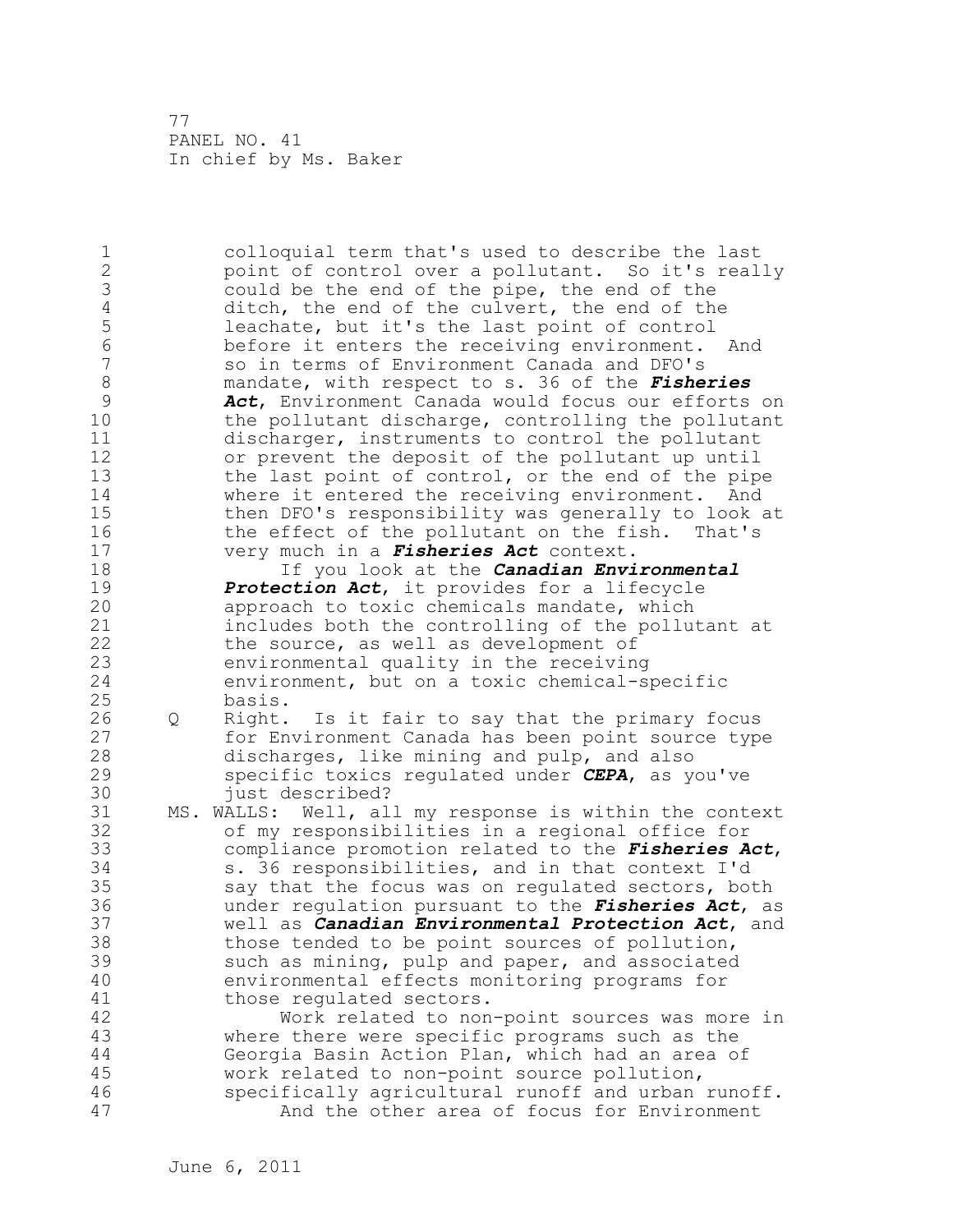colloquial term that's used to describe the last point of control over a pollutant. So it's really could be the end of the pipe, the end of the ditch, the end of the culvert, the end of the leachate, but it's the last point of control before it enters the receiving environment. And so in terms of Environment Canada and DFO's mandate, with respect to s. 36 of the ***Fisheries Act***, Environment Canada would focus our efforts on the pollutant discharge, controlling the pollutant discharger, instruments to control the pollutant or prevent the deposit of the pollutant up until the last point of control, or the end of the pipe where it entered the receiving environment. And then DFO's responsibility was generally to look at the effect of the pollutant on the fish. That's very much in a ***Fisheries Act*** context.

If you look at the ***Canadian Environmental Protection Act***, it provides for a lifecycle approach to toxic chemicals mandate, which includes both the controlling of the pollutant at the source, as well as development of environmental quality in the receiving environment, but on a toxic chemical-specific basis.

Q Right. Is it fair to say that the primary focus for Environment Canada has been point source type discharges, like mining and pulp, and also specific toxics regulated under ***CEPA***, as you've just described?

MS. WALLS: Well, all my response is within the context of my responsibilities in a regional office for compliance promotion related to the ***Fisheries Act***, s. 36 responsibilities, and in that context I'd say that the focus was on regulated sectors, both under regulation pursuant to the ***Fisheries Act***, as well as ***Canadian Environmental Protection Act***, and those tended to be point sources of pollution, such as mining, pulp and paper, and associated environmental effects monitoring programs for those regulated sectors.

Work related to non-point sources was more in where there were specific programs such as the Georgia Basin Action Plan, which had an area of work related to non-point source pollution, specifically agricultural runoff and urban runoff.

And the other area of focus for Environment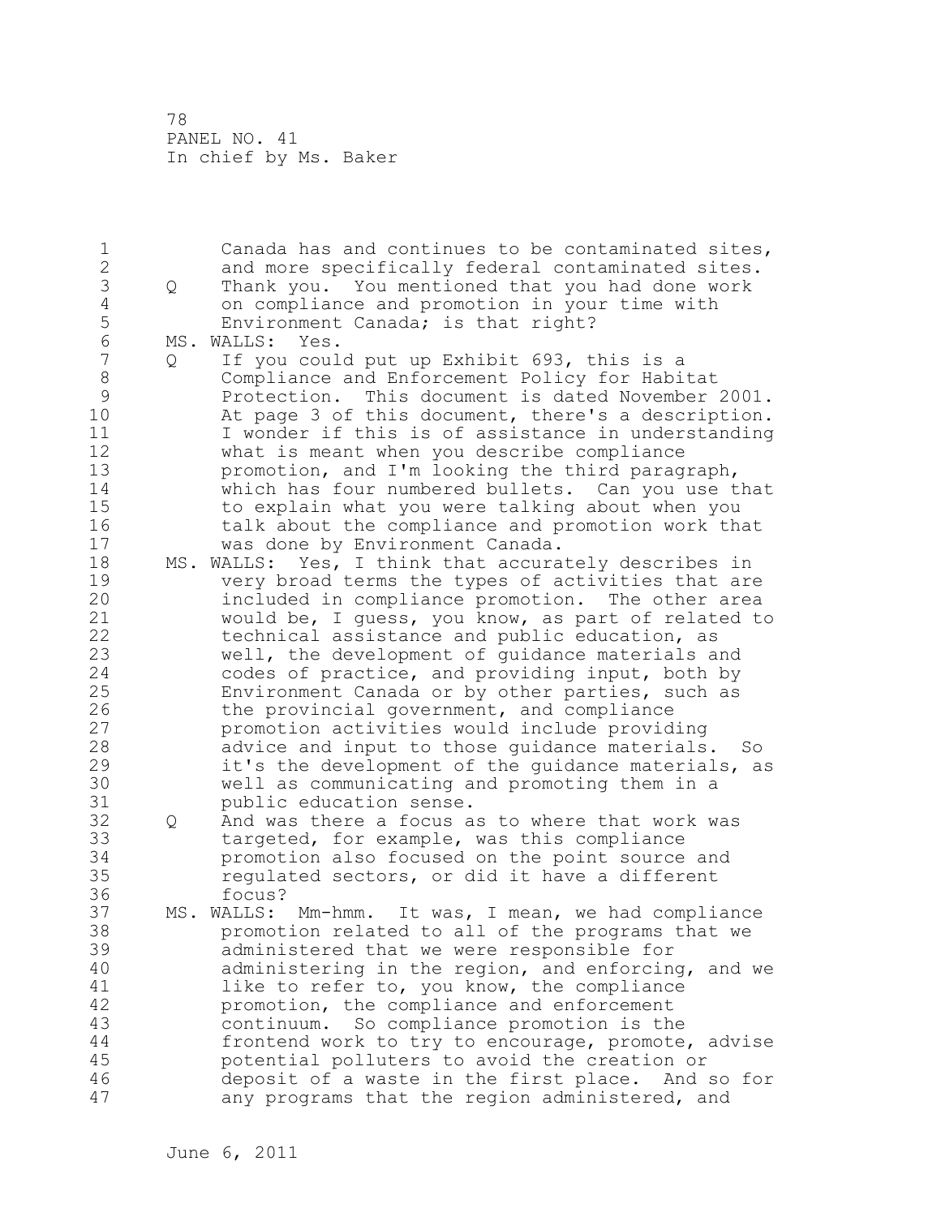Canada has and continues to be contaminated sites, and more specifically federal contaminated sites.

Q Thank you. You mentioned that you had done work on compliance and promotion in your time with Environment Canada; is that right?

MS. WALLS: Yes.

Q If you could put up Exhibit 693, this is a Compliance and Enforcement Policy for Habitat Protection. This document is dated November 2001. At page 3 of this document, there's a description. I wonder if this is of assistance in understanding what is meant when you describe compliance promotion, and I'm looking the third paragraph, which has four numbered bullets. Can you use that to explain what you were talking about when you talk about the compliance and promotion work that was done by Environment Canada.

MS. WALLS: Yes, I think that accurately describes in very broad terms the types of activities that are included in compliance promotion. The other area would be, I guess, you know, as part of related to technical assistance and public education, as well, the development of guidance materials and codes of practice, and providing input, both by Environment Canada or by other parties, such as the provincial government, and compliance promotion activities would include providing advice and input to those guidance materials. So it's the development of the guidance materials, as well as communicating and promoting them in a public education sense.

Q And was there a focus as to where that work was targeted, for example, was this compliance promotion also focused on the point source and regulated sectors, or did it have a different focus?

MS. WALLS: Mm-hmm. It was, I mean, we had compliance promotion related to all of the programs that we administered that we were responsible for administering in the region, and enforcing, and we like to refer to, you know, the compliance promotion, the compliance and enforcement continuum. So compliance promotion is the frontend work to try to encourage, promote, advise potential polluters to avoid the creation or deposit of a waste in the first place. And so for any programs that the region administered, and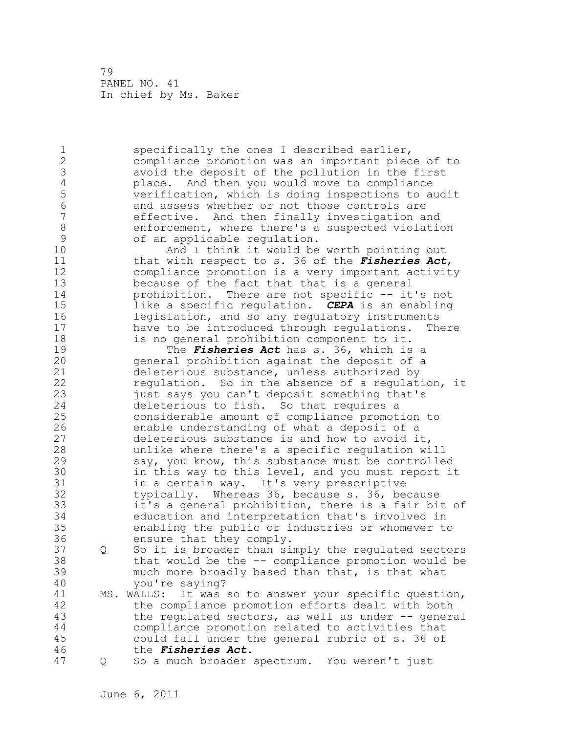specifically the ones I described earlier, compliance promotion was an important piece of to avoid the deposit of the pollution in the first place. And then you would move to compliance verification, which is doing inspections to audit and assess whether or not those controls are effective. And then finally investigation and enforcement, where there's a suspected violation of an applicable regulation.

And I think it would be worth pointing out that with respect to s. 36 of the ***Fisheries Act***, compliance promotion is a very important activity because of the fact that that is a general prohibition. There are not specific -- it's not like a specific regulation. ***CEPA*** is an enabling legislation, and so any regulatory instruments have to be introduced through regulations. There is no general prohibition component to it.

The ***Fisheries Act*** has s. 36, which is a general prohibition against the deposit of a deleterious substance, unless authorized by regulation. So in the absence of a regulation, it just says you can't deposit something that's deleterious to fish. So that requires a considerable amount of compliance promotion to enable understanding of what a deposit of a deleterious substance is and how to avoid it, unlike where there's a specific regulation will say, you know, this substance must be controlled in this way to this level, and you must report it in a certain way. It's very prescriptive typically. Whereas 36, because s. 36, because it's a general prohibition, there is a fair bit of education and interpretation that's involved in enabling the public or industries or whomever to ensure that they comply.

Q So it is broader than simply the regulated sectors that would be the -- compliance promotion would be much more broadly based than that, is that what you're saying?

MS. WALLS: It was so to answer your specific question, the compliance promotion efforts dealt with both the regulated sectors, as well as under -- general compliance promotion related to activities that could fall under the general rubric of s. 36 of the ***Fisheries Act***.

Q So a much broader spectrum. You weren't just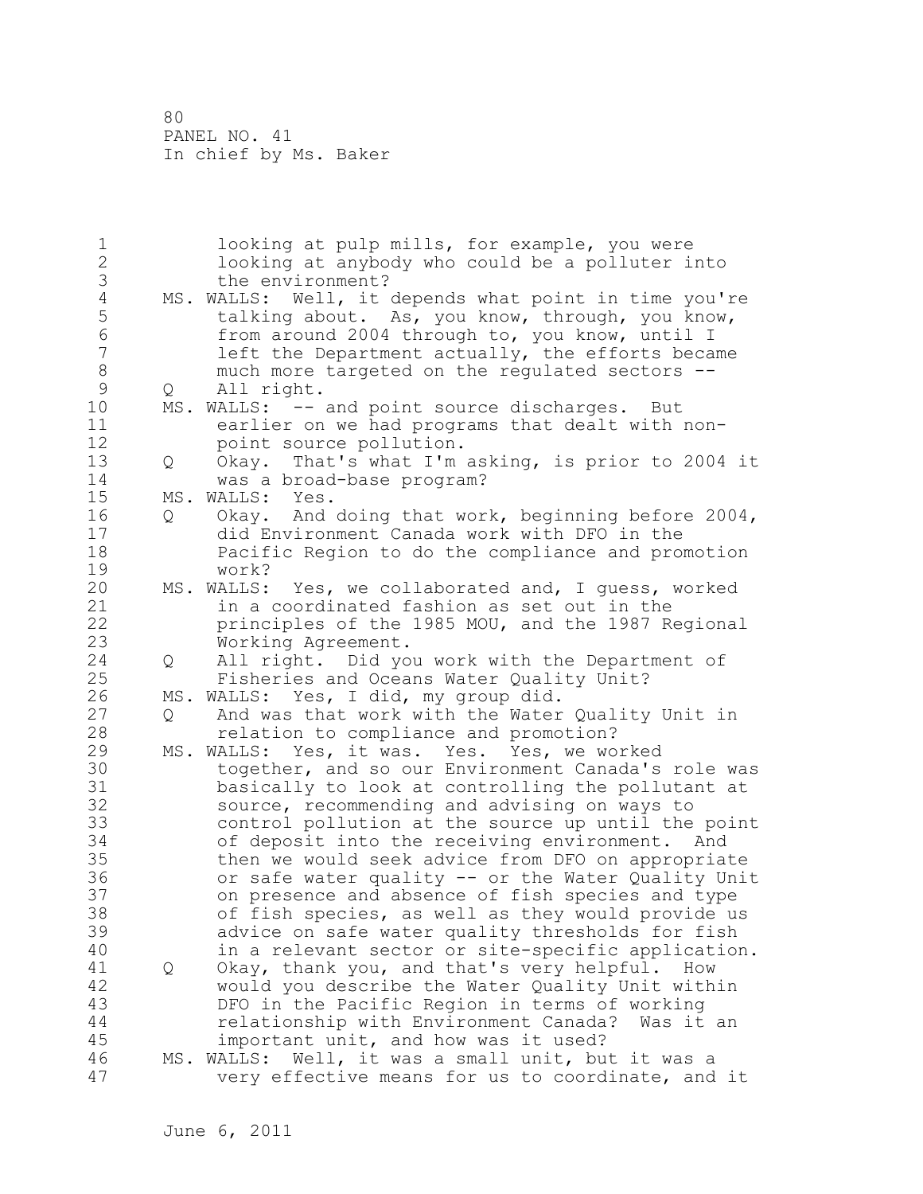looking at pulp mills, for example, you were looking at anybody who could be a polluter into the environment?

MS. WALLS: Well, it depends what point in time you're talking about. As, you know, through, you know, from around 2004 through to, you know, until I left the Department actually, the efforts became much more targeted on the regulated sectors --

Q All right.

MS. WALLS: -- and point source discharges. But earlier on we had programs that dealt with non-point source pollution.

Q Okay. That's what I'm asking, is prior to 2004 it was a broad-base program?

MS. WALLS: Yes.

Q Okay. And doing that work, beginning before 2004, did Environment Canada work with DFO in the Pacific Region to do the compliance and promotion work?

MS. WALLS: Yes, we collaborated and, I guess, worked in a coordinated fashion as set out in the principles of the 1985 MOU, and the 1987 Regional Working Agreement.

Q All right. Did you work with the Department of Fisheries and Oceans Water Quality Unit?

MS. WALLS: Yes, I did, my group did.

Q And was that work with the Water Quality Unit in relation to compliance and promotion?

MS. WALLS: Yes, it was. Yes. Yes, we worked together, and so our Environment Canada's role was basically to look at controlling the pollutant at source, recommending and advising on ways to control pollution at the source up until the point of deposit into the receiving environment. And then we would seek advice from DFO on appropriate or safe water quality -- or the Water Quality Unit on presence and absence of fish species and type of fish species, as well as they would provide us advice on safe water quality thresholds for fish in a relevant sector or site-specific application.

Q Okay, thank you, and that's very helpful. How would you describe the Water Quality Unit within DFO in the Pacific Region in terms of working relationship with Environment Canada? Was it an important unit, and how was it used?

MS. WALLS: Well, it was a small unit, but it was a very effective means for us to coordinate, and it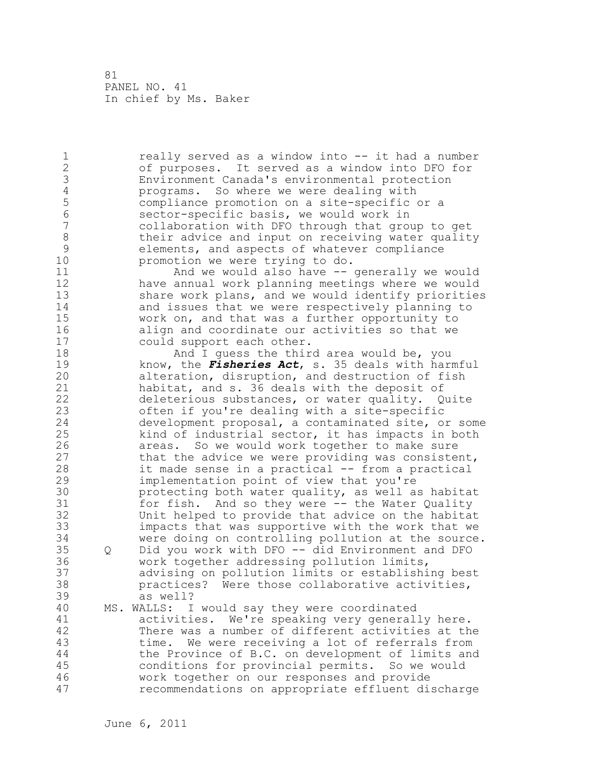really served as a window into -- it had a number of purposes. It served as a window into DFO for Environment Canada's environmental protection programs. So where we were dealing with compliance promotion on a site-specific or a sector-specific basis, we would work in collaboration with DFO through that group to get their advice and input on receiving water quality elements, and aspects of whatever compliance promotion we were trying to do.

And we would also have -- generally we would have annual work planning meetings where we would share work plans, and we would identify priorities and issues that we were respectively planning to work on, and that was a further opportunity to align and coordinate our activities so that we could support each other.

And I guess the third area would be, you know, the ***Fisheries Act***, s. 35 deals with harmful alteration, disruption, and destruction of fish habitat, and s. 36 deals with the deposit of deleterious substances, or water quality. Quite often if you're dealing with a site-specific development proposal, a contaminated site, or some kind of industrial sector, it has impacts in both areas. So we would work together to make sure that the advice we were providing was consistent, it made sense in a practical -- from a practical implementation point of view that you're protecting both water quality, as well as habitat for fish. And so they were -- the Water Quality Unit helped to provide that advice on the habitat impacts that was supportive with the work that we were doing on controlling pollution at the source.

Q Did you work with DFO -- did Environment and DFO work together addressing pollution limits, advising on pollution limits or establishing best practices? Were those collaborative activities, as well?

MS. WALLS: I would say they were coordinated activities. We're speaking very generally here. There was a number of different activities at the time. We were receiving a lot of referrals from the Province of B.C. on development of limits and conditions for provincial permits. So we would work together on our responses and provide recommendations on appropriate effluent discharge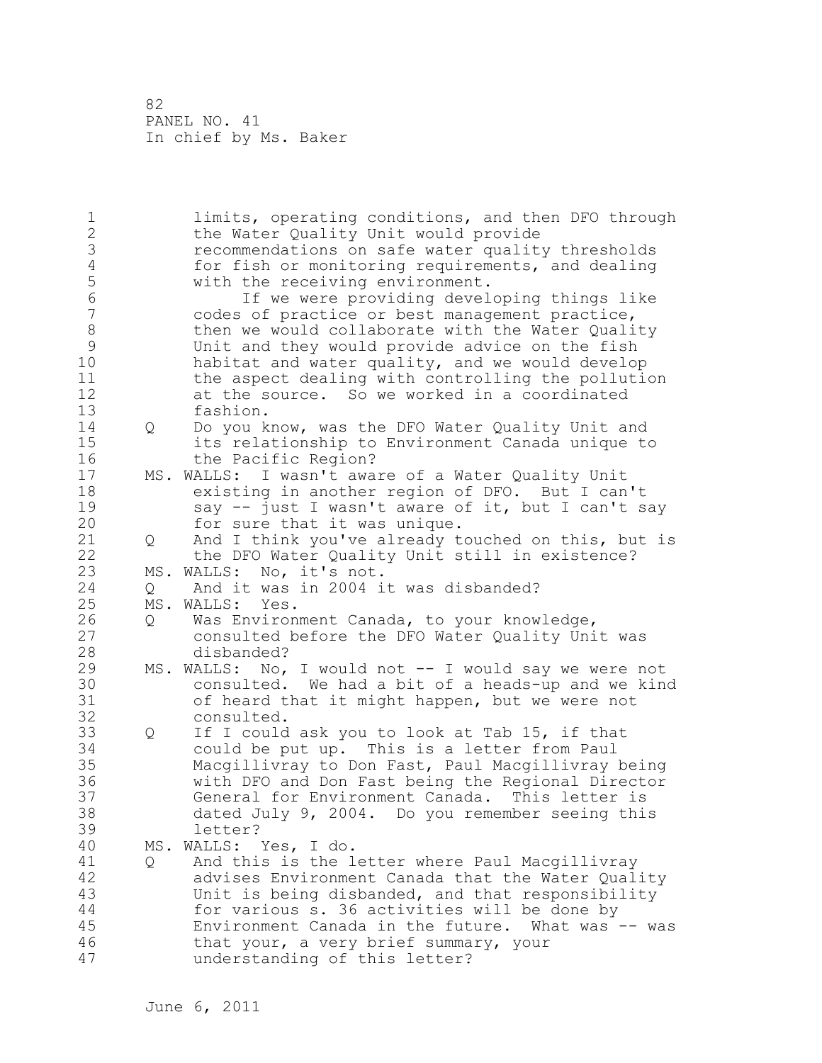limits, operating conditions, and then DFO through the Water Quality Unit would provide recommendations on safe water quality thresholds for fish or monitoring requirements, and dealing with the receiving environment.

If we were providing developing things like codes of practice or best management practice, then we would collaborate with the Water Quality Unit and they would provide advice on the fish habitat and water quality, and we would develop the aspect dealing with controlling the pollution at the source. So we worked in a coordinated fashion.

Q Do you know, was the DFO Water Quality Unit and its relationship to Environment Canada unique to the Pacific Region?

MS. WALLS: I wasn't aware of a Water Quality Unit existing in another region of DFO. But I can't say -- just I wasn't aware of it, but I can't say for sure that it was unique.

Q And I think you've already touched on this, but is the DFO Water Quality Unit still in existence?

MS. WALLS: No, it's not.

Q And it was in 2004 it was disbanded?

MS. WALLS: Yes.

Q Was Environment Canada, to your knowledge, consulted before the DFO Water Quality Unit was disbanded?

MS. WALLS: No, I would not -- I would say we were not consulted. We had a bit of a heads-up and we kind of heard that it might happen, but we were not consulted.

Q If I could ask you to look at Tab 15, if that could be put up. This is a letter from Paul Macgillivray to Don Fast, Paul Macgillivray being with DFO and Don Fast being the Regional Director General for Environment Canada. This letter is dated July 9, 2004. Do you remember seeing this letter?

MS. WALLS: Yes, I do.

Q And this is the letter where Paul Macgillivray advises Environment Canada that the Water Quality Unit is being disbanded, and that responsibility for various s. 36 activities will be done by Environment Canada in the future. What was -- was that your, a very brief summary, your understanding of this letter?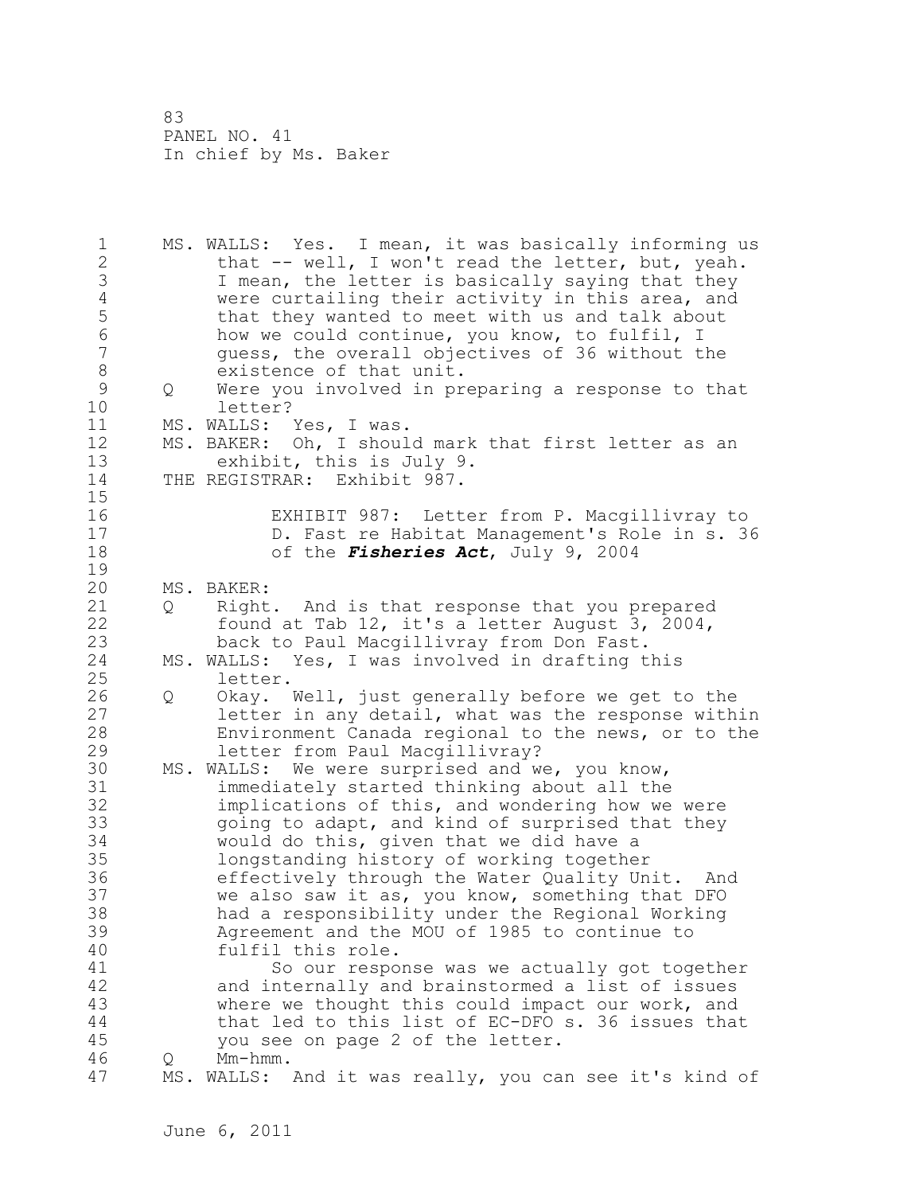MS. WALLS: Yes. I mean, it was basically informing us that -- well, I won't read the letter, but, yeah. I mean, the letter is basically saying that they were curtailing their activity in this area, and that they wanted to meet with us and talk about how we could continue, you know, to fulfil, I guess, the overall objectives of 36 without the existence of that unit.

Q Were you involved in preparing a response to that letter?

MS. WALLS: Yes, I was.

MS. BAKER: Oh, I should mark that first letter as an exhibit, this is July 9.

THE REGISTRAR: Exhibit 987.

> EXHIBIT 987: Letter from P. Macgillivray to D. Fast re Habitat Management's Role in s. 36 of the ***Fisheries Act***, July 9, 2004

MS. BAKER:

Q Right. And is that response that you prepared found at Tab 12, it's a letter August 3, 2004, back to Paul Macgillivray from Don Fast.

MS. WALLS: Yes, I was involved in drafting this letter.

Q Okay. Well, just generally before we get to the letter in any detail, what was the response within Environment Canada regional to the news, or to the letter from Paul Macgillivray?

MS. WALLS: We were surprised and we, you know, immediately started thinking about all the implications of this, and wondering how we were going to adapt, and kind of surprised that they would do this, given that we did have a longstanding history of working together effectively through the Water Quality Unit. And we also saw it as, you know, something that DFO had a responsibility under the Regional Working Agreement and the MOU of 1985 to continue to fulfil this role.

So our response was we actually got together and internally and brainstormed a list of issues where we thought this could impact our work, and that led to this list of EC-DFO s. 36 issues that you see on page 2 of the letter.

Q Mm-hmm.

MS. WALLS: And it was really, you can see it's kind of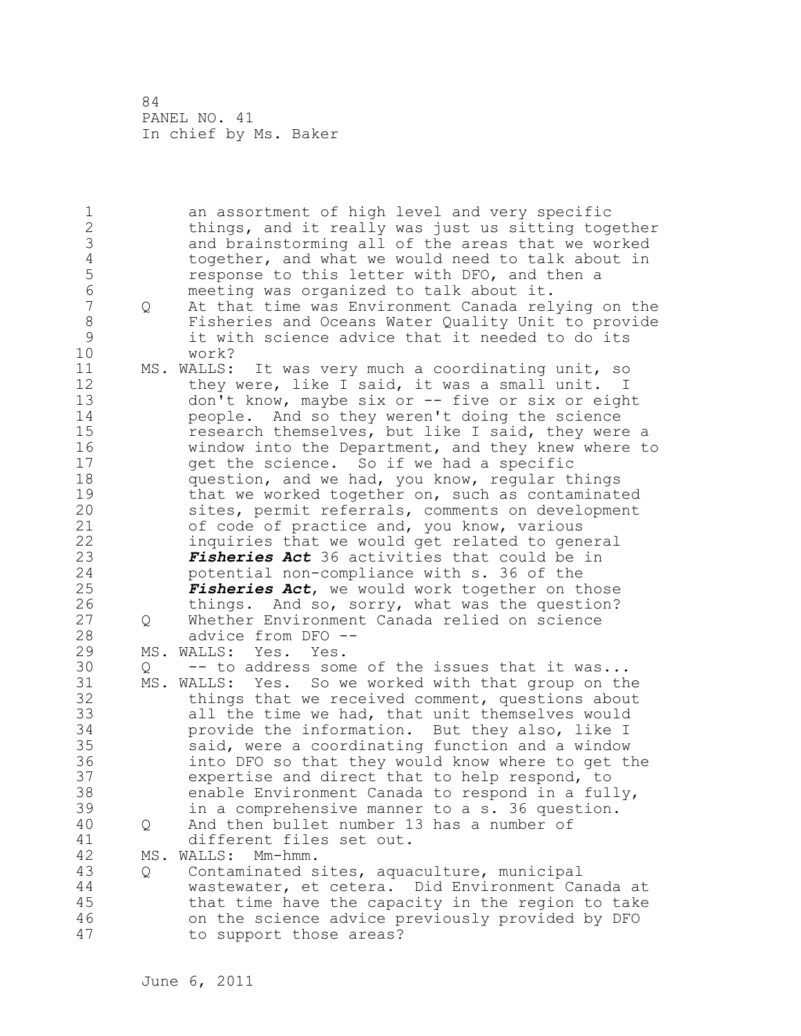an assortment of high level and very specific things, and it really was just us sitting together and brainstorming all of the areas that we worked together, and what we would need to talk about in response to this letter with DFO, and then a meeting was organized to talk about it.

Q At that time was Environment Canada relying on the Fisheries and Oceans Water Quality Unit to provide it with science advice that it needed to do its work?

MS. WALLS: It was very much a coordinating unit, so they were, like I said, it was a small unit. I don't know, maybe six or -- five or six or eight people. And so they weren't doing the science research themselves, but like I said, they were a window into the Department, and they knew where to get the science. So if we had a specific question, and we had, you know, regular things that we worked together on, such as contaminated sites, permit referrals, comments on development of code of practice and, you know, various inquiries that we would get related to general ***Fisheries Act*** 36 activities that could be in potential non-compliance with s. 36 of the ***Fisheries Act***, we would work together on those things. And so, sorry, what was the question?

Q Whether Environment Canada relied on science advice from DFO --

MS. WALLS: Yes. Yes.

Q -- to address some of the issues that it was...

MS. WALLS: Yes. So we worked with that group on the things that we received comment, questions about all the time we had, that unit themselves would provide the information. But they also, like I said, were a coordinating function and a window into DFO so that they would know where to get the expertise and direct that to help respond, to enable Environment Canada to respond in a fully, in a comprehensive manner to a s. 36 question.

Q And then bullet number 13 has a number of different files set out.

MS. WALLS: Mm-hmm.

Q Contaminated sites, aquaculture, municipal wastewater, et cetera. Did Environment Canada at that time have the capacity in the region to take on the science advice previously provided by DFO to support those areas?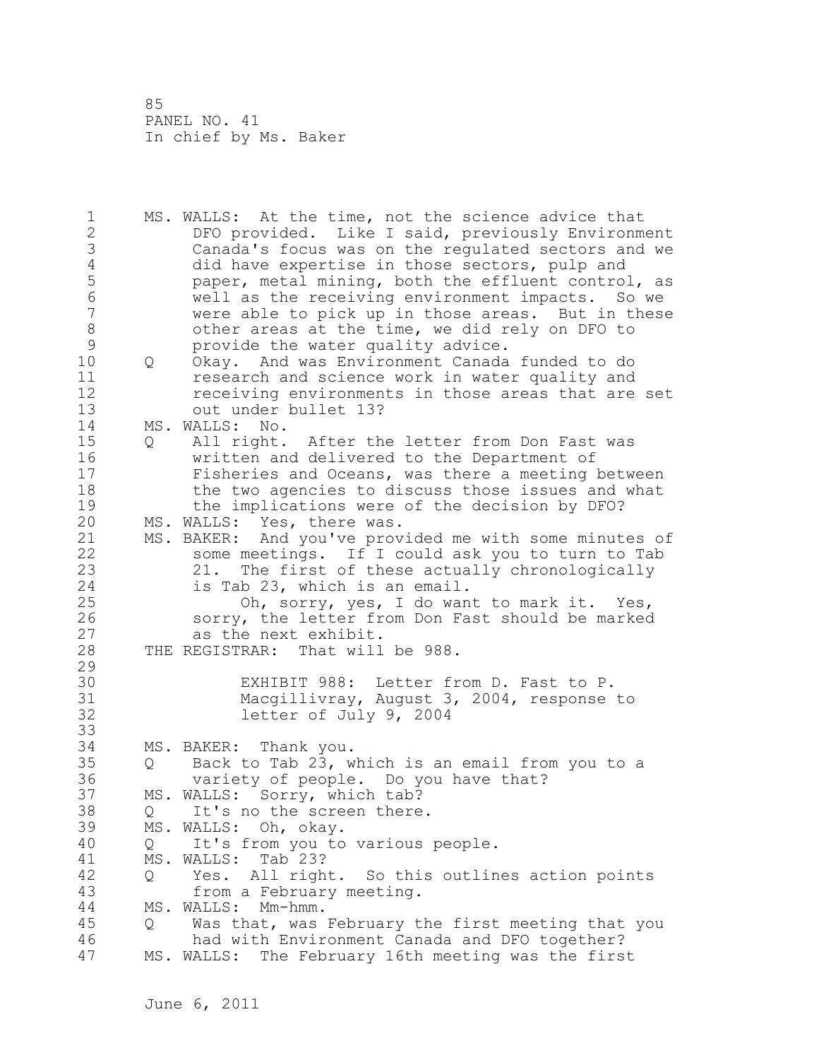MS. WALLS: At the time, not the science advice that DFO provided. Like I said, previously Environment Canada's focus was on the regulated sectors and we did have expertise in those sectors, pulp and paper, metal mining, both the effluent control, as well as the receiving environment impacts. So we were able to pick up in those areas. But in these other areas at the time, we did rely on DFO to provide the water quality advice.

Q Okay. And was Environment Canada funded to do research and science work in water quality and receiving environments in those areas that are set out under bullet 13?

MS. WALLS: No.

Q All right. After the letter from Don Fast was written and delivered to the Department of Fisheries and Oceans, was there a meeting between the two agencies to discuss those issues and what the implications were of the decision by DFO?

MS. WALLS: Yes, there was.

MS. BAKER: And you've provided me with some minutes of some meetings. If I could ask you to turn to Tab 21. The first of these actually chronologically is Tab 23, which is an email.

Oh, sorry, yes, I do want to mark it. Yes, sorry, the letter from Don Fast should be marked as the next exhibit.

THE REGISTRAR: That will be 988.

EXHIBIT 988: Letter from D. Fast to P. Macgillivray, August 3, 2004, response to letter of July 9, 2004

MS. BAKER: Thank you.

Q Back to Tab 23, which is an email from you to a variety of people. Do you have that?

MS. WALLS: Sorry, which tab?

Q It's no the screen there.

MS. WALLS: Oh, okay.

Q It's from you to various people.

MS. WALLS: Tab 23?

Q Yes. All right. So this outlines action points from a February meeting.

MS. WALLS: Mm-hmm.

Q Was that, was February the first meeting that you had with Environment Canada and DFO together?

MS. WALLS: The February 16th meeting was the first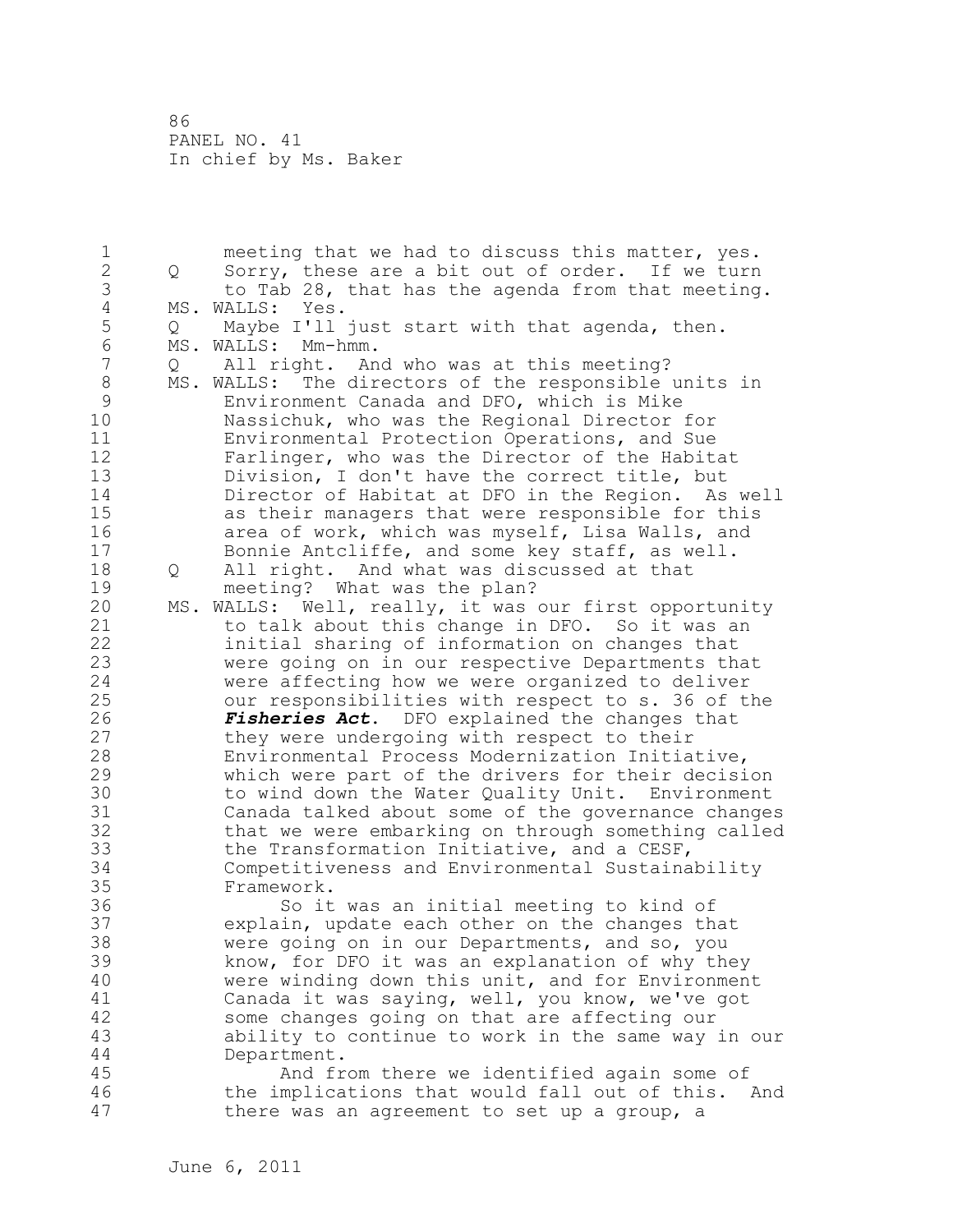meeting that we had to discuss this matter, yes.

Q Sorry, these are a bit out of order. If we turn to Tab 28, that has the agenda from that meeting.

MS. WALLS: Yes.

Q Maybe I'll just start with that agenda, then.

MS. WALLS: Mm-hmm.

Q All right. And who was at this meeting?

MS. WALLS: The directors of the responsible units in Environment Canada and DFO, which is Mike Nassichuk, who was the Regional Director for Environmental Protection Operations, and Sue Farlinger, who was the Director of the Habitat Division, I don't have the correct title, but Director of Habitat at DFO in the Region. As well as their managers that were responsible for this area of work, which was myself, Lisa Walls, and Bonnie Antcliffe, and some key staff, as well.

Q All right. And what was discussed at that meeting? What was the plan?

MS. WALLS: Well, really, it was our first opportunity to talk about this change in DFO. So it was an initial sharing of information on changes that were going on in our respective Departments that were affecting how we were organized to deliver our responsibilities with respect to s. 36 of the ***Fisheries Act***. DFO explained the changes that they were undergoing with respect to their Environmental Process Modernization Initiative, which were part of the drivers for their decision to wind down the Water Quality Unit. Environment Canada talked about some of the governance changes that we were embarking on through something called the Transformation Initiative, and a CESF, Competitiveness and Environmental Sustainability Framework.

So it was an initial meeting to kind of explain, update each other on the changes that were going on in our Departments, and so, you know, for DFO it was an explanation of why they were winding down this unit, and for Environment Canada it was saying, well, you know, we've got some changes going on that are affecting our ability to continue to work in the same way in our Department.

And from there we identified again some of the implications that would fall out of this. And there was an agreement to set up a group, a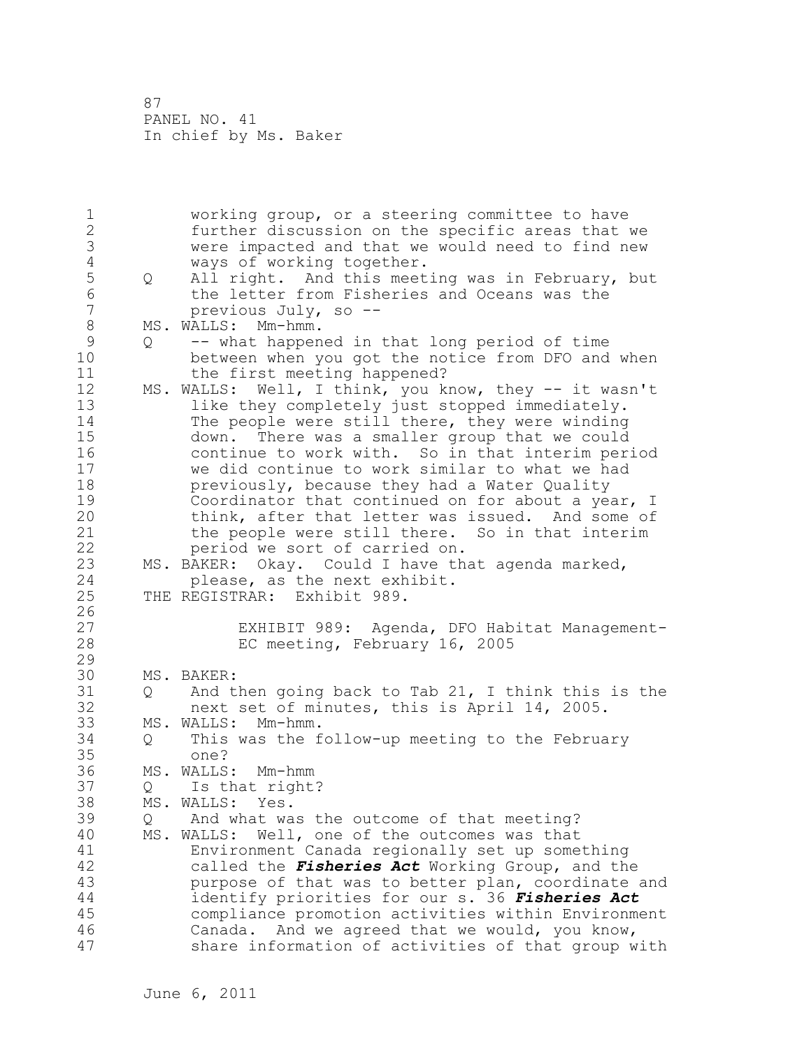working group, or a steering committee to have further discussion on the specific areas that we were impacted and that we would need to find new ways of working together.

Q All right. And this meeting was in February, but the letter from Fisheries and Oceans was the previous July, so --

MS. WALLS: Mm-hmm.

Q -- what happened in that long period of time between when you got the notice from DFO and when the first meeting happened?

MS. WALLS: Well, I think, you know, they -- it wasn't like they completely just stopped immediately. The people were still there, they were winding down. There was a smaller group that we could continue to work with. So in that interim period we did continue to work similar to what we had previously, because they had a Water Quality Coordinator that continued on for about a year, I think, after that letter was issued. And some of the people were still there. So in that interim period we sort of carried on.

MS. BAKER: Okay. Could I have that agenda marked, please, as the next exhibit.

THE REGISTRAR: Exhibit 989.

EXHIBIT 989: Agenda, DFO Habitat Management-EC meeting, February 16, 2005

MS. BAKER:

Q And then going back to Tab 21, I think this is the next set of minutes, this is April 14, 2005.

MS. WALLS: Mm-hmm.

Q This was the follow-up meeting to the February one?

MS. WALLS: Mm-hmm

Q Is that right?

MS. WALLS: Yes.

Q And what was the outcome of that meeting?

MS. WALLS: Well, one of the outcomes was that Environment Canada regionally set up something called the ***Fisheries Act*** Working Group, and the purpose of that was to better plan, coordinate and identify priorities for our s. 36 ***Fisheries Act*** compliance promotion activities within Environment Canada. And we agreed that we would, you know, share information of activities of that group with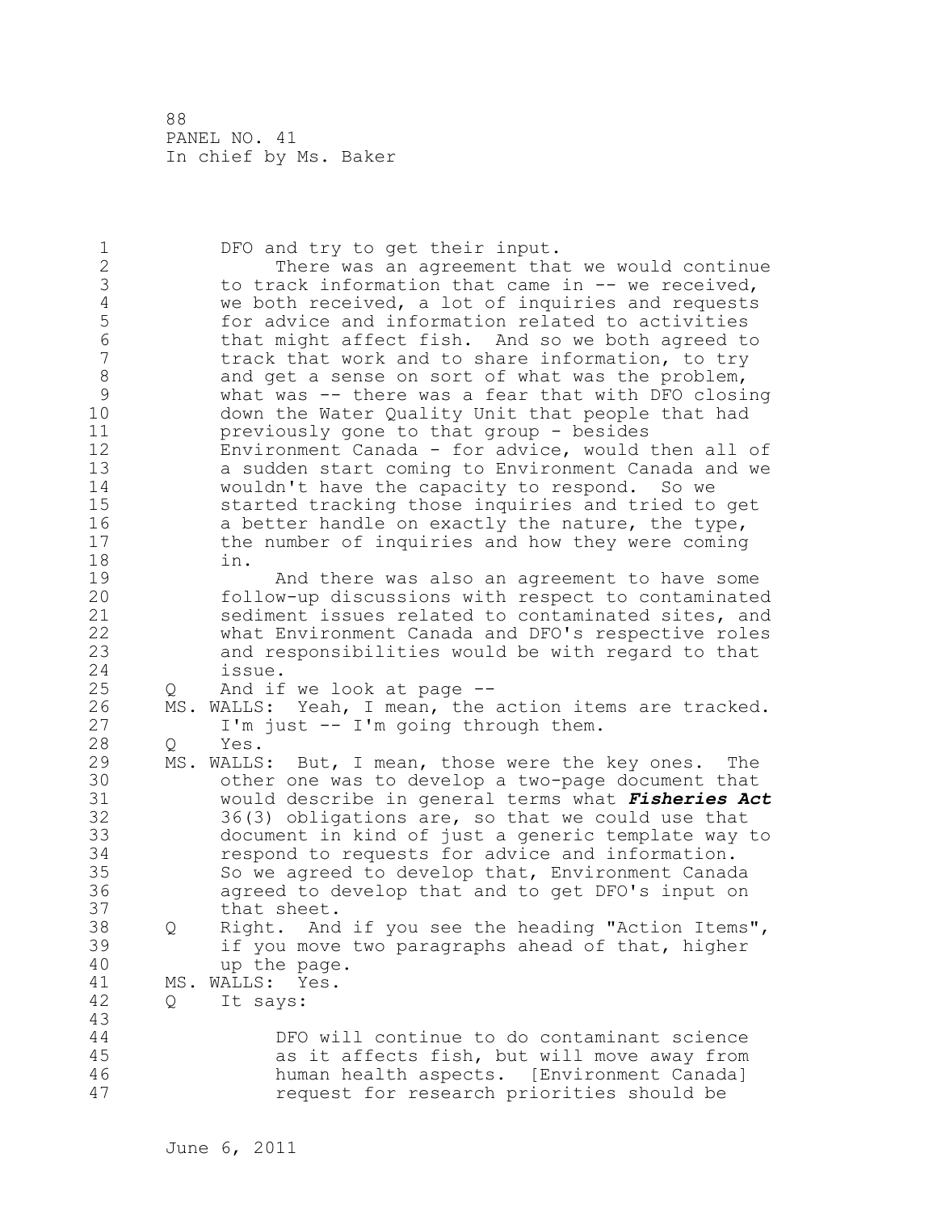DFO and try to get their input.

There was an agreement that we would continue to track information that came in -- we received, we both received, a lot of inquiries and requests for advice and information related to activities that might affect fish. And so we both agreed to track that work and to share information, to try and get a sense on sort of what was the problem, what was -- there was a fear that with DFO closing down the Water Quality Unit that people that had previously gone to that group - besides Environment Canada - for advice, would then all of a sudden start coming to Environment Canada and we wouldn't have the capacity to respond. So we started tracking those inquiries and tried to get a better handle on exactly the nature, the type, the number of inquiries and how they were coming in.

And there was also an agreement to have some follow-up discussions with respect to contaminated sediment issues related to contaminated sites, and what Environment Canada and DFO's respective roles and responsibilities would be with regard to that issue.

Q And if we look at page --

MS. WALLS: Yeah, I mean, the action items are tracked. I'm just -- I'm going through them.

Q Yes.

MS. WALLS: But, I mean, those were the key ones. The other one was to develop a two-page document that would describe in general terms what ***Fisheries Act*** 36(3) obligations are, so that we could use that document in kind of just a generic template way to respond to requests for advice and information. So we agreed to develop that, Environment Canada agreed to develop that and to get DFO's input on that sheet.

Q Right. And if you see the heading "Action Items", if you move two paragraphs ahead of that, higher up the page.

MS. WALLS: Yes.

Q It says:

> DFO will continue to do contaminant science as it affects fish, but will move away from human health aspects. [Environment Canada] request for research priorities should be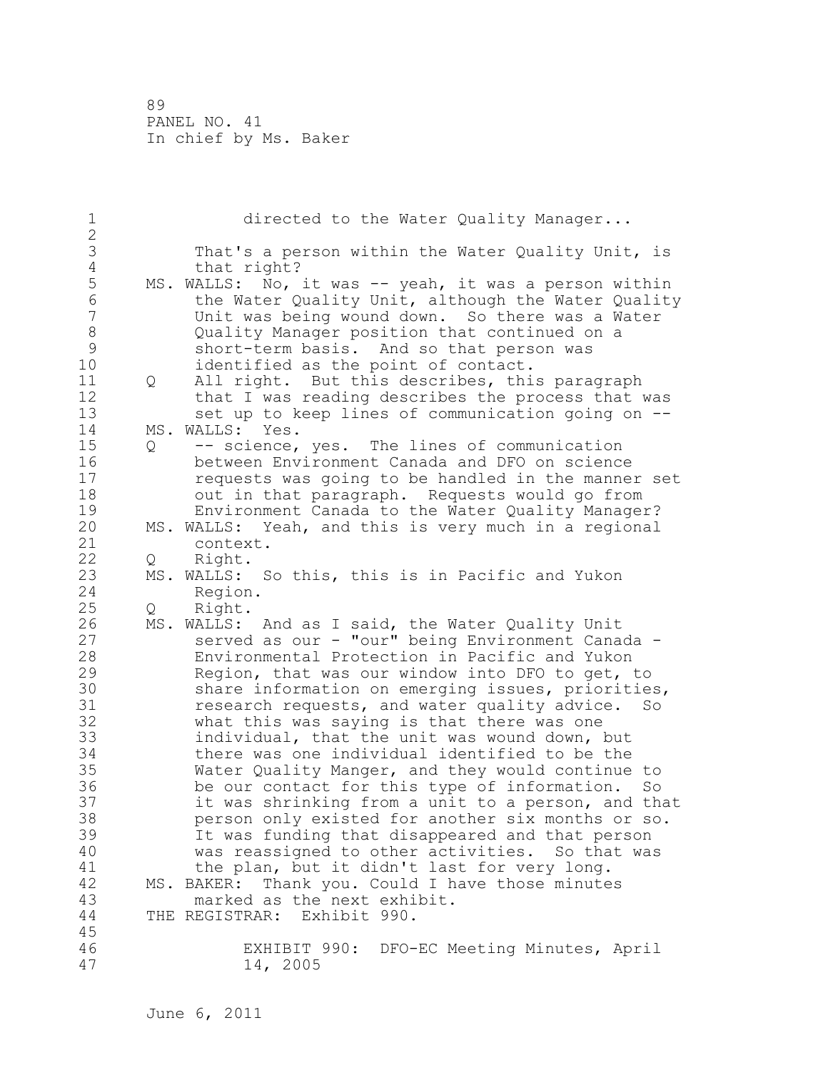directed to the Water Quality Manager...

That's a person within the Water Quality Unit, is that right?

MS. WALLS: No, it was -- yeah, it was a person within the Water Quality Unit, although the Water Quality Unit was being wound down. So there was a Water Quality Manager position that continued on a short-term basis. And so that person was identified as the point of contact.

Q All right. But this describes, this paragraph that I was reading describes the process that was set up to keep lines of communication going on --

MS. WALLS: Yes.

Q -- science, yes. The lines of communication between Environment Canada and DFO on science requests was going to be handled in the manner set out in that paragraph. Requests would go from Environment Canada to the Water Quality Manager?

MS. WALLS: Yeah, and this is very much in a regional context.

Q Right.

MS. WALLS: So this, this is in Pacific and Yukon Region.

Q Right.

MS. WALLS: And as I said, the Water Quality Unit served as our - "our" being Environment Canada - Environmental Protection in Pacific and Yukon Region, that was our window into DFO to get, to share information on emerging issues, priorities, research requests, and water quality advice. So what this was saying is that there was one individual, that the unit was wound down, but there was one individual identified to be the Water Quality Manger, and they would continue to be our contact for this type of information. So it was shrinking from a unit to a person, and that person only existed for another six months or so. It was funding that disappeared and that person was reassigned to other activities. So that was the plan, but it didn't last for very long.

MS. BAKER: Thank you. Could I have those minutes marked as the next exhibit.

THE REGISTRAR: Exhibit 990.

EXHIBIT 990: DFO-EC Meeting Minutes, April 14, 2005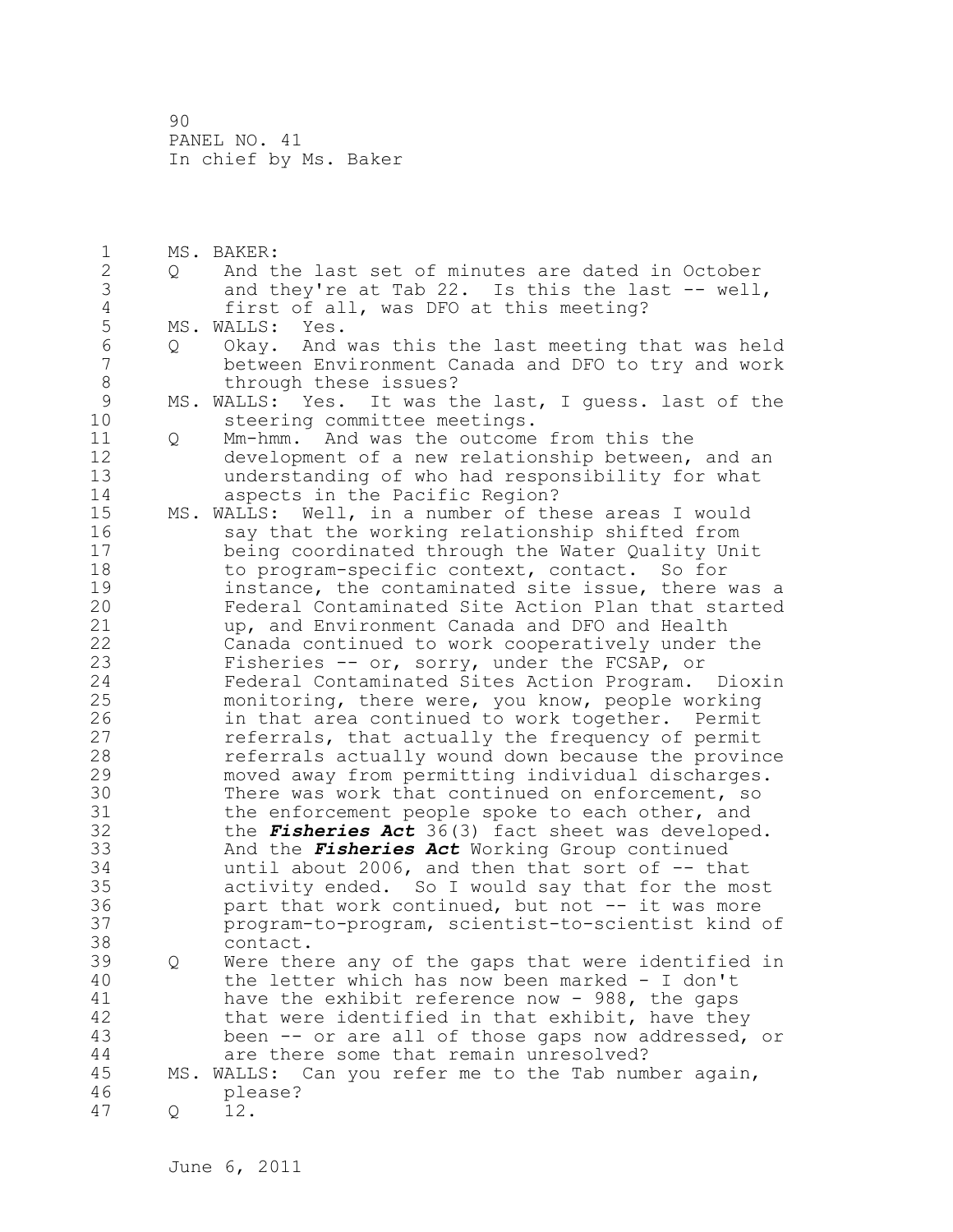MS. BAKER:

Q And the last set of minutes are dated in October and they're at Tab 22. Is this the last -- well, first of all, was DFO at this meeting?

MS. WALLS: Yes.

Q Okay. And was this the last meeting that was held between Environment Canada and DFO to try and work through these issues?

MS. WALLS: Yes. It was the last, I guess. last of the steering committee meetings.

Q Mm-hmm. And was the outcome from this the development of a new relationship between, and an understanding of who had responsibility for what aspects in the Pacific Region?

MS. WALLS: Well, in a number of these areas I would say that the working relationship shifted from being coordinated through the Water Quality Unit to program-specific context, contact. So for instance, the contaminated site issue, there was a Federal Contaminated Site Action Plan that started up, and Environment Canada and DFO and Health Canada continued to work cooperatively under the Fisheries -- or, sorry, under the FCSAP, or Federal Contaminated Sites Action Program. Dioxin monitoring, there were, you know, people working in that area continued to work together. Permit referrals, that actually the frequency of permit referrals actually wound down because the province moved away from permitting individual discharges. There was work that continued on enforcement, so the enforcement people spoke to each other, and the ***Fisheries Act*** 36(3) fact sheet was developed. And the ***Fisheries Act*** Working Group continued until about 2006, and then that sort of -- that activity ended. So I would say that for the most part that work continued, but not -- it was more program-to-program, scientist-to-scientist kind of contact.

Q Were there any of the gaps that were identified in the letter which has now been marked - I don't have the exhibit reference now - 988, the gaps that were identified in that exhibit, have they been -- or are all of those gaps now addressed, or are there some that remain unresolved?

MS. WALLS: Can you refer me to the Tab number again, please?

Q 12.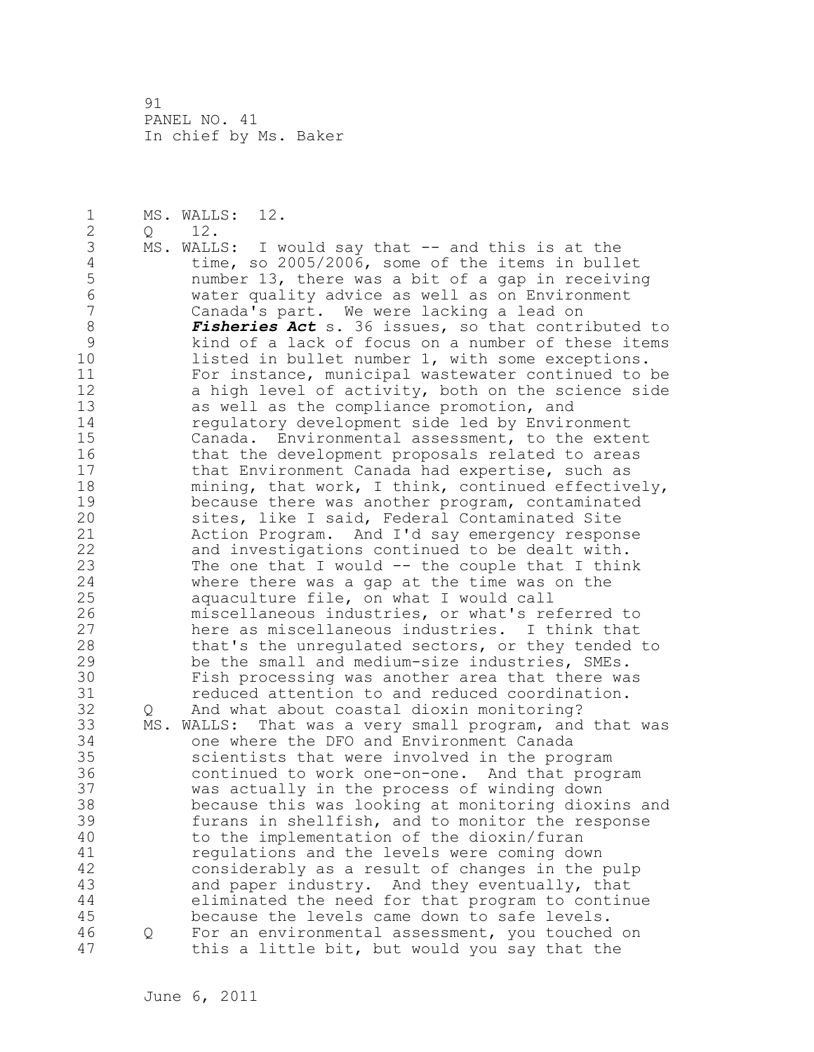MS. WALLS: 12.

Q 12.

MS. WALLS: I would say that -- and this is at the time, so 2005/2006, some of the items in bullet number 13, there was a bit of a gap in receiving water quality advice as well as on Environment Canada's part. We were lacking a lead on ***Fisheries Act*** s. 36 issues, so that contributed to kind of a lack of focus on a number of these items listed in bullet number 1, with some exceptions. For instance, municipal wastewater continued to be a high level of activity, both on the science side as well as the compliance promotion, and regulatory development side led by Environment Canada. Environmental assessment, to the extent that the development proposals related to areas that Environment Canada had expertise, such as mining, that work, I think, continued effectively, because there was another program, contaminated sites, like I said, Federal Contaminated Site Action Program. And I'd say emergency response and investigations continued to be dealt with. The one that I would -- the couple that I think where there was a gap at the time was on the aquaculture file, on what I would call miscellaneous industries, or what's referred to here as miscellaneous industries. I think that that's the unregulated sectors, or they tended to be the small and medium-size industries, SMEs. Fish processing was another area that there was reduced attention to and reduced coordination.

Q And what about coastal dioxin monitoring?

MS. WALLS: That was a very small program, and that was one where the DFO and Environment Canada scientists that were involved in the program continued to work one-on-one. And that program was actually in the process of winding down because this was looking at monitoring dioxins and furans in shellfish, and to monitor the response to the implementation of the dioxin/furan regulations and the levels were coming down considerably as a result of changes in the pulp and paper industry. And they eventually, that eliminated the need for that program to continue because the levels came down to safe levels.

Q For an environmental assessment, you touched on this a little bit, but would you say that the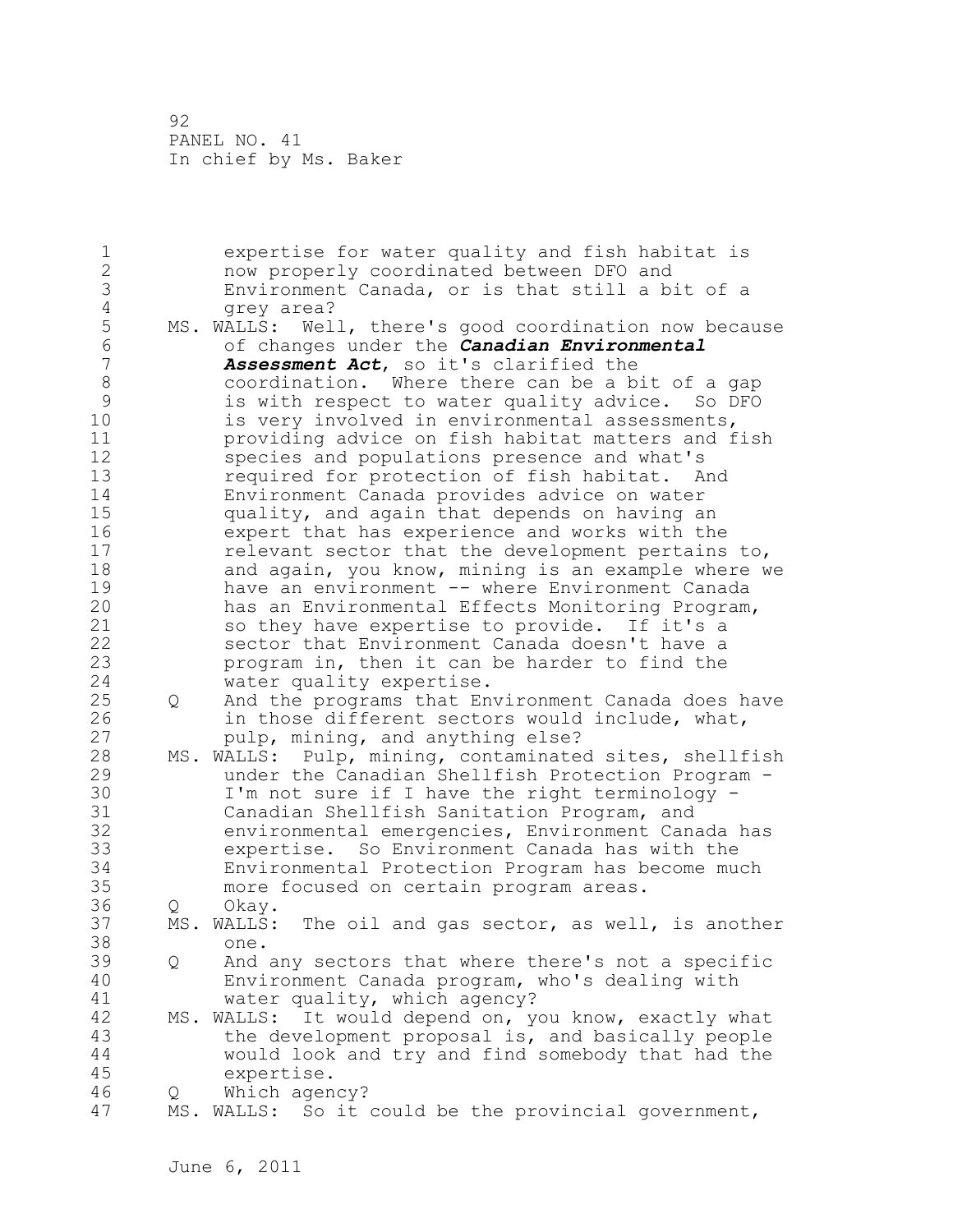expertise for water quality and fish habitat is now properly coordinated between DFO and Environment Canada, or is that still a bit of a grey area?

MS. WALLS: Well, there's good coordination now because of changes under the ***Canadian Environmental Assessment Act***, so it's clarified the coordination. Where there can be a bit of a gap is with respect to water quality advice. So DFO is very involved in environmental assessments, providing advice on fish habitat matters and fish species and populations presence and what's required for protection of fish habitat. And Environment Canada provides advice on water quality, and again that depends on having an expert that has experience and works with the relevant sector that the development pertains to, and again, you know, mining is an example where we have an environment -- where Environment Canada has an Environmental Effects Monitoring Program, so they have expertise to provide. If it's a sector that Environment Canada doesn't have a program in, then it can be harder to find the water quality expertise.

Q And the programs that Environment Canada does have in those different sectors would include, what, pulp, mining, and anything else?

MS. WALLS: Pulp, mining, contaminated sites, shellfish under the Canadian Shellfish Protection Program - I'm not sure if I have the right terminology - Canadian Shellfish Sanitation Program, and environmental emergencies, Environment Canada has expertise. So Environment Canada has with the Environmental Protection Program has become much more focused on certain program areas.

Q Okay.

MS. WALLS: The oil and gas sector, as well, is another one.

Q And any sectors that where there's not a specific Environment Canada program, who's dealing with water quality, which agency?

MS. WALLS: It would depend on, you know, exactly what the development proposal is, and basically people would look and try and find somebody that had the expertise.

Q Which agency?

MS. WALLS: So it could be the provincial government,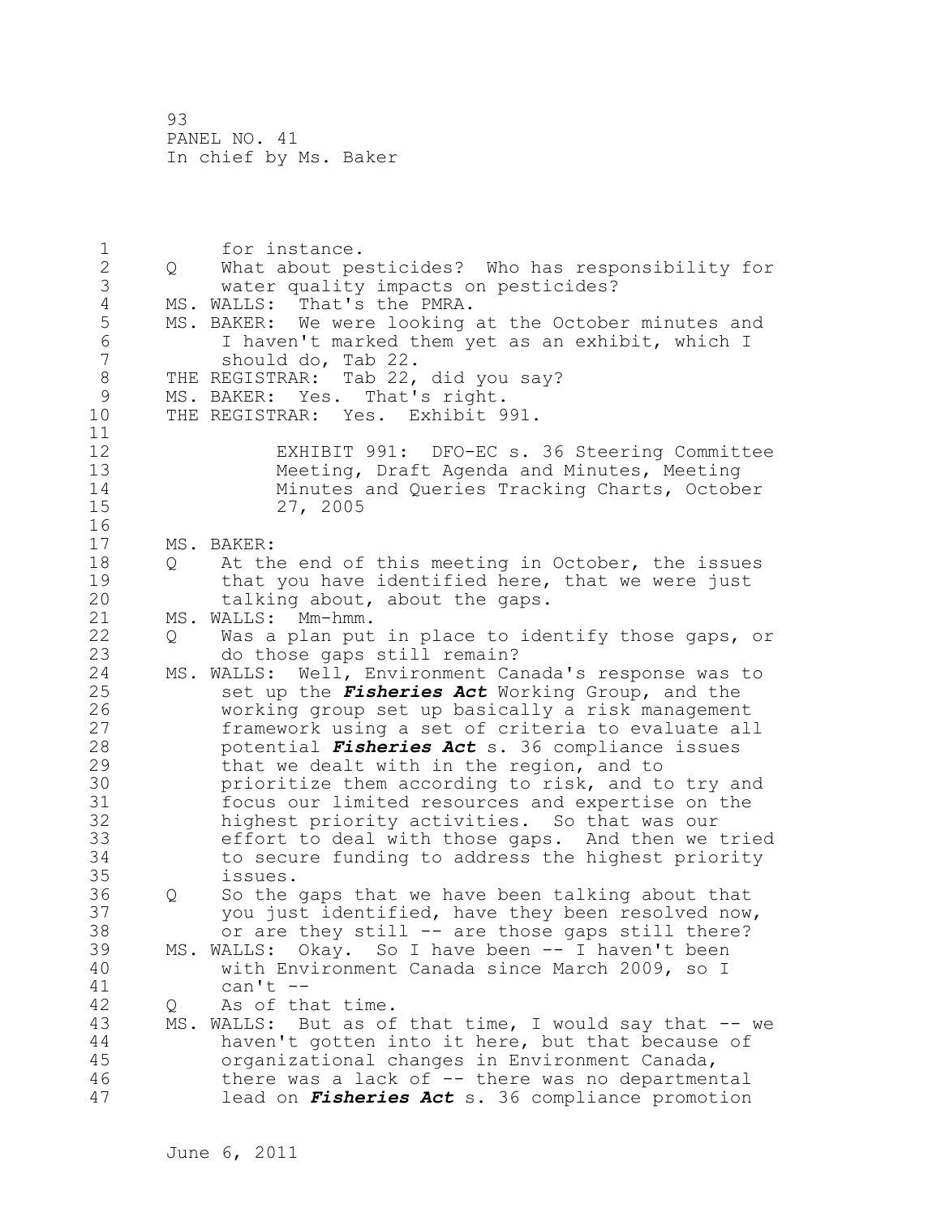for instance.

Q What about pesticides? Who has responsibility for water quality impacts on pesticides?

MS. WALLS: That's the PMRA.

MS. BAKER: We were looking at the October minutes and I haven't marked them yet as an exhibit, which I should do, Tab 22.

THE REGISTRAR: Tab 22, did you say?

MS. BAKER: Yes. That's right.

THE REGISTRAR: Yes. Exhibit 991.

EXHIBIT 991: DFO-EC s. 36 Steering Committee Meeting, Draft Agenda and Minutes, Meeting Minutes and Queries Tracking Charts, October 27, 2005

MS. BAKER:

Q At the end of this meeting in October, the issues that you have identified here, that we were just talking about, about the gaps.

MS. WALLS: Mm-hmm.

Q Was a plan put in place to identify those gaps, or do those gaps still remain?

MS. WALLS: Well, Environment Canada's response was to set up the ***Fisheries Act*** Working Group, and the working group set up basically a risk management framework using a set of criteria to evaluate all potential ***Fisheries Act*** s. 36 compliance issues that we dealt with in the region, and to prioritize them according to risk, and to try and focus our limited resources and expertise on the highest priority activities. So that was our effort to deal with those gaps. And then we tried to secure funding to address the highest priority issues.

Q So the gaps that we have been talking about that you just identified, have they been resolved now, or are they still -- are those gaps still there?

MS. WALLS: Okay. So I have been -- I haven't been with Environment Canada since March 2009, so I can't --

Q As of that time.

MS. WALLS: But as of that time, I would say that -- we haven't gotten into it here, but that because of organizational changes in Environment Canada, there was a lack of -- there was no departmental lead on ***Fisheries Act*** s. 36 compliance promotion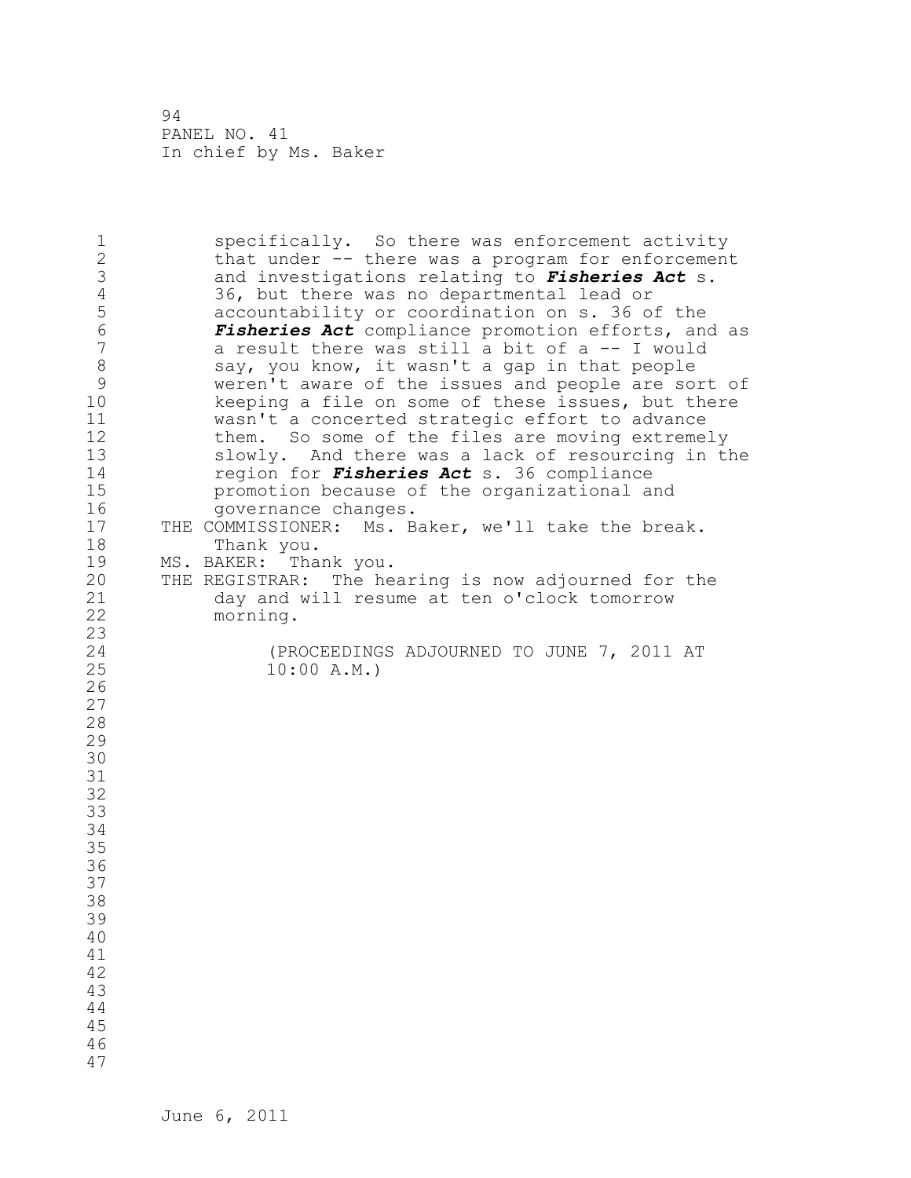specifically. So there was enforcement activity that under -- there was a program for enforcement and investigations relating to ***Fisheries Act*** s. 36, but there was no departmental lead or accountability or coordination on s. 36 of the ***Fisheries Act*** compliance promotion efforts, and as a result there was still a bit of a -- I would say, you know, it wasn't a gap in that people weren't aware of the issues and people are sort of keeping a file on some of these issues, but there wasn't a concerted strategic effort to advance them. So some of the files are moving extremely slowly. And there was a lack of resourcing in the region for ***Fisheries Act*** s. 36 compliance promotion because of the organizational and governance changes.

THE COMMISSIONER: Ms. Baker, we'll take the break. Thank you.

MS. BAKER: Thank you.

THE REGISTRAR: The hearing is now adjourned for the day and will resume at ten o'clock tomorrow morning.

(PROCEEDINGS ADJOURNED TO JUNE 7, 2011 AT 10:00 A.M.)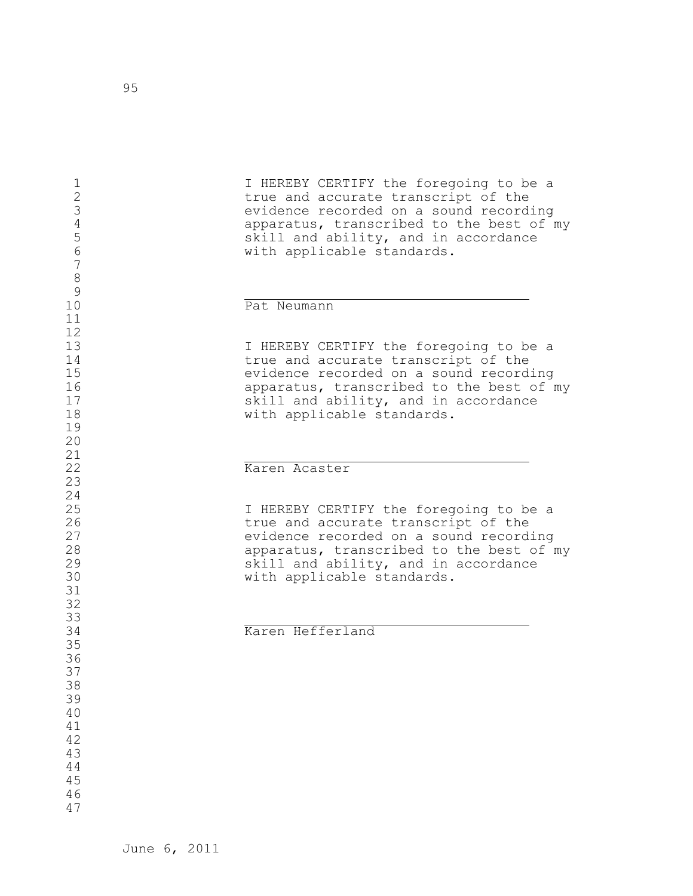I HEREBY CERTIFY the foregoing to be a true and accurate transcript of the evidence recorded on a sound recording apparatus, transcribed to the best of my skill and ability, and in accordance with applicable standards.

\_\_\_\_\_\_\_\_\_\_\_\_\_\_\_\_\_\_\_\_\_\_\_\_\_\_\_\_\_\_\_\_\_\_\_

Pat Neumann

I HEREBY CERTIFY the foregoing to be a true and accurate transcript of the evidence recorded on a sound recording apparatus, transcribed to the best of my skill and ability, and in accordance with applicable standards.

\_\_\_\_\_\_\_\_\_\_\_\_\_\_\_\_\_\_\_\_\_\_\_\_\_\_\_\_\_\_\_\_\_\_\_

Karen Acaster

I HEREBY CERTIFY the foregoing to be a true and accurate transcript of the evidence recorded on a sound recording apparatus, transcribed to the best of my skill and ability, and in accordance with applicable standards.

\_\_\_\_\_\_\_\_\_\_\_\_\_\_\_\_\_\_\_\_\_\_\_\_\_\_\_\_\_\_\_\_\_\_\_

Karen Hefferland